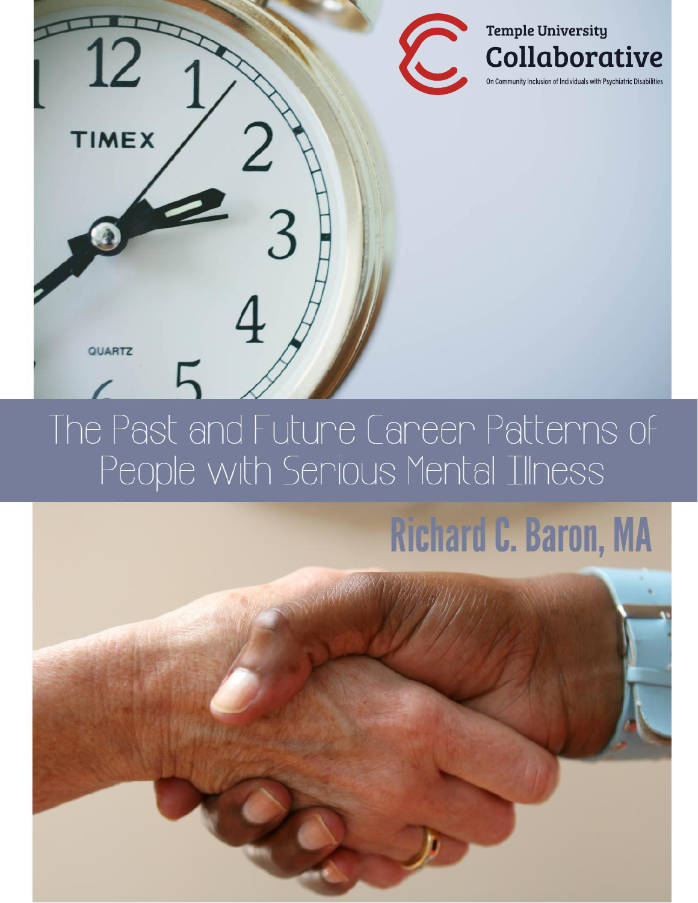Temple University

**Collaborative**

On Community Inclusion of Individuals with Psychiatric Disabilities

# The Past and Future Career Patterns of People with Serious Mental Illness

**Richard C. Baron, MA**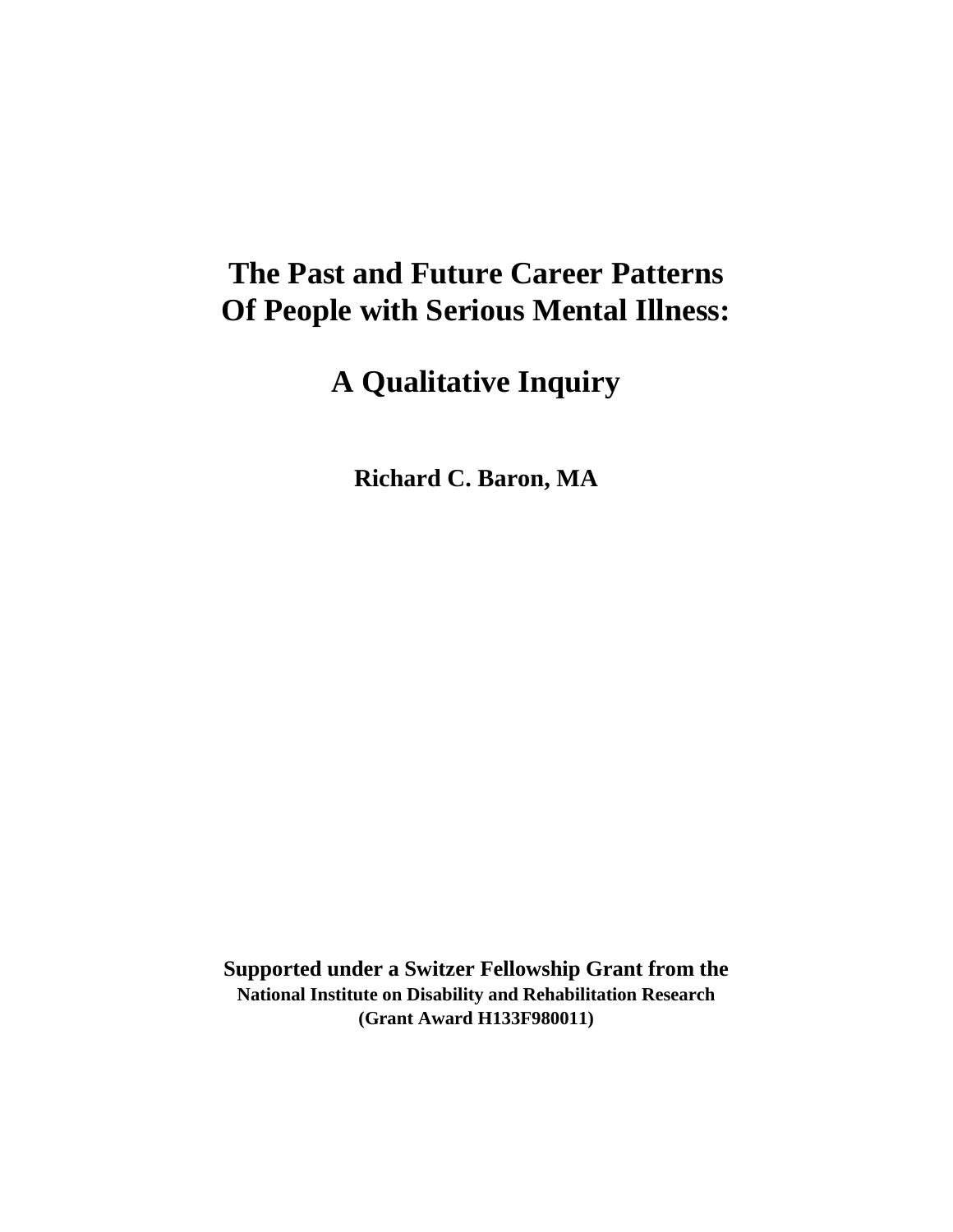# The Past and Future Career Patterns Of People with Serious Mental Illness:

# A Qualitative Inquiry

**Richard C. Baron, MA**

**Supported under a Switzer Fellowship Grant from the National Institute on Disability and Rehabilitation Research (Grant Award H133F980011)**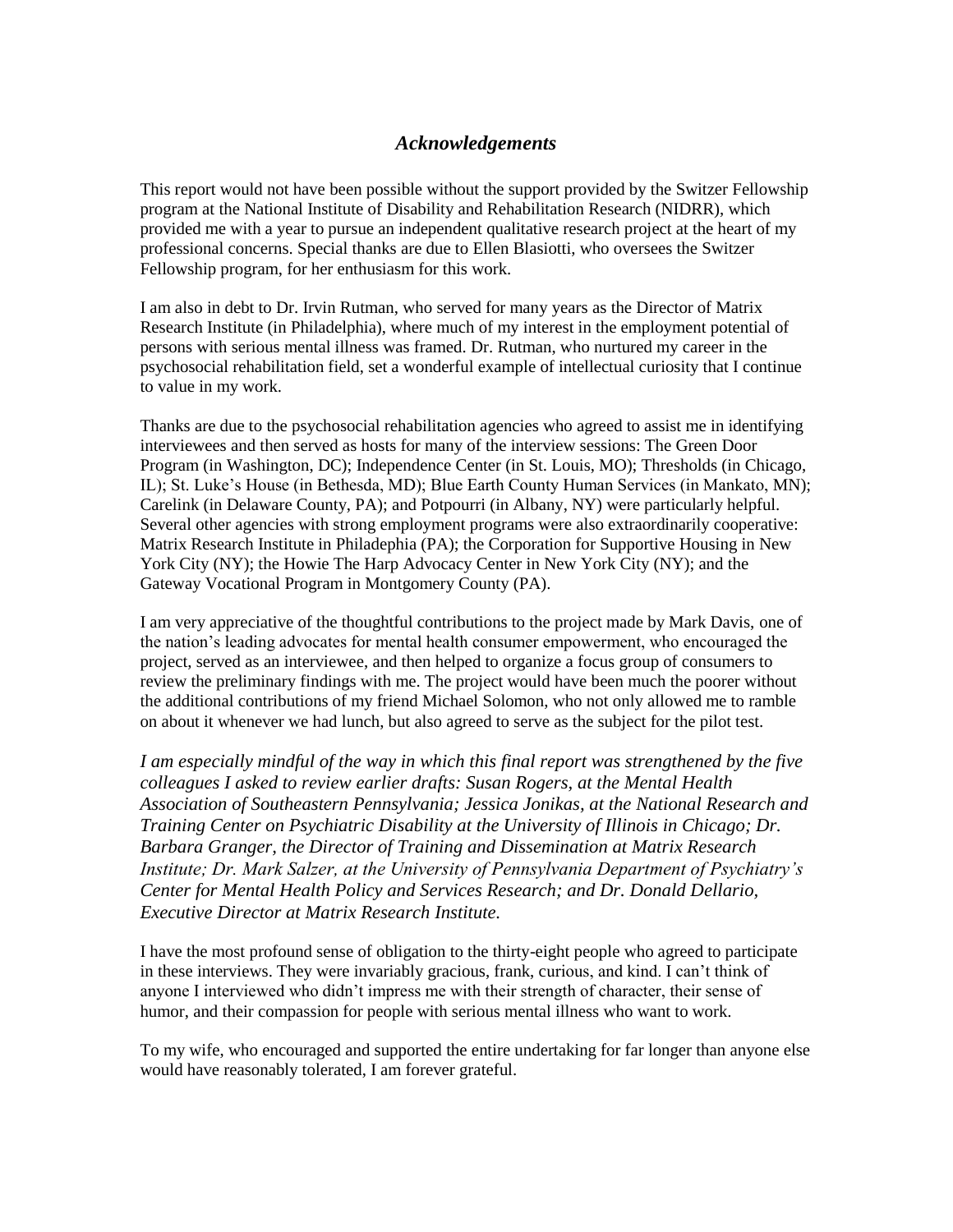## *Acknowledgements*

This report would not have been possible without the support provided by the Switzer Fellowship program at the National Institute of Disability and Rehabilitation Research (NIDRR), which provided me with a year to pursue an independent qualitative research project at the heart of my professional concerns. Special thanks are due to Ellen Blasiotti, who oversees the Switzer Fellowship program, for her enthusiasm for this work.

I am also in debt to Dr. Irvin Rutman, who served for many years as the Director of Matrix Research Institute (in Philadelphia), where much of my interest in the employment potential of persons with serious mental illness was framed. Dr. Rutman, who nurtured my career in the psychosocial rehabilitation field, set a wonderful example of intellectual curiosity that I continue to value in my work.

Thanks are due to the psychosocial rehabilitation agencies who agreed to assist me in identifying interviewees and then served as hosts for many of the interview sessions: The Green Door Program (in Washington, DC); Independence Center (in St. Louis, MO); Thresholds (in Chicago, IL); St. Luke's House (in Bethesda, MD); Blue Earth County Human Services (in Mankato, MN); Carelink (in Delaware County, PA); and Potpourri (in Albany, NY) were particularly helpful. Several other agencies with strong employment programs were also extraordinarily cooperative: Matrix Research Institute in Philadephia (PA); the Corporation for Supportive Housing in New York City (NY); the Howie The Harp Advocacy Center in New York City (NY); and the Gateway Vocational Program in Montgomery County (PA).

I am very appreciative of the thoughtful contributions to the project made by Mark Davis, one of the nation's leading advocates for mental health consumer empowerment, who encouraged the project, served as an interviewee, and then helped to organize a focus group of consumers to review the preliminary findings with me. The project would have been much the poorer without the additional contributions of my friend Michael Solomon, who not only allowed me to ramble on about it whenever we had lunch, but also agreed to serve as the subject for the pilot test.

*I am especially mindful of the way in which this final report was strengthened by the five colleagues I asked to review earlier drafts: Susan Rogers, at the Mental Health Association of Southeastern Pennsylvania; Jessica Jonikas, at the National Research and Training Center on Psychiatric Disability at the University of Illinois in Chicago; Dr. Barbara Granger, the Director of Training and Dissemination at Matrix Research Institute; Dr. Mark Salzer, at the University of Pennsylvania Department of Psychiatry's Center for Mental Health Policy and Services Research; and Dr. Donald Dellario, Executive Director at Matrix Research Institute.*

I have the most profound sense of obligation to the thirty-eight people who agreed to participate in these interviews. They were invariably gracious, frank, curious, and kind. I can't think of anyone I interviewed who didn't impress me with their strength of character, their sense of humor, and their compassion for people with serious mental illness who want to work.

To my wife, who encouraged and supported the entire undertaking for far longer than anyone else would have reasonably tolerated, I am forever grateful.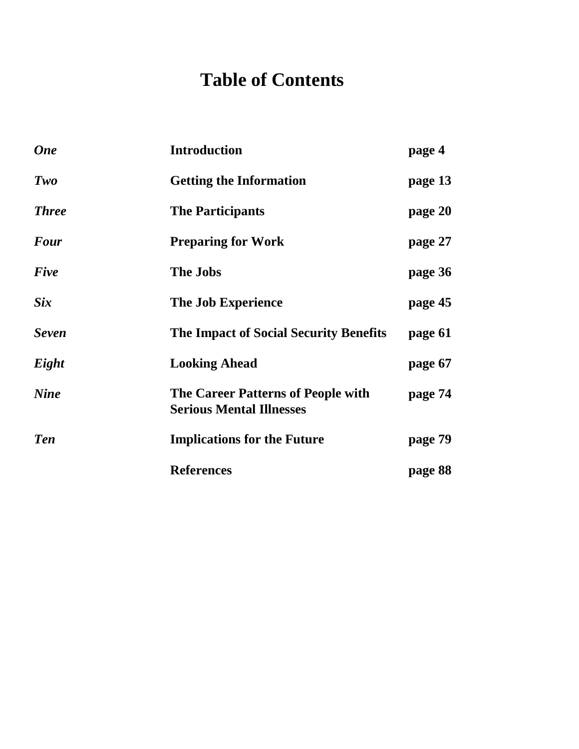# Table of Contents

| | | |
|---|---|---|
| ***One*** | **Introduction** | **page 4** |
| ***Two*** | **Getting the Information** | **page 13** |
| ***Three*** | **The Participants** | **page 20** |
| ***Four*** | **Preparing for Work** | **page 27** |
| ***Five*** | **The Jobs** | **page 36** |
| ***Six*** | **The Job Experience** | **page 45** |
| ***Seven*** | **The Impact of Social Security Benefits** | **page 61** |
| ***Eight*** | **Looking Ahead** | **page 67** |
| ***Nine*** | **The Career Patterns of People with Serious Mental Illnesses** | **page 74** |
| ***Ten*** | **Implications for the Future** | **page 79** |
| | **References** | **page 88** |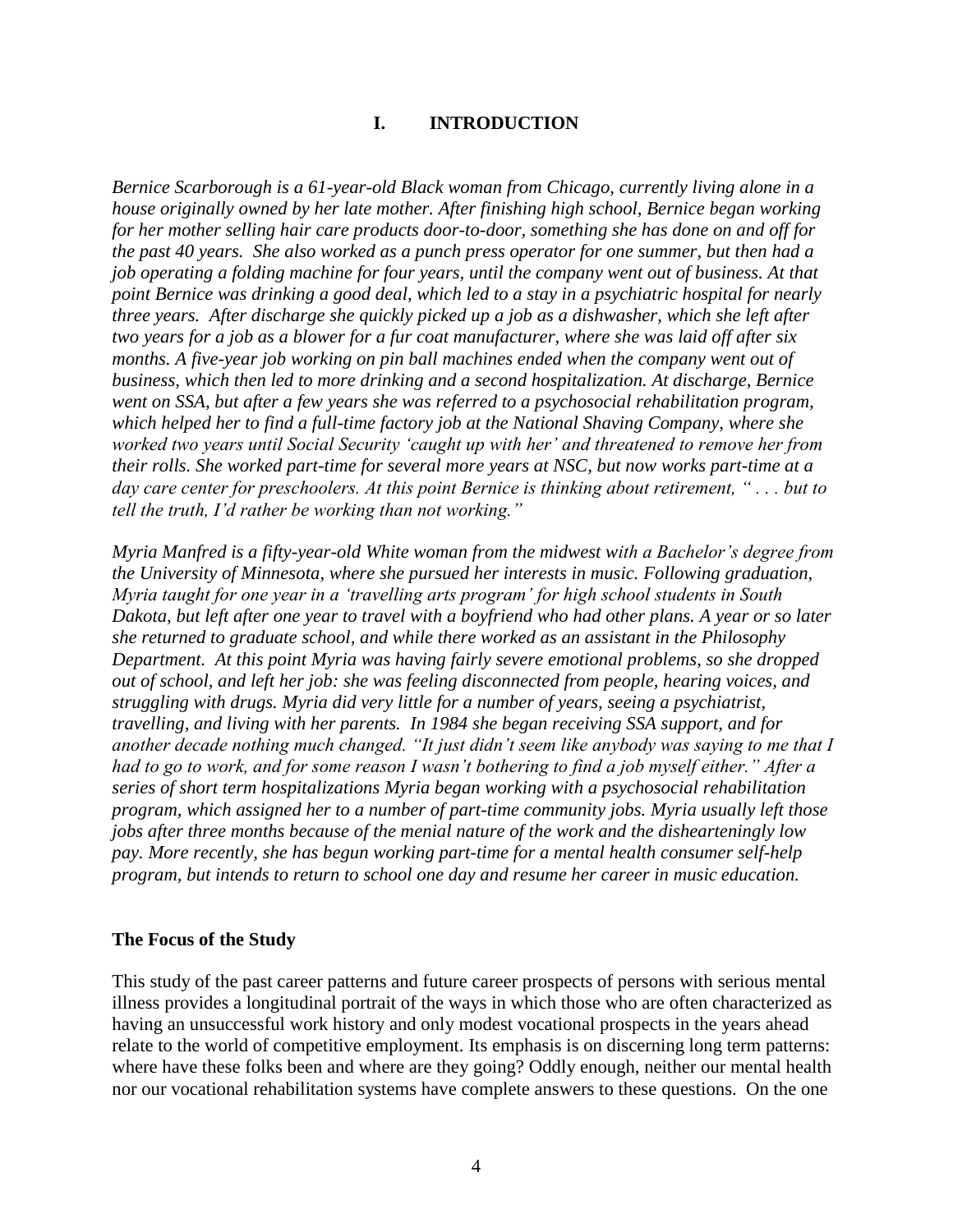## I. INTRODUCTION

*Bernice Scarborough is a 61-year-old Black woman from Chicago, currently living alone in a house originally owned by her late mother. After finishing high school, Bernice began working for her mother selling hair care products door-to-door, something she has done on and off for the past 40 years. She also worked as a punch press operator for one summer, but then had a job operating a folding machine for four years, until the company went out of business. At that point Bernice was drinking a good deal, which led to a stay in a psychiatric hospital for nearly three years. After discharge she quickly picked up a job as a dishwasher, which she left after two years for a job as a blower for a fur coat manufacturer, where she was laid off after six months. A five-year job working on pin ball machines ended when the company went out of business, which then led to more drinking and a second hospitalization. At discharge, Bernice went on SSA, but after a few years she was referred to a psychosocial rehabilitation program, which helped her to find a full-time factory job at the National Shaving Company, where she worked two years until Social Security 'caught up with her' and threatened to remove her from their rolls. She worked part-time for several more years at NSC, but now works part-time at a day care center for preschoolers. At this point Bernice is thinking about retirement, " . . . but to tell the truth, I'd rather be working than not working."*

*Myria Manfred is a fifty-year-old White woman from the midwest with a Bachelor's degree from the University of Minnesota, where she pursued her interests in music. Following graduation, Myria taught for one year in a 'travelling arts program' for high school students in South Dakota, but left after one year to travel with a boyfriend who had other plans. A year or so later she returned to graduate school, and while there worked as an assistant in the Philosophy Department. At this point Myria was having fairly severe emotional problems, so she dropped out of school, and left her job: she was feeling disconnected from people, hearing voices, and struggling with drugs. Myria did very little for a number of years, seeing a psychiatrist, travelling, and living with her parents. In 1984 she began receiving SSA support, and for another decade nothing much changed. "It just didn't seem like anybody was saying to me that I had to go to work, and for some reason I wasn't bothering to find a job myself either." After a series of short term hospitalizations Myria began working with a psychosocial rehabilitation program, which assigned her to a number of part-time community jobs. Myria usually left those jobs after three months because of the menial nature of the work and the dishearteningly low pay. More recently, she has begun working part-time for a mental health consumer self-help program, but intends to return to school one day and resume her career in music education.*

### The Focus of the Study

This study of the past career patterns and future career prospects of persons with serious mental illness provides a longitudinal portrait of the ways in which those who are often characterized as having an unsuccessful work history and only modest vocational prospects in the years ahead relate to the world of competitive employment. Its emphasis is on discerning long term patterns: where have these folks been and where are they going? Oddly enough, neither our mental health nor our vocational rehabilitation systems have complete answers to these questions. On the one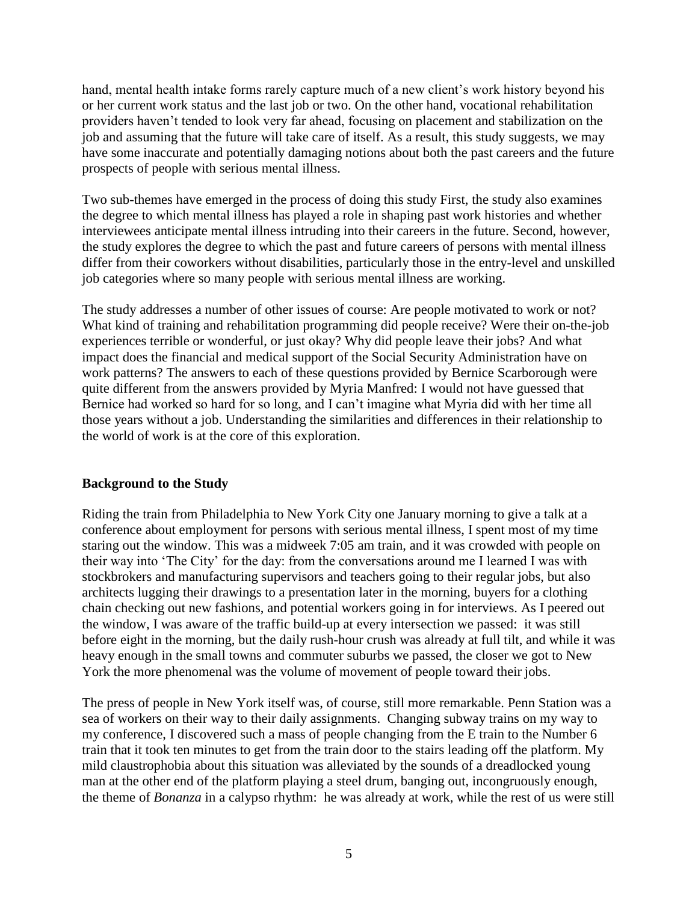hand, mental health intake forms rarely capture much of a new client's work history beyond his or her current work status and the last job or two. On the other hand, vocational rehabilitation providers haven't tended to look very far ahead, focusing on placement and stabilization on the job and assuming that the future will take care of itself. As a result, this study suggests, we may have some inaccurate and potentially damaging notions about both the past careers and the future prospects of people with serious mental illness.

Two sub-themes have emerged in the process of doing this study First, the study also examines the degree to which mental illness has played a role in shaping past work histories and whether interviewees anticipate mental illness intruding into their careers in the future. Second, however, the study explores the degree to which the past and future careers of persons with mental illness differ from their coworkers without disabilities, particularly those in the entry-level and unskilled job categories where so many people with serious mental illness are working.

The study addresses a number of other issues of course: Are people motivated to work or not? What kind of training and rehabilitation programming did people receive? Were their on-the-job experiences terrible or wonderful, or just okay? Why did people leave their jobs? And what impact does the financial and medical support of the Social Security Administration have on work patterns? The answers to each of these questions provided by Bernice Scarborough were quite different from the answers provided by Myria Manfred: I would not have guessed that Bernice had worked so hard for so long, and I can't imagine what Myria did with her time all those years without a job. Understanding the similarities and differences in their relationship to the world of work is at the core of this exploration.

## Background to the Study

Riding the train from Philadelphia to New York City one January morning to give a talk at a conference about employment for persons with serious mental illness, I spent most of my time staring out the window. This was a midweek 7:05 am train, and it was crowded with people on their way into 'The City' for the day: from the conversations around me I learned I was with stockbrokers and manufacturing supervisors and teachers going to their regular jobs, but also architects lugging their drawings to a presentation later in the morning, buyers for a clothing chain checking out new fashions, and potential workers going in for interviews. As I peered out the window, I was aware of the traffic build-up at every intersection we passed: it was still before eight in the morning, but the daily rush-hour crush was already at full tilt, and while it was heavy enough in the small towns and commuter suburbs we passed, the closer we got to New York the more phenomenal was the volume of movement of people toward their jobs.

The press of people in New York itself was, of course, still more remarkable. Penn Station was a sea of workers on their way to their daily assignments. Changing subway trains on my way to my conference, I discovered such a mass of people changing from the E train to the Number 6 train that it took ten minutes to get from the train door to the stairs leading off the platform. My mild claustrophobia about this situation was alleviated by the sounds of a dreadlocked young man at the other end of the platform playing a steel drum, banging out, incongruously enough, the theme of *Bonanza* in a calypso rhythm: he was already at work, while the rest of us were still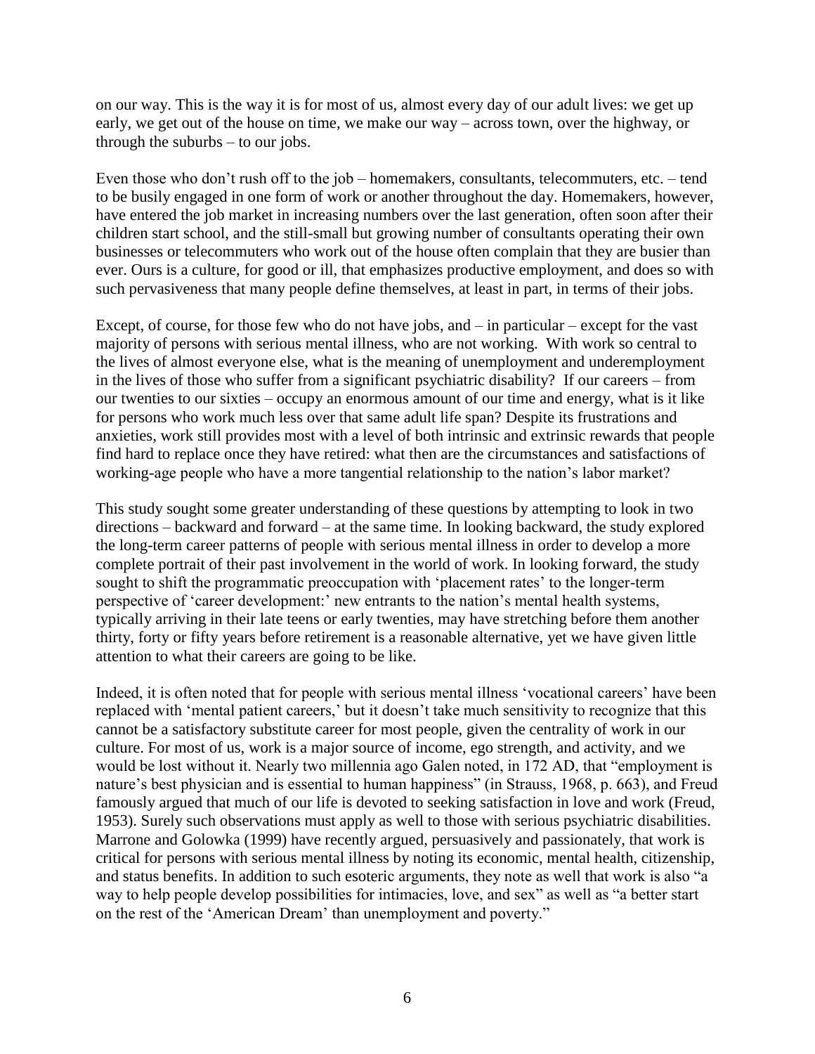on our way. This is the way it is for most of us, almost every day of our adult lives: we get up early, we get out of the house on time, we make our way – across town, over the highway, or through the suburbs – to our jobs.

Even those who don't rush off to the job – homemakers, consultants, telecommuters, etc. – tend to be busily engaged in one form of work or another throughout the day. Homemakers, however, have entered the job market in increasing numbers over the last generation, often soon after their children start school, and the still-small but growing number of consultants operating their own businesses or telecommuters who work out of the house often complain that they are busier than ever. Ours is a culture, for good or ill, that emphasizes productive employment, and does so with such pervasiveness that many people define themselves, at least in part, in terms of their jobs.

Except, of course, for those few who do not have jobs, and – in particular – except for the vast majority of persons with serious mental illness, who are not working. With work so central to the lives of almost everyone else, what is the meaning of unemployment and underemployment in the lives of those who suffer from a significant psychiatric disability? If our careers – from our twenties to our sixties – occupy an enormous amount of our time and energy, what is it like for persons who work much less over that same adult life span? Despite its frustrations and anxieties, work still provides most with a level of both intrinsic and extrinsic rewards that people find hard to replace once they have retired: what then are the circumstances and satisfactions of working-age people who have a more tangential relationship to the nation's labor market?

This study sought some greater understanding of these questions by attempting to look in two directions – backward and forward – at the same time. In looking backward, the study explored the long-term career patterns of people with serious mental illness in order to develop a more complete portrait of their past involvement in the world of work. In looking forward, the study sought to shift the programmatic preoccupation with 'placement rates' to the longer-term perspective of 'career development:' new entrants to the nation's mental health systems, typically arriving in their late teens or early twenties, may have stretching before them another thirty, forty or fifty years before retirement is a reasonable alternative, yet we have given little attention to what their careers are going to be like.

Indeed, it is often noted that for people with serious mental illness 'vocational careers' have been replaced with 'mental patient careers,' but it doesn't take much sensitivity to recognize that this cannot be a satisfactory substitute career for most people, given the centrality of work in our culture. For most of us, work is a major source of income, ego strength, and activity, and we would be lost without it. Nearly two millennia ago Galen noted, in 172 AD, that "employment is nature's best physician and is essential to human happiness" (in Strauss, 1968, p. 663), and Freud famously argued that much of our life is devoted to seeking satisfaction in love and work (Freud, 1953). Surely such observations must apply as well to those with serious psychiatric disabilities. Marrone and Golowka (1999) have recently argued, persuasively and passionately, that work is critical for persons with serious mental illness by noting its economic, mental health, citizenship, and status benefits. In addition to such esoteric arguments, they note as well that work is also "a way to help people develop possibilities for intimacies, love, and sex" as well as "a better start on the rest of the 'American Dream' than unemployment and poverty."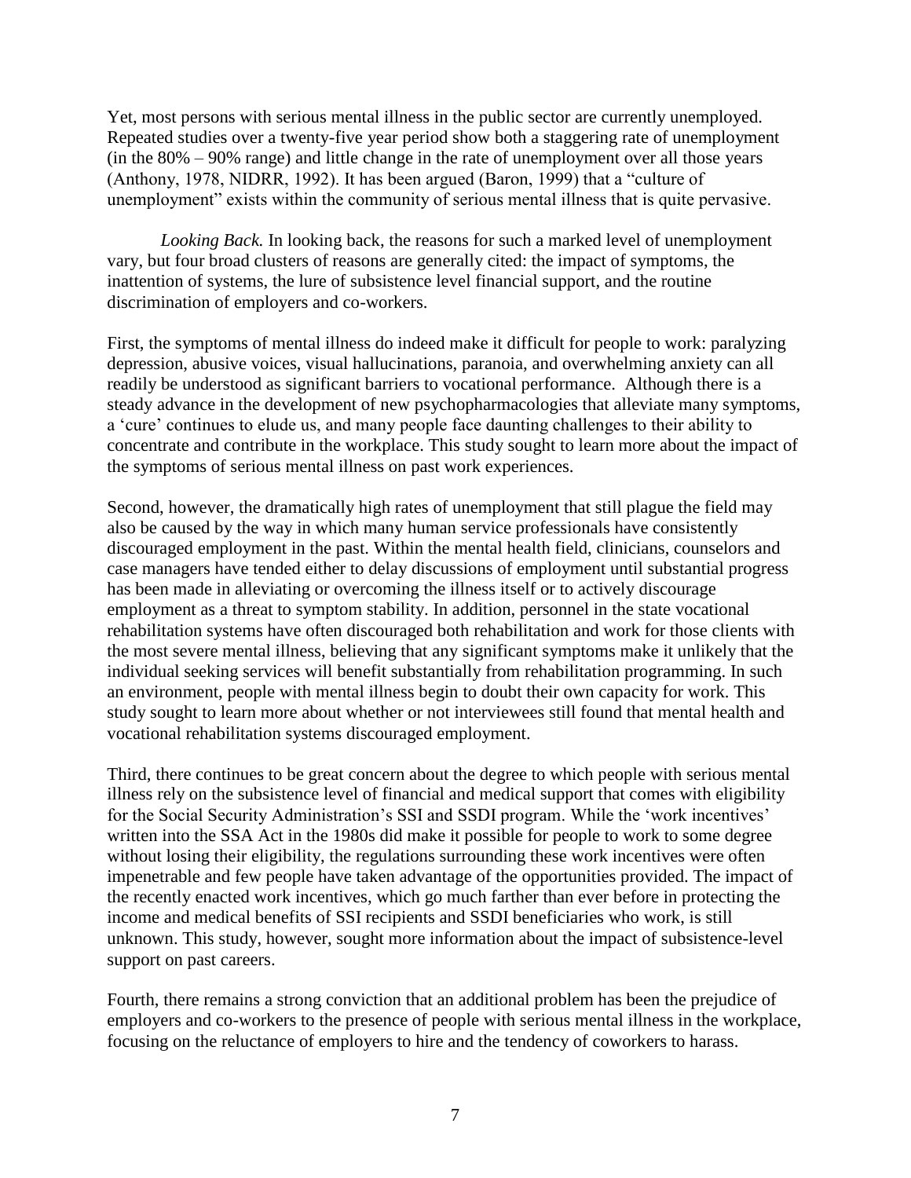Yet, most persons with serious mental illness in the public sector are currently unemployed. Repeated studies over a twenty-five year period show both a staggering rate of unemployment (in the 80% – 90% range) and little change in the rate of unemployment over all those years (Anthony, 1978, NIDRR, 1992). It has been argued (Baron, 1999) that a "culture of unemployment" exists within the community of serious mental illness that is quite pervasive.

*Looking Back.* In looking back, the reasons for such a marked level of unemployment vary, but four broad clusters of reasons are generally cited: the impact of symptoms, the inattention of systems, the lure of subsistence level financial support, and the routine discrimination of employers and co-workers.

First, the symptoms of mental illness do indeed make it difficult for people to work: paralyzing depression, abusive voices, visual hallucinations, paranoia, and overwhelming anxiety can all readily be understood as significant barriers to vocational performance. Although there is a steady advance in the development of new psychopharmacologies that alleviate many symptoms, a 'cure' continues to elude us, and many people face daunting challenges to their ability to concentrate and contribute in the workplace. This study sought to learn more about the impact of the symptoms of serious mental illness on past work experiences.

Second, however, the dramatically high rates of unemployment that still plague the field may also be caused by the way in which many human service professionals have consistently discouraged employment in the past. Within the mental health field, clinicians, counselors and case managers have tended either to delay discussions of employment until substantial progress has been made in alleviating or overcoming the illness itself or to actively discourage employment as a threat to symptom stability. In addition, personnel in the state vocational rehabilitation systems have often discouraged both rehabilitation and work for those clients with the most severe mental illness, believing that any significant symptoms make it unlikely that the individual seeking services will benefit substantially from rehabilitation programming. In such an environment, people with mental illness begin to doubt their own capacity for work. This study sought to learn more about whether or not interviewees still found that mental health and vocational rehabilitation systems discouraged employment.

Third, there continues to be great concern about the degree to which people with serious mental illness rely on the subsistence level of financial and medical support that comes with eligibility for the Social Security Administration's SSI and SSDI program. While the 'work incentives' written into the SSA Act in the 1980s did make it possible for people to work to some degree without losing their eligibility, the regulations surrounding these work incentives were often impenetrable and few people have taken advantage of the opportunities provided. The impact of the recently enacted work incentives, which go much farther than ever before in protecting the income and medical benefits of SSI recipients and SSDI beneficiaries who work, is still unknown. This study, however, sought more information about the impact of subsistence-level support on past careers.

Fourth, there remains a strong conviction that an additional problem has been the prejudice of employers and co-workers to the presence of people with serious mental illness in the workplace, focusing on the reluctance of employers to hire and the tendency of coworkers to harass.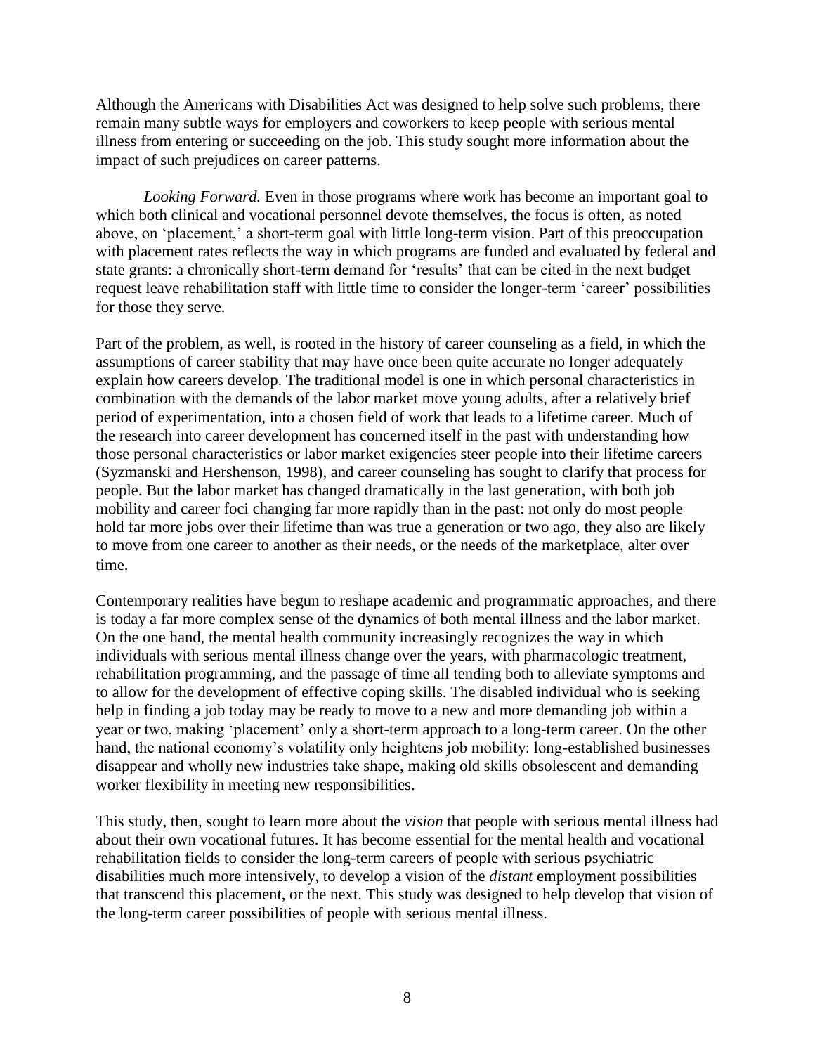Although the Americans with Disabilities Act was designed to help solve such problems, there remain many subtle ways for employers and coworkers to keep people with serious mental illness from entering or succeeding on the job. This study sought more information about the impact of such prejudices on career patterns.

*Looking Forward.* Even in those programs where work has become an important goal to which both clinical and vocational personnel devote themselves, the focus is often, as noted above, on 'placement,' a short-term goal with little long-term vision. Part of this preoccupation with placement rates reflects the way in which programs are funded and evaluated by federal and state grants: a chronically short-term demand for 'results' that can be cited in the next budget request leave rehabilitation staff with little time to consider the longer-term 'career' possibilities for those they serve.

Part of the problem, as well, is rooted in the history of career counseling as a field, in which the assumptions of career stability that may have once been quite accurate no longer adequately explain how careers develop. The traditional model is one in which personal characteristics in combination with the demands of the labor market move young adults, after a relatively brief period of experimentation, into a chosen field of work that leads to a lifetime career. Much of the research into career development has concerned itself in the past with understanding how those personal characteristics or labor market exigencies steer people into their lifetime careers (Syzmanski and Hershenson, 1998), and career counseling has sought to clarify that process for people. But the labor market has changed dramatically in the last generation, with both job mobility and career foci changing far more rapidly than in the past: not only do most people hold far more jobs over their lifetime than was true a generation or two ago, they also are likely to move from one career to another as their needs, or the needs of the marketplace, alter over time.

Contemporary realities have begun to reshape academic and programmatic approaches, and there is today a far more complex sense of the dynamics of both mental illness and the labor market. On the one hand, the mental health community increasingly recognizes the way in which individuals with serious mental illness change over the years, with pharmacologic treatment, rehabilitation programming, and the passage of time all tending both to alleviate symptoms and to allow for the development of effective coping skills. The disabled individual who is seeking help in finding a job today may be ready to move to a new and more demanding job within a year or two, making 'placement' only a short-term approach to a long-term career. On the other hand, the national economy's volatility only heightens job mobility: long-established businesses disappear and wholly new industries take shape, making old skills obsolescent and demanding worker flexibility in meeting new responsibilities.

This study, then, sought to learn more about the *vision* that people with serious mental illness had about their own vocational futures. It has become essential for the mental health and vocational rehabilitation fields to consider the long-term careers of people with serious psychiatric disabilities much more intensively, to develop a vision of the *distant* employment possibilities that transcend this placement, or the next. This study was designed to help develop that vision of the long-term career possibilities of people with serious mental illness.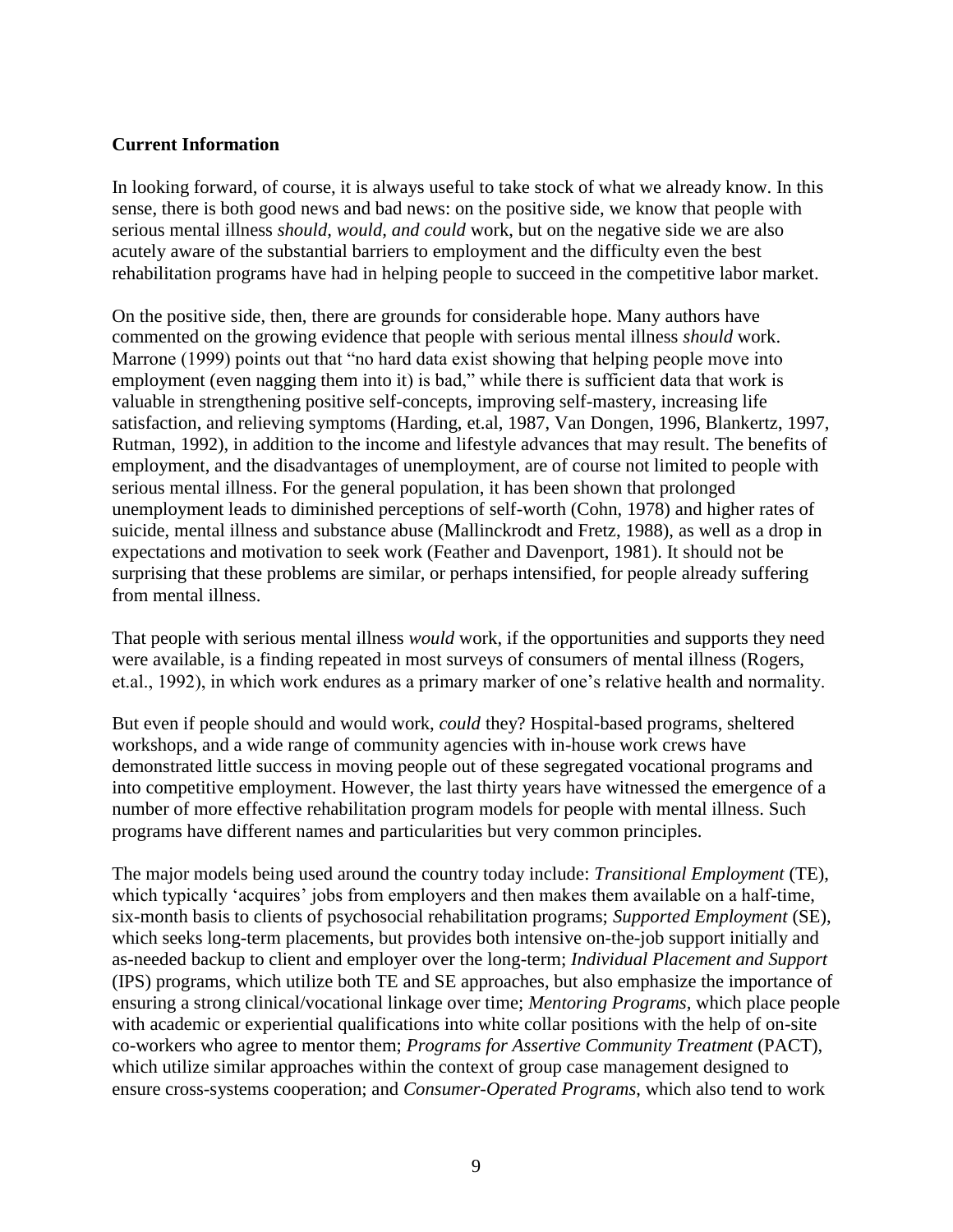**Current Information**

In looking forward, of course, it is always useful to take stock of what we already know. In this sense, there is both good news and bad news: on the positive side, we know that people with serious mental illness *should*, *would, and could* work, but on the negative side we are also acutely aware of the substantial barriers to employment and the difficulty even the best rehabilitation programs have had in helping people to succeed in the competitive labor market.

On the positive side, then, there are grounds for considerable hope. Many authors have commented on the growing evidence that people with serious mental illness *should* work. Marrone (1999) points out that "no hard data exist showing that helping people move into employment (even nagging them into it) is bad," while there is sufficient data that work is valuable in strengthening positive self-concepts, improving self-mastery, increasing life satisfaction, and relieving symptoms (Harding, et.al, 1987, Van Dongen, 1996, Blankertz, 1997, Rutman, 1992), in addition to the income and lifestyle advances that may result. The benefits of employment, and the disadvantages of unemployment, are of course not limited to people with serious mental illness. For the general population, it has been shown that prolonged unemployment leads to diminished perceptions of self-worth (Cohn, 1978) and higher rates of suicide, mental illness and substance abuse (Mallinckrodt and Fretz, 1988), as well as a drop in expectations and motivation to seek work (Feather and Davenport, 1981). It should not be surprising that these problems are similar, or perhaps intensified, for people already suffering from mental illness.

That people with serious mental illness *would* work, if the opportunities and supports they need were available, is a finding repeated in most surveys of consumers of mental illness (Rogers, et.al., 1992), in which work endures as a primary marker of one's relative health and normality.

But even if people should and would work, *could* they? Hospital-based programs, sheltered workshops, and a wide range of community agencies with in-house work crews have demonstrated little success in moving people out of these segregated vocational programs and into competitive employment. However, the last thirty years have witnessed the emergence of a number of more effective rehabilitation program models for people with mental illness. Such programs have different names and particularities but very common principles.

The major models being used around the country today include: *Transitional Employment* (TE), which typically 'acquires' jobs from employers and then makes them available on a half-time, six-month basis to clients of psychosocial rehabilitation programs; *Supported Employment* (SE), which seeks long-term placements, but provides both intensive on-the-job support initially and as-needed backup to client and employer over the long-term; *Individual Placement and Support* (IPS) programs, which utilize both TE and SE approaches, but also emphasize the importance of ensuring a strong clinical/vocational linkage over time; *Mentoring Programs*, which place people with academic or experiential qualifications into white collar positions with the help of on-site co-workers who agree to mentor them; *Programs for Assertive Community Treatment* (PACT), which utilize similar approaches within the context of group case management designed to ensure cross-systems cooperation; and *Consumer-Operated Programs*, which also tend to work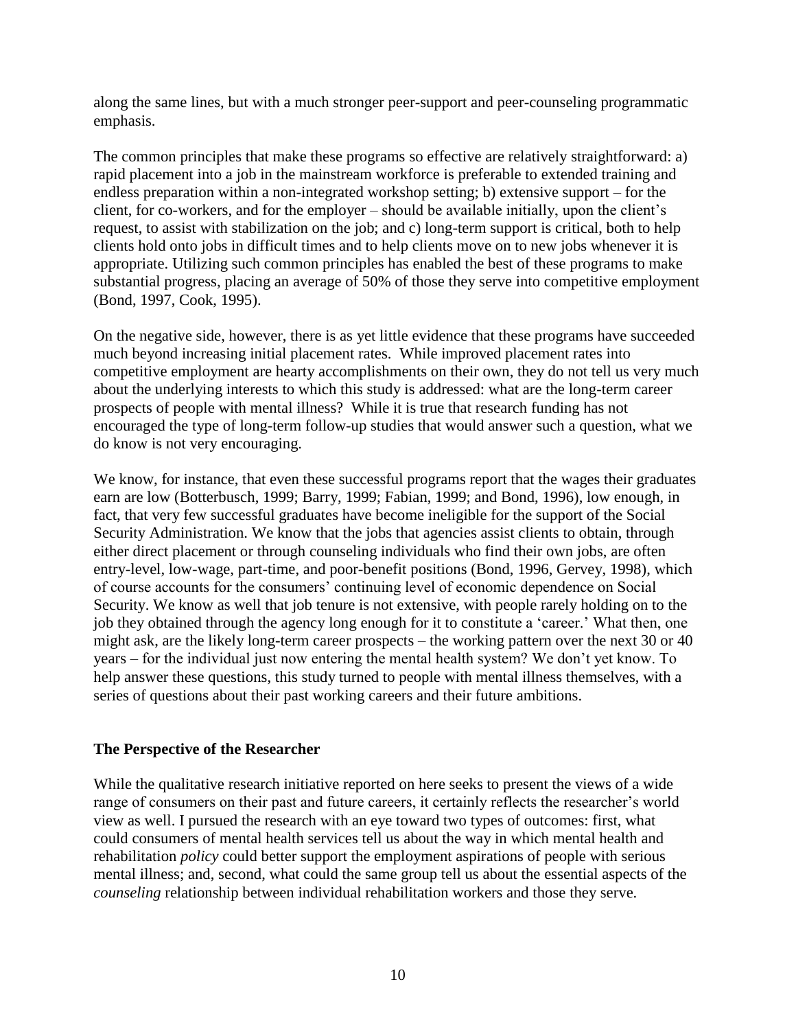along the same lines, but with a much stronger peer-support and peer-counseling programmatic emphasis.

The common principles that make these programs so effective are relatively straightforward: a) rapid placement into a job in the mainstream workforce is preferable to extended training and endless preparation within a non-integrated workshop setting; b) extensive support – for the client, for co-workers, and for the employer – should be available initially, upon the client's request, to assist with stabilization on the job; and c) long-term support is critical, both to help clients hold onto jobs in difficult times and to help clients move on to new jobs whenever it is appropriate. Utilizing such common principles has enabled the best of these programs to make substantial progress, placing an average of 50% of those they serve into competitive employment (Bond, 1997, Cook, 1995).

On the negative side, however, there is as yet little evidence that these programs have succeeded much beyond increasing initial placement rates. While improved placement rates into competitive employment are hearty accomplishments on their own, they do not tell us very much about the underlying interests to which this study is addressed: what are the long-term career prospects of people with mental illness? While it is true that research funding has not encouraged the type of long-term follow-up studies that would answer such a question, what we do know is not very encouraging.

We know, for instance, that even these successful programs report that the wages their graduates earn are low (Botterbusch, 1999; Barry, 1999; Fabian, 1999; and Bond, 1996), low enough, in fact, that very few successful graduates have become ineligible for the support of the Social Security Administration. We know that the jobs that agencies assist clients to obtain, through either direct placement or through counseling individuals who find their own jobs, are often entry-level, low-wage, part-time, and poor-benefit positions (Bond, 1996, Gervey, 1998), which of course accounts for the consumers' continuing level of economic dependence on Social Security. We know as well that job tenure is not extensive, with people rarely holding on to the job they obtained through the agency long enough for it to constitute a 'career.' What then, one might ask, are the likely long-term career prospects – the working pattern over the next 30 or 40 years – for the individual just now entering the mental health system? We don't yet know. To help answer these questions, this study turned to people with mental illness themselves, with a series of questions about their past working careers and their future ambitions.

## The Perspective of the Researcher

While the qualitative research initiative reported on here seeks to present the views of a wide range of consumers on their past and future careers, it certainly reflects the researcher's world view as well. I pursued the research with an eye toward two types of outcomes: first, what could consumers of mental health services tell us about the way in which mental health and rehabilitation *policy* could better support the employment aspirations of people with serious mental illness; and, second, what could the same group tell us about the essential aspects of the *counseling* relationship between individual rehabilitation workers and those they serve.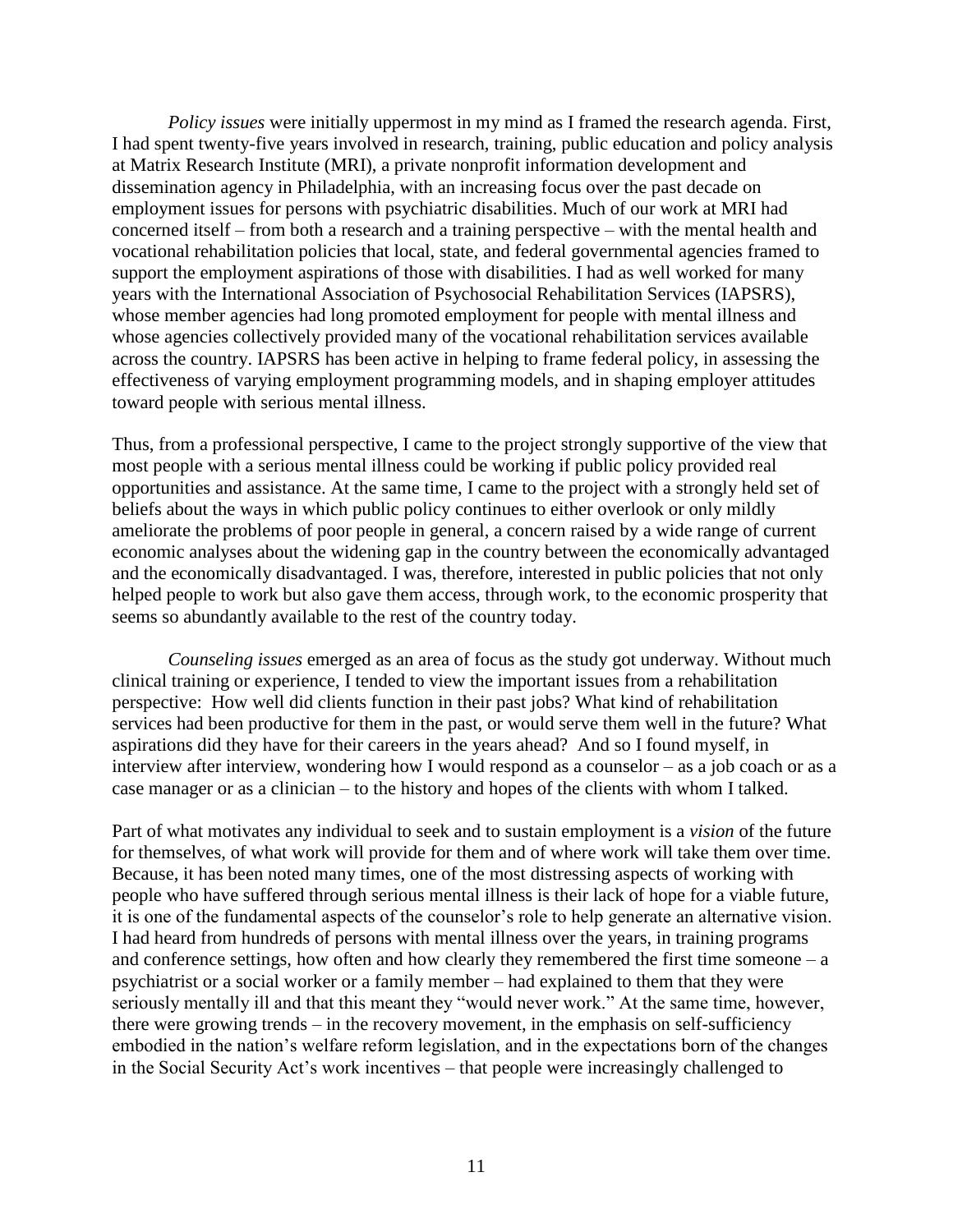*Policy issues* were initially uppermost in my mind as I framed the research agenda. First, I had spent twenty-five years involved in research, training, public education and policy analysis at Matrix Research Institute (MRI), a private nonprofit information development and dissemination agency in Philadelphia, with an increasing focus over the past decade on employment issues for persons with psychiatric disabilities. Much of our work at MRI had concerned itself – from both a research and a training perspective – with the mental health and vocational rehabilitation policies that local, state, and federal governmental agencies framed to support the employment aspirations of those with disabilities. I had as well worked for many years with the International Association of Psychosocial Rehabilitation Services (IAPSRS), whose member agencies had long promoted employment for people with mental illness and whose agencies collectively provided many of the vocational rehabilitation services available across the country. IAPSRS has been active in helping to frame federal policy, in assessing the effectiveness of varying employment programming models, and in shaping employer attitudes toward people with serious mental illness.

Thus, from a professional perspective, I came to the project strongly supportive of the view that most people with a serious mental illness could be working if public policy provided real opportunities and assistance. At the same time, I came to the project with a strongly held set of beliefs about the ways in which public policy continues to either overlook or only mildly ameliorate the problems of poor people in general, a concern raised by a wide range of current economic analyses about the widening gap in the country between the economically advantaged and the economically disadvantaged. I was, therefore, interested in public policies that not only helped people to work but also gave them access, through work, to the economic prosperity that seems so abundantly available to the rest of the country today.

*Counseling issues* emerged as an area of focus as the study got underway. Without much clinical training or experience, I tended to view the important issues from a rehabilitation perspective: How well did clients function in their past jobs? What kind of rehabilitation services had been productive for them in the past, or would serve them well in the future? What aspirations did they have for their careers in the years ahead? And so I found myself, in interview after interview, wondering how I would respond as a counselor – as a job coach or as a case manager or as a clinician – to the history and hopes of the clients with whom I talked.

Part of what motivates any individual to seek and to sustain employment is a *vision* of the future for themselves, of what work will provide for them and of where work will take them over time. Because, it has been noted many times, one of the most distressing aspects of working with people who have suffered through serious mental illness is their lack of hope for a viable future, it is one of the fundamental aspects of the counselor's role to help generate an alternative vision. I had heard from hundreds of persons with mental illness over the years, in training programs and conference settings, how often and how clearly they remembered the first time someone – a psychiatrist or a social worker or a family member – had explained to them that they were seriously mentally ill and that this meant they "would never work." At the same time, however, there were growing trends – in the recovery movement, in the emphasis on self-sufficiency embodied in the nation's welfare reform legislation, and in the expectations born of the changes in the Social Security Act's work incentives – that people were increasingly challenged to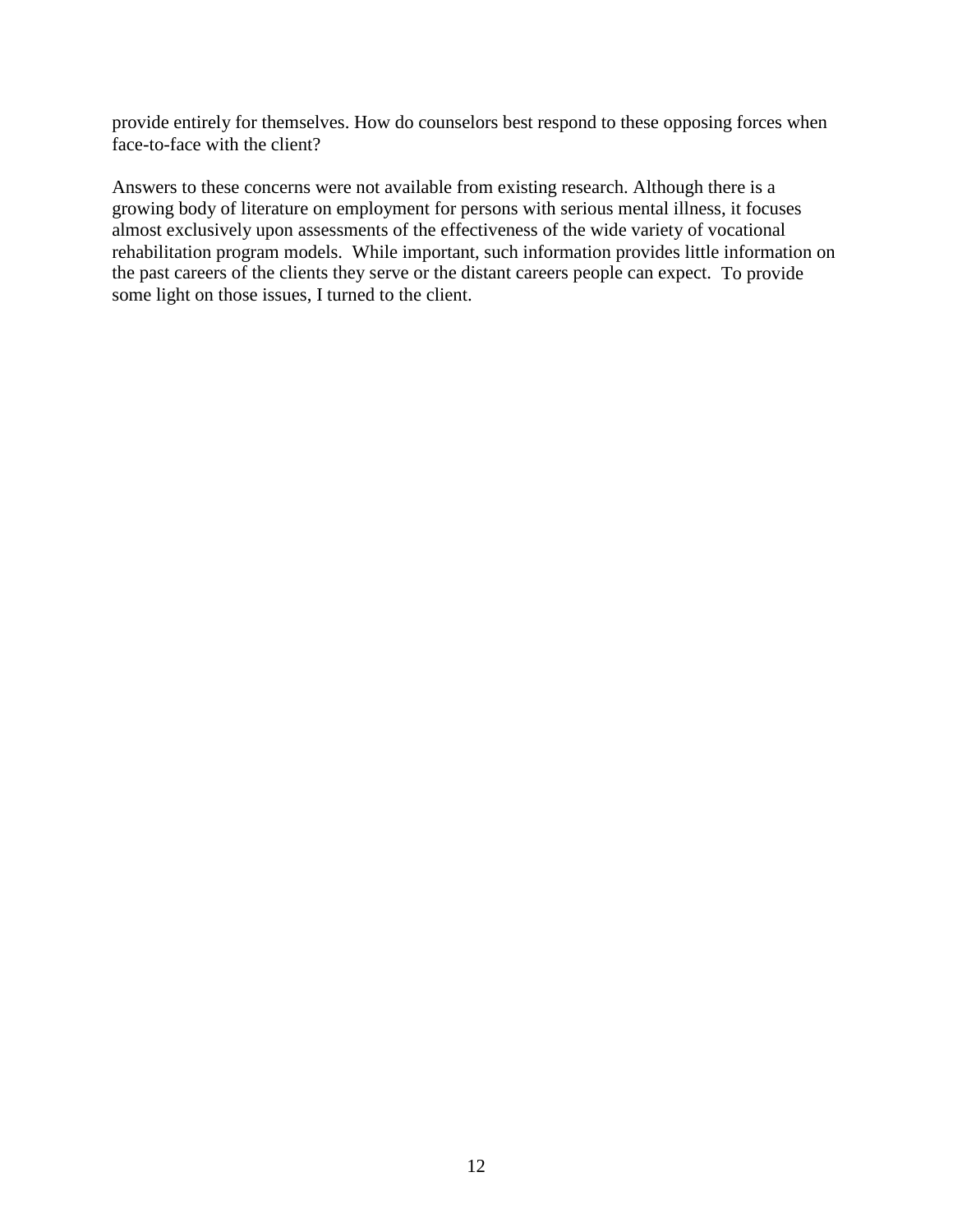provide entirely for themselves. How do counselors best respond to these opposing forces when face-to-face with the client?

Answers to these concerns were not available from existing research. Although there is a growing body of literature on employment for persons with serious mental illness, it focuses almost exclusively upon assessments of the effectiveness of the wide variety of vocational rehabilitation program models. While important, such information provides little information on the past careers of the clients they serve or the distant careers people can expect. To provide some light on those issues, I turned to the client.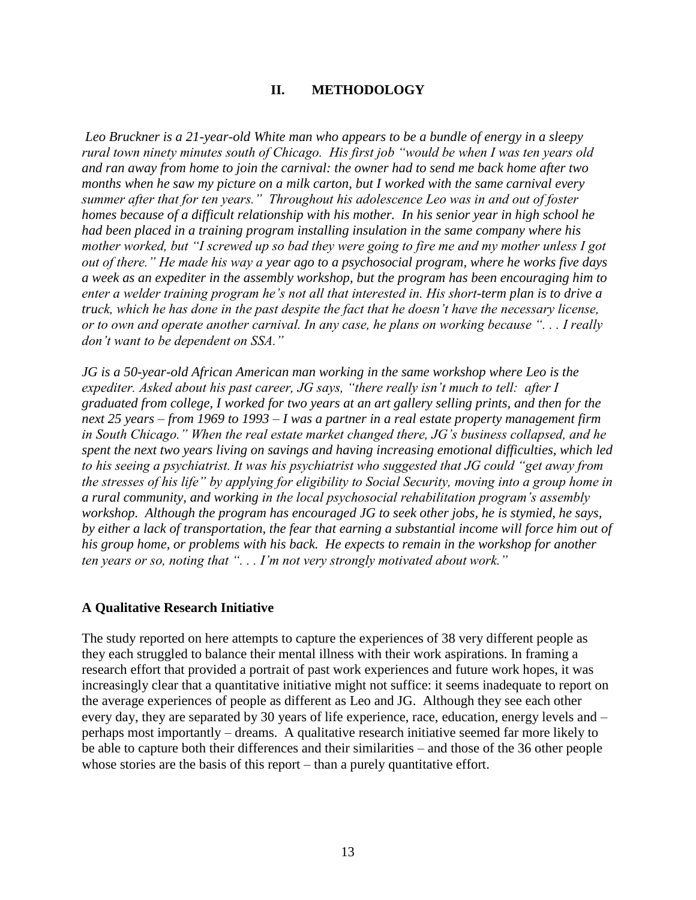## II. METHODOLOGY

*Leo Bruckner is a 21-year-old White man who appears to be a bundle of energy in a sleepy rural town ninety minutes south of Chicago. His first job "would be when I was ten years old and ran away from home to join the carnival: the owner had to send me back home after two months when he saw my picture on a milk carton, but I worked with the same carnival every summer after that for ten years." Throughout his adolescence Leo was in and out of foster homes because of a difficult relationship with his mother. In his senior year in high school he had been placed in a training program installing insulation in the same company where his mother worked, but "I screwed up so bad they were going to fire me and my mother unless I got out of there." He made his way a year ago to a psychosocial program, where he works five days a week as an expediter in the assembly workshop, but the program has been encouraging him to enter a welder training program he's not all that interested in. His short-term plan is to drive a truck, which he has done in the past despite the fact that he doesn't have the necessary license, or to own and operate another carnival. In any case, he plans on working because ". . . I really don't want to be dependent on SSA."*

*JG is a 50-year-old African American man working in the same workshop where Leo is the expediter. Asked about his past career, JG says, "there really isn't much to tell: after I graduated from college, I worked for two years at an art gallery selling prints, and then for the next 25 years – from 1969 to 1993 – I was a partner in a real estate property management firm in South Chicago." When the real estate market changed there, JG's business collapsed, and he spent the next two years living on savings and having increasing emotional difficulties, which led to his seeing a psychiatrist. It was his psychiatrist who suggested that JG could "get away from the stresses of his life" by applying for eligibility to Social Security, moving into a group home in a rural community, and working in the local psychosocial rehabilitation program's assembly workshop. Although the program has encouraged JG to seek other jobs, he is stymied, he says, by either a lack of transportation, the fear that earning a substantial income will force him out of his group home, or problems with his back. He expects to remain in the workshop for another ten years or so, noting that ". . . I'm not very strongly motivated about work."*

### A Qualitative Research Initiative

The study reported on here attempts to capture the experiences of 38 very different people as they each struggled to balance their mental illness with their work aspirations. In framing a research effort that provided a portrait of past work experiences and future work hopes, it was increasingly clear that a quantitative initiative might not suffice: it seems inadequate to report on the average experiences of people as different as Leo and JG. Although they see each other every day, they are separated by 30 years of life experience, race, education, energy levels and – perhaps most importantly – dreams. A qualitative research initiative seemed far more likely to be able to capture both their differences and their similarities – and those of the 36 other people whose stories are the basis of this report – than a purely quantitative effort.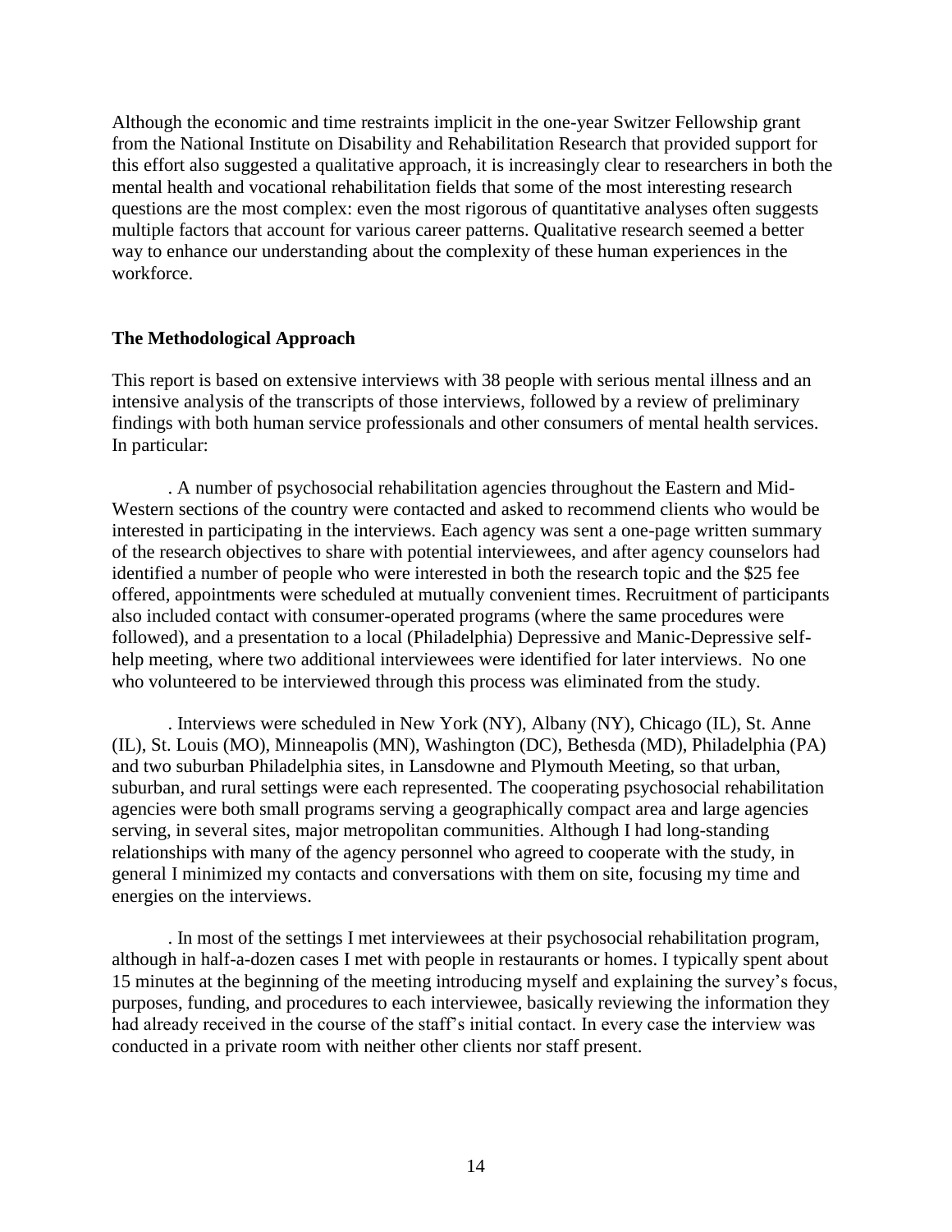Although the economic and time restraints implicit in the one-year Switzer Fellowship grant from the National Institute on Disability and Rehabilitation Research that provided support for this effort also suggested a qualitative approach, it is increasingly clear to researchers in both the mental health and vocational rehabilitation fields that some of the most interesting research questions are the most complex: even the most rigorous of quantitative analyses often suggests multiple factors that account for various career patterns. Qualitative research seemed a better way to enhance our understanding about the complexity of these human experiences in the workforce.

**The Methodological Approach**

This report is based on extensive interviews with 38 people with serious mental illness and an intensive analysis of the transcripts of those interviews, followed by a review of preliminary findings with both human service professionals and other consumers of mental health services. In particular:

. A number of psychosocial rehabilitation agencies throughout the Eastern and Mid-Western sections of the country were contacted and asked to recommend clients who would be interested in participating in the interviews. Each agency was sent a one-page written summary of the research objectives to share with potential interviewees, and after agency counselors had identified a number of people who were interested in both the research topic and the $25 fee offered, appointments were scheduled at mutually convenient times. Recruitment of participants also included contact with consumer-operated programs (where the same procedures were followed), and a presentation to a local (Philadelphia) Depressive and Manic-Depressive self-help meeting, where two additional interviewees were identified for later interviews. No one who volunteered to be interviewed through this process was eliminated from the study.

. Interviews were scheduled in New York (NY), Albany (NY), Chicago (IL), St. Anne (IL), St. Louis (MO), Minneapolis (MN), Washington (DC), Bethesda (MD), Philadelphia (PA) and two suburban Philadelphia sites, in Lansdowne and Plymouth Meeting, so that urban, suburban, and rural settings were each represented. The cooperating psychosocial rehabilitation agencies were both small programs serving a geographically compact area and large agencies serving, in several sites, major metropolitan communities. Although I had long-standing relationships with many of the agency personnel who agreed to cooperate with the study, in general I minimized my contacts and conversations with them on site, focusing my time and energies on the interviews.

. In most of the settings I met interviewees at their psychosocial rehabilitation program, although in half-a-dozen cases I met with people in restaurants or homes. I typically spent about 15 minutes at the beginning of the meeting introducing myself and explaining the survey's focus, purposes, funding, and procedures to each interviewee, basically reviewing the information they had already received in the course of the staff's initial contact. In every case the interview was conducted in a private room with neither other clients nor staff present.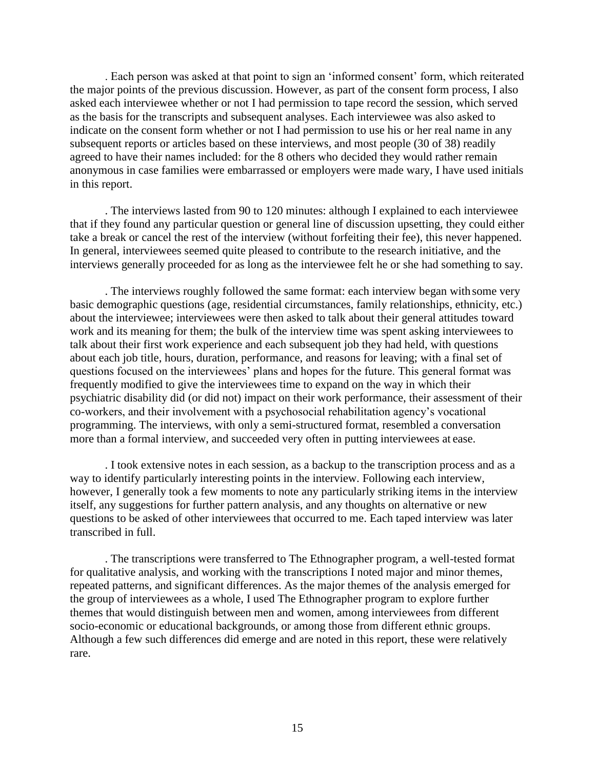. Each person was asked at that point to sign an 'informed consent' form, which reiterated the major points of the previous discussion. However, as part of the consent form process, I also asked each interviewee whether or not I had permission to tape record the session, which served as the basis for the transcripts and subsequent analyses. Each interviewee was also asked to indicate on the consent form whether or not I had permission to use his or her real name in any subsequent reports or articles based on these interviews, and most people (30 of 38) readily agreed to have their names included: for the 8 others who decided they would rather remain anonymous in case families were embarrassed or employers were made wary, I have used initials in this report.

. The interviews lasted from 90 to 120 minutes: although I explained to each interviewee that if they found any particular question or general line of discussion upsetting, they could either take a break or cancel the rest of the interview (without forfeiting their fee), this never happened. In general, interviewees seemed quite pleased to contribute to the research initiative, and the interviews generally proceeded for as long as the interviewee felt he or she had something to say.

. The interviews roughly followed the same format: each interview began with some very basic demographic questions (age, residential circumstances, family relationships, ethnicity, etc.) about the interviewee; interviewees were then asked to talk about their general attitudes toward work and its meaning for them; the bulk of the interview time was spent asking interviewees to talk about their first work experience and each subsequent job they had held, with questions about each job title, hours, duration, performance, and reasons for leaving; with a final set of questions focused on the interviewees' plans and hopes for the future. This general format was frequently modified to give the interviewees time to expand on the way in which their psychiatric disability did (or did not) impact on their work performance, their assessment of their co-workers, and their involvement with a psychosocial rehabilitation agency's vocational programming. The interviews, with only a semi-structured format, resembled a conversation more than a formal interview, and succeeded very often in putting interviewees at ease.

. I took extensive notes in each session, as a backup to the transcription process and as a way to identify particularly interesting points in the interview. Following each interview, however, I generally took a few moments to note any particularly striking items in the interview itself, any suggestions for further pattern analysis, and any thoughts on alternative or new questions to be asked of other interviewees that occurred to me. Each taped interview was later transcribed in full.

. The transcriptions were transferred to The Ethnographer program, a well-tested format for qualitative analysis, and working with the transcriptions I noted major and minor themes, repeated patterns, and significant differences. As the major themes of the analysis emerged for the group of interviewees as a whole, I used The Ethnographer program to explore further themes that would distinguish between men and women, among interviewees from different socio-economic or educational backgrounds, or among those from different ethnic groups. Although a few such differences did emerge and are noted in this report, these were relatively rare.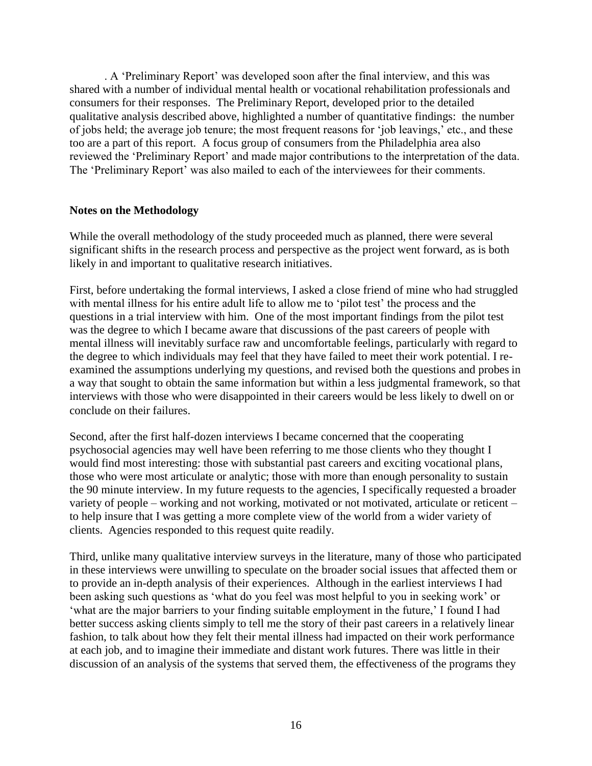. A 'Preliminary Report' was developed soon after the final interview, and this was shared with a number of individual mental health or vocational rehabilitation professionals and consumers for their responses. The Preliminary Report, developed prior to the detailed qualitative analysis described above, highlighted a number of quantitative findings: the number of jobs held; the average job tenure; the most frequent reasons for 'job leavings,' etc., and these too are a part of this report. A focus group of consumers from the Philadelphia area also reviewed the 'Preliminary Report' and made major contributions to the interpretation of the data. The 'Preliminary Report' was also mailed to each of the interviewees for their comments.

**Notes on the Methodology**

While the overall methodology of the study proceeded much as planned, there were several significant shifts in the research process and perspective as the project went forward, as is both likely in and important to qualitative research initiatives.

First, before undertaking the formal interviews, I asked a close friend of mine who had struggled with mental illness for his entire adult life to allow me to 'pilot test' the process and the questions in a trial interview with him. One of the most important findings from the pilot test was the degree to which I became aware that discussions of the past careers of people with mental illness will inevitably surface raw and uncomfortable feelings, particularly with regard to the degree to which individuals may feel that they have failed to meet their work potential. I re-examined the assumptions underlying my questions, and revised both the questions and probes in a way that sought to obtain the same information but within a less judgmental framework, so that interviews with those who were disappointed in their careers would be less likely to dwell on or conclude on their failures.

Second, after the first half-dozen interviews I became concerned that the cooperating psychosocial agencies may well have been referring to me those clients who they thought I would find most interesting: those with substantial past careers and exciting vocational plans, those who were most articulate or analytic; those with more than enough personality to sustain the 90 minute interview. In my future requests to the agencies, I specifically requested a broader variety of people – working and not working, motivated or not motivated, articulate or reticent – to help insure that I was getting a more complete view of the world from a wider variety of clients. Agencies responded to this request quite readily.

Third, unlike many qualitative interview surveys in the literature, many of those who participated in these interviews were unwilling to speculate on the broader social issues that affected them or to provide an in-depth analysis of their experiences. Although in the earliest interviews I had been asking such questions as 'what do you feel was most helpful to you in seeking work' or 'what are the major barriers to your finding suitable employment in the future,' I found I had better success asking clients simply to tell me the story of their past careers in a relatively linear fashion, to talk about how they felt their mental illness had impacted on their work performance at each job, and to imagine their immediate and distant work futures. There was little in their discussion of an analysis of the systems that served them, the effectiveness of the programs they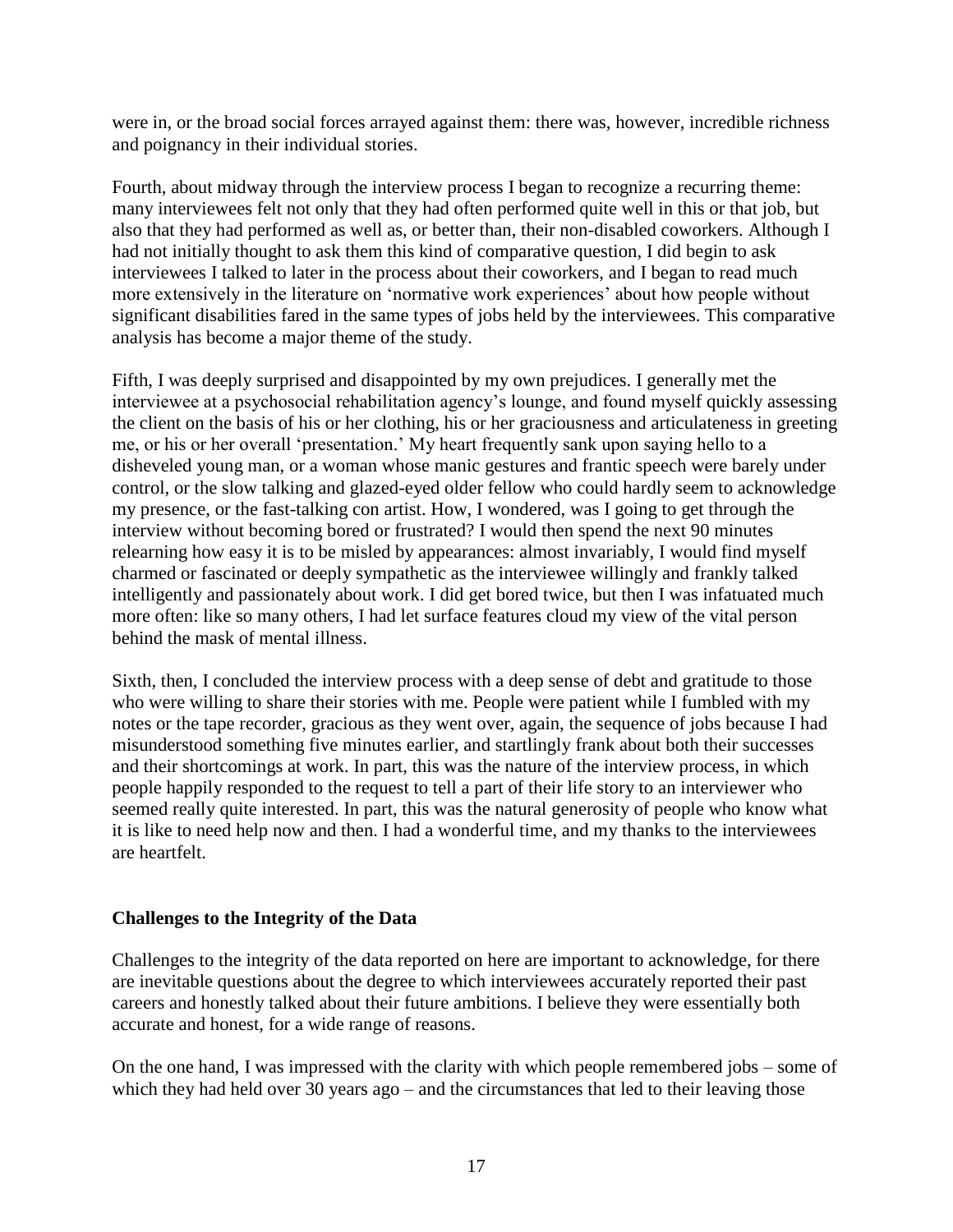were in, or the broad social forces arrayed against them: there was, however, incredible richness and poignancy in their individual stories.

Fourth, about midway through the interview process I began to recognize a recurring theme: many interviewees felt not only that they had often performed quite well in this or that job, but also that they had performed as well as, or better than, their non-disabled coworkers. Although I had not initially thought to ask them this kind of comparative question, I did begin to ask interviewees I talked to later in the process about their coworkers, and I began to read much more extensively in the literature on 'normative work experiences' about how people without significant disabilities fared in the same types of jobs held by the interviewees. This comparative analysis has become a major theme of the study.

Fifth, I was deeply surprised and disappointed by my own prejudices. I generally met the interviewee at a psychosocial rehabilitation agency's lounge, and found myself quickly assessing the client on the basis of his or her clothing, his or her graciousness and articulateness in greeting me, or his or her overall 'presentation.' My heart frequently sank upon saying hello to a disheveled young man, or a woman whose manic gestures and frantic speech were barely under control, or the slow talking and glazed-eyed older fellow who could hardly seem to acknowledge my presence, or the fast-talking con artist. How, I wondered, was I going to get through the interview without becoming bored or frustrated? I would then spend the next 90 minutes relearning how easy it is to be misled by appearances: almost invariably, I would find myself charmed or fascinated or deeply sympathetic as the interviewee willingly and frankly talked intelligently and passionately about work. I did get bored twice, but then I was infatuated much more often: like so many others, I had let surface features cloud my view of the vital person behind the mask of mental illness.

Sixth, then, I concluded the interview process with a deep sense of debt and gratitude to those who were willing to share their stories with me. People were patient while I fumbled with my notes or the tape recorder, gracious as they went over, again, the sequence of jobs because I had misunderstood something five minutes earlier, and startlingly frank about both their successes and their shortcomings at work. In part, this was the nature of the interview process, in which people happily responded to the request to tell a part of their life story to an interviewer who seemed really quite interested. In part, this was the natural generosity of people who know what it is like to need help now and then. I had a wonderful time, and my thanks to the interviewees are heartfelt.

### Challenges to the Integrity of the Data

Challenges to the integrity of the data reported on here are important to acknowledge, for there are inevitable questions about the degree to which interviewees accurately reported their past careers and honestly talked about their future ambitions. I believe they were essentially both accurate and honest, for a wide range of reasons.

On the one hand, I was impressed with the clarity with which people remembered jobs – some of which they had held over 30 years ago – and the circumstances that led to their leaving those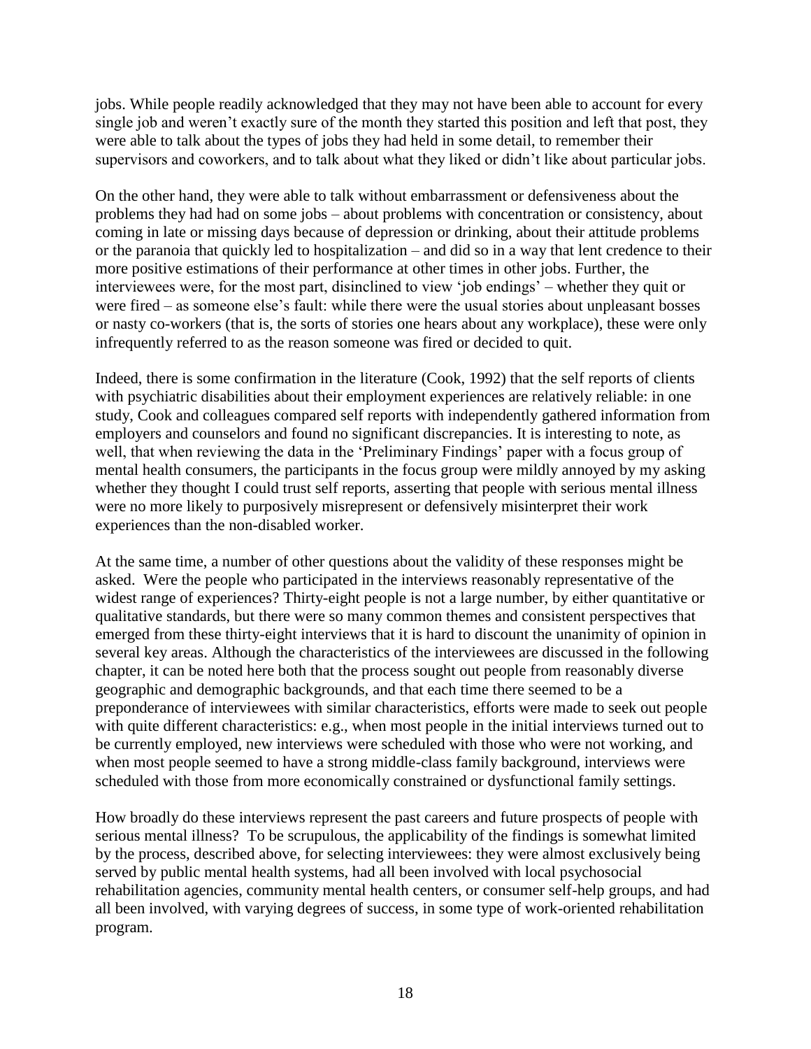jobs. While people readily acknowledged that they may not have been able to account for every single job and weren't exactly sure of the month they started this position and left that post, they were able to talk about the types of jobs they had held in some detail, to remember their supervisors and coworkers, and to talk about what they liked or didn't like about particular jobs.

On the other hand, they were able to talk without embarrassment or defensiveness about the problems they had had on some jobs – about problems with concentration or consistency, about coming in late or missing days because of depression or drinking, about their attitude problems or the paranoia that quickly led to hospitalization – and did so in a way that lent credence to their more positive estimations of their performance at other times in other jobs. Further, the interviewees were, for the most part, disinclined to view 'job endings' – whether they quit or were fired – as someone else's fault: while there were the usual stories about unpleasant bosses or nasty co-workers (that is, the sorts of stories one hears about any workplace), these were only infrequently referred to as the reason someone was fired or decided to quit.

Indeed, there is some confirmation in the literature (Cook, 1992) that the self reports of clients with psychiatric disabilities about their employment experiences are relatively reliable: in one study, Cook and colleagues compared self reports with independently gathered information from employers and counselors and found no significant discrepancies. It is interesting to note, as well, that when reviewing the data in the 'Preliminary Findings' paper with a focus group of mental health consumers, the participants in the focus group were mildly annoyed by my asking whether they thought I could trust self reports, asserting that people with serious mental illness were no more likely to purposively misrepresent or defensively misinterpret their work experiences than the non-disabled worker.

At the same time, a number of other questions about the validity of these responses might be asked. Were the people who participated in the interviews reasonably representative of the widest range of experiences? Thirty-eight people is not a large number, by either quantitative or qualitative standards, but there were so many common themes and consistent perspectives that emerged from these thirty-eight interviews that it is hard to discount the unanimity of opinion in several key areas. Although the characteristics of the interviewees are discussed in the following chapter, it can be noted here both that the process sought out people from reasonably diverse geographic and demographic backgrounds, and that each time there seemed to be a preponderance of interviewees with similar characteristics, efforts were made to seek out people with quite different characteristics: e.g., when most people in the initial interviews turned out to be currently employed, new interviews were scheduled with those who were not working, and when most people seemed to have a strong middle-class family background, interviews were scheduled with those from more economically constrained or dysfunctional family settings.

How broadly do these interviews represent the past careers and future prospects of people with serious mental illness? To be scrupulous, the applicability of the findings is somewhat limited by the process, described above, for selecting interviewees: they were almost exclusively being served by public mental health systems, had all been involved with local psychosocial rehabilitation agencies, community mental health centers, or consumer self-help groups, and had all been involved, with varying degrees of success, in some type of work-oriented rehabilitation program.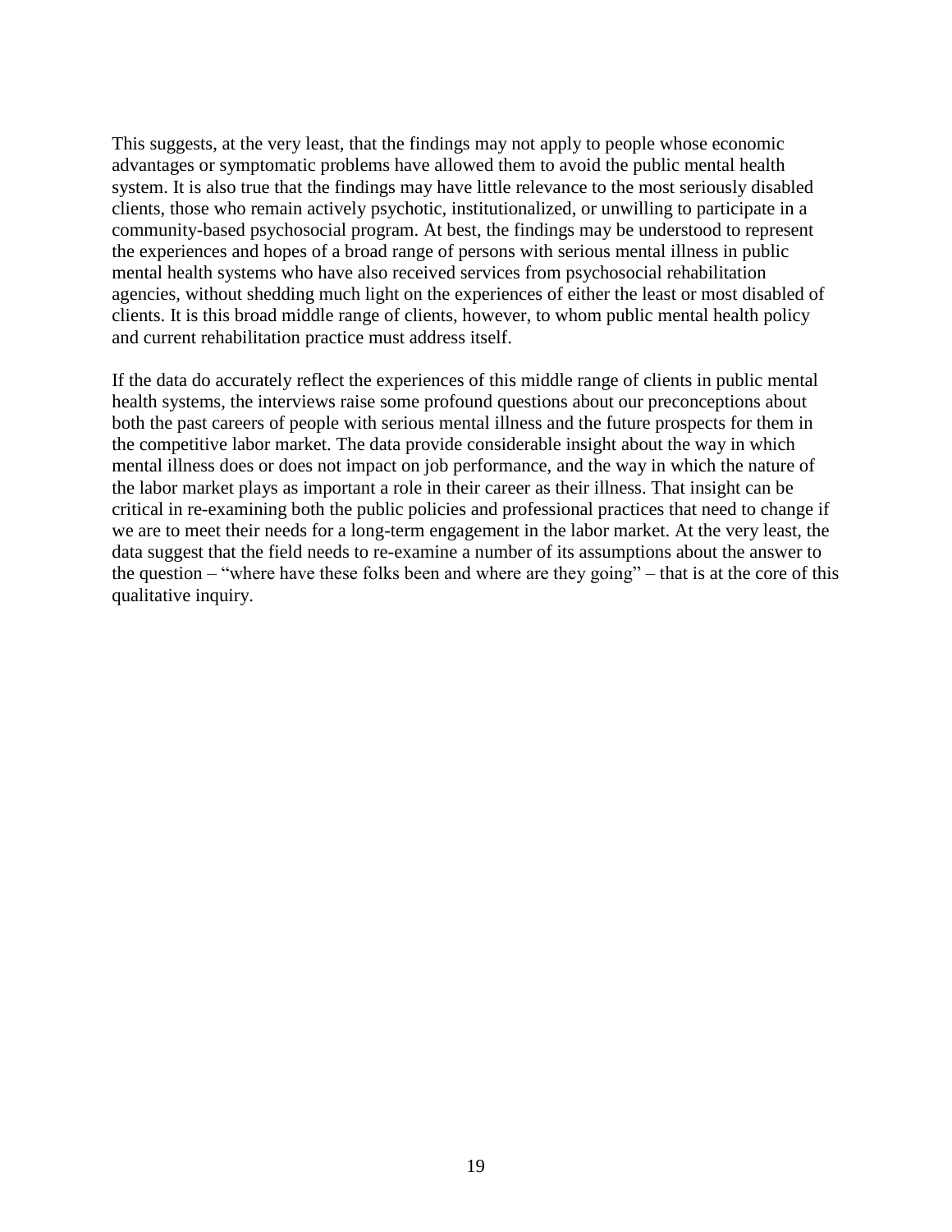This suggests, at the very least, that the findings may not apply to people whose economic advantages or symptomatic problems have allowed them to avoid the public mental health system. It is also true that the findings may have little relevance to the most seriously disabled clients, those who remain actively psychotic, institutionalized, or unwilling to participate in a community-based psychosocial program. At best, the findings may be understood to represent the experiences and hopes of a broad range of persons with serious mental illness in public mental health systems who have also received services from psychosocial rehabilitation agencies, without shedding much light on the experiences of either the least or most disabled of clients. It is this broad middle range of clients, however, to whom public mental health policy and current rehabilitation practice must address itself.

If the data do accurately reflect the experiences of this middle range of clients in public mental health systems, the interviews raise some profound questions about our preconceptions about both the past careers of people with serious mental illness and the future prospects for them in the competitive labor market. The data provide considerable insight about the way in which mental illness does or does not impact on job performance, and the way in which the nature of the labor market plays as important a role in their career as their illness. That insight can be critical in re-examining both the public policies and professional practices that need to change if we are to meet their needs for a long-term engagement in the labor market. At the very least, the data suggest that the field needs to re-examine a number of its assumptions about the answer to the question – "where have these folks been and where are they going" – that is at the core of this qualitative inquiry.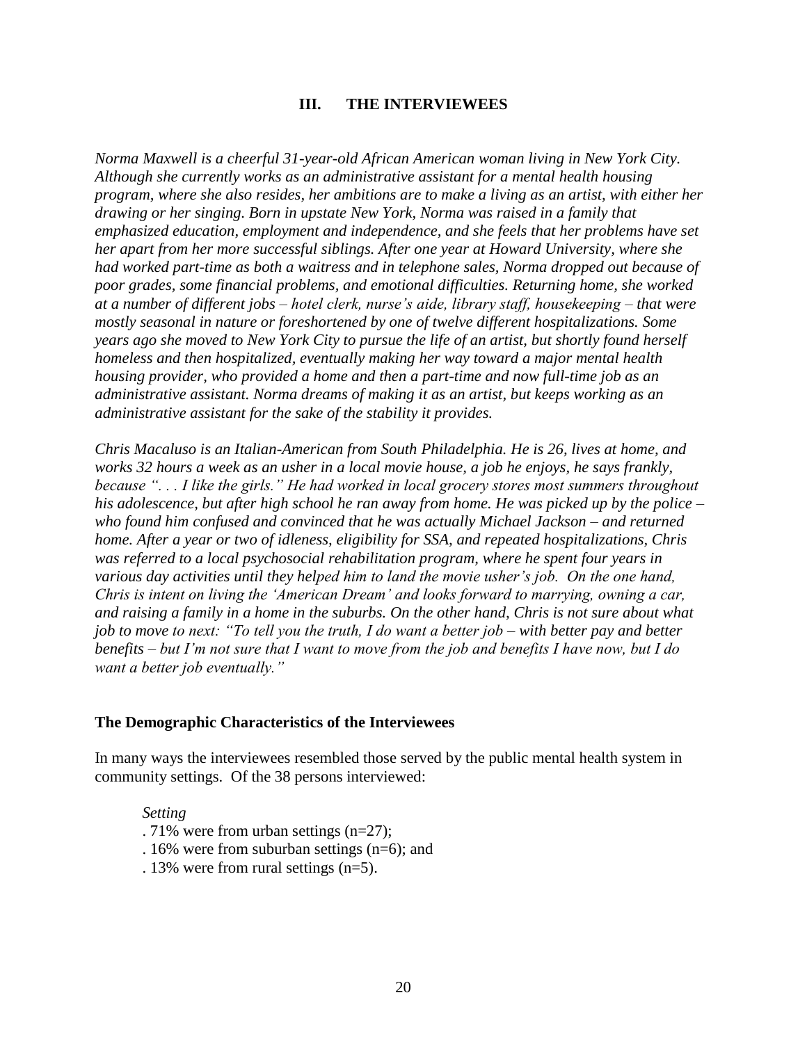## III. THE INTERVIEWEES

*Norma Maxwell is a cheerful 31-year-old African American woman living in New York City. Although she currently works as an administrative assistant for a mental health housing program, where she also resides, her ambitions are to make a living as an artist, with either her drawing or her singing. Born in upstate New York, Norma was raised in a family that emphasized education, employment and independence, and she feels that her problems have set her apart from her more successful siblings. After one year at Howard University, where she had worked part-time as both a waitress and in telephone sales, Norma dropped out because of poor grades, some financial problems, and emotional difficulties. Returning home, she worked at a number of different jobs – hotel clerk, nurse's aide, library staff, housekeeping – that were mostly seasonal in nature or foreshortened by one of twelve different hospitalizations. Some years ago she moved to New York City to pursue the life of an artist, but shortly found herself homeless and then hospitalized, eventually making her way toward a major mental health housing provider, who provided a home and then a part-time and now full-time job as an administrative assistant. Norma dreams of making it as an artist, but keeps working as an administrative assistant for the sake of the stability it provides.*

*Chris Macaluso is an Italian-American from South Philadelphia. He is 26, lives at home, and works 32 hours a week as an usher in a local movie house, a job he enjoys, he says frankly, because ". . . I like the girls." He had worked in local grocery stores most summers throughout his adolescence, but after high school he ran away from home. He was picked up by the police – who found him confused and convinced that he was actually Michael Jackson – and returned home. After a year or two of idleness, eligibility for SSA, and repeated hospitalizations, Chris was referred to a local psychosocial rehabilitation program, where he spent four years in various day activities until they helped him to land the movie usher's job. On the one hand, Chris is intent on living the 'American Dream' and looks forward to marrying, owning a car, and raising a family in a home in the suburbs. On the other hand, Chris is not sure about what job to move to next: "To tell you the truth, I do want a better job – with better pay and better benefits – but I'm not sure that I want to move from the job and benefits I have now, but I do want a better job eventually."*

### The Demographic Characteristics of the Interviewees

In many ways the interviewees resembled those served by the public mental health system in community settings. Of the 38 persons interviewed:

*Setting*

- 71% were from urban settings (n=27);
- 16% were from suburban settings (n=6); and
- 13% were from rural settings (n=5).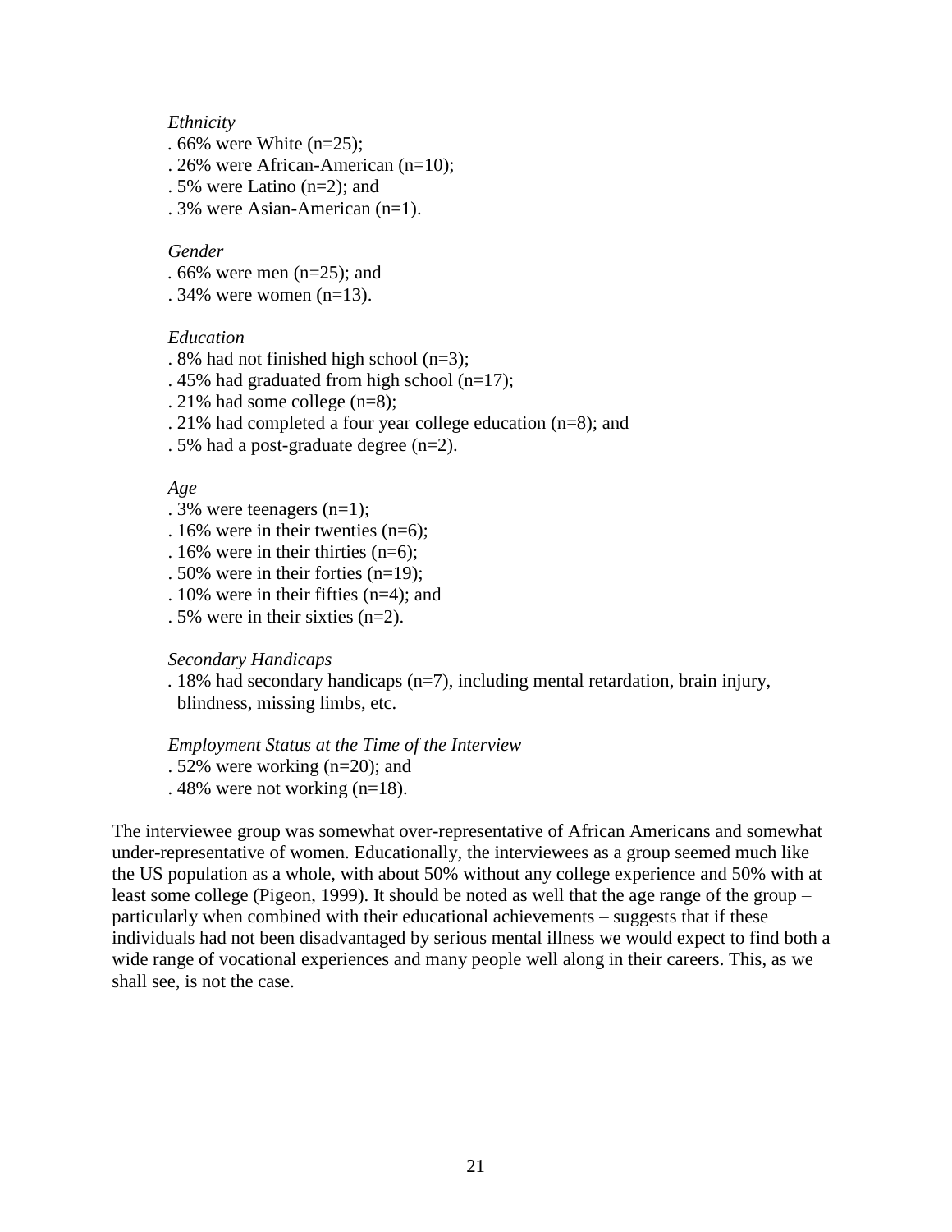*Ethnicity*

. 66% were White (n=25);
. 26% were African-American (n=10);
. 5% were Latino (n=2); and
. 3% were Asian-American (n=1).

*Gender*

. 66% were men (n=25); and
. 34% were women (n=13).

*Education*

. 8% had not finished high school (n=3);
. 45% had graduated from high school (n=17);
. 21% had some college (n=8);
. 21% had completed a four year college education (n=8); and
. 5% had a post-graduate degree (n=2).

*Age*

. 3% were teenagers (n=1);
. 16% were in their twenties (n=6);
. 16% were in their thirties (n=6);
. 50% were in their forties (n=19);
. 10% were in their fifties (n=4); and
. 5% were in their sixties (n=2).

*Secondary Handicaps*

. 18% had secondary handicaps (n=7), including mental retardation, brain injury, blindness, missing limbs, etc.

*Employment Status at the Time of the Interview*

. 52% were working (n=20); and
. 48% were not working (n=18).

The interviewee group was somewhat over-representative of African Americans and somewhat under-representative of women. Educationally, the interviewees as a group seemed much like the US population as a whole, with about 50% without any college experience and 50% with at least some college (Pigeon, 1999). It should be noted as well that the age range of the group – particularly when combined with their educational achievements – suggests that if these individuals had not been disadvantaged by serious mental illness we would expect to find both a wide range of vocational experiences and many people well along in their careers. This, as we shall see, is not the case.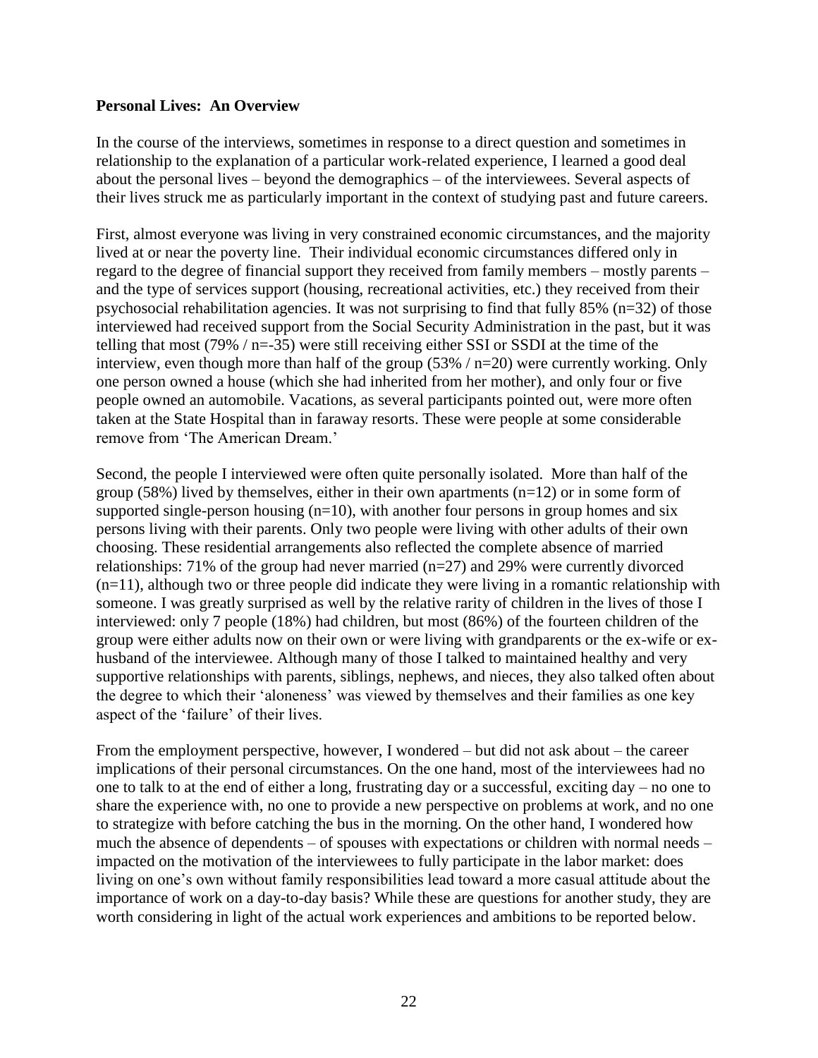**Personal Lives: An Overview**

In the course of the interviews, sometimes in response to a direct question and sometimes in relationship to the explanation of a particular work-related experience, I learned a good deal about the personal lives – beyond the demographics – of the interviewees. Several aspects of their lives struck me as particularly important in the context of studying past and future careers.

First, almost everyone was living in very constrained economic circumstances, and the majority lived at or near the poverty line. Their individual economic circumstances differed only in regard to the degree of financial support they received from family members – mostly parents – and the type of services support (housing, recreational activities, etc.) they received from their psychosocial rehabilitation agencies. It was not surprising to find that fully 85% (n=32) of those interviewed had received support from the Social Security Administration in the past, but it was telling that most (79% / n=-35) were still receiving either SSI or SSDI at the time of the interview, even though more than half of the group (53% / n=20) were currently working. Only one person owned a house (which she had inherited from her mother), and only four or five people owned an automobile. Vacations, as several participants pointed out, were more often taken at the State Hospital than in faraway resorts. These were people at some considerable remove from 'The American Dream.'

Second, the people I interviewed were often quite personally isolated. More than half of the group (58%) lived by themselves, either in their own apartments (n=12) or in some form of supported single-person housing (n=10), with another four persons in group homes and six persons living with their parents. Only two people were living with other adults of their own choosing. These residential arrangements also reflected the complete absence of married relationships: 71% of the group had never married (n=27) and 29% were currently divorced (n=11), although two or three people did indicate they were living in a romantic relationship with someone. I was greatly surprised as well by the relative rarity of children in the lives of those I interviewed: only 7 people (18%) had children, but most (86%) of the fourteen children of the group were either adults now on their own or were living with grandparents or the ex-wife or ex-husband of the interviewee. Although many of those I talked to maintained healthy and very supportive relationships with parents, siblings, nephews, and nieces, they also talked often about the degree to which their 'aloneness' was viewed by themselves and their families as one key aspect of the 'failure' of their lives.

From the employment perspective, however, I wondered – but did not ask about – the career implications of their personal circumstances. On the one hand, most of the interviewees had no one to talk to at the end of either a long, frustrating day or a successful, exciting day – no one to share the experience with, no one to provide a new perspective on problems at work, and no one to strategize with before catching the bus in the morning. On the other hand, I wondered how much the absence of dependents – of spouses with expectations or children with normal needs – impacted on the motivation of the interviewees to fully participate in the labor market: does living on one's own without family responsibilities lead toward a more casual attitude about the importance of work on a day-to-day basis? While these are questions for another study, they are worth considering in light of the actual work experiences and ambitions to be reported below.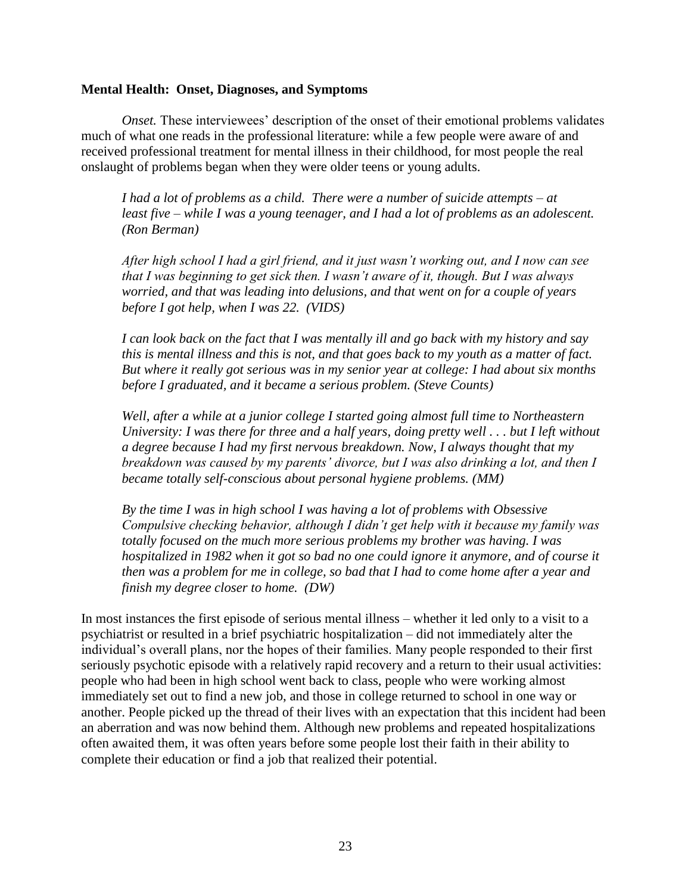**Mental Health: Onset, Diagnoses, and Symptoms**

*Onset.* These interviewees' description of the onset of their emotional problems validates much of what one reads in the professional literature: while a few people were aware of and received professional treatment for mental illness in their childhood, for most people the real onslaught of problems began when they were older teens or young adults.

> *I had a lot of problems as a child. There were a number of suicide attempts – at least five – while I was a young teenager, and I had a lot of problems as an adolescent. (Ron Berman)*

> *After high school I had a girl friend, and it just wasn't working out, and I now can see that I was beginning to get sick then. I wasn't aware of it, though. But I was always worried, and that was leading into delusions, and that went on for a couple of years before I got help, when I was 22. (VIDS)*

> *I can look back on the fact that I was mentally ill and go back with my history and say this is mental illness and this is not, and that goes back to my youth as a matter of fact. But where it really got serious was in my senior year at college: I had about six months before I graduated, and it became a serious problem. (Steve Counts)*

> *Well, after a while at a junior college I started going almost full time to Northeastern University: I was there for three and a half years, doing pretty well . . . but I left without a degree because I had my first nervous breakdown. Now, I always thought that my breakdown was caused by my parents' divorce, but I was also drinking a lot, and then I became totally self-conscious about personal hygiene problems. (MM)*

> *By the time I was in high school I was having a lot of problems with Obsessive Compulsive checking behavior, although I didn't get help with it because my family was totally focused on the much more serious problems my brother was having. I was hospitalized in 1982 when it got so bad no one could ignore it anymore, and of course it then was a problem for me in college, so bad that I had to come home after a year and finish my degree closer to home. (DW)*

In most instances the first episode of serious mental illness – whether it led only to a visit to a psychiatrist or resulted in a brief psychiatric hospitalization – did not immediately alter the individual's overall plans, nor the hopes of their families. Many people responded to their first seriously psychotic episode with a relatively rapid recovery and a return to their usual activities: people who had been in high school went back to class, people who were working almost immediately set out to find a new job, and those in college returned to school in one way or another. People picked up the thread of their lives with an expectation that this incident had been an aberration and was now behind them. Although new problems and repeated hospitalizations often awaited them, it was often years before some people lost their faith in their ability to complete their education or find a job that realized their potential.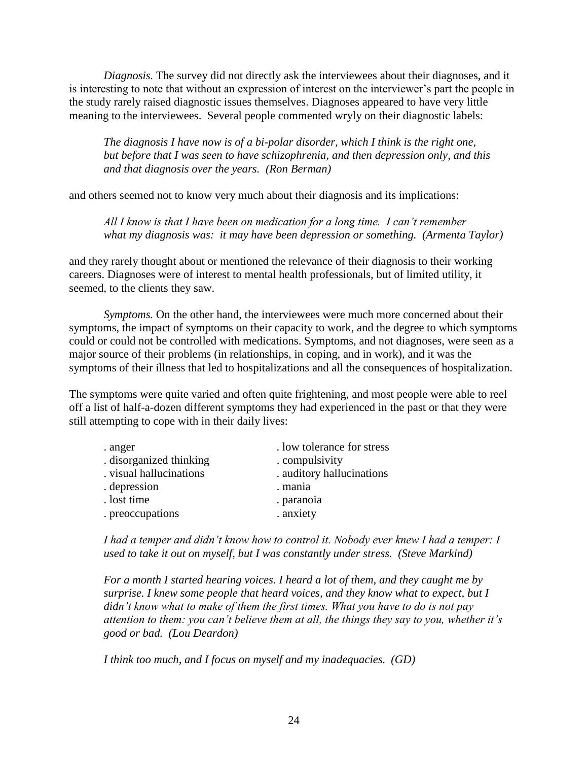*Diagnosis.* The survey did not directly ask the interviewees about their diagnoses, and it is interesting to note that without an expression of interest on the interviewer's part the people in the study rarely raised diagnostic issues themselves. Diagnoses appeared to have very little meaning to the interviewees. Several people commented wryly on their diagnostic labels:

> *The diagnosis I have now is of a bi-polar disorder, which I think is the right one, but before that I was seen to have schizophrenia, and then depression only, and this and that diagnosis over the years. (Ron Berman)*

and others seemed not to know very much about their diagnosis and its implications:

> *All I know is that I have been on medication for a long time. I can't remember what my diagnosis was: it may have been depression or something. (Armenta Taylor)*

and they rarely thought about or mentioned the relevance of their diagnosis to their working careers. Diagnoses were of interest to mental health professionals, but of limited utility, it seemed, to the clients they saw.

*Symptoms.* On the other hand, the interviewees were much more concerned about their symptoms, the impact of symptoms on their capacity to work, and the degree to which symptoms could or could not be controlled with medications. Symptoms, and not diagnoses, were seen as a major source of their problems (in relationships, in coping, and in work), and it was the symptoms of their illness that led to hospitalizations and all the consequences of hospitalization.

The symptoms were quite varied and often quite frightening, and most people were able to reel off a list of half-a-dozen different symptoms they had experienced in the past or that they were still attempting to cope with in their daily lives:

- anger
- disorganized thinking
- visual hallucinations
- depression
- lost time
- preoccupations
- low tolerance for stress
- compulsivity
- auditory hallucinations
- mania
- paranoia
- anxiety

> *I had a temper and didn't know how to control it. Nobody ever knew I had a temper: I used to take it out on myself, but I was constantly under stress. (Steve Markind)*

> *For a month I started hearing voices. I heard a lot of them, and they caught me by surprise. I knew some people that heard voices, and they know what to expect, but I didn't know what to make of them the first times. What you have to do is not pay attention to them: you can't believe them at all, the things they say to you, whether it's good or bad. (Lou Deardon)*

> *I think too much, and I focus on myself and my inadequacies. (GD)*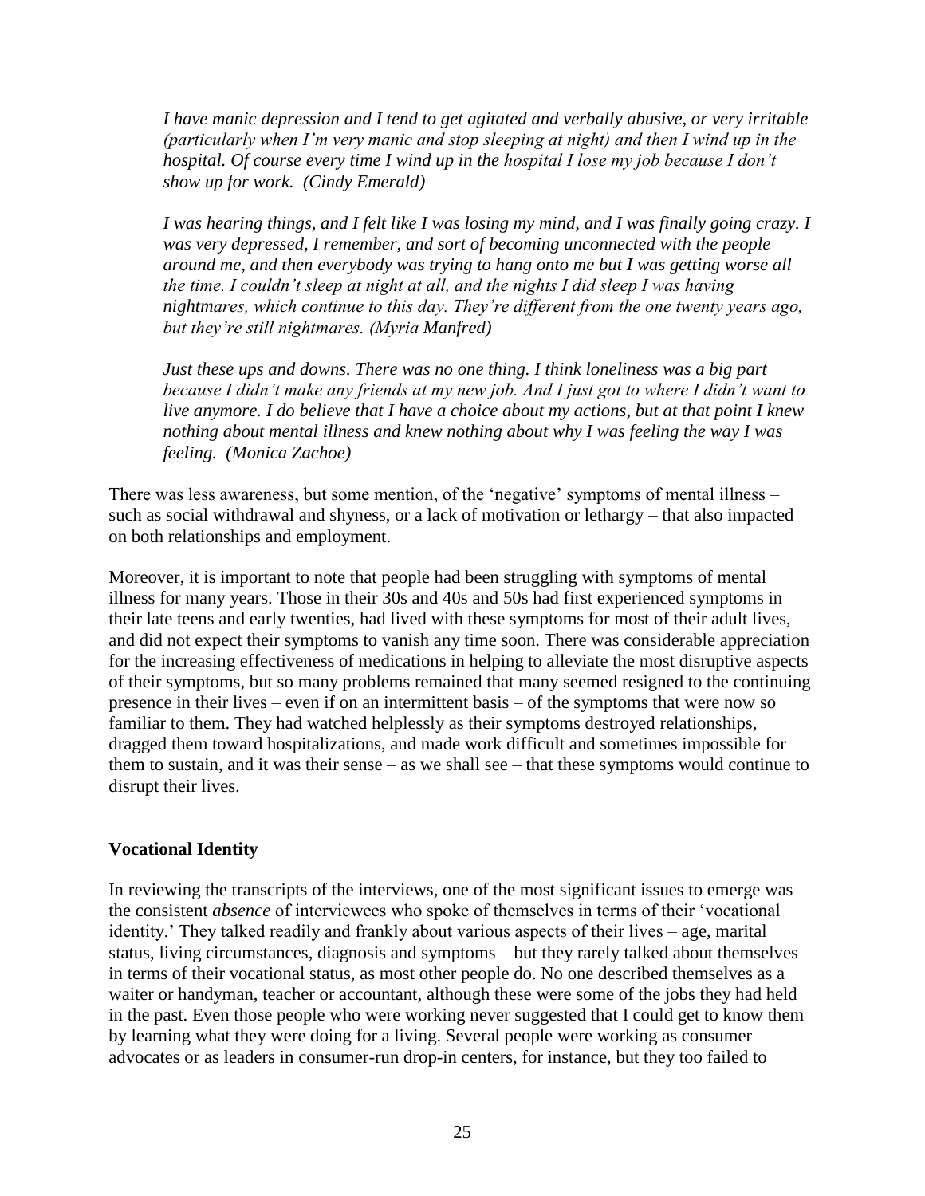*I have manic depression and I tend to get agitated and verbally abusive, or very irritable (particularly when I'm very manic and stop sleeping at night) and then I wind up in the hospital. Of course every time I wind up in the hospital I lose my job because I don't show up for work. (Cindy Emerald)*

*I was hearing things, and I felt like I was losing my mind, and I was finally going crazy. I was very depressed, I remember, and sort of becoming unconnected with the people around me, and then everybody was trying to hang onto me but I was getting worse all the time. I couldn't sleep at night at all, and the nights I did sleep I was having nightmares, which continue to this day. They're different from the one twenty years ago, but they're still nightmares. (Myria Manfred)*

*Just these ups and downs. There was no one thing. I think loneliness was a big part because I didn't make any friends at my new job. And I just got to where I didn't want to live anymore. I do believe that I have a choice about my actions, but at that point I knew nothing about mental illness and knew nothing about why I was feeling the way I was feeling. (Monica Zachoe)*

There was less awareness, but some mention, of the 'negative' symptoms of mental illness – such as social withdrawal and shyness, or a lack of motivation or lethargy – that also impacted on both relationships and employment.

Moreover, it is important to note that people had been struggling with symptoms of mental illness for many years. Those in their 30s and 40s and 50s had first experienced symptoms in their late teens and early twenties, had lived with these symptoms for most of their adult lives, and did not expect their symptoms to vanish any time soon. There was considerable appreciation for the increasing effectiveness of medications in helping to alleviate the most disruptive aspects of their symptoms, but so many problems remained that many seemed resigned to the continuing presence in their lives – even if on an intermittent basis – of the symptoms that were now so familiar to them. They had watched helplessly as their symptoms destroyed relationships, dragged them toward hospitalizations, and made work difficult and sometimes impossible for them to sustain, and it was their sense – as we shall see – that these symptoms would continue to disrupt their lives.

**Vocational Identity**

In reviewing the transcripts of the interviews, one of the most significant issues to emerge was the consistent *absence* of interviewees who spoke of themselves in terms of their 'vocational identity.' They talked readily and frankly about various aspects of their lives – age, marital status, living circumstances, diagnosis and symptoms – but they rarely talked about themselves in terms of their vocational status, as most other people do. No one described themselves as a waiter or handyman, teacher or accountant, although these were some of the jobs they had held in the past. Even those people who were working never suggested that I could get to know them by learning what they were doing for a living. Several people were working as consumer advocates or as leaders in consumer-run drop-in centers, for instance, but they too failed to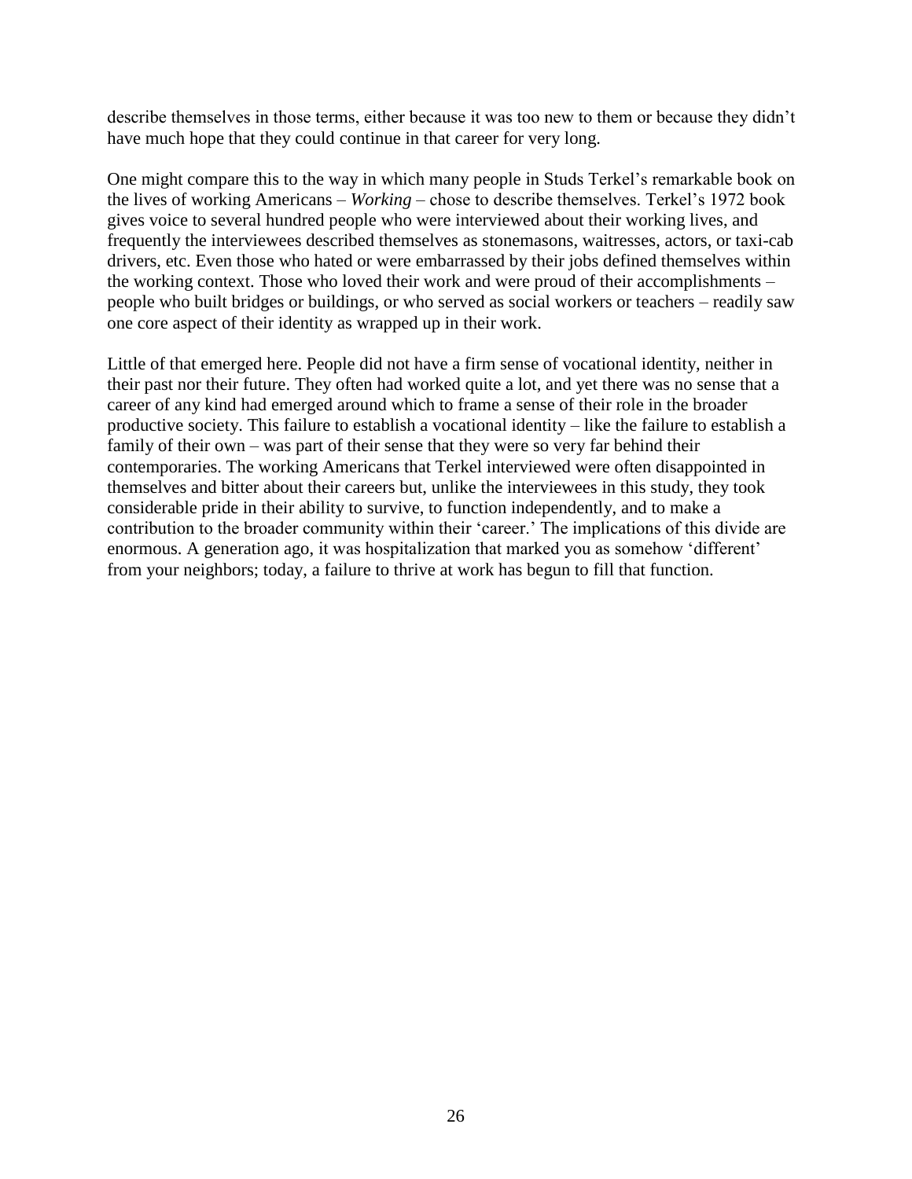describe themselves in those terms, either because it was too new to them or because they didn't have much hope that they could continue in that career for very long.

One might compare this to the way in which many people in Studs Terkel's remarkable book on the lives of working Americans – *Working* – chose to describe themselves. Terkel's 1972 book gives voice to several hundred people who were interviewed about their working lives, and frequently the interviewees described themselves as stonemasons, waitresses, actors, or taxi-cab drivers, etc. Even those who hated or were embarrassed by their jobs defined themselves within the working context. Those who loved their work and were proud of their accomplishments – people who built bridges or buildings, or who served as social workers or teachers – readily saw one core aspect of their identity as wrapped up in their work.

Little of that emerged here. People did not have a firm sense of vocational identity, neither in their past nor their future. They often had worked quite a lot, and yet there was no sense that a career of any kind had emerged around which to frame a sense of their role in the broader productive society. This failure to establish a vocational identity – like the failure to establish a family of their own – was part of their sense that they were so very far behind their contemporaries. The working Americans that Terkel interviewed were often disappointed in themselves and bitter about their careers but, unlike the interviewees in this study, they took considerable pride in their ability to survive, to function independently, and to make a contribution to the broader community within their 'career.' The implications of this divide are enormous. A generation ago, it was hospitalization that marked you as somehow 'different' from your neighbors; today, a failure to thrive at work has begun to fill that function.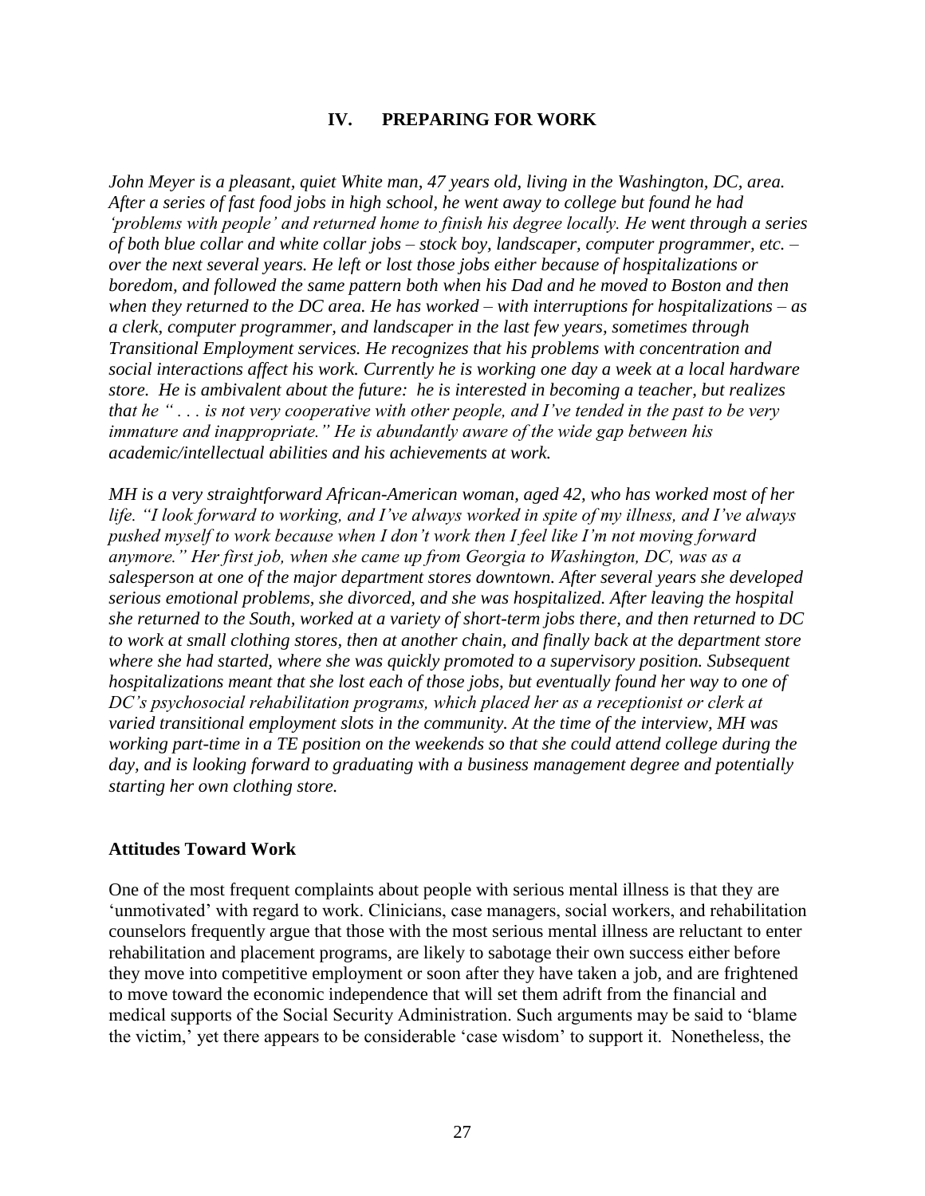## IV. PREPARING FOR WORK

*John Meyer is a pleasant, quiet White man, 47 years old, living in the Washington, DC, area. After a series of fast food jobs in high school, he went away to college but found he had 'problems with people' and returned home to finish his degree locally. He went through a series of both blue collar and white collar jobs – stock boy, landscaper, computer programmer, etc. – over the next several years. He left or lost those jobs either because of hospitalizations or boredom, and followed the same pattern both when his Dad and he moved to Boston and then when they returned to the DC area. He has worked – with interruptions for hospitalizations – as a clerk, computer programmer, and landscaper in the last few years, sometimes through Transitional Employment services. He recognizes that his problems with concentration and social interactions affect his work. Currently he is working one day a week at a local hardware store. He is ambivalent about the future: he is interested in becoming a teacher, but realizes that he " . . . is not very cooperative with other people, and I've tended in the past to be very immature and inappropriate." He is abundantly aware of the wide gap between his academic/intellectual abilities and his achievements at work.*

*MH is a very straightforward African-American woman, aged 42, who has worked most of her life. "I look forward to working, and I've always worked in spite of my illness, and I've always pushed myself to work because when I don't work then I feel like I'm not moving forward anymore." Her first job, when she came up from Georgia to Washington, DC, was as a salesperson at one of the major department stores downtown. After several years she developed serious emotional problems, she divorced, and she was hospitalized. After leaving the hospital she returned to the South, worked at a variety of short-term jobs there, and then returned to DC to work at small clothing stores, then at another chain, and finally back at the department store where she had started, where she was quickly promoted to a supervisory position. Subsequent hospitalizations meant that she lost each of those jobs, but eventually found her way to one of DC's psychosocial rehabilitation programs, which placed her as a receptionist or clerk at varied transitional employment slots in the community. At the time of the interview, MH was working part-time in a TE position on the weekends so that she could attend college during the day, and is looking forward to graduating with a business management degree and potentially starting her own clothing store.*

### Attitudes Toward Work

One of the most frequent complaints about people with serious mental illness is that they are 'unmotivated' with regard to work. Clinicians, case managers, social workers, and rehabilitation counselors frequently argue that those with the most serious mental illness are reluctant to enter rehabilitation and placement programs, are likely to sabotage their own success either before they move into competitive employment or soon after they have taken a job, and are frightened to move toward the economic independence that will set them adrift from the financial and medical supports of the Social Security Administration. Such arguments may be said to 'blame the victim,' yet there appears to be considerable 'case wisdom' to support it. Nonetheless, the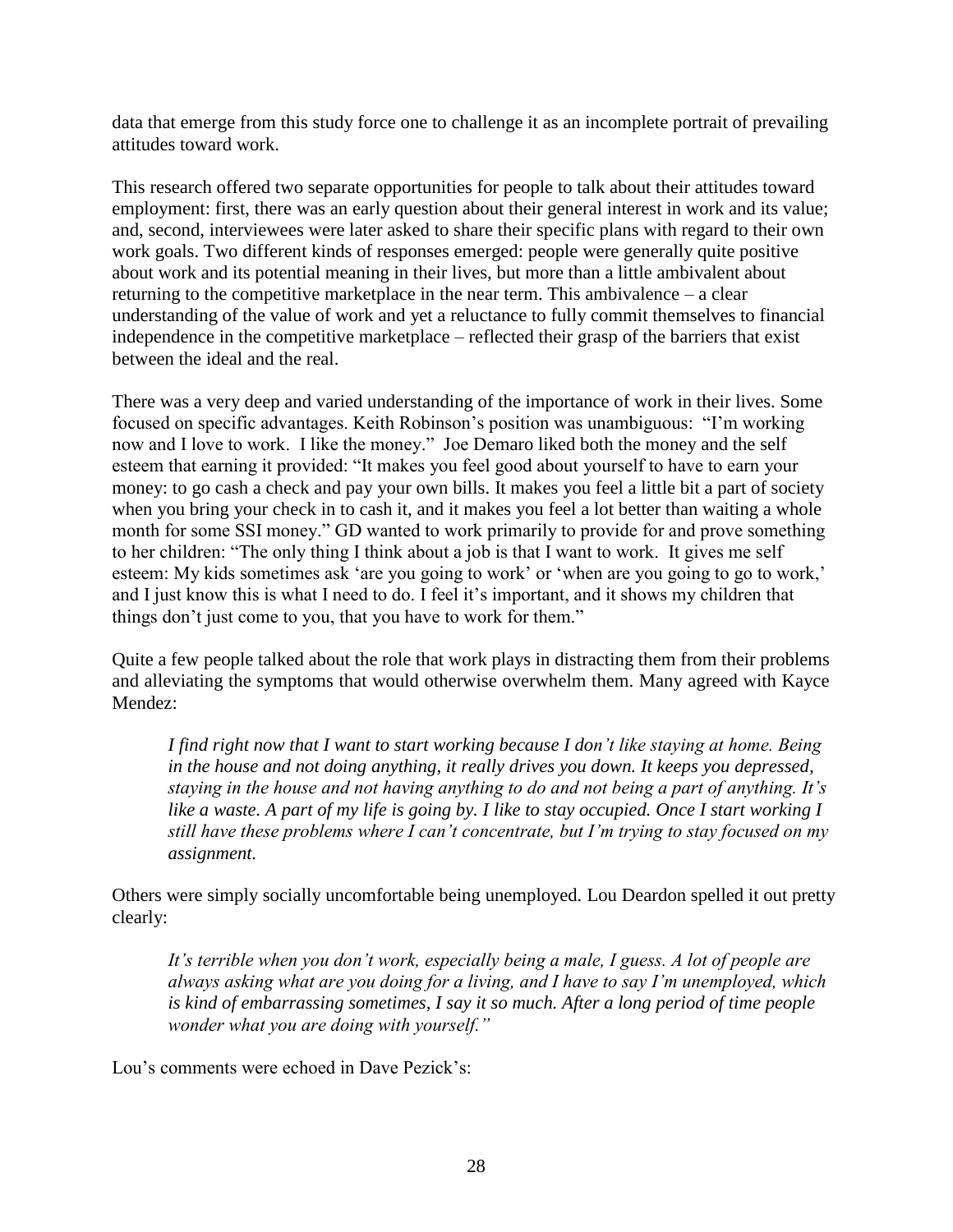data that emerge from this study force one to challenge it as an incomplete portrait of prevailing attitudes toward work.

This research offered two separate opportunities for people to talk about their attitudes toward employment: first, there was an early question about their general interest in work and its value; and, second, interviewees were later asked to share their specific plans with regard to their own work goals. Two different kinds of responses emerged: people were generally quite positive about work and its potential meaning in their lives, but more than a little ambivalent about returning to the competitive marketplace in the near term. This ambivalence – a clear understanding of the value of work and yet a reluctance to fully commit themselves to financial independence in the competitive marketplace – reflected their grasp of the barriers that exist between the ideal and the real.

There was a very deep and varied understanding of the importance of work in their lives. Some focused on specific advantages. Keith Robinson's position was unambiguous: "I'm working now and I love to work. I like the money." Joe Demaro liked both the money and the self esteem that earning it provided: "It makes you feel good about yourself to have to earn your money: to go cash a check and pay your own bills. It makes you feel a little bit a part of society when you bring your check in to cash it, and it makes you feel a lot better than waiting a whole month for some SSI money." GD wanted to work primarily to provide for and prove something to her children: "The only thing I think about a job is that I want to work. It gives me self esteem: My kids sometimes ask 'are you going to work' or 'when are you going to go to work,' and I just know this is what I need to do. I feel it's important, and it shows my children that things don't just come to you, that you have to work for them."

Quite a few people talked about the role that work plays in distracting them from their problems and alleviating the symptoms that would otherwise overwhelm them. Many agreed with Kayce Mendez:

> *I find right now that I want to start working because I don't like staying at home. Being in the house and not doing anything, it really drives you down. It keeps you depressed, staying in the house and not having anything to do and not being a part of anything. It's like a waste. A part of my life is going by. I like to stay occupied. Once I start working I still have these problems where I can't concentrate, but I'm trying to stay focused on my assignment.*

Others were simply socially uncomfortable being unemployed. Lou Deardon spelled it out pretty clearly:

> *It's terrible when you don't work, especially being a male, I guess. A lot of people are always asking what are you doing for a living, and I have to say I'm unemployed, which is kind of embarrassing sometimes, I say it so much. After a long period of time people wonder what you are doing with yourself."*

Lou's comments were echoed in Dave Pezick's: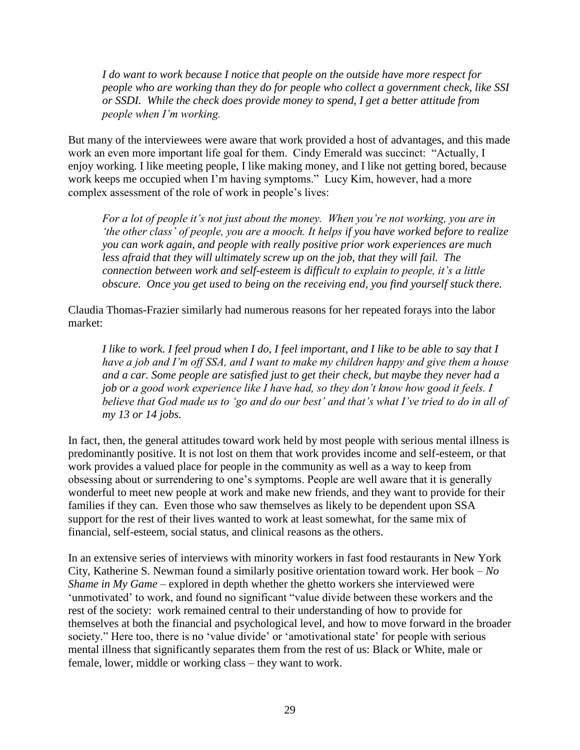*I do want to work because I notice that people on the outside have more respect for people who are working than they do for people who collect a government check, like SSI or SSDI. While the check does provide money to spend, I get a better attitude from people when I'm working.*

But many of the interviewees were aware that work provided a host of advantages, and this made work an even more important life goal for them. Cindy Emerald was succinct: "Actually, I enjoy working. I like meeting people, I like making money, and I like not getting bored, because work keeps me occupied when I'm having symptoms." Lucy Kim, however, had a more complex assessment of the role of work in people's lives:

*For a lot of people it's not just about the money. When you're not working, you are in 'the other class' of people, you are a mooch. It helps if you have worked before to realize you can work again, and people with really positive prior work experiences are much less afraid that they will ultimately screw up on the job, that they will fail. The connection between work and self-esteem is difficult to explain to people, it's a little obscure. Once you get used to being on the receiving end, you find yourself stuck there.*

Claudia Thomas-Frazier similarly had numerous reasons for her repeated forays into the labor market:

*I like to work. I feel proud when I do, I feel important, and I like to be able to say that I have a job and I'm off SSA, and I want to make my children happy and give them a house and a car. Some people are satisfied just to get their check, but maybe they never had a job or a good work experience like I have had, so they don't know how good it feels. I believe that God made us to 'go and do our best' and that's what I've tried to do in all of my 13 or 14 jobs.*

In fact, then, the general attitudes toward work held by most people with serious mental illness is predominantly positive. It is not lost on them that work provides income and self-esteem, or that work provides a valued place for people in the community as well as a way to keep from obsessing about or surrendering to one's symptoms. People are well aware that it is generally wonderful to meet new people at work and make new friends, and they want to provide for their families if they can. Even those who saw themselves as likely to be dependent upon SSA support for the rest of their lives wanted to work at least somewhat, for the same mix of financial, self-esteem, social status, and clinical reasons as the others.

In an extensive series of interviews with minority workers in fast food restaurants in New York City, Katherine S. Newman found a similarly positive orientation toward work. Her book – *No Shame in My Game* – explored in depth whether the ghetto workers she interviewed were 'unmotivated' to work, and found no significant "value divide between these workers and the rest of the society: work remained central to their understanding of how to provide for themselves at both the financial and psychological level, and how to move forward in the broader society." Here too, there is no 'value divide' or 'amotivational state' for people with serious mental illness that significantly separates them from the rest of us: Black or White, male or female, lower, middle or working class – they want to work.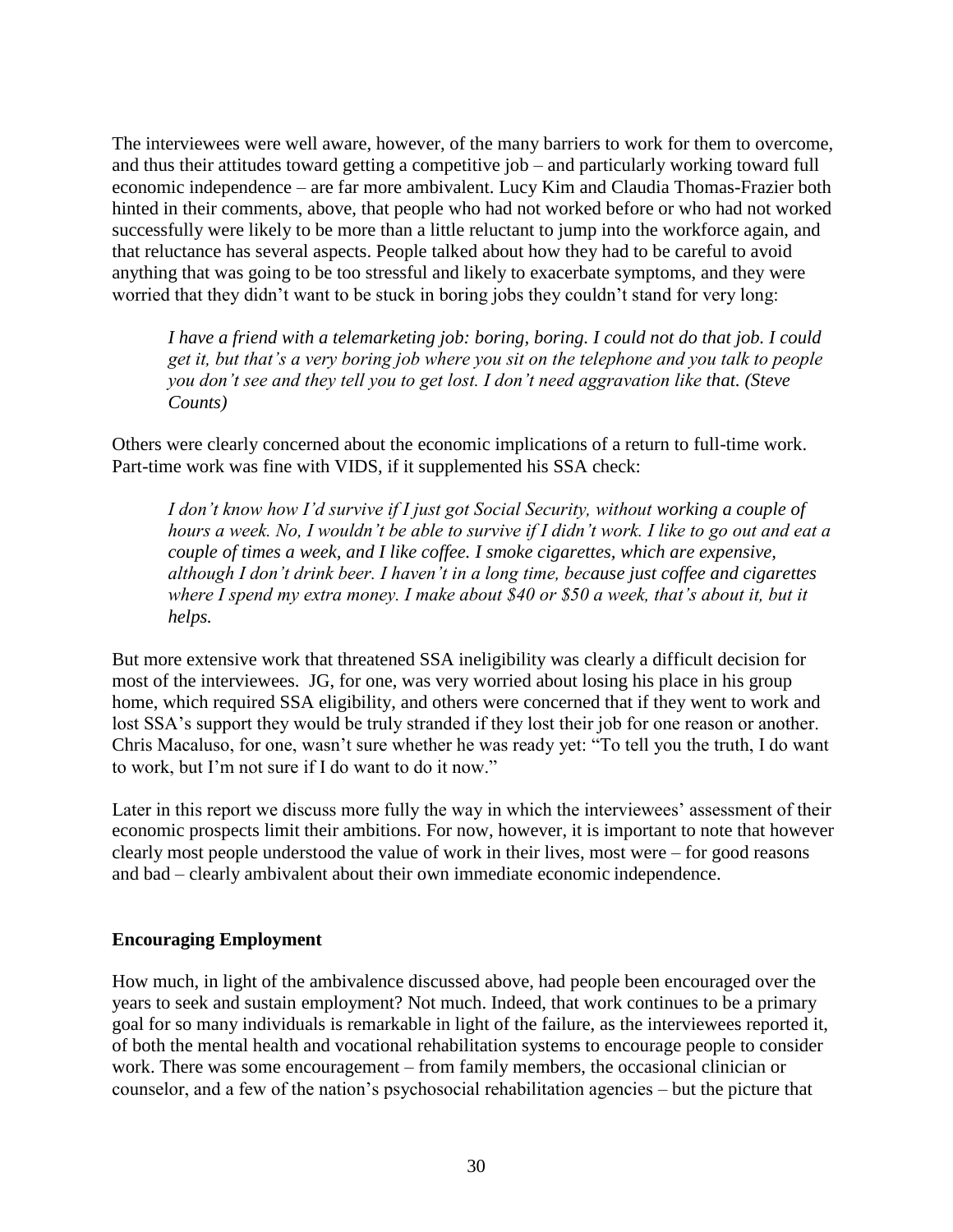The interviewees were well aware, however, of the many barriers to work for them to overcome, and thus their attitudes toward getting a competitive job – and particularly working toward full economic independence – are far more ambivalent. Lucy Kim and Claudia Thomas-Frazier both hinted in their comments, above, that people who had not worked before or who had not worked successfully were likely to be more than a little reluctant to jump into the workforce again, and that reluctance has several aspects. People talked about how they had to be careful to avoid anything that was going to be too stressful and likely to exacerbate symptoms, and they were worried that they didn't want to be stuck in boring jobs they couldn't stand for very long:

> *I have a friend with a telemarketing job: boring, boring. I could not do that job. I could get it, but that's a very boring job where you sit on the telephone and you talk to people you don't see and they tell you to get lost. I don't need aggravation like that. (Steve Counts)*

Others were clearly concerned about the economic implications of a return to full-time work. Part-time work was fine with VIDS, if it supplemented his SSA check:

> *I don't know how I'd survive if I just got Social Security, without working a couple of hours a week. No, I wouldn't be able to survive if I didn't work. I like to go out and eat a couple of times a week, and I like coffee. I smoke cigarettes, which are expensive, although I don't drink beer. I haven't in a long time, because just coffee and cigarettes where I spend my extra money. I make about $40 or $50 a week, that's about it, but it helps.*

But more extensive work that threatened SSA ineligibility was clearly a difficult decision for most of the interviewees. JG, for one, was very worried about losing his place in his group home, which required SSA eligibility, and others were concerned that if they went to work and lost SSA's support they would be truly stranded if they lost their job for one reason or another. Chris Macaluso, for one, wasn't sure whether he was ready yet: "To tell you the truth, I do want to work, but I'm not sure if I do want to do it now."

Later in this report we discuss more fully the way in which the interviewees' assessment of their economic prospects limit their ambitions. For now, however, it is important to note that however clearly most people understood the value of work in their lives, most were – for good reasons and bad – clearly ambivalent about their own immediate economic independence.

**Encouraging Employment**

How much, in light of the ambivalence discussed above, had people been encouraged over the years to seek and sustain employment? Not much. Indeed, that work continues to be a primary goal for so many individuals is remarkable in light of the failure, as the interviewees reported it, of both the mental health and vocational rehabilitation systems to encourage people to consider work. There was some encouragement – from family members, the occasional clinician or counselor, and a few of the nation's psychosocial rehabilitation agencies – but the picture that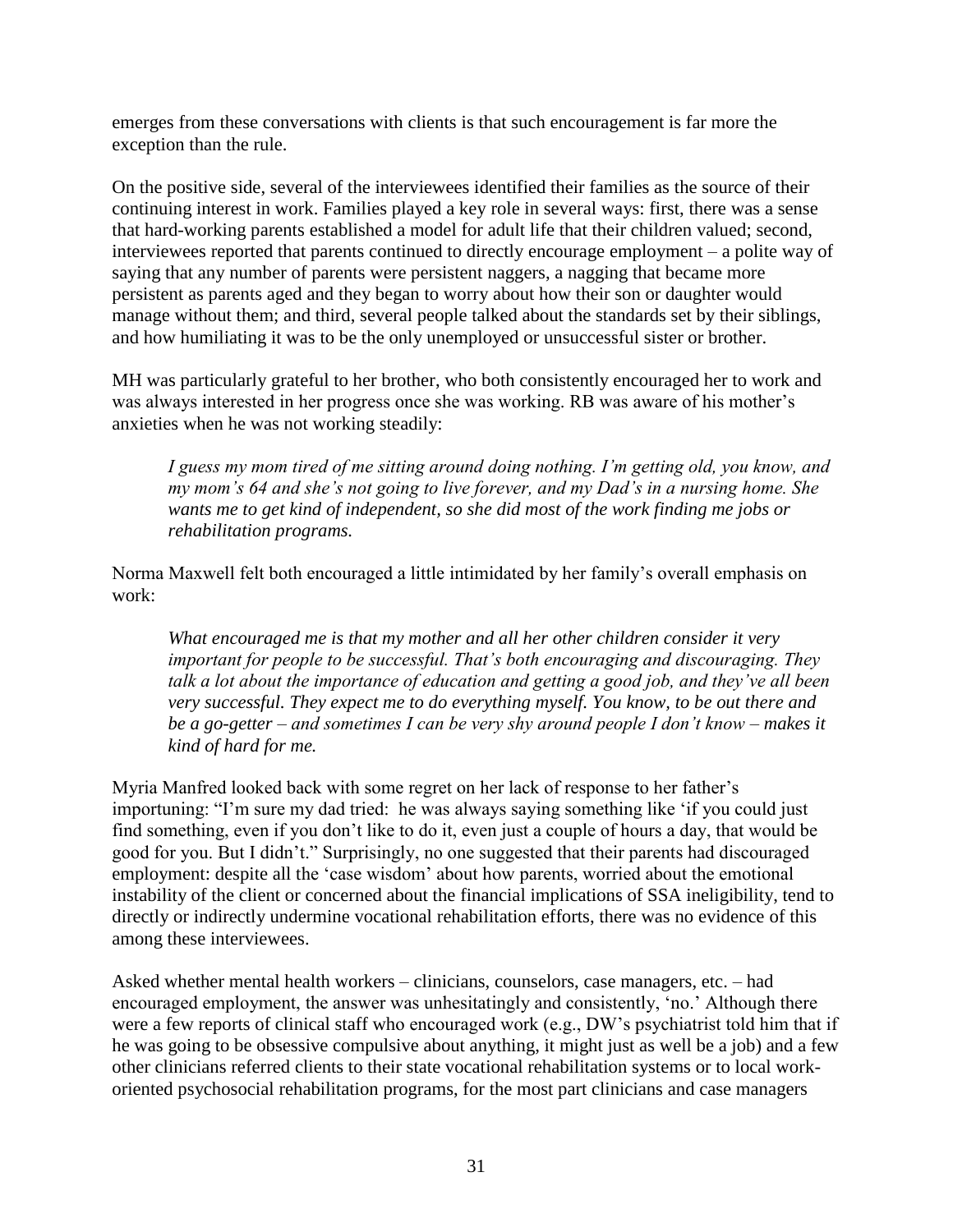emerges from these conversations with clients is that such encouragement is far more the exception than the rule.

On the positive side, several of the interviewees identified their families as the source of their continuing interest in work. Families played a key role in several ways: first, there was a sense that hard-working parents established a model for adult life that their children valued; second, interviewees reported that parents continued to directly encourage employment – a polite way of saying that any number of parents were persistent naggers, a nagging that became more persistent as parents aged and they began to worry about how their son or daughter would manage without them; and third, several people talked about the standards set by their siblings, and how humiliating it was to be the only unemployed or unsuccessful sister or brother.

MH was particularly grateful to her brother, who both consistently encouraged her to work and was always interested in her progress once she was working. RB was aware of his mother's anxieties when he was not working steadily:

> *I guess my mom tired of me sitting around doing nothing. I'm getting old, you know, and my mom's 64 and she's not going to live forever, and my Dad's in a nursing home. She wants me to get kind of independent, so she did most of the work finding me jobs or rehabilitation programs.*

Norma Maxwell felt both encouraged a little intimidated by her family's overall emphasis on work:

> *What encouraged me is that my mother and all her other children consider it very important for people to be successful. That's both encouraging and discouraging. They talk a lot about the importance of education and getting a good job, and they've all been very successful. They expect me to do everything myself. You know, to be out there and be a go-getter – and sometimes I can be very shy around people I don't know – makes it kind of hard for me.*

Myria Manfred looked back with some regret on her lack of response to her father's importuning: "I'm sure my dad tried: he was always saying something like 'if you could just find something, even if you don't like to do it, even just a couple of hours a day, that would be good for you. But I didn't." Surprisingly, no one suggested that their parents had discouraged employment: despite all the 'case wisdom' about how parents, worried about the emotional instability of the client or concerned about the financial implications of SSA ineligibility, tend to directly or indirectly undermine vocational rehabilitation efforts, there was no evidence of this among these interviewees.

Asked whether mental health workers – clinicians, counselors, case managers, etc. – had encouraged employment, the answer was unhesitatingly and consistently, 'no.' Although there were a few reports of clinical staff who encouraged work (e.g., DW's psychiatrist told him that if he was going to be obsessive compulsive about anything, it might just as well be a job) and a few other clinicians referred clients to their state vocational rehabilitation systems or to local work-oriented psychosocial rehabilitation programs, for the most part clinicians and case managers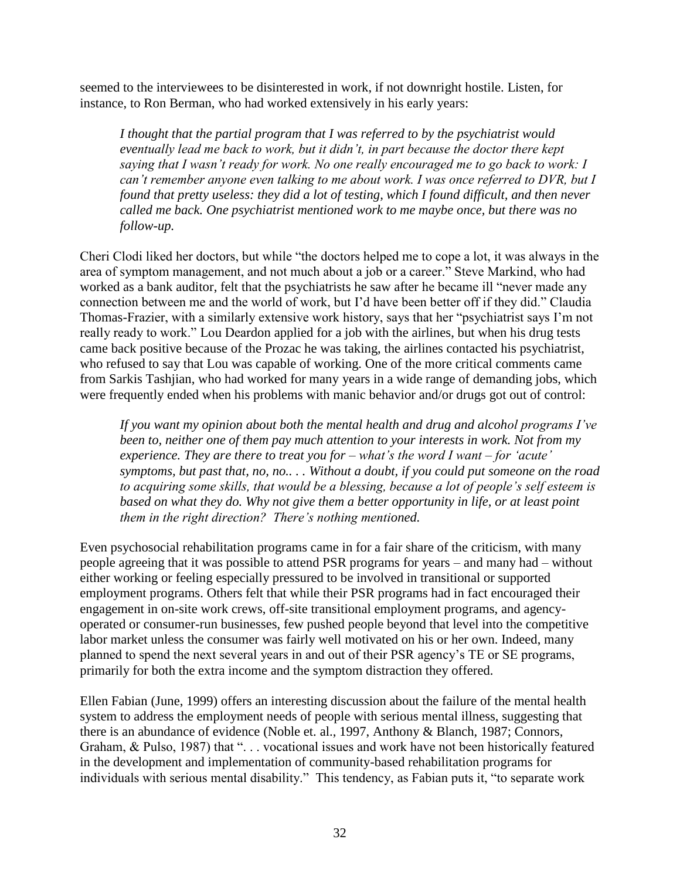seemed to the interviewees to be disinterested in work, if not downright hostile. Listen, for instance, to Ron Berman, who had worked extensively in his early years:

> *I thought that the partial program that I was referred to by the psychiatrist would eventually lead me back to work, but it didn't, in part because the doctor there kept saying that I wasn't ready for work. No one really encouraged me to go back to work: I can't remember anyone even talking to me about work. I was once referred to DVR, but I found that pretty useless: they did a lot of testing, which I found difficult, and then never called me back. One psychiatrist mentioned work to me maybe once, but there was no follow-up.*

Cheri Clodi liked her doctors, but while "the doctors helped me to cope a lot, it was always in the area of symptom management, and not much about a job or a career." Steve Markind, who had worked as a bank auditor, felt that the psychiatrists he saw after he became ill "never made any connection between me and the world of work, but I'd have been better off if they did." Claudia Thomas-Frazier, with a similarly extensive work history, says that her "psychiatrist says I'm not really ready to work." Lou Deardon applied for a job with the airlines, but when his drug tests came back positive because of the Prozac he was taking, the airlines contacted his psychiatrist, who refused to say that Lou was capable of working. One of the more critical comments came from Sarkis Tashjian, who had worked for many years in a wide range of demanding jobs, which were frequently ended when his problems with manic behavior and/or drugs got out of control:

> *If you want my opinion about both the mental health and drug and alcohol programs I've been to, neither one of them pay much attention to your interests in work. Not from my experience. They are there to treat you for – what's the word I want – for 'acute' symptoms, but past that, no, no.. . . Without a doubt, if you could put someone on the road to acquiring some skills, that would be a blessing, because a lot of people's self esteem is based on what they do. Why not give them a better opportunity in life, or at least point them in the right direction? There's nothing mentioned.*

Even psychosocial rehabilitation programs came in for a fair share of the criticism, with many people agreeing that it was possible to attend PSR programs for years – and many had – without either working or feeling especially pressured to be involved in transitional or supported employment programs. Others felt that while their PSR programs had in fact encouraged their engagement in on-site work crews, off-site transitional employment programs, and agency-operated or consumer-run businesses, few pushed people beyond that level into the competitive labor market unless the consumer was fairly well motivated on his or her own. Indeed, many planned to spend the next several years in and out of their PSR agency's TE or SE programs, primarily for both the extra income and the symptom distraction they offered.

Ellen Fabian (June, 1999) offers an interesting discussion about the failure of the mental health system to address the employment needs of people with serious mental illness, suggesting that there is an abundance of evidence (Noble et. al., 1997, Anthony & Blanch, 1987; Connors, Graham, & Pulso, 1987) that ". . . vocational issues and work have not been historically featured in the development and implementation of community-based rehabilitation programs for individuals with serious mental disability." This tendency, as Fabian puts it, "to separate work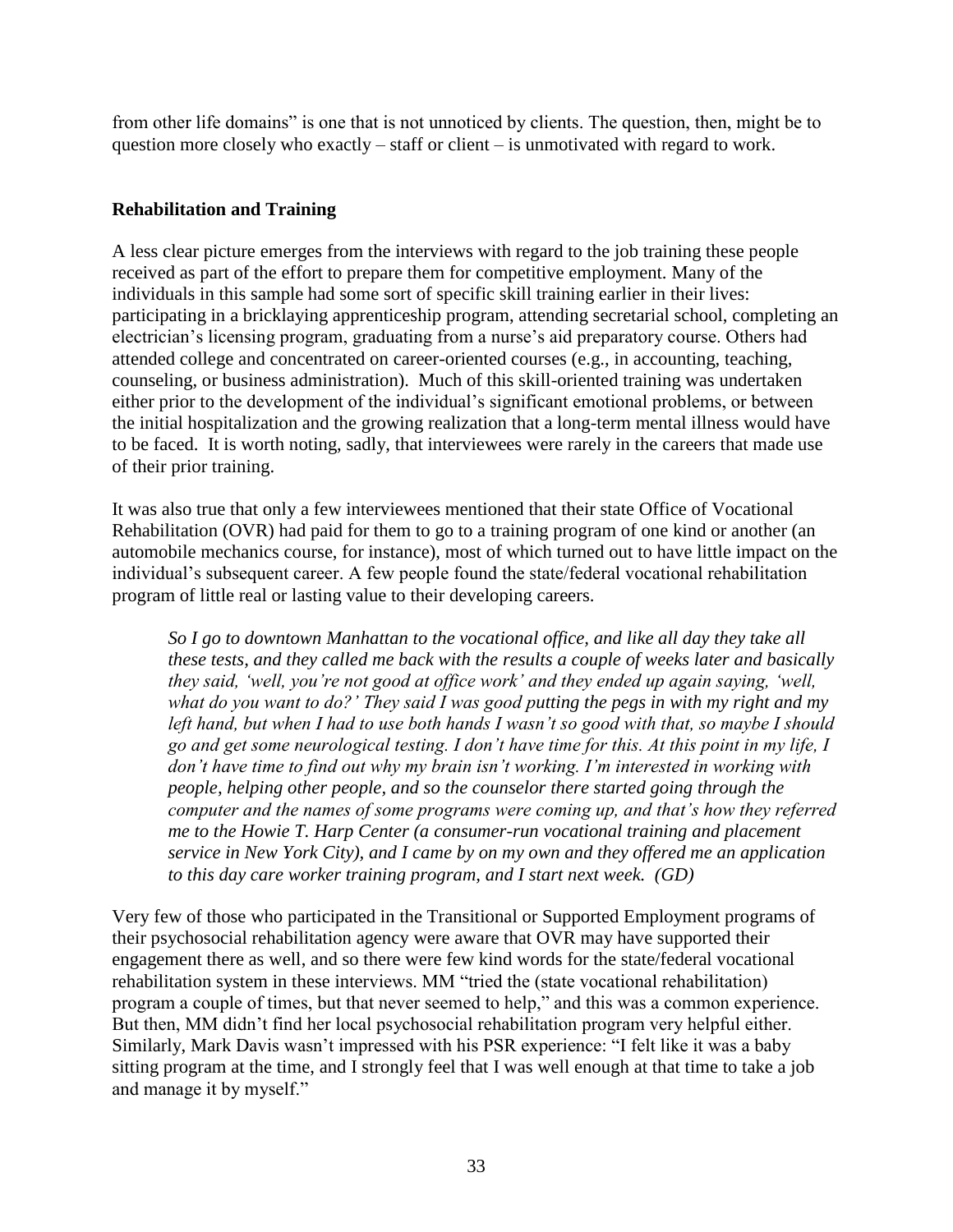from other life domains" is one that is not unnoticed by clients. The question, then, might be to question more closely who exactly – staff or client – is unmotivated with regard to work.

**Rehabilitation and Training**

A less clear picture emerges from the interviews with regard to the job training these people received as part of the effort to prepare them for competitive employment. Many of the individuals in this sample had some sort of specific skill training earlier in their lives: participating in a bricklaying apprenticeship program, attending secretarial school, completing an electrician's licensing program, graduating from a nurse's aid preparatory course. Others had attended college and concentrated on career-oriented courses (e.g., in accounting, teaching, counseling, or business administration). Much of this skill-oriented training was undertaken either prior to the development of the individual's significant emotional problems, or between the initial hospitalization and the growing realization that a long-term mental illness would have to be faced. It is worth noting, sadly, that interviewees were rarely in the careers that made use of their prior training.

It was also true that only a few interviewees mentioned that their state Office of Vocational Rehabilitation (OVR) had paid for them to go to a training program of one kind or another (an automobile mechanics course, for instance), most of which turned out to have little impact on the individual's subsequent career. A few people found the state/federal vocational rehabilitation program of little real or lasting value to their developing careers.

> *So I go to downtown Manhattan to the vocational office, and like all day they take all these tests, and they called me back with the results a couple of weeks later and basically they said, 'well, you're not good at office work' and they ended up again saying, 'well, what do you want to do?' They said I was good putting the pegs in with my right and my left hand, but when I had to use both hands I wasn't so good with that, so maybe I should go and get some neurological testing. I don't have time for this. At this point in my life, I don't have time to find out why my brain isn't working. I'm interested in working with people, helping other people, and so the counselor there started going through the computer and the names of some programs were coming up, and that's how they referred me to the Howie T. Harp Center (a consumer-run vocational training and placement service in New York City), and I came by on my own and they offered me an application to this day care worker training program, and I start next week. (GD)*

Very few of those who participated in the Transitional or Supported Employment programs of their psychosocial rehabilitation agency were aware that OVR may have supported their engagement there as well, and so there were few kind words for the state/federal vocational rehabilitation system in these interviews. MM "tried the (state vocational rehabilitation) program a couple of times, but that never seemed to help," and this was a common experience. But then, MM didn't find her local psychosocial rehabilitation program very helpful either. Similarly, Mark Davis wasn't impressed with his PSR experience: "I felt like it was a baby sitting program at the time, and I strongly feel that I was well enough at that time to take a job and manage it by myself."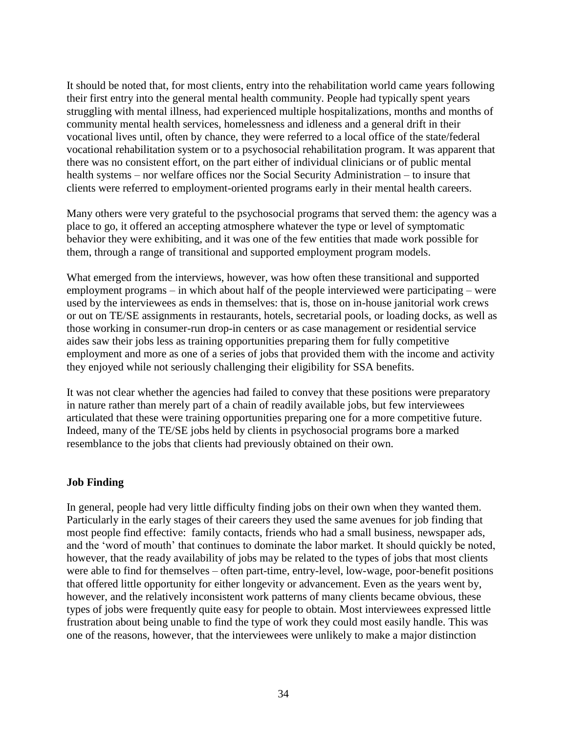It should be noted that, for most clients, entry into the rehabilitation world came years following their first entry into the general mental health community. People had typically spent years struggling with mental illness, had experienced multiple hospitalizations, months and months of community mental health services, homelessness and idleness and a general drift in their vocational lives until, often by chance, they were referred to a local office of the state/federal vocational rehabilitation system or to a psychosocial rehabilitation program. It was apparent that there was no consistent effort, on the part either of individual clinicians or of public mental health systems – nor welfare offices nor the Social Security Administration – to insure that clients were referred to employment-oriented programs early in their mental health careers.

Many others were very grateful to the psychosocial programs that served them: the agency was a place to go, it offered an accepting atmosphere whatever the type or level of symptomatic behavior they were exhibiting, and it was one of the few entities that made work possible for them, through a range of transitional and supported employment program models.

What emerged from the interviews, however, was how often these transitional and supported employment programs – in which about half of the people interviewed were participating – were used by the interviewees as ends in themselves: that is, those on in-house janitorial work crews or out on TE/SE assignments in restaurants, hotels, secretarial pools, or loading docks, as well as those working in consumer-run drop-in centers or as case management or residential service aides saw their jobs less as training opportunities preparing them for fully competitive employment and more as one of a series of jobs that provided them with the income and activity they enjoyed while not seriously challenging their eligibility for SSA benefits.

It was not clear whether the agencies had failed to convey that these positions were preparatory in nature rather than merely part of a chain of readily available jobs, but few interviewees articulated that these were training opportunities preparing one for a more competitive future. Indeed, many of the TE/SE jobs held by clients in psychosocial programs bore a marked resemblance to the jobs that clients had previously obtained on their own.

**Job Finding**

In general, people had very little difficulty finding jobs on their own when they wanted them. Particularly in the early stages of their careers they used the same avenues for job finding that most people find effective: family contacts, friends who had a small business, newspaper ads, and the 'word of mouth' that continues to dominate the labor market. It should quickly be noted, however, that the ready availability of jobs may be related to the types of jobs that most clients were able to find for themselves – often part-time, entry-level, low-wage, poor-benefit positions that offered little opportunity for either longevity or advancement. Even as the years went by, however, and the relatively inconsistent work patterns of many clients became obvious, these types of jobs were frequently quite easy for people to obtain. Most interviewees expressed little frustration about being unable to find the type of work they could most easily handle. This was one of the reasons, however, that the interviewees were unlikely to make a major distinction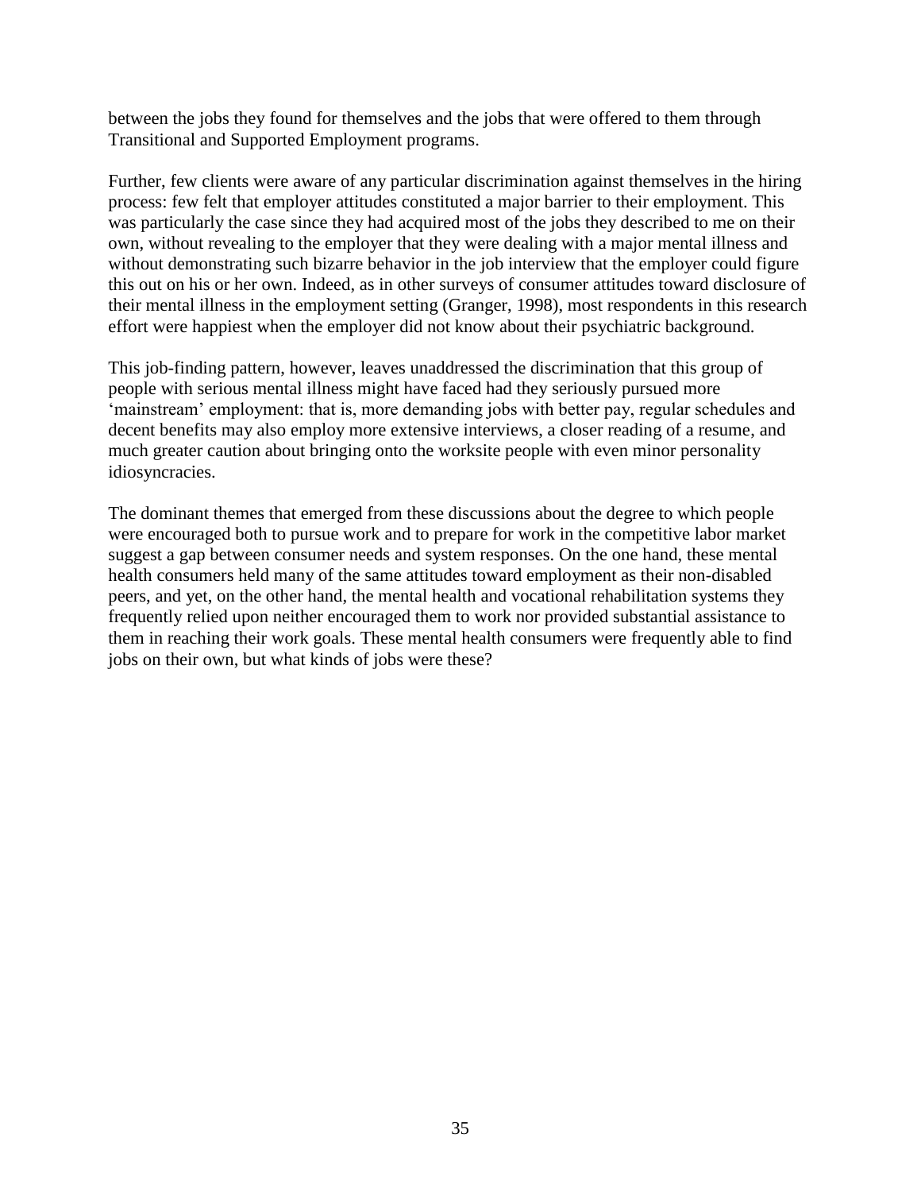between the jobs they found for themselves and the jobs that were offered to them through Transitional and Supported Employment programs.

Further, few clients were aware of any particular discrimination against themselves in the hiring process: few felt that employer attitudes constituted a major barrier to their employment. This was particularly the case since they had acquired most of the jobs they described to me on their own, without revealing to the employer that they were dealing with a major mental illness and without demonstrating such bizarre behavior in the job interview that the employer could figure this out on his or her own. Indeed, as in other surveys of consumer attitudes toward disclosure of their mental illness in the employment setting (Granger, 1998), most respondents in this research effort were happiest when the employer did not know about their psychiatric background.

This job-finding pattern, however, leaves unaddressed the discrimination that this group of people with serious mental illness might have faced had they seriously pursued more 'mainstream' employment: that is, more demanding jobs with better pay, regular schedules and decent benefits may also employ more extensive interviews, a closer reading of a resume, and much greater caution about bringing onto the worksite people with even minor personality idiosyncracies.

The dominant themes that emerged from these discussions about the degree to which people were encouraged both to pursue work and to prepare for work in the competitive labor market suggest a gap between consumer needs and system responses. On the one hand, these mental health consumers held many of the same attitudes toward employment as their non-disabled peers, and yet, on the other hand, the mental health and vocational rehabilitation systems they frequently relied upon neither encouraged them to work nor provided substantial assistance to them in reaching their work goals. These mental health consumers were frequently able to find jobs on their own, but what kinds of jobs were these?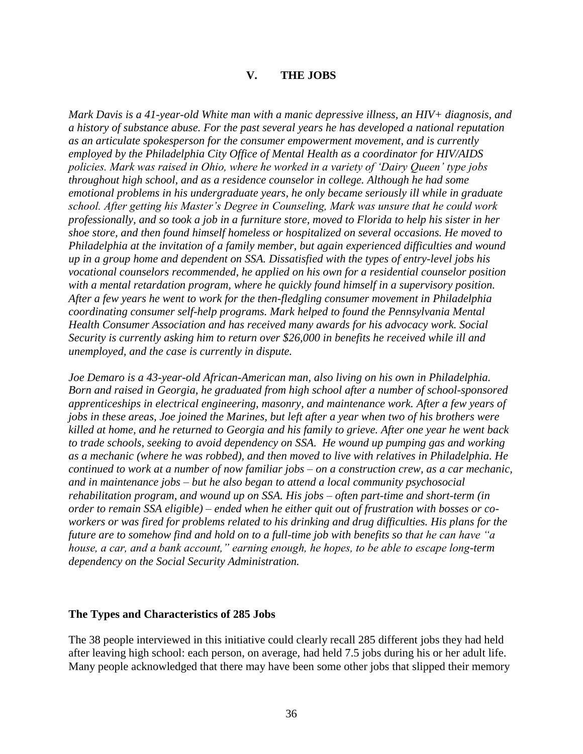## V. THE JOBS

*Mark Davis is a 41-year-old White man with a manic depressive illness, an HIV+ diagnosis, and a history of substance abuse. For the past several years he has developed a national reputation as an articulate spokesperson for the consumer empowerment movement, and is currently employed by the Philadelphia City Office of Mental Health as a coordinator for HIV/AIDS policies. Mark was raised in Ohio, where he worked in a variety of 'Dairy Queen' type jobs throughout high school, and as a residence counselor in college. Although he had some emotional problems in his undergraduate years, he only became seriously ill while in graduate school. After getting his Master's Degree in Counseling, Mark was unsure that he could work professionally, and so took a job in a furniture store, moved to Florida to help his sister in her shoe store, and then found himself homeless or hospitalized on several occasions. He moved to Philadelphia at the invitation of a family member, but again experienced difficulties and wound up in a group home and dependent on SSA. Dissatisfied with the types of entry-level jobs his vocational counselors recommended, he applied on his own for a residential counselor position with a mental retardation program, where he quickly found himself in a supervisory position. After a few years he went to work for the then-fledgling consumer movement in Philadelphia coordinating consumer self-help programs. Mark helped to found the Pennsylvania Mental Health Consumer Association and has received many awards for his advocacy work. Social Security is currently asking him to return over $26,000 in benefits he received while ill and unemployed, and the case is currently in dispute.*

*Joe Demaro is a 43-year-old African-American man, also living on his own in Philadelphia. Born and raised in Georgia, he graduated from high school after a number of school-sponsored apprenticeships in electrical engineering, masonry, and maintenance work. After a few years of jobs in these areas, Joe joined the Marines, but left after a year when two of his brothers were killed at home, and he returned to Georgia and his family to grieve. After one year he went back to trade schools, seeking to avoid dependency on SSA. He wound up pumping gas and working as a mechanic (where he was robbed), and then moved to live with relatives in Philadelphia. He continued to work at a number of now familiar jobs – on a construction crew, as a car mechanic, and in maintenance jobs – but he also began to attend a local community psychosocial rehabilitation program, and wound up on SSA. His jobs – often part-time and short-term (in order to remain SSA eligible) – ended when he either quit out of frustration with bosses or co-workers or was fired for problems related to his drinking and drug difficulties. His plans for the future are to somehow find and hold on to a full-time job with benefits so that he can have "a house, a car, and a bank account," earning enough, he hopes, to be able to escape long-term dependency on the Social Security Administration.*

### The Types and Characteristics of 285 Jobs

The 38 people interviewed in this initiative could clearly recall 285 different jobs they had held after leaving high school: each person, on average, had held 7.5 jobs during his or her adult life. Many people acknowledged that there may have been some other jobs that slipped their memory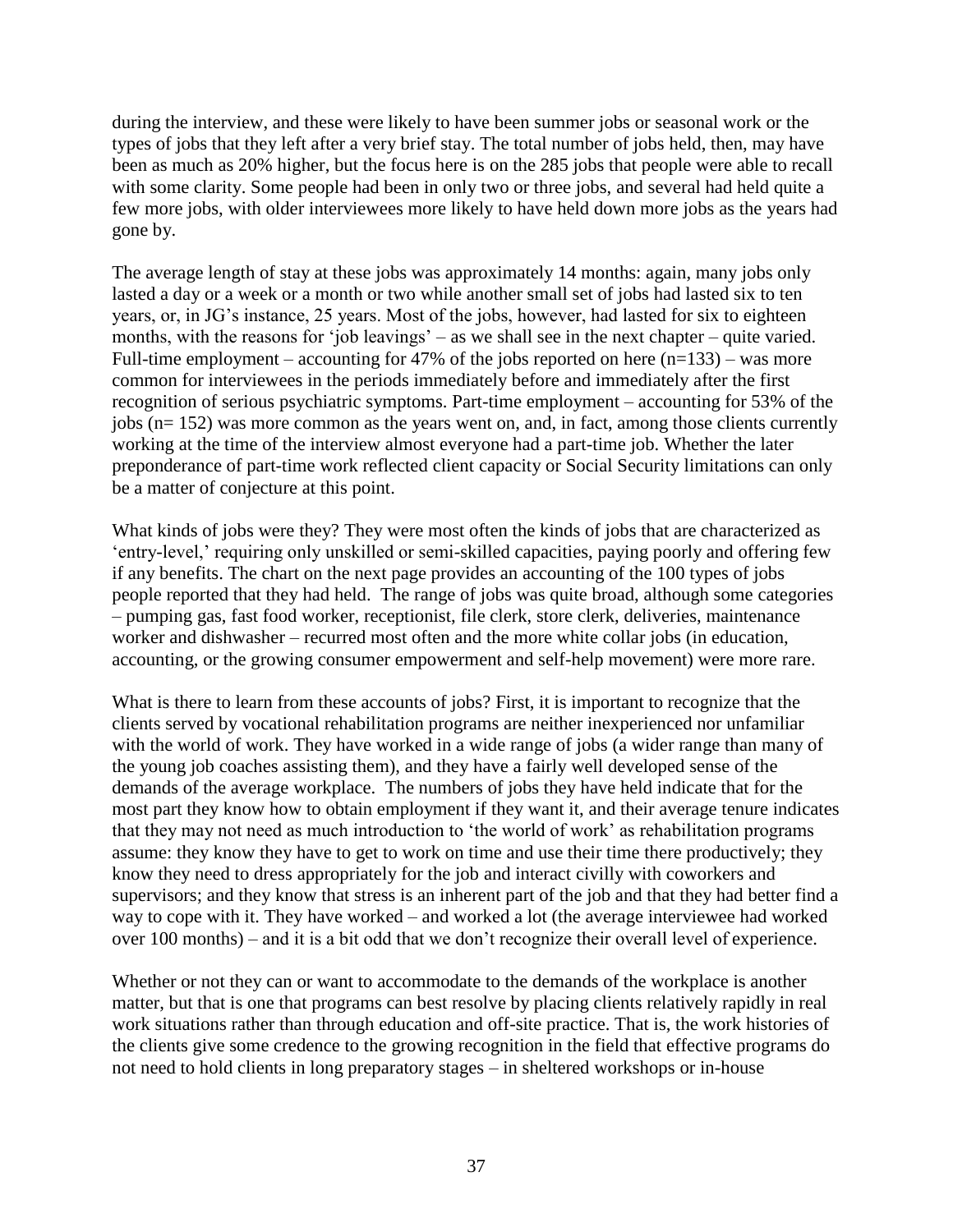during the interview, and these were likely to have been summer jobs or seasonal work or the types of jobs that they left after a very brief stay. The total number of jobs held, then, may have been as much as 20% higher, but the focus here is on the 285 jobs that people were able to recall with some clarity. Some people had been in only two or three jobs, and several had held quite a few more jobs, with older interviewees more likely to have held down more jobs as the years had gone by.

The average length of stay at these jobs was approximately 14 months: again, many jobs only lasted a day or a week or a month or two while another small set of jobs had lasted six to ten years, or, in JG's instance, 25 years. Most of the jobs, however, had lasted for six to eighteen months, with the reasons for 'job leavings' – as we shall see in the next chapter – quite varied. Full-time employment – accounting for 47% of the jobs reported on here (n=133) – was more common for interviewees in the periods immediately before and immediately after the first recognition of serious psychiatric symptoms. Part-time employment – accounting for 53% of the jobs (n= 152) was more common as the years went on, and, in fact, among those clients currently working at the time of the interview almost everyone had a part-time job. Whether the later preponderance of part-time work reflected client capacity or Social Security limitations can only be a matter of conjecture at this point.

What kinds of jobs were they? They were most often the kinds of jobs that are characterized as 'entry-level,' requiring only unskilled or semi-skilled capacities, paying poorly and offering few if any benefits. The chart on the next page provides an accounting of the 100 types of jobs people reported that they had held. The range of jobs was quite broad, although some categories – pumping gas, fast food worker, receptionist, file clerk, store clerk, deliveries, maintenance worker and dishwasher – recurred most often and the more white collar jobs (in education, accounting, or the growing consumer empowerment and self-help movement) were more rare.

What is there to learn from these accounts of jobs? First, it is important to recognize that the clients served by vocational rehabilitation programs are neither inexperienced nor unfamiliar with the world of work. They have worked in a wide range of jobs (a wider range than many of the young job coaches assisting them), and they have a fairly well developed sense of the demands of the average workplace. The numbers of jobs they have held indicate that for the most part they know how to obtain employment if they want it, and their average tenure indicates that they may not need as much introduction to 'the world of work' as rehabilitation programs assume: they know they have to get to work on time and use their time there productively; they know they need to dress appropriately for the job and interact civilly with coworkers and supervisors; and they know that stress is an inherent part of the job and that they had better find a way to cope with it. They have worked – and worked a lot (the average interviewee had worked over 100 months) – and it is a bit odd that we don't recognize their overall level of experience.

Whether or not they can or want to accommodate to the demands of the workplace is another matter, but that is one that programs can best resolve by placing clients relatively rapidly in real work situations rather than through education and off-site practice. That is, the work histories of the clients give some credence to the growing recognition in the field that effective programs do not need to hold clients in long preparatory stages – in sheltered workshops or in-house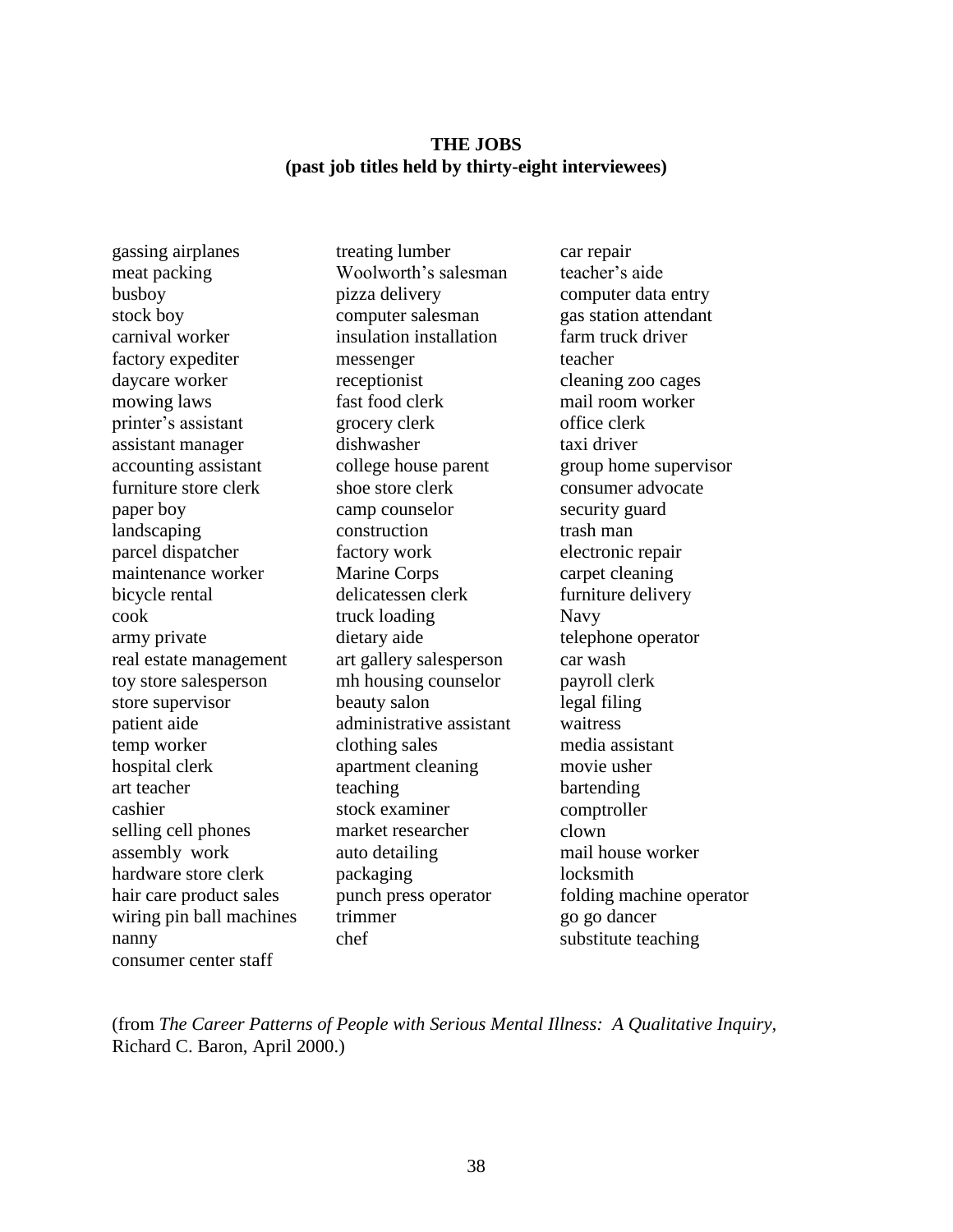**THE JOBS**
**(past job titles held by thirty-eight interviewees)**

gassing airplanes
meat packing
busboy
stock boy
carnival worker
factory expediter
daycare worker
mowing laws
printer's assistant
assistant manager
accounting assistant
furniture store clerk
paper boy
landscaping
parcel dispatcher
maintenance worker
bicycle rental
cook
army private
real estate management
toy store salesperson
store supervisor
patient aide
temp worker
hospital clerk
art teacher
cashier
selling cell phones
assembly work
hardware store clerk
hair care product sales
wiring pin ball machines
nanny
consumer center staff
treating lumber
Woolworth's salesman
pizza delivery
computer salesman
insulation installation
messenger
receptionist
fast food clerk
grocery clerk
dishwasher
college house parent
shoe store clerk
camp counselor
construction
factory work
Marine Corps
delicatessen clerk
truck loading
dietary aide
art gallery salesperson
mh housing counselor
beauty salon
administrative assistant
clothing sales
apartment cleaning
teaching
stock examiner
market researcher
auto detailing
packaging
punch press operator
trimmer
chef
car repair
teacher's aide
computer data entry
gas station attendant
farm truck driver
teacher
cleaning zoo cages
mail room worker
office clerk
taxi driver
group home supervisor
consumer advocate
security guard
trash man
electronic repair
carpet cleaning
furniture delivery
Navy
telephone operator
car wash
payroll clerk
legal filing
waitress
media assistant
movie usher
bartending
comptroller
clown
mail house worker
locksmith
folding machine operator
go go dancer
substitute teaching

(from *The Career Patterns of People with Serious Mental Illness: A Qualitative Inquiry*, Richard C. Baron, April 2000.)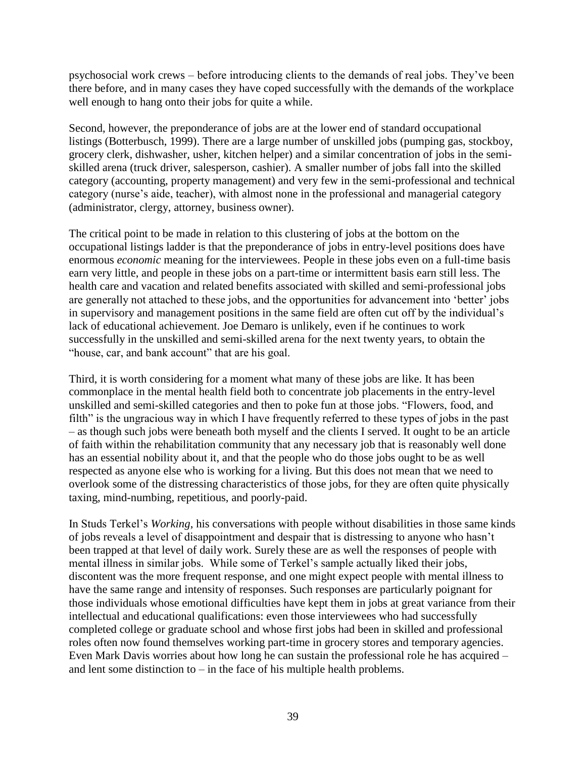psychosocial work crews – before introducing clients to the demands of real jobs. They've been there before, and in many cases they have coped successfully with the demands of the workplace well enough to hang onto their jobs for quite a while.

Second, however, the preponderance of jobs are at the lower end of standard occupational listings (Botterbusch, 1999). There are a large number of unskilled jobs (pumping gas, stockboy, grocery clerk, dishwasher, usher, kitchen helper) and a similar concentration of jobs in the semi-skilled arena (truck driver, salesperson, cashier). A smaller number of jobs fall into the skilled category (accounting, property management) and very few in the semi-professional and technical category (nurse's aide, teacher), with almost none in the professional and managerial category (administrator, clergy, attorney, business owner).

The critical point to be made in relation to this clustering of jobs at the bottom on the occupational listings ladder is that the preponderance of jobs in entry-level positions does have enormous *economic* meaning for the interviewees. People in these jobs even on a full-time basis earn very little, and people in these jobs on a part-time or intermittent basis earn still less. The health care and vacation and related benefits associated with skilled and semi-professional jobs are generally not attached to these jobs, and the opportunities for advancement into 'better' jobs in supervisory and management positions in the same field are often cut off by the individual's lack of educational achievement. Joe Demaro is unlikely, even if he continues to work successfully in the unskilled and semi-skilled arena for the next twenty years, to obtain the "house, car, and bank account" that are his goal.

Third, it is worth considering for a moment what many of these jobs are like. It has been commonplace in the mental health field both to concentrate job placements in the entry-level unskilled and semi-skilled categories and then to poke fun at those jobs. "Flowers, food, and filth" is the ungracious way in which I have frequently referred to these types of jobs in the past – as though such jobs were beneath both myself and the clients I served. It ought to be an article of faith within the rehabilitation community that any necessary job that is reasonably well done has an essential nobility about it, and that the people who do those jobs ought to be as well respected as anyone else who is working for a living. But this does not mean that we need to overlook some of the distressing characteristics of those jobs, for they are often quite physically taxing, mind-numbing, repetitious, and poorly-paid.

In Studs Terkel's *Working*, his conversations with people without disabilities in those same kinds of jobs reveals a level of disappointment and despair that is distressing to anyone who hasn't been trapped at that level of daily work. Surely these are as well the responses of people with mental illness in similar jobs. While some of Terkel's sample actually liked their jobs, discontent was the more frequent response, and one might expect people with mental illness to have the same range and intensity of responses. Such responses are particularly poignant for those individuals whose emotional difficulties have kept them in jobs at great variance from their intellectual and educational qualifications: even those interviewees who had successfully completed college or graduate school and whose first jobs had been in skilled and professional roles often now found themselves working part-time in grocery stores and temporary agencies. Even Mark Davis worries about how long he can sustain the professional role he has acquired – and lent some distinction to – in the face of his multiple health problems.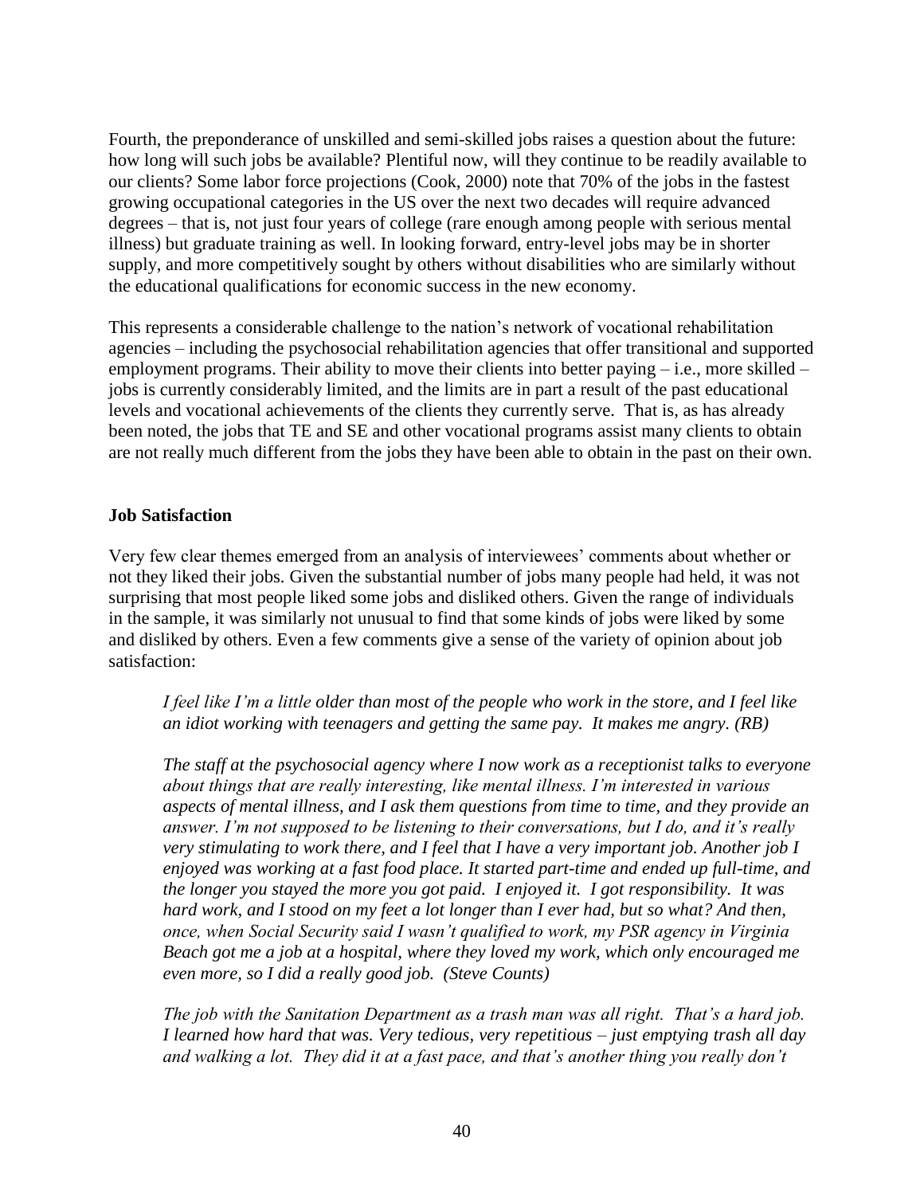Fourth, the preponderance of unskilled and semi-skilled jobs raises a question about the future: how long will such jobs be available? Plentiful now, will they continue to be readily available to our clients? Some labor force projections (Cook, 2000) note that 70% of the jobs in the fastest growing occupational categories in the US over the next two decades will require advanced degrees – that is, not just four years of college (rare enough among people with serious mental illness) but graduate training as well. In looking forward, entry-level jobs may be in shorter supply, and more competitively sought by others without disabilities who are similarly without the educational qualifications for economic success in the new economy.

This represents a considerable challenge to the nation's network of vocational rehabilitation agencies – including the psychosocial rehabilitation agencies that offer transitional and supported employment programs. Their ability to move their clients into better paying – i.e., more skilled – jobs is currently considerably limited, and the limits are in part a result of the past educational levels and vocational achievements of the clients they currently serve. That is, as has already been noted, the jobs that TE and SE and other vocational programs assist many clients to obtain are not really much different from the jobs they have been able to obtain in the past on their own.

**Job Satisfaction**

Very few clear themes emerged from an analysis of interviewees' comments about whether or not they liked their jobs. Given the substantial number of jobs many people had held, it was not surprising that most people liked some jobs and disliked others. Given the range of individuals in the sample, it was similarly not unusual to find that some kinds of jobs were liked by some and disliked by others. Even a few comments give a sense of the variety of opinion about job satisfaction:

> *I feel like I'm a little older than most of the people who work in the store, and I feel like an idiot working with teenagers and getting the same pay. It makes me angry. (RB)*

> *The staff at the psychosocial agency where I now work as a receptionist talks to everyone about things that are really interesting, like mental illness. I'm interested in various aspects of mental illness, and I ask them questions from time to time, and they provide an answer. I'm not supposed to be listening to their conversations, but I do, and it's really very stimulating to work there, and I feel that I have a very important job. Another job I enjoyed was working at a fast food place. It started part-time and ended up full-time, and the longer you stayed the more you got paid. I enjoyed it. I got responsibility. It was hard work, and I stood on my feet a lot longer than I ever had, but so what? And then, once, when Social Security said I wasn't qualified to work, my PSR agency in Virginia Beach got me a job at a hospital, where they loved my work, which only encouraged me even more, so I did a really good job. (Steve Counts)*

> *The job with the Sanitation Department as a trash man was all right. That's a hard job. I learned how hard that was. Very tedious, very repetitious – just emptying trash all day and walking a lot. They did it at a fast pace, and that's another thing you really don't*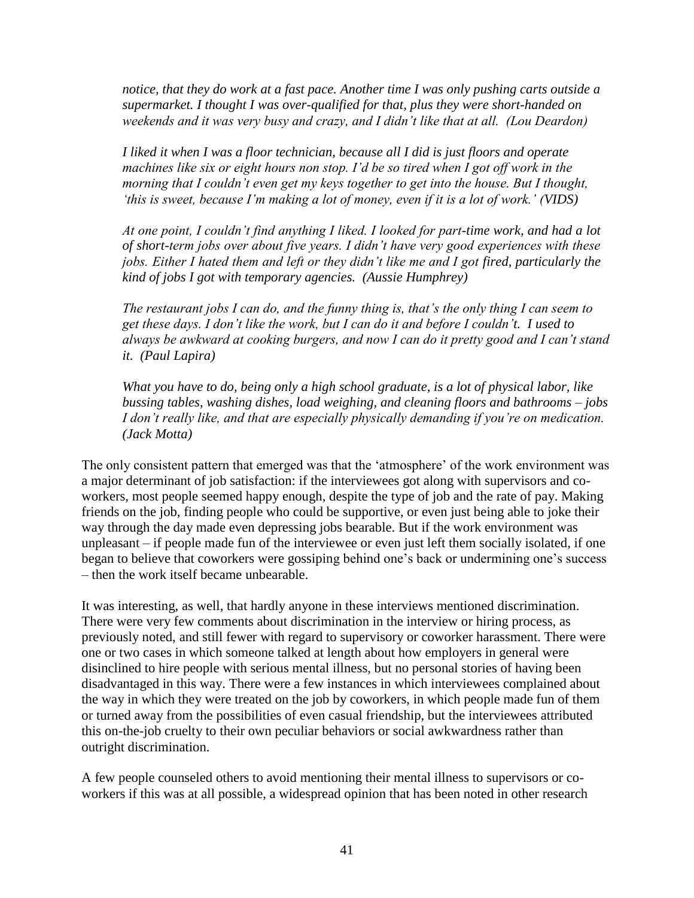*notice, that they do work at a fast pace. Another time I was only pushing carts outside a supermarket. I thought I was over-qualified for that, plus they were short-handed on weekends and it was very busy and crazy, and I didn't like that at all. (Lou Deardon)*

*I liked it when I was a floor technician, because all I did is just floors and operate machines like six or eight hours non stop. I'd be so tired when I got off work in the morning that I couldn't even get my keys together to get into the house. But I thought, 'this is sweet, because I'm making a lot of money, even if it is a lot of work.' (VIDS)*

*At one point, I couldn't find anything I liked. I looked for part-time work, and had a lot of short-term jobs over about five years. I didn't have very good experiences with these jobs. Either I hated them and left or they didn't like me and I got fired, particularly the kind of jobs I got with temporary agencies. (Aussie Humphrey)*

*The restaurant jobs I can do, and the funny thing is, that's the only thing I can seem to get these days. I don't like the work, but I can do it and before I couldn't. I used to always be awkward at cooking burgers, and now I can do it pretty good and I can't stand it. (Paul Lapira)*

*What you have to do, being only a high school graduate, is a lot of physical labor, like bussing tables, washing dishes, load weighing, and cleaning floors and bathrooms – jobs I don't really like, and that are especially physically demanding if you're on medication. (Jack Motta)*

The only consistent pattern that emerged was that the 'atmosphere' of the work environment was a major determinant of job satisfaction: if the interviewees got along with supervisors and co-workers, most people seemed happy enough, despite the type of job and the rate of pay. Making friends on the job, finding people who could be supportive, or even just being able to joke their way through the day made even depressing jobs bearable. But if the work environment was unpleasant – if people made fun of the interviewee or even just left them socially isolated, if one began to believe that coworkers were gossiping behind one's back or undermining one's success – then the work itself became unbearable.

It was interesting, as well, that hardly anyone in these interviews mentioned discrimination. There were very few comments about discrimination in the interview or hiring process, as previously noted, and still fewer with regard to supervisory or coworker harassment. There were one or two cases in which someone talked at length about how employers in general were disinclined to hire people with serious mental illness, but no personal stories of having been disadvantaged in this way. There were a few instances in which interviewees complained about the way in which they were treated on the job by coworkers, in which people made fun of them or turned away from the possibilities of even casual friendship, but the interviewees attributed this on-the-job cruelty to their own peculiar behaviors or social awkwardness rather than outright discrimination.

A few people counseled others to avoid mentioning their mental illness to supervisors or co-workers if this was at all possible, a widespread opinion that has been noted in other research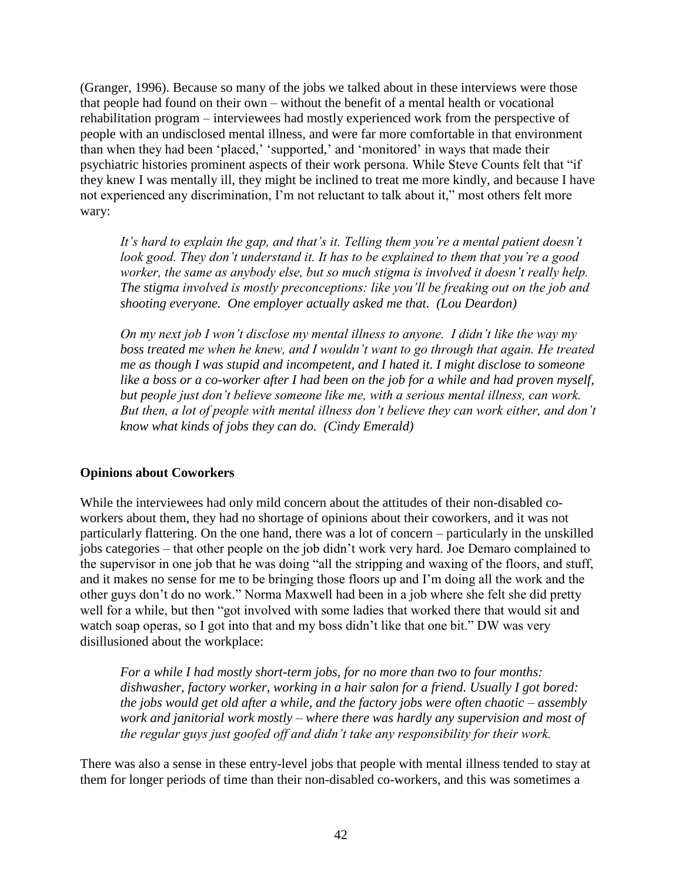(Granger, 1996). Because so many of the jobs we talked about in these interviews were those that people had found on their own – without the benefit of a mental health or vocational rehabilitation program – interviewees had mostly experienced work from the perspective of people with an undisclosed mental illness, and were far more comfortable in that environment than when they had been 'placed,' 'supported,' and 'monitored' in ways that made their psychiatric histories prominent aspects of their work persona. While Steve Counts felt that "if they knew I was mentally ill, they might be inclined to treat me more kindly, and because I have not experienced any discrimination, I'm not reluctant to talk about it," most others felt more wary:

> *It's hard to explain the gap, and that's it. Telling them you're a mental patient doesn't look good. They don't understand it. It has to be explained to them that you're a good worker, the same as anybody else, but so much stigma is involved it doesn't really help. The stigma involved is mostly preconceptions: like you'll be freaking out on the job and shooting everyone. One employer actually asked me that. (Lou Deardon)*

> *On my next job I won't disclose my mental illness to anyone. I didn't like the way my boss treated me when he knew, and I wouldn't want to go through that again. He treated me as though I was stupid and incompetent, and I hated it. I might disclose to someone like a boss or a co-worker after I had been on the job for a while and had proven myself, but people just don't believe someone like me, with a serious mental illness, can work. But then, a lot of people with mental illness don't believe they can work either, and don't know what kinds of jobs they can do. (Cindy Emerald)*

## Opinions about Coworkers

While the interviewees had only mild concern about the attitudes of their non-disabled co-workers about them, they had no shortage of opinions about their coworkers, and it was not particularly flattering. On the one hand, there was a lot of concern – particularly in the unskilled jobs categories – that other people on the job didn't work very hard. Joe Demaro complained to the supervisor in one job that he was doing "all the stripping and waxing of the floors, and stuff, and it makes no sense for me to be bringing those floors up and I'm doing all the work and the other guys don't do no work." Norma Maxwell had been in a job where she felt she did pretty well for a while, but then "got involved with some ladies that worked there that would sit and watch soap operas, so I got into that and my boss didn't like that one bit." DW was very disillusioned about the workplace:

> *For a while I had mostly short-term jobs, for no more than two to four months: dishwasher, factory worker, working in a hair salon for a friend. Usually I got bored: the jobs would get old after a while, and the factory jobs were often chaotic – assembly work and janitorial work mostly – where there was hardly any supervision and most of the regular guys just goofed off and didn't take any responsibility for their work.*

There was also a sense in these entry-level jobs that people with mental illness tended to stay at them for longer periods of time than their non-disabled co-workers, and this was sometimes a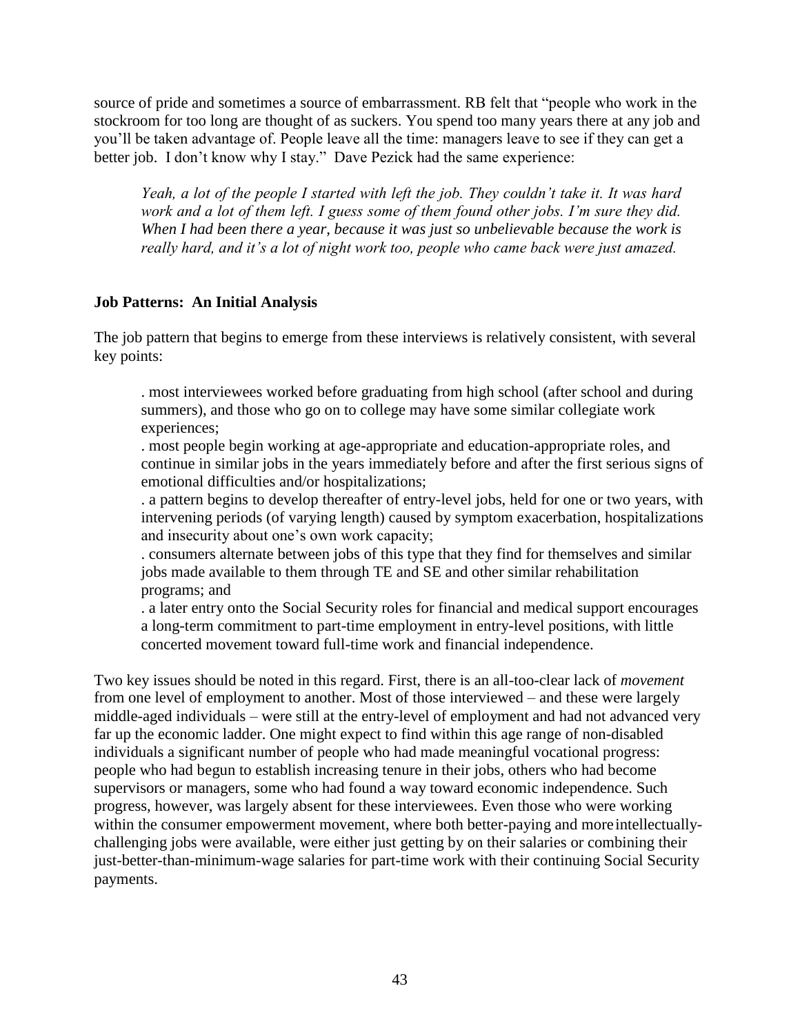source of pride and sometimes a source of embarrassment. RB felt that "people who work in the stockroom for too long are thought of as suckers. You spend too many years there at any job and you'll be taken advantage of. People leave all the time: managers leave to see if they can get a better job. I don't know why I stay." Dave Pezick had the same experience:

> *Yeah, a lot of the people I started with left the job. They couldn't take it. It was hard work and a lot of them left. I guess some of them found other jobs. I'm sure they did. When I had been there a year, because it was just so unbelievable because the work is really hard, and it's a lot of night work too, people who came back were just amazed.*

**Job Patterns: An Initial Analysis**

The job pattern that begins to emerge from these interviews is relatively consistent, with several key points:

. most interviewees worked before graduating from high school (after school and during summers), and those who go on to college may have some similar collegiate work experiences;

. most people begin working at age-appropriate and education-appropriate roles, and continue in similar jobs in the years immediately before and after the first serious signs of emotional difficulties and/or hospitalizations;

. a pattern begins to develop thereafter of entry-level jobs, held for one or two years, with intervening periods (of varying length) caused by symptom exacerbation, hospitalizations and insecurity about one's own work capacity;

. consumers alternate between jobs of this type that they find for themselves and similar jobs made available to them through TE and SE and other similar rehabilitation programs; and

. a later entry onto the Social Security roles for financial and medical support encourages a long-term commitment to part-time employment in entry-level positions, with little concerted movement toward full-time work and financial independence.

Two key issues should be noted in this regard. First, there is an all-too-clear lack of *movement* from one level of employment to another. Most of those interviewed – and these were largely middle-aged individuals – were still at the entry-level of employment and had not advanced very far up the economic ladder. One might expect to find within this age range of non-disabled individuals a significant number of people who had made meaningful vocational progress: people who had begun to establish increasing tenure in their jobs, others who had become supervisors or managers, some who had found a way toward economic independence. Such progress, however, was largely absent for these interviewees. Even those who were working within the consumer empowerment movement, where both better-paying and more intellectually-challenging jobs were available, were either just getting by on their salaries or combining their just-better-than-minimum-wage salaries for part-time work with their continuing Social Security payments.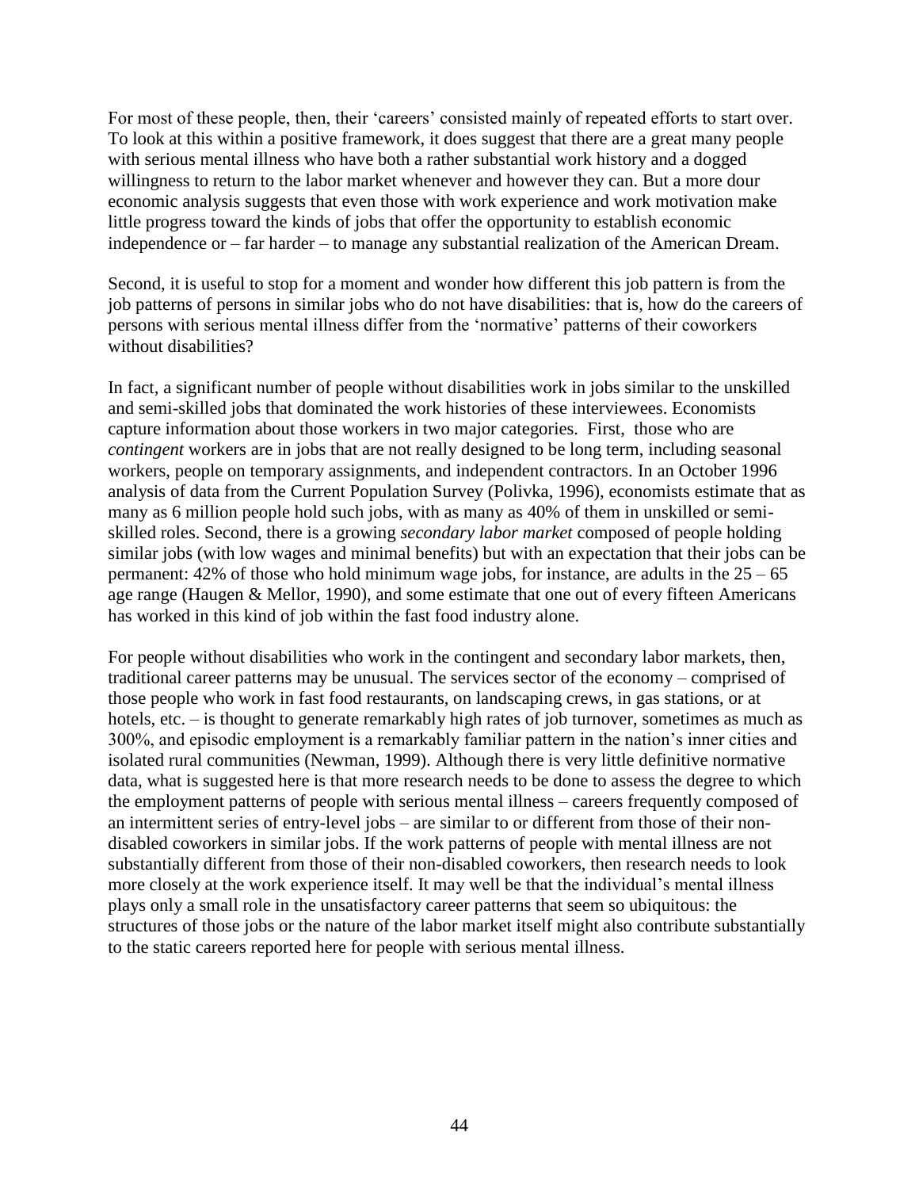For most of these people, then, their 'careers' consisted mainly of repeated efforts to start over. To look at this within a positive framework, it does suggest that there are a great many people with serious mental illness who have both a rather substantial work history and a dogged willingness to return to the labor market whenever and however they can. But a more dour economic analysis suggests that even those with work experience and work motivation make little progress toward the kinds of jobs that offer the opportunity to establish economic independence or – far harder – to manage any substantial realization of the American Dream.

Second, it is useful to stop for a moment and wonder how different this job pattern is from the job patterns of persons in similar jobs who do not have disabilities: that is, how do the careers of persons with serious mental illness differ from the 'normative' patterns of their coworkers without disabilities?

In fact, a significant number of people without disabilities work in jobs similar to the unskilled and semi-skilled jobs that dominated the work histories of these interviewees. Economists capture information about those workers in two major categories. First, those who are *contingent* workers are in jobs that are not really designed to be long term, including seasonal workers, people on temporary assignments, and independent contractors. In an October 1996 analysis of data from the Current Population Survey (Polivka, 1996), economists estimate that as many as 6 million people hold such jobs, with as many as 40% of them in unskilled or semi-skilled roles. Second, there is a growing *secondary labor market* composed of people holding similar jobs (with low wages and minimal benefits) but with an expectation that their jobs can be permanent: 42% of those who hold minimum wage jobs, for instance, are adults in the 25 – 65 age range (Haugen & Mellor, 1990), and some estimate that one out of every fifteen Americans has worked in this kind of job within the fast food industry alone.

For people without disabilities who work in the contingent and secondary labor markets, then, traditional career patterns may be unusual. The services sector of the economy – comprised of those people who work in fast food restaurants, on landscaping crews, in gas stations, or at hotels, etc. – is thought to generate remarkably high rates of job turnover, sometimes as much as 300%, and episodic employment is a remarkably familiar pattern in the nation's inner cities and isolated rural communities (Newman, 1999). Although there is very little definitive normative data, what is suggested here is that more research needs to be done to assess the degree to which the employment patterns of people with serious mental illness – careers frequently composed of an intermittent series of entry-level jobs – are similar to or different from those of their non-disabled coworkers in similar jobs. If the work patterns of people with mental illness are not substantially different from those of their non-disabled coworkers, then research needs to look more closely at the work experience itself. It may well be that the individual's mental illness plays only a small role in the unsatisfactory career patterns that seem so ubiquitous: the structures of those jobs or the nature of the labor market itself might also contribute substantially to the static careers reported here for people with serious mental illness.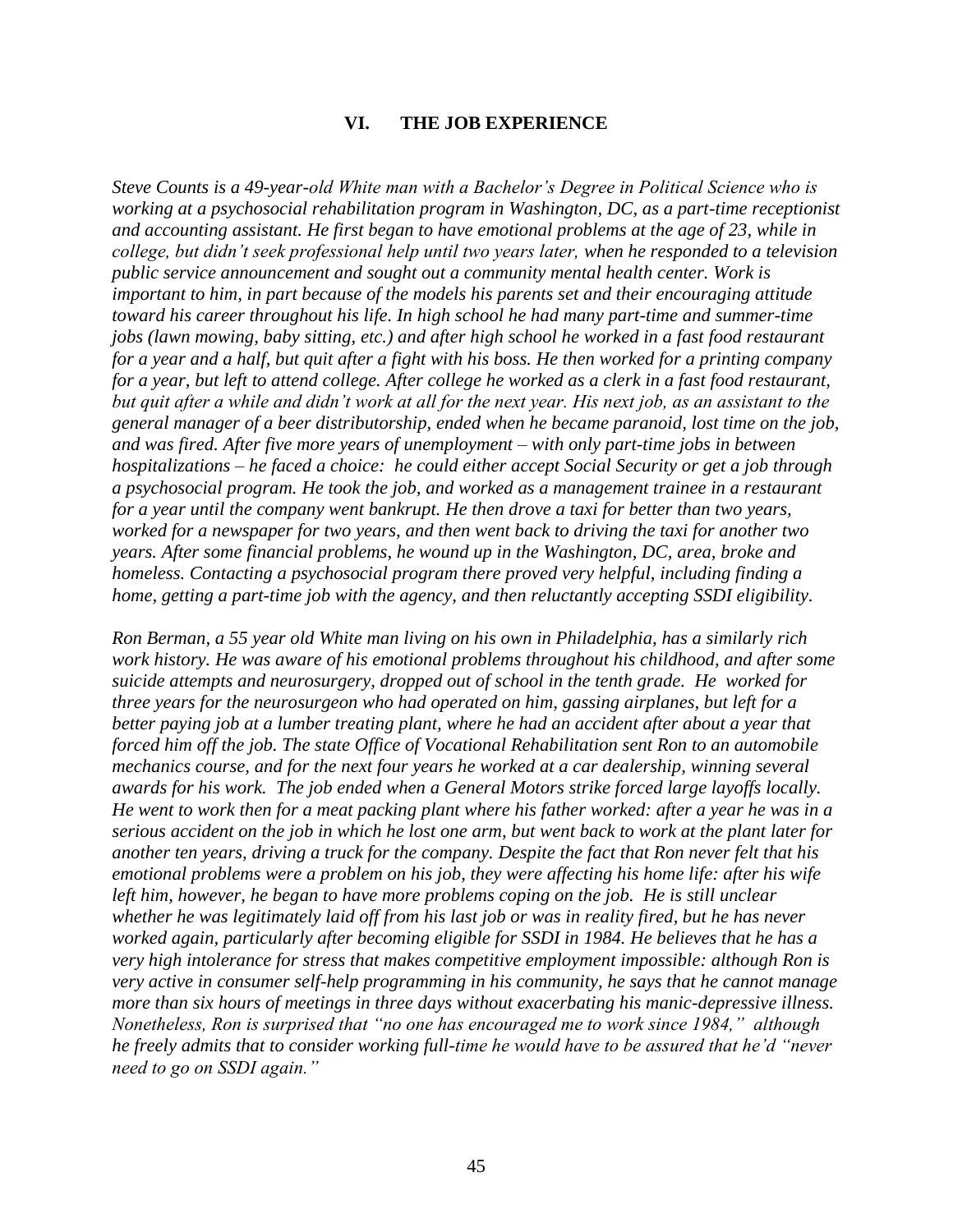## VI. THE JOB EXPERIENCE

*Steve Counts is a 49-year-old White man with a Bachelor's Degree in Political Science who is working at a psychosocial rehabilitation program in Washington, DC, as a part-time receptionist and accounting assistant. He first began to have emotional problems at the age of 23, while in college, but didn't seek professional help until two years later, when he responded to a television public service announcement and sought out a community mental health center. Work is important to him, in part because of the models his parents set and their encouraging attitude toward his career throughout his life. In high school he had many part-time and summer-time jobs (lawn mowing, baby sitting, etc.) and after high school he worked in a fast food restaurant for a year and a half, but quit after a fight with his boss. He then worked for a printing company for a year, but left to attend college. After college he worked as a clerk in a fast food restaurant, but quit after a while and didn't work at all for the next year. His next job, as an assistant to the general manager of a beer distributorship, ended when he became paranoid, lost time on the job, and was fired. After five more years of unemployment – with only part-time jobs in between hospitalizations – he faced a choice: he could either accept Social Security or get a job through a psychosocial program. He took the job, and worked as a management trainee in a restaurant for a year until the company went bankrupt. He then drove a taxi for better than two years, worked for a newspaper for two years, and then went back to driving the taxi for another two years. After some financial problems, he wound up in the Washington, DC, area, broke and homeless. Contacting a psychosocial program there proved very helpful, including finding a home, getting a part-time job with the agency, and then reluctantly accepting SSDI eligibility.*

*Ron Berman, a 55 year old White man living on his own in Philadelphia, has a similarly rich work history. He was aware of his emotional problems throughout his childhood, and after some suicide attempts and neurosurgery, dropped out of school in the tenth grade. He worked for three years for the neurosurgeon who had operated on him, gassing airplanes, but left for a better paying job at a lumber treating plant, where he had an accident after about a year that forced him off the job. The state Office of Vocational Rehabilitation sent Ron to an automobile mechanics course, and for the next four years he worked at a car dealership, winning several awards for his work. The job ended when a General Motors strike forced large layoffs locally. He went to work then for a meat packing plant where his father worked: after a year he was in a serious accident on the job in which he lost one arm, but went back to work at the plant later for another ten years, driving a truck for the company. Despite the fact that Ron never felt that his emotional problems were a problem on his job, they were affecting his home life: after his wife left him, however, he began to have more problems coping on the job. He is still unclear whether he was legitimately laid off from his last job or was in reality fired, but he has never worked again, particularly after becoming eligible for SSDI in 1984. He believes that he has a very high intolerance for stress that makes competitive employment impossible: although Ron is very active in consumer self-help programming in his community, he says that he cannot manage more than six hours of meetings in three days without exacerbating his manic-depressive illness. Nonetheless, Ron is surprised that "no one has encouraged me to work since 1984," although he freely admits that to consider working full-time he would have to be assured that he'd "never need to go on SSDI again."*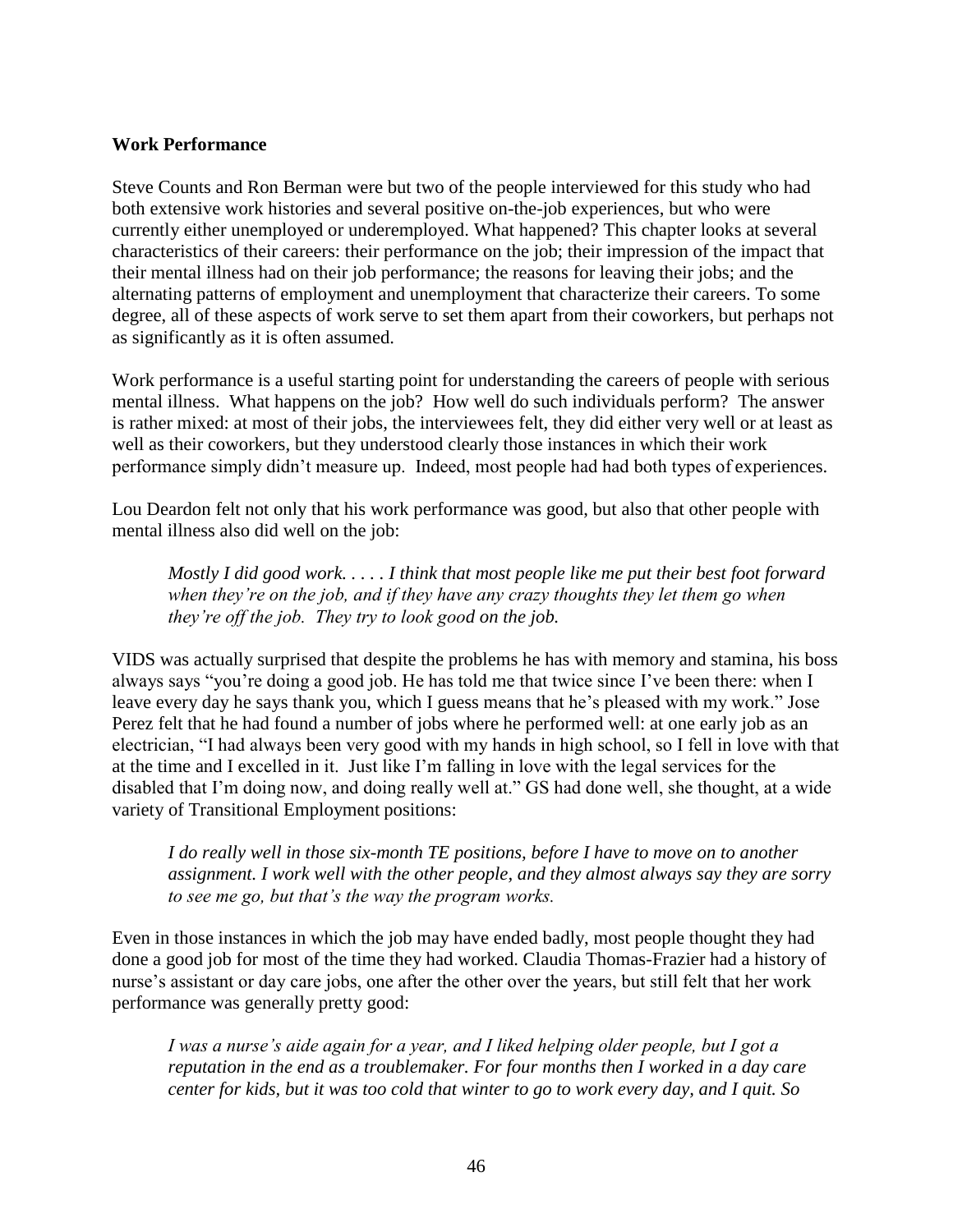### **Work Performance**

Steve Counts and Ron Berman were but two of the people interviewed for this study who had both extensive work histories and several positive on-the-job experiences, but who were currently either unemployed or underemployed. What happened? This chapter looks at several characteristics of their careers: their performance on the job; their impression of the impact that their mental illness had on their job performance; the reasons for leaving their jobs; and the alternating patterns of employment and unemployment that characterize their careers. To some degree, all of these aspects of work serve to set them apart from their coworkers, but perhaps not as significantly as it is often assumed.

Work performance is a useful starting point for understanding the careers of people with serious mental illness. What happens on the job? How well do such individuals perform? The answer is rather mixed: at most of their jobs, the interviewees felt, they did either very well or at least as well as their coworkers, but they understood clearly those instances in which their work performance simply didn't measure up. Indeed, most people had had both types of experiences.

Lou Deardon felt not only that his work performance was good, but also that other people with mental illness also did well on the job:

> *Mostly I did good work. . . . . I think that most people like me put their best foot forward when they're on the job, and if they have any crazy thoughts they let them go when they're off the job. They try to look good on the job.*

VIDS was actually surprised that despite the problems he has with memory and stamina, his boss always says "you're doing a good job. He has told me that twice since I've been there: when I leave every day he says thank you, which I guess means that he's pleased with my work." Jose Perez felt that he had found a number of jobs where he performed well: at one early job as an electrician, "I had always been very good with my hands in high school, so I fell in love with that at the time and I excelled in it. Just like I'm falling in love with the legal services for the disabled that I'm doing now, and doing really well at." GS had done well, she thought, at a wide variety of Transitional Employment positions:

> *I do really well in those six-month TE positions, before I have to move on to another assignment. I work well with the other people, and they almost always say they are sorry to see me go, but that's the way the program works.*

Even in those instances in which the job may have ended badly, most people thought they had done a good job for most of the time they had worked. Claudia Thomas-Frazier had a history of nurse's assistant or day care jobs, one after the other over the years, but still felt that her work performance was generally pretty good:

> *I was a nurse's aide again for a year, and I liked helping older people, but I got a reputation in the end as a troublemaker. For four months then I worked in a day care center for kids, but it was too cold that winter to go to work every day, and I quit. So*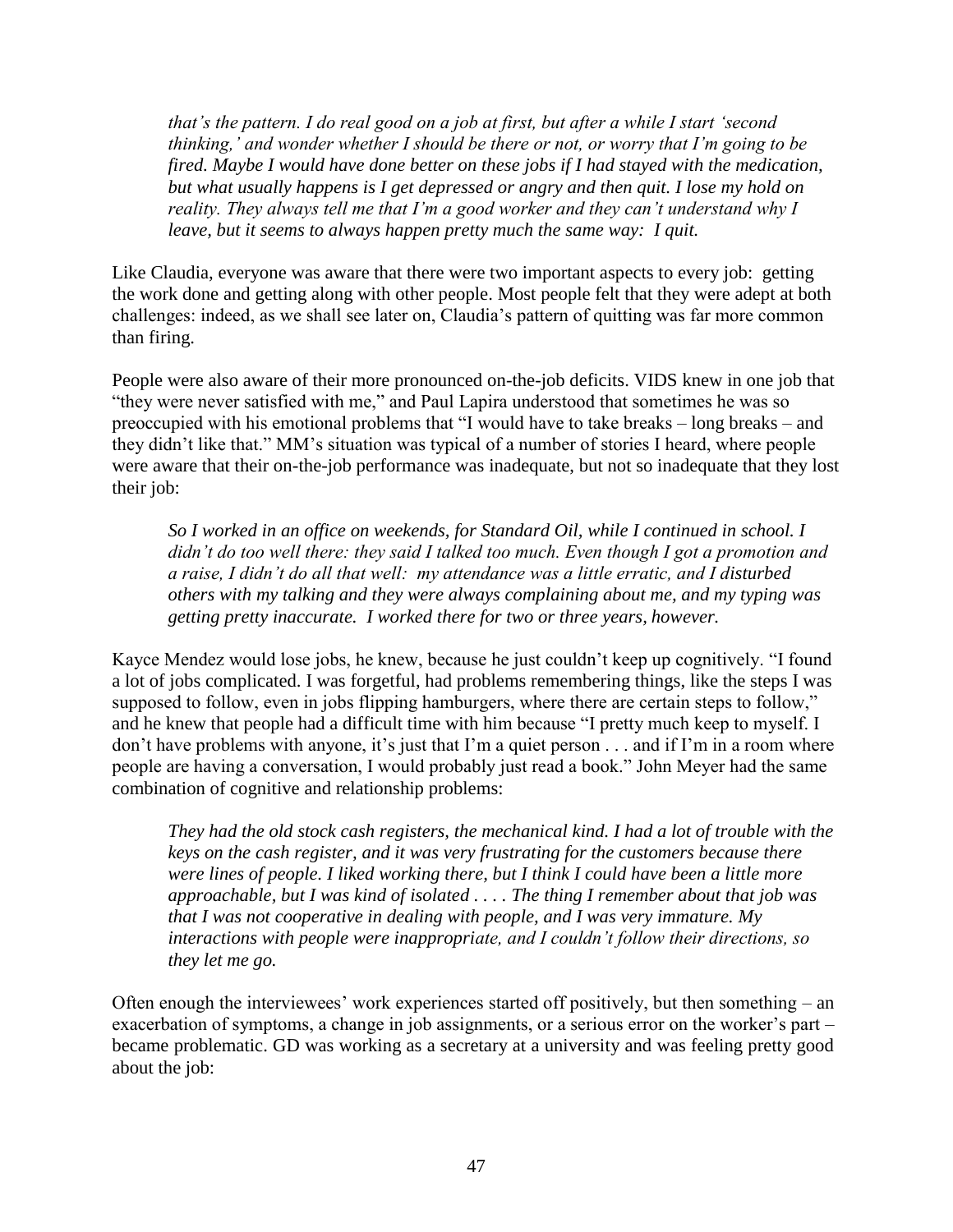*that's the pattern. I do real good on a job at first, but after a while I start 'second thinking,' and wonder whether I should be there or not, or worry that I'm going to be fired. Maybe I would have done better on these jobs if I had stayed with the medication, but what usually happens is I get depressed or angry and then quit. I lose my hold on reality. They always tell me that I'm a good worker and they can't understand why I leave, but it seems to always happen pretty much the same way: I quit.*

Like Claudia, everyone was aware that there were two important aspects to every job: getting the work done and getting along with other people. Most people felt that they were adept at both challenges: indeed, as we shall see later on, Claudia's pattern of quitting was far more common than firing.

People were also aware of their more pronounced on-the-job deficits. VIDS knew in one job that "they were never satisfied with me," and Paul Lapira understood that sometimes he was so preoccupied with his emotional problems that "I would have to take breaks – long breaks – and they didn't like that." MM's situation was typical of a number of stories I heard, where people were aware that their on-the-job performance was inadequate, but not so inadequate that they lost their job:

*So I worked in an office on weekends, for Standard Oil, while I continued in school. I didn't do too well there: they said I talked too much. Even though I got a promotion and a raise, I didn't do all that well: my attendance was a little erratic, and I disturbed others with my talking and they were always complaining about me, and my typing was getting pretty inaccurate. I worked there for two or three years, however.*

Kayce Mendez would lose jobs, he knew, because he just couldn't keep up cognitively. "I found a lot of jobs complicated. I was forgetful, had problems remembering things, like the steps I was supposed to follow, even in jobs flipping hamburgers, where there are certain steps to follow," and he knew that people had a difficult time with him because "I pretty much keep to myself. I don't have problems with anyone, it's just that I'm a quiet person . . . and if I'm in a room where people are having a conversation, I would probably just read a book." John Meyer had the same combination of cognitive and relationship problems:

*They had the old stock cash registers, the mechanical kind. I had a lot of trouble with the keys on the cash register, and it was very frustrating for the customers because there were lines of people. I liked working there, but I think I could have been a little more approachable, but I was kind of isolated . . . . The thing I remember about that job was that I was not cooperative in dealing with people, and I was very immature. My interactions with people were inappropriate, and I couldn't follow their directions, so they let me go.*

Often enough the interviewees' work experiences started off positively, but then something – an exacerbation of symptoms, a change in job assignments, or a serious error on the worker's part – became problematic. GD was working as a secretary at a university and was feeling pretty good about the job: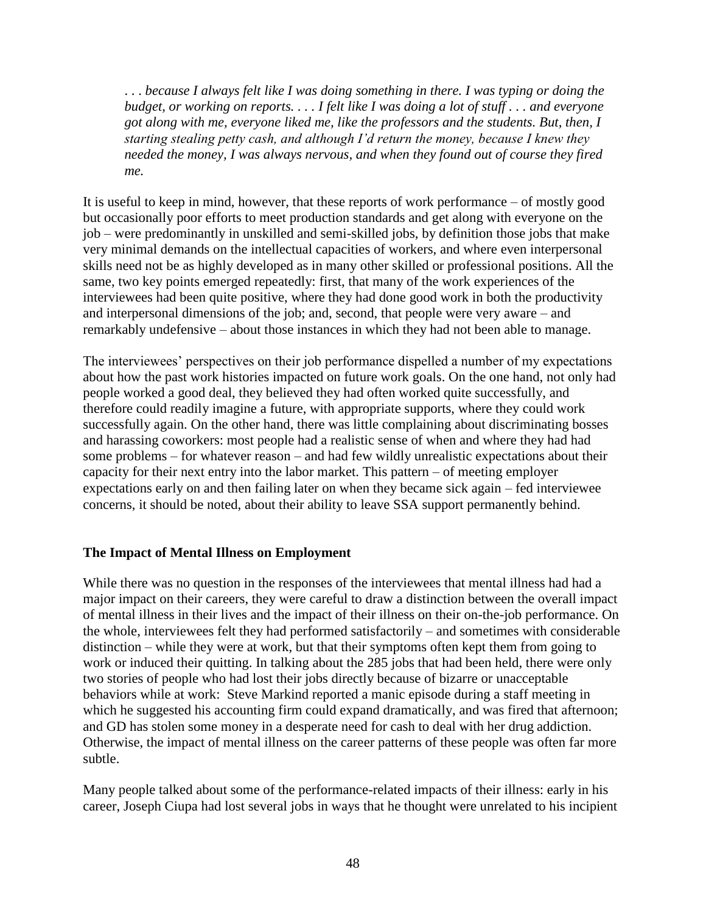*. . . because I always felt like I was doing something in there. I was typing or doing the budget, or working on reports. . . . I felt like I was doing a lot of stuff . . . and everyone got along with me, everyone liked me, like the professors and the students. But, then, I starting stealing petty cash, and although I'd return the money, because I knew they needed the money, I was always nervous, and when they found out of course they fired me.*

It is useful to keep in mind, however, that these reports of work performance – of mostly good but occasionally poor efforts to meet production standards and get along with everyone on the job – were predominantly in unskilled and semi-skilled jobs, by definition those jobs that make very minimal demands on the intellectual capacities of workers, and where even interpersonal skills need not be as highly developed as in many other skilled or professional positions. All the same, two key points emerged repeatedly: first, that many of the work experiences of the interviewees had been quite positive, where they had done good work in both the productivity and interpersonal dimensions of the job; and, second, that people were very aware – and remarkably undefensive – about those instances in which they had not been able to manage.

The interviewees' perspectives on their job performance dispelled a number of my expectations about how the past work histories impacted on future work goals. On the one hand, not only had people worked a good deal, they believed they had often worked quite successfully, and therefore could readily imagine a future, with appropriate supports, where they could work successfully again. On the other hand, there was little complaining about discriminating bosses and harassing coworkers: most people had a realistic sense of when and where they had had some problems – for whatever reason – and had few wildly unrealistic expectations about their capacity for their next entry into the labor market. This pattern – of meeting employer expectations early on and then failing later on when they became sick again – fed interviewee concerns, it should be noted, about their ability to leave SSA support permanently behind.

**The Impact of Mental Illness on Employment**

While there was no question in the responses of the interviewees that mental illness had had a major impact on their careers, they were careful to draw a distinction between the overall impact of mental illness in their lives and the impact of their illness on their on-the-job performance. On the whole, interviewees felt they had performed satisfactorily – and sometimes with considerable distinction – while they were at work, but that their symptoms often kept them from going to work or induced their quitting. In talking about the 285 jobs that had been held, there were only two stories of people who had lost their jobs directly because of bizarre or unacceptable behaviors while at work: Steve Markind reported a manic episode during a staff meeting in which he suggested his accounting firm could expand dramatically, and was fired that afternoon; and GD has stolen some money in a desperate need for cash to deal with her drug addiction. Otherwise, the impact of mental illness on the career patterns of these people was often far more subtle.

Many people talked about some of the performance-related impacts of their illness: early in his career, Joseph Ciupa had lost several jobs in ways that he thought were unrelated to his incipient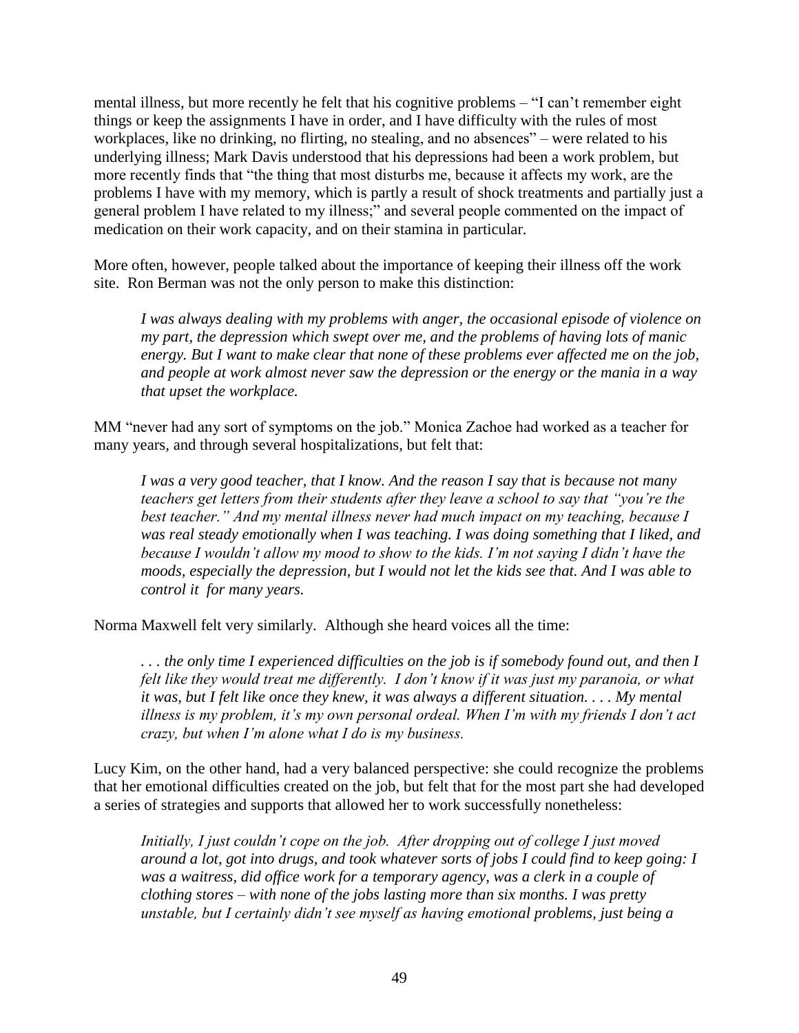mental illness, but more recently he felt that his cognitive problems – "I can't remember eight things or keep the assignments I have in order, and I have difficulty with the rules of most workplaces, like no drinking, no flirting, no stealing, and no absences" – were related to his underlying illness; Mark Davis understood that his depressions had been a work problem, but more recently finds that "the thing that most disturbs me, because it affects my work, are the problems I have with my memory, which is partly a result of shock treatments and partially just a general problem I have related to my illness;" and several people commented on the impact of medication on their work capacity, and on their stamina in particular.

More often, however, people talked about the importance of keeping their illness off the work site. Ron Berman was not the only person to make this distinction:

> *I was always dealing with my problems with anger, the occasional episode of violence on my part, the depression which swept over me, and the problems of having lots of manic energy. But I want to make clear that none of these problems ever affected me on the job, and people at work almost never saw the depression or the energy or the mania in a way that upset the workplace.*

MM "never had any sort of symptoms on the job." Monica Zachoe had worked as a teacher for many years, and through several hospitalizations, but felt that:

> *I was a very good teacher, that I know. And the reason I say that is because not many teachers get letters from their students after they leave a school to say that "you're the best teacher." And my mental illness never had much impact on my teaching, because I was real steady emotionally when I was teaching. I was doing something that I liked, and because I wouldn't allow my mood to show to the kids. I'm not saying I didn't have the moods, especially the depression, but I would not let the kids see that. And I was able to control it for many years.*

Norma Maxwell felt very similarly. Although she heard voices all the time:

> *. . . the only time I experienced difficulties on the job is if somebody found out, and then I felt like they would treat me differently. I don't know if it was just my paranoia, or what it was, but I felt like once they knew, it was always a different situation. . . . My mental illness is my problem, it's my own personal ordeal. When I'm with my friends I don't act crazy, but when I'm alone what I do is my business.*

Lucy Kim, on the other hand, had a very balanced perspective: she could recognize the problems that her emotional difficulties created on the job, but felt that for the most part she had developed a series of strategies and supports that allowed her to work successfully nonetheless:

> *Initially, I just couldn't cope on the job. After dropping out of college I just moved around a lot, got into drugs, and took whatever sorts of jobs I could find to keep going: I was a waitress, did office work for a temporary agency, was a clerk in a couple of clothing stores – with none of the jobs lasting more than six months. I was pretty unstable, but I certainly didn't see myself as having emotional problems, just being a*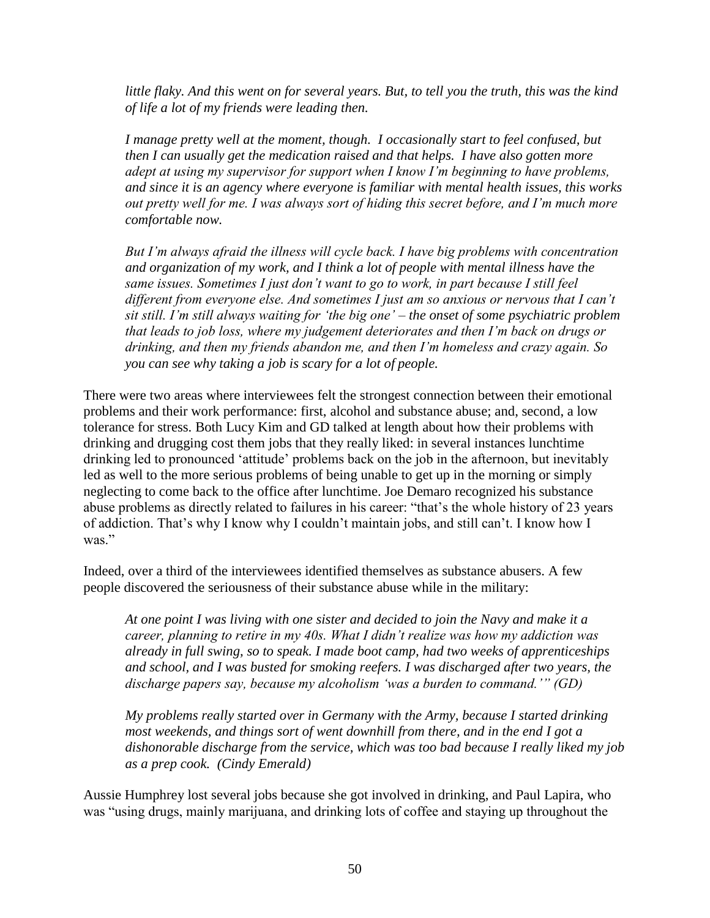*little flaky. And this went on for several years. But, to tell you the truth, this was the kind of life a lot of my friends were leading then.*

*I manage pretty well at the moment, though. I occasionally start to feel confused, but then I can usually get the medication raised and that helps. I have also gotten more adept at using my supervisor for support when I know I'm beginning to have problems, and since it is an agency where everyone is familiar with mental health issues, this works out pretty well for me. I was always sort of hiding this secret before, and I'm much more comfortable now.*

*But I'm always afraid the illness will cycle back. I have big problems with concentration and organization of my work, and I think a lot of people with mental illness have the same issues. Sometimes I just don't want to go to work, in part because I still feel different from everyone else. And sometimes I just am so anxious or nervous that I can't sit still. I'm still always waiting for 'the big one' – the onset of some psychiatric problem that leads to job loss, where my judgement deteriorates and then I'm back on drugs or drinking, and then my friends abandon me, and then I'm homeless and crazy again. So you can see why taking a job is scary for a lot of people.*

There were two areas where interviewees felt the strongest connection between their emotional problems and their work performance: first, alcohol and substance abuse; and, second, a low tolerance for stress. Both Lucy Kim and GD talked at length about how their problems with drinking and drugging cost them jobs that they really liked: in several instances lunchtime drinking led to pronounced 'attitude' problems back on the job in the afternoon, but inevitably led as well to the more serious problems of being unable to get up in the morning or simply neglecting to come back to the office after lunchtime. Joe Demaro recognized his substance abuse problems as directly related to failures in his career: "that's the whole history of 23 years of addiction. That's why I know why I couldn't maintain jobs, and still can't. I know how I was."

Indeed, over a third of the interviewees identified themselves as substance abusers. A few people discovered the seriousness of their substance abuse while in the military:

*At one point I was living with one sister and decided to join the Navy and make it a career, planning to retire in my 40s. What I didn't realize was how my addiction was already in full swing, so to speak. I made boot camp, had two weeks of apprenticeships and school, and I was busted for smoking reefers. I was discharged after two years, the discharge papers say, because my alcoholism 'was a burden to command.'" (GD)*

*My problems really started over in Germany with the Army, because I started drinking most weekends, and things sort of went downhill from there, and in the end I got a dishonorable discharge from the service, which was too bad because I really liked my job as a prep cook. (Cindy Emerald)*

Aussie Humphrey lost several jobs because she got involved in drinking, and Paul Lapira, who was "using drugs, mainly marijuana, and drinking lots of coffee and staying up throughout the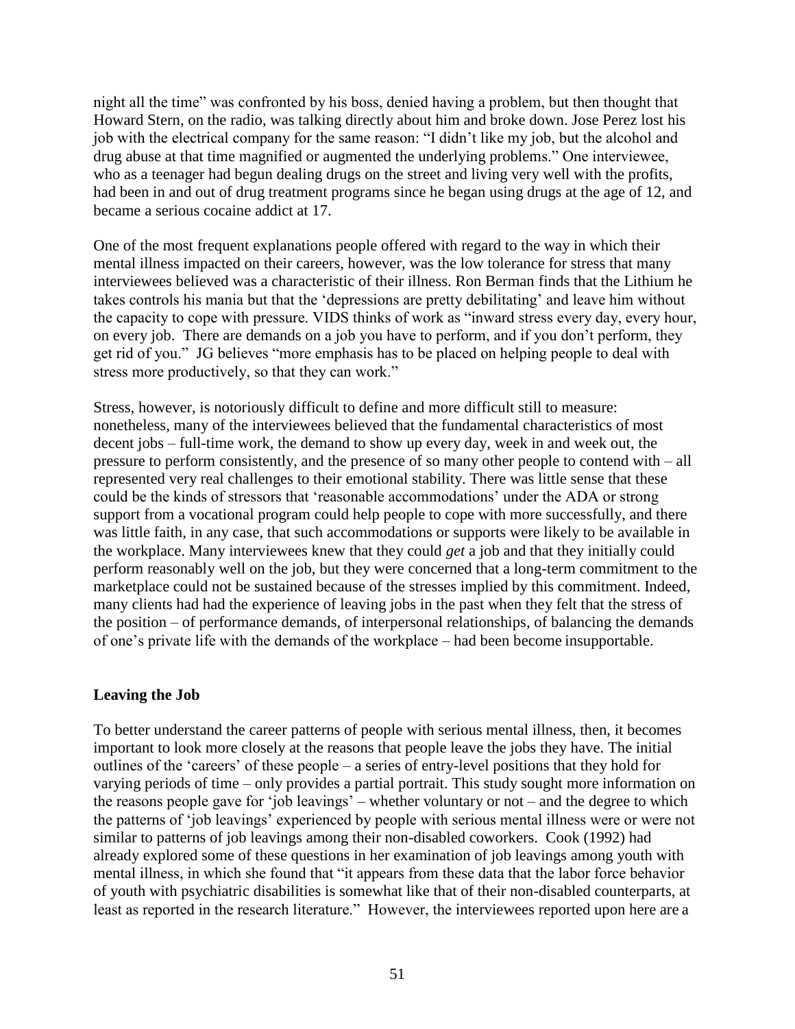night all the time" was confronted by his boss, denied having a problem, but then thought that Howard Stern, on the radio, was talking directly about him and broke down. Jose Perez lost his job with the electrical company for the same reason: "I didn't like my job, but the alcohol and drug abuse at that time magnified or augmented the underlying problems." One interviewee, who as a teenager had begun dealing drugs on the street and living very well with the profits, had been in and out of drug treatment programs since he began using drugs at the age of 12, and became a serious cocaine addict at 17.

One of the most frequent explanations people offered with regard to the way in which their mental illness impacted on their careers, however, was the low tolerance for stress that many interviewees believed was a characteristic of their illness. Ron Berman finds that the Lithium he takes controls his mania but that the 'depressions are pretty debilitating' and leave him without the capacity to cope with pressure. VIDS thinks of work as "inward stress every day, every hour, on every job. There are demands on a job you have to perform, and if you don't perform, they get rid of you." JG believes "more emphasis has to be placed on helping people to deal with stress more productively, so that they can work."

Stress, however, is notoriously difficult to define and more difficult still to measure: nonetheless, many of the interviewees believed that the fundamental characteristics of most decent jobs – full-time work, the demand to show up every day, week in and week out, the pressure to perform consistently, and the presence of so many other people to contend with – all represented very real challenges to their emotional stability. There was little sense that these could be the kinds of stressors that 'reasonable accommodations' under the ADA or strong support from a vocational program could help people to cope with more successfully, and there was little faith, in any case, that such accommodations or supports were likely to be available in the workplace. Many interviewees knew that they could *get* a job and that they initially could perform reasonably well on the job, but they were concerned that a long-term commitment to the marketplace could not be sustained because of the stresses implied by this commitment. Indeed, many clients had had the experience of leaving jobs in the past when they felt that the stress of the position – of performance demands, of interpersonal relationships, of balancing the demands of one's private life with the demands of the workplace – had been become insupportable.

**Leaving the Job**

To better understand the career patterns of people with serious mental illness, then, it becomes important to look more closely at the reasons that people leave the jobs they have. The initial outlines of the 'careers' of these people – a series of entry-level positions that they hold for varying periods of time – only provides a partial portrait. This study sought more information on the reasons people gave for 'job leavings' – whether voluntary or not – and the degree to which the patterns of 'job leavings' experienced by people with serious mental illness were or were not similar to patterns of job leavings among their non-disabled coworkers. Cook (1992) had already explored some of these questions in her examination of job leavings among youth with mental illness, in which she found that "it appears from these data that the labor force behavior of youth with psychiatric disabilities is somewhat like that of their non-disabled counterparts, at least as reported in the research literature." However, the interviewees reported upon here are a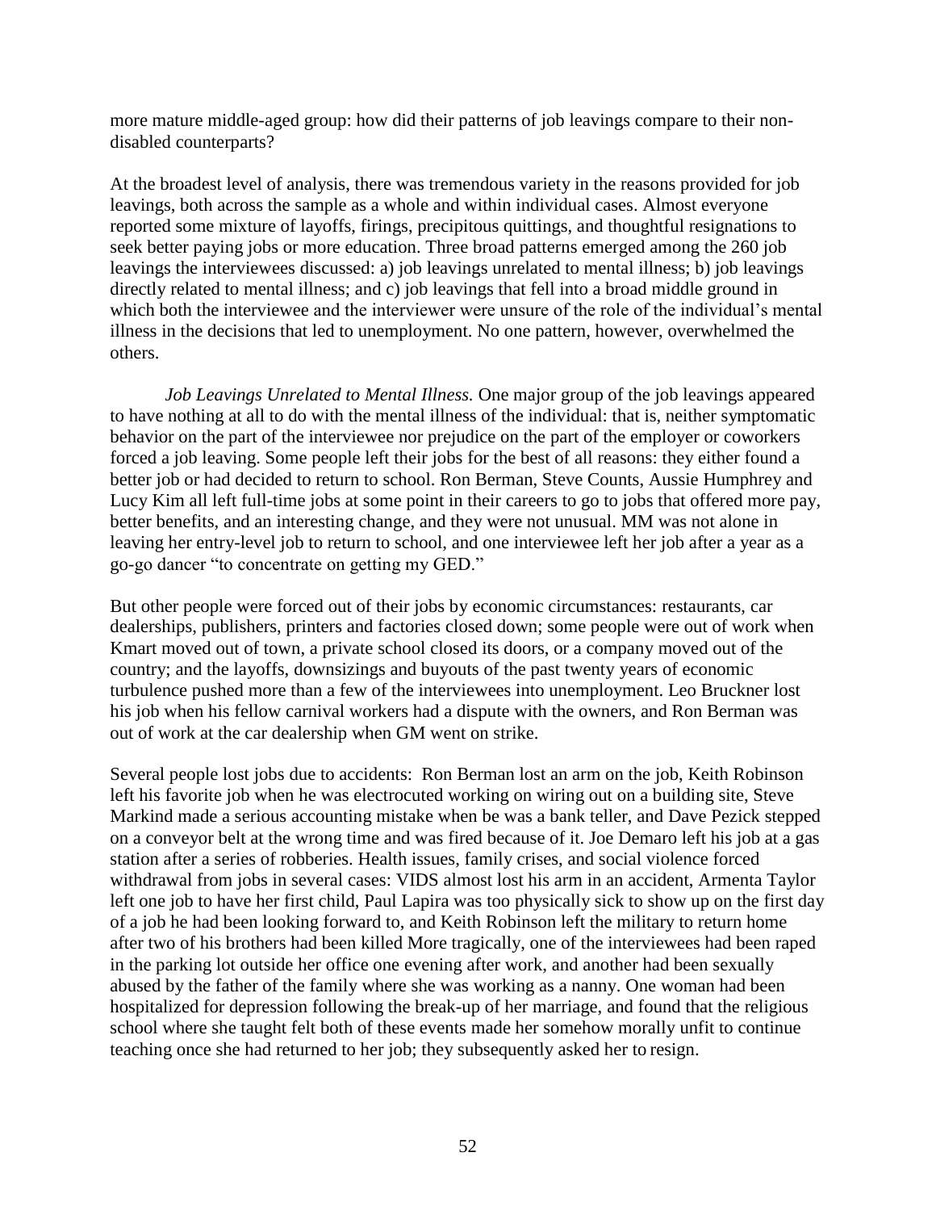more mature middle-aged group: how did their patterns of job leavings compare to their non-disabled counterparts?

At the broadest level of analysis, there was tremendous variety in the reasons provided for job leavings, both across the sample as a whole and within individual cases. Almost everyone reported some mixture of layoffs, firings, precipitous quittings, and thoughtful resignations to seek better paying jobs or more education. Three broad patterns emerged among the 260 job leavings the interviewees discussed: a) job leavings unrelated to mental illness; b) job leavings directly related to mental illness; and c) job leavings that fell into a broad middle ground in which both the interviewee and the interviewer were unsure of the role of the individual's mental illness in the decisions that led to unemployment. No one pattern, however, overwhelmed the others.

*Job Leavings Unrelated to Mental Illness.* One major group of the job leavings appeared to have nothing at all to do with the mental illness of the individual: that is, neither symptomatic behavior on the part of the interviewee nor prejudice on the part of the employer or coworkers forced a job leaving. Some people left their jobs for the best of all reasons: they either found a better job or had decided to return to school. Ron Berman, Steve Counts, Aussie Humphrey and Lucy Kim all left full-time jobs at some point in their careers to go to jobs that offered more pay, better benefits, and an interesting change, and they were not unusual. MM was not alone in leaving her entry-level job to return to school, and one interviewee left her job after a year as a go-go dancer "to concentrate on getting my GED."

But other people were forced out of their jobs by economic circumstances: restaurants, car dealerships, publishers, printers and factories closed down; some people were out of work when Kmart moved out of town, a private school closed its doors, or a company moved out of the country; and the layoffs, downsizings and buyouts of the past twenty years of economic turbulence pushed more than a few of the interviewees into unemployment. Leo Bruckner lost his job when his fellow carnival workers had a dispute with the owners, and Ron Berman was out of work at the car dealership when GM went on strike.

Several people lost jobs due to accidents: Ron Berman lost an arm on the job, Keith Robinson left his favorite job when he was electrocuted working on wiring out on a building site, Steve Markind made a serious accounting mistake when be was a bank teller, and Dave Pezick stepped on a conveyor belt at the wrong time and was fired because of it. Joe Demaro left his job at a gas station after a series of robberies. Health issues, family crises, and social violence forced withdrawal from jobs in several cases: VIDS almost lost his arm in an accident, Armenta Taylor left one job to have her first child, Paul Lapira was too physically sick to show up on the first day of a job he had been looking forward to, and Keith Robinson left the military to return home after two of his brothers had been killed More tragically, one of the interviewees had been raped in the parking lot outside her office one evening after work, and another had been sexually abused by the father of the family where she was working as a nanny. One woman had been hospitalized for depression following the break-up of her marriage, and found that the religious school where she taught felt both of these events made her somehow morally unfit to continue teaching once she had returned to her job; they subsequently asked her to resign.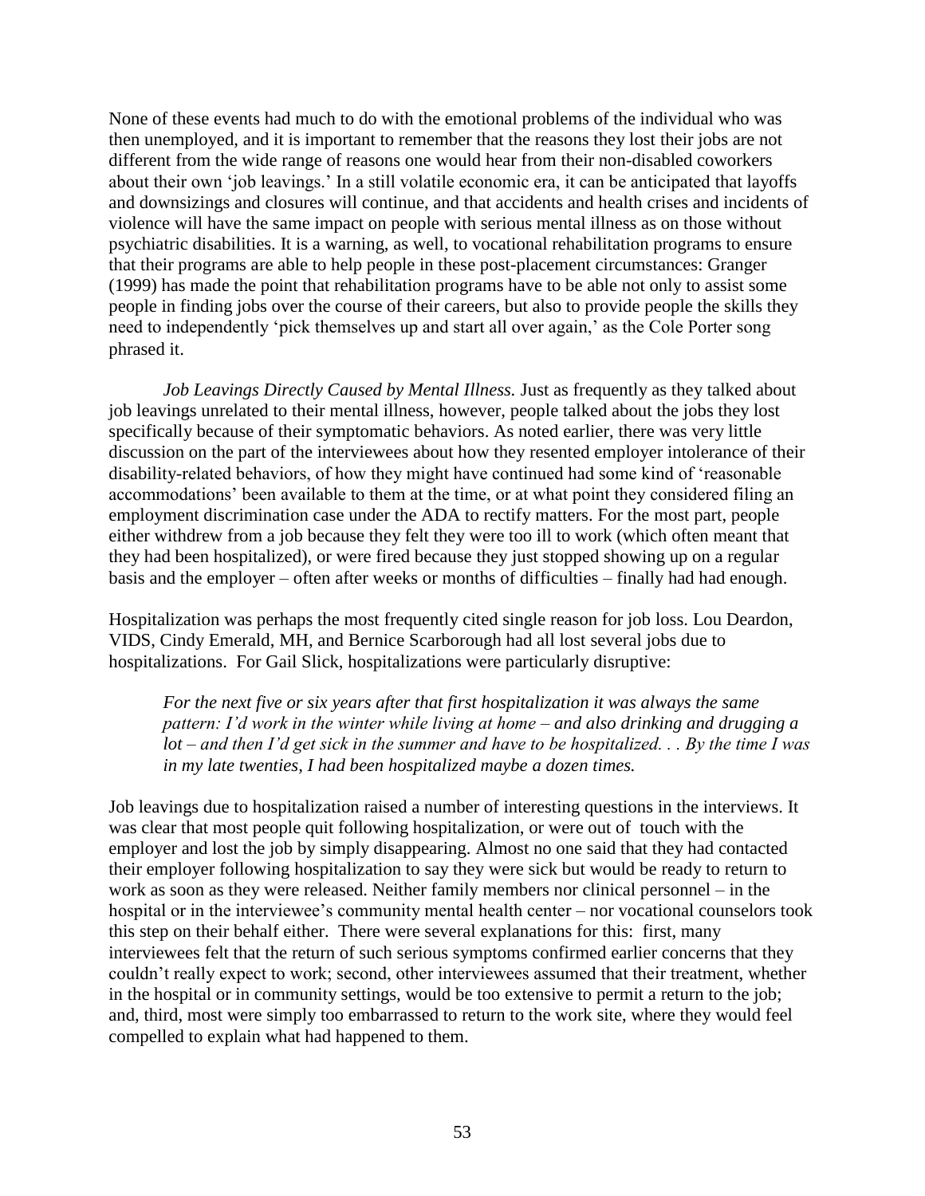None of these events had much to do with the emotional problems of the individual who was then unemployed, and it is important to remember that the reasons they lost their jobs are not different from the wide range of reasons one would hear from their non-disabled coworkers about their own 'job leavings.' In a still volatile economic era, it can be anticipated that layoffs and downsizings and closures will continue, and that accidents and health crises and incidents of violence will have the same impact on people with serious mental illness as on those without psychiatric disabilities. It is a warning, as well, to vocational rehabilitation programs to ensure that their programs are able to help people in these post-placement circumstances: Granger (1999) has made the point that rehabilitation programs have to be able not only to assist some people in finding jobs over the course of their careers, but also to provide people the skills they need to independently 'pick themselves up and start all over again,' as the Cole Porter song phrased it.

*Job Leavings Directly Caused by Mental Illness.* Just as frequently as they talked about job leavings unrelated to their mental illness, however, people talked about the jobs they lost specifically because of their symptomatic behaviors. As noted earlier, there was very little discussion on the part of the interviewees about how they resented employer intolerance of their disability-related behaviors, of how they might have continued had some kind of 'reasonable accommodations' been available to them at the time, or at what point they considered filing an employment discrimination case under the ADA to rectify matters. For the most part, people either withdrew from a job because they felt they were too ill to work (which often meant that they had been hospitalized), or were fired because they just stopped showing up on a regular basis and the employer – often after weeks or months of difficulties – finally had had enough.

Hospitalization was perhaps the most frequently cited single reason for job loss. Lou Deardon, VIDS, Cindy Emerald, MH, and Bernice Scarborough had all lost several jobs due to hospitalizations. For Gail Slick, hospitalizations were particularly disruptive:

> *For the next five or six years after that first hospitalization it was always the same pattern: I'd work in the winter while living at home – and also drinking and drugging a lot – and then I'd get sick in the summer and have to be hospitalized. . . By the time I was in my late twenties, I had been hospitalized maybe a dozen times.*

Job leavings due to hospitalization raised a number of interesting questions in the interviews. It was clear that most people quit following hospitalization, or were out of touch with the employer and lost the job by simply disappearing. Almost no one said that they had contacted their employer following hospitalization to say they were sick but would be ready to return to work as soon as they were released. Neither family members nor clinical personnel – in the hospital or in the interviewee's community mental health center – nor vocational counselors took this step on their behalf either. There were several explanations for this: first, many interviewees felt that the return of such serious symptoms confirmed earlier concerns that they couldn't really expect to work; second, other interviewees assumed that their treatment, whether in the hospital or in community settings, would be too extensive to permit a return to the job; and, third, most were simply too embarrassed to return to the work site, where they would feel compelled to explain what had happened to them.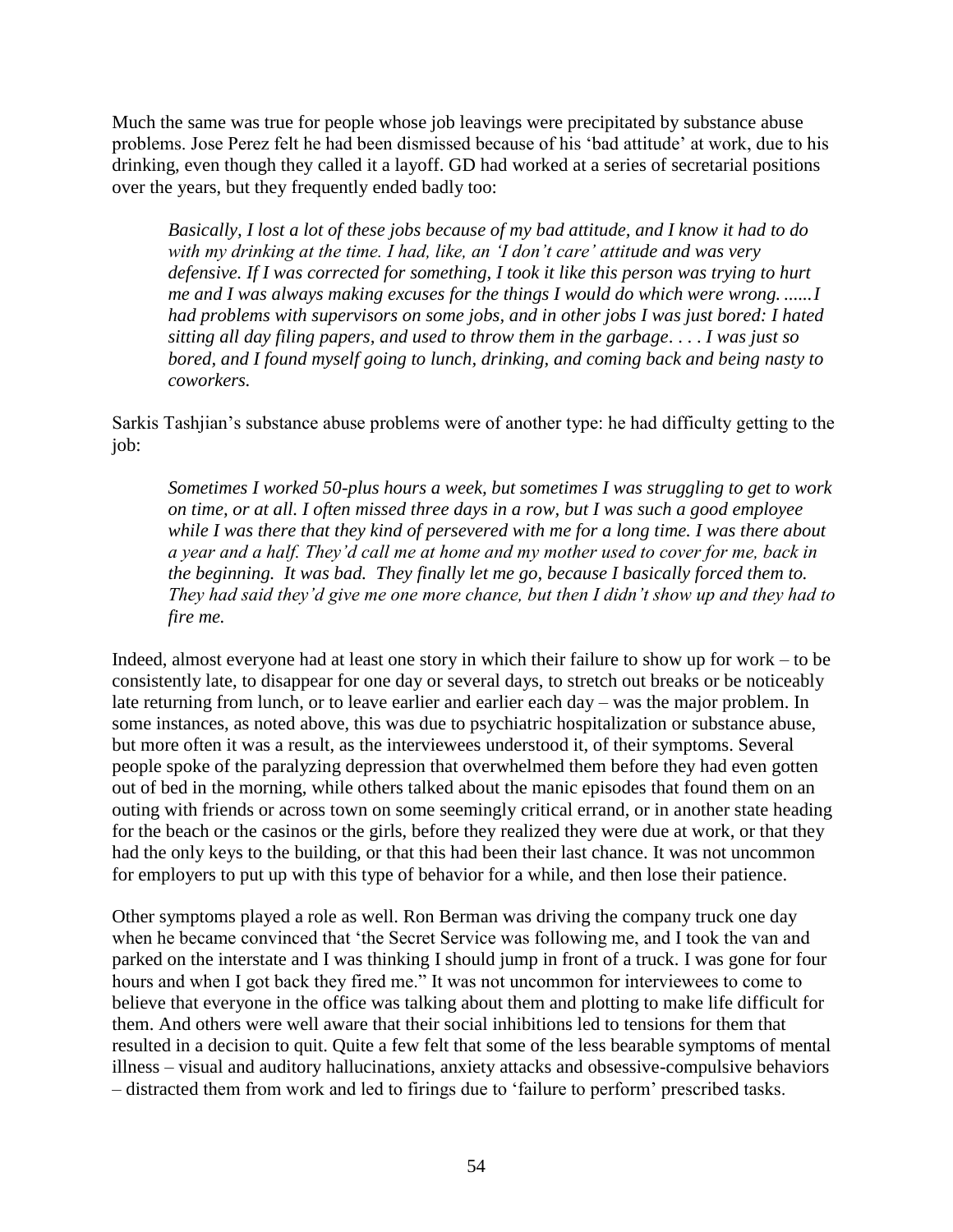Much the same was true for people whose job leavings were precipitated by substance abuse problems. Jose Perez felt he had been dismissed because of his 'bad attitude' at work, due to his drinking, even though they called it a layoff. GD had worked at a series of secretarial positions over the years, but they frequently ended badly too:

> *Basically, I lost a lot of these jobs because of my bad attitude, and I know it had to do with my drinking at the time. I had, like, an 'I don't care' attitude and was very defensive. If I was corrected for something, I took it like this person was trying to hurt me and I was always making excuses for the things I would do which were wrong. ......I had problems with supervisors on some jobs, and in other jobs I was just bored: I hated sitting all day filing papers, and used to throw them in the garbage. . . . I was just so bored, and I found myself going to lunch, drinking, and coming back and being nasty to coworkers.*

Sarkis Tashjian's substance abuse problems were of another type: he had difficulty getting to the job:

> *Sometimes I worked 50-plus hours a week, but sometimes I was struggling to get to work on time, or at all. I often missed three days in a row, but I was such a good employee while I was there that they kind of persevered with me for a long time. I was there about a year and a half. They'd call me at home and my mother used to cover for me, back in the beginning. It was bad. They finally let me go, because I basically forced them to. They had said they'd give me one more chance, but then I didn't show up and they had to fire me.*

Indeed, almost everyone had at least one story in which their failure to show up for work – to be consistently late, to disappear for one day or several days, to stretch out breaks or be noticeably late returning from lunch, or to leave earlier and earlier each day – was the major problem. In some instances, as noted above, this was due to psychiatric hospitalization or substance abuse, but more often it was a result, as the interviewees understood it, of their symptoms. Several people spoke of the paralyzing depression that overwhelmed them before they had even gotten out of bed in the morning, while others talked about the manic episodes that found them on an outing with friends or across town on some seemingly critical errand, or in another state heading for the beach or the casinos or the girls, before they realized they were due at work, or that they had the only keys to the building, or that this had been their last chance. It was not uncommon for employers to put up with this type of behavior for a while, and then lose their patience.

Other symptoms played a role as well. Ron Berman was driving the company truck one day when he became convinced that 'the Secret Service was following me, and I took the van and parked on the interstate and I was thinking I should jump in front of a truck. I was gone for four hours and when I got back they fired me." It was not uncommon for interviewees to come to believe that everyone in the office was talking about them and plotting to make life difficult for them. And others were well aware that their social inhibitions led to tensions for them that resulted in a decision to quit. Quite a few felt that some of the less bearable symptoms of mental illness – visual and auditory hallucinations, anxiety attacks and obsessive-compulsive behaviors – distracted them from work and led to firings due to 'failure to perform' prescribed tasks.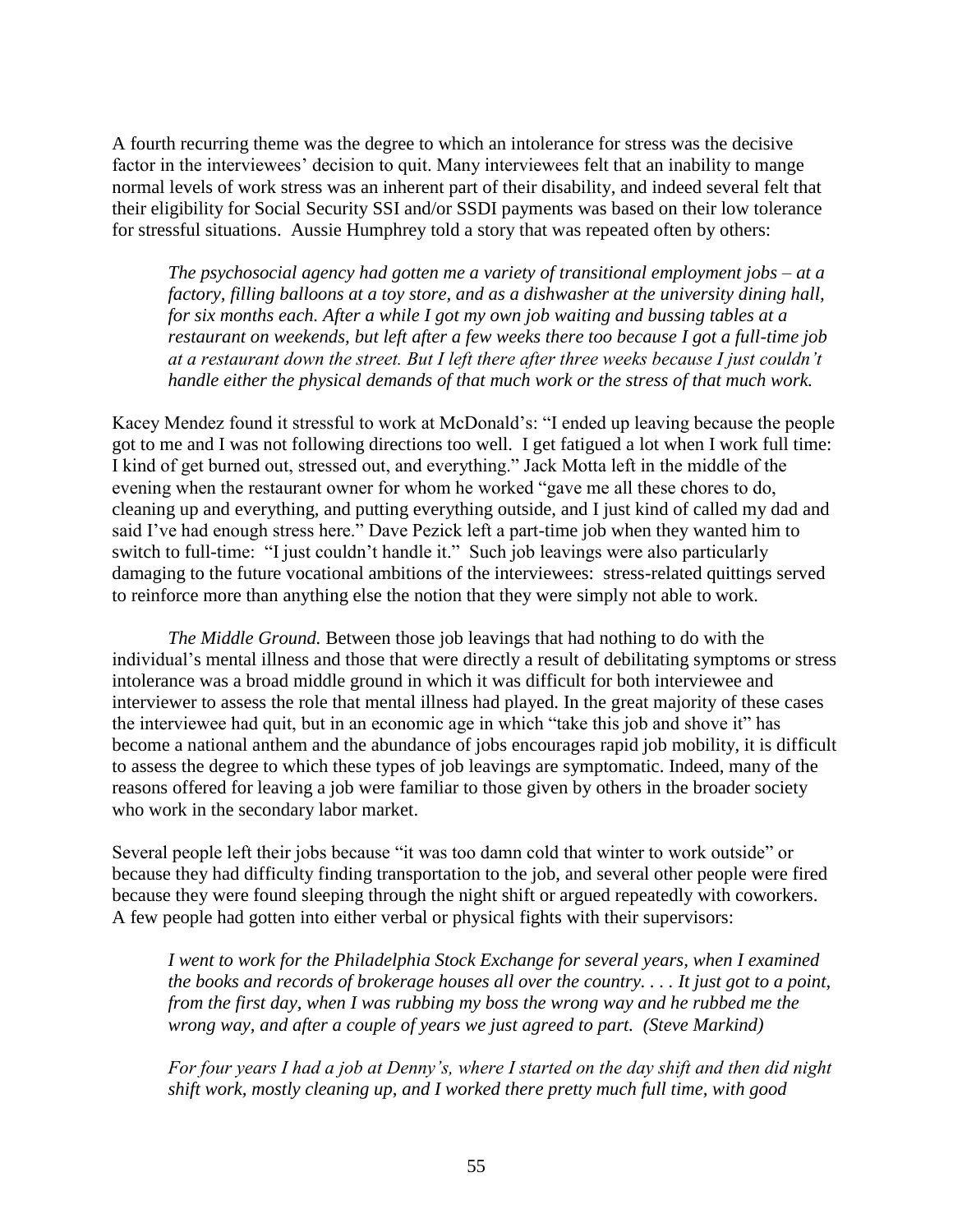A fourth recurring theme was the degree to which an intolerance for stress was the decisive factor in the interviewees' decision to quit. Many interviewees felt that an inability to mange normal levels of work stress was an inherent part of their disability, and indeed several felt that their eligibility for Social Security SSI and/or SSDI payments was based on their low tolerance for stressful situations. Aussie Humphrey told a story that was repeated often by others:

> *The psychosocial agency had gotten me a variety of transitional employment jobs – at a factory, filling balloons at a toy store, and as a dishwasher at the university dining hall, for six months each. After a while I got my own job waiting and bussing tables at a restaurant on weekends, but left after a few weeks there too because I got a full-time job at a restaurant down the street. But I left there after three weeks because I just couldn't handle either the physical demands of that much work or the stress of that much work.*

Kacey Mendez found it stressful to work at McDonald's: "I ended up leaving because the people got to me and I was not following directions too well. I get fatigued a lot when I work full time: I kind of get burned out, stressed out, and everything." Jack Motta left in the middle of the evening when the restaurant owner for whom he worked "gave me all these chores to do, cleaning up and everything, and putting everything outside, and I just kind of called my dad and said I've had enough stress here." Dave Pezick left a part-time job when they wanted him to switch to full-time: "I just couldn't handle it." Such job leavings were also particularly damaging to the future vocational ambitions of the interviewees: stress-related quittings served to reinforce more than anything else the notion that they were simply not able to work.

*The Middle Ground.* Between those job leavings that had nothing to do with the individual's mental illness and those that were directly a result of debilitating symptoms or stress intolerance was a broad middle ground in which it was difficult for both interviewee and interviewer to assess the role that mental illness had played. In the great majority of these cases the interviewee had quit, but in an economic age in which "take this job and shove it" has become a national anthem and the abundance of jobs encourages rapid job mobility, it is difficult to assess the degree to which these types of job leavings are symptomatic. Indeed, many of the reasons offered for leaving a job were familiar to those given by others in the broader society who work in the secondary labor market.

Several people left their jobs because "it was too damn cold that winter to work outside" or because they had difficulty finding transportation to the job, and several other people were fired because they were found sleeping through the night shift or argued repeatedly with coworkers. A few people had gotten into either verbal or physical fights with their supervisors:

> *I went to work for the Philadelphia Stock Exchange for several years, when I examined the books and records of brokerage houses all over the country. . . . It just got to a point, from the first day, when I was rubbing my boss the wrong way and he rubbed me the wrong way, and after a couple of years we just agreed to part. (Steve Markind)*

> *For four years I had a job at Denny's, where I started on the day shift and then did night shift work, mostly cleaning up, and I worked there pretty much full time, with good*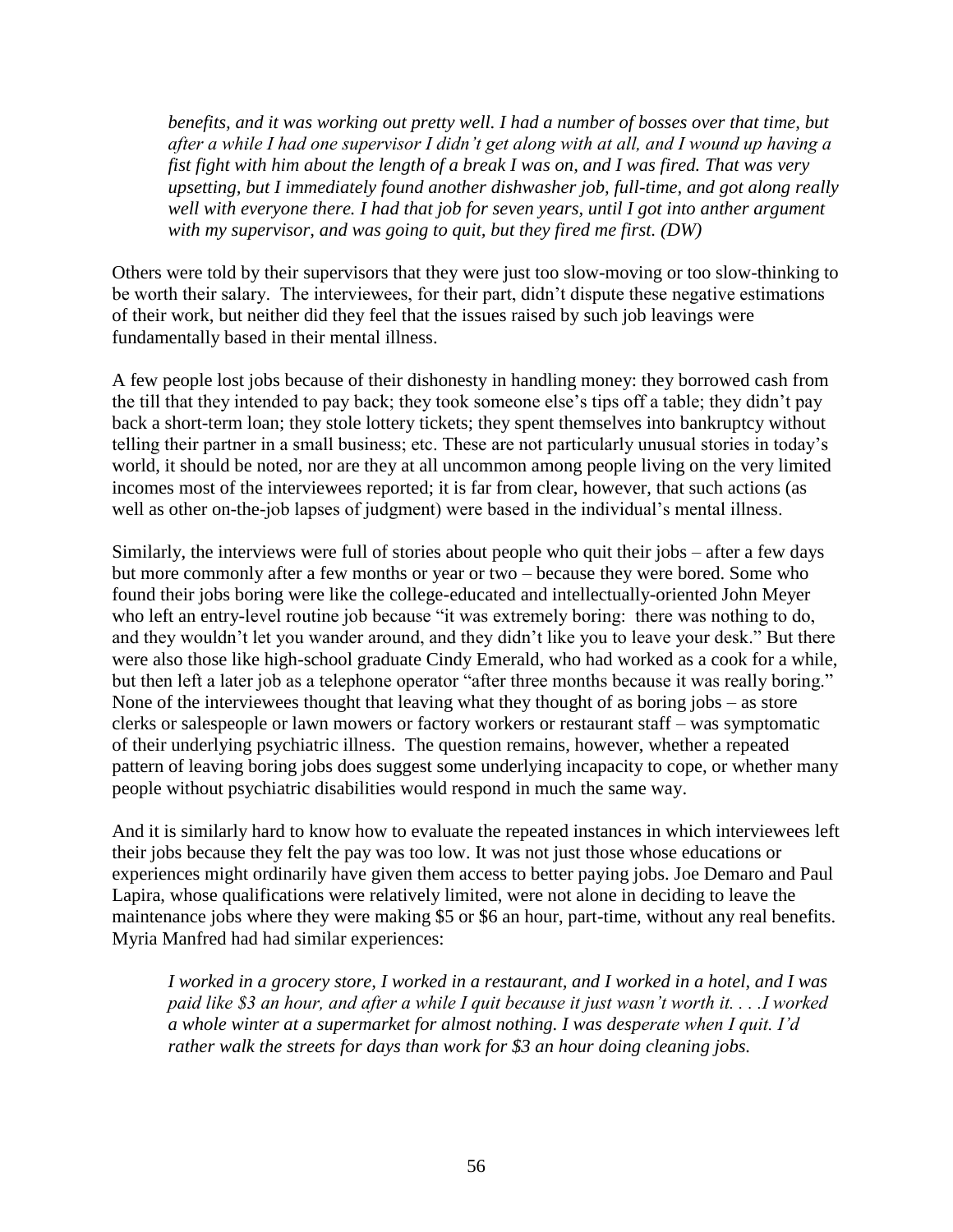*benefits, and it was working out pretty well. I had a number of bosses over that time, but after a while I had one supervisor I didn't get along with at all, and I wound up having a fist fight with him about the length of a break I was on, and I was fired. That was very upsetting, but I immediately found another dishwasher job, full-time, and got along really well with everyone there. I had that job for seven years, until I got into anther argument with my supervisor, and was going to quit, but they fired me first. (DW)*

Others were told by their supervisors that they were just too slow-moving or too slow-thinking to be worth their salary. The interviewees, for their part, didn't dispute these negative estimations of their work, but neither did they feel that the issues raised by such job leavings were fundamentally based in their mental illness.

A few people lost jobs because of their dishonesty in handling money: they borrowed cash from the till that they intended to pay back; they took someone else's tips off a table; they didn't pay back a short-term loan; they stole lottery tickets; they spent themselves into bankruptcy without telling their partner in a small business; etc. These are not particularly unusual stories in today's world, it should be noted, nor are they at all uncommon among people living on the very limited incomes most of the interviewees reported; it is far from clear, however, that such actions (as well as other on-the-job lapses of judgment) were based in the individual's mental illness.

Similarly, the interviews were full of stories about people who quit their jobs – after a few days but more commonly after a few months or year or two – because they were bored. Some who found their jobs boring were like the college-educated and intellectually-oriented John Meyer who left an entry-level routine job because "it was extremely boring: there was nothing to do, and they wouldn't let you wander around, and they didn't like you to leave your desk." But there were also those like high-school graduate Cindy Emerald, who had worked as a cook for a while, but then left a later job as a telephone operator "after three months because it was really boring." None of the interviewees thought that leaving what they thought of as boring jobs – as store clerks or salespeople or lawn mowers or factory workers or restaurant staff – was symptomatic of their underlying psychiatric illness. The question remains, however, whether a repeated pattern of leaving boring jobs does suggest some underlying incapacity to cope, or whether many people without psychiatric disabilities would respond in much the same way.

And it is similarly hard to know how to evaluate the repeated instances in which interviewees left their jobs because they felt the pay was too low. It was not just those whose educations or experiences might ordinarily have given them access to better paying jobs. Joe Demaro and Paul Lapira, whose qualifications were relatively limited, were not alone in deciding to leave the maintenance jobs where they were making $5 or $6 an hour, part-time, without any real benefits. Myria Manfred had had similar experiences:

*I worked in a grocery store, I worked in a restaurant, and I worked in a hotel, and I was paid like $3 an hour, and after a while I quit because it just wasn't worth it. . . .I worked a whole winter at a supermarket for almost nothing. I was desperate when I quit. I'd rather walk the streets for days than work for $3 an hour doing cleaning jobs.*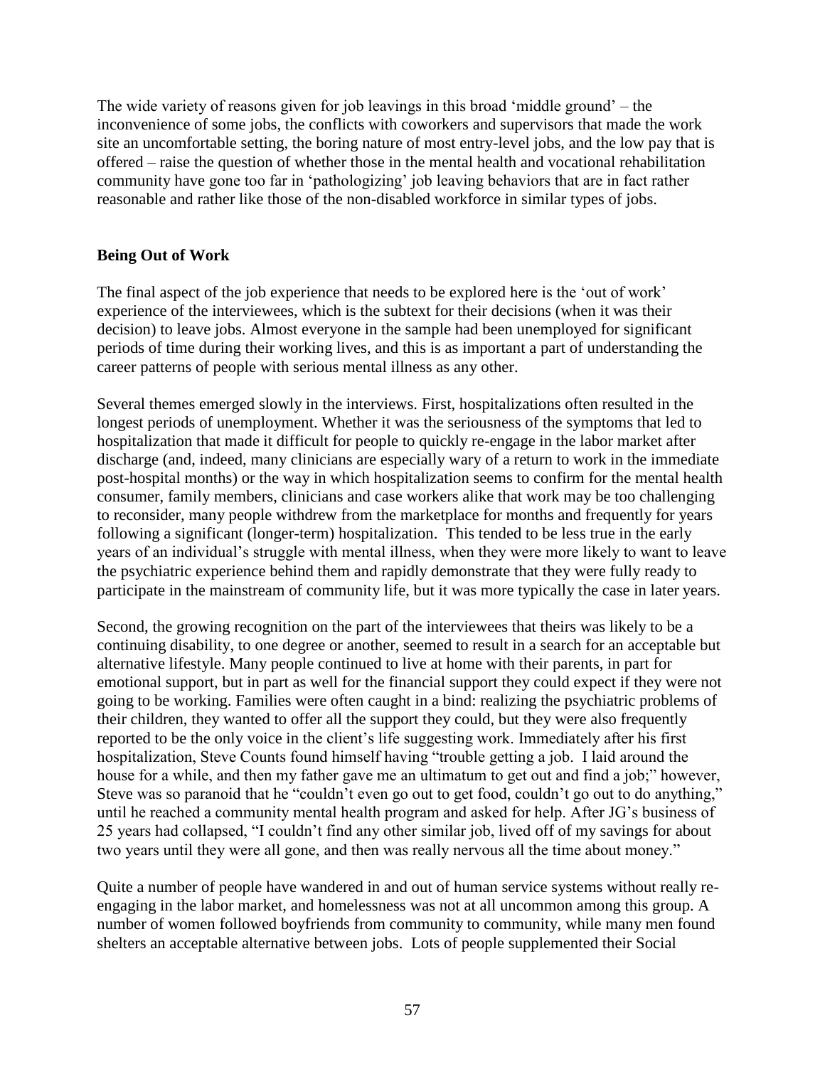The wide variety of reasons given for job leavings in this broad 'middle ground' – the inconvenience of some jobs, the conflicts with coworkers and supervisors that made the work site an uncomfortable setting, the boring nature of most entry-level jobs, and the low pay that is offered – raise the question of whether those in the mental health and vocational rehabilitation community have gone too far in 'pathologizing' job leaving behaviors that are in fact rather reasonable and rather like those of the non-disabled workforce in similar types of jobs.

**Being Out of Work**

The final aspect of the job experience that needs to be explored here is the 'out of work' experience of the interviewees, which is the subtext for their decisions (when it was their decision) to leave jobs. Almost everyone in the sample had been unemployed for significant periods of time during their working lives, and this is as important a part of understanding the career patterns of people with serious mental illness as any other.

Several themes emerged slowly in the interviews. First, hospitalizations often resulted in the longest periods of unemployment. Whether it was the seriousness of the symptoms that led to hospitalization that made it difficult for people to quickly re-engage in the labor market after discharge (and, indeed, many clinicians are especially wary of a return to work in the immediate post-hospital months) or the way in which hospitalization seems to confirm for the mental health consumer, family members, clinicians and case workers alike that work may be too challenging to reconsider, many people withdrew from the marketplace for months and frequently for years following a significant (longer-term) hospitalization. This tended to be less true in the early years of an individual's struggle with mental illness, when they were more likely to want to leave the psychiatric experience behind them and rapidly demonstrate that they were fully ready to participate in the mainstream of community life, but it was more typically the case in later years.

Second, the growing recognition on the part of the interviewees that theirs was likely to be a continuing disability, to one degree or another, seemed to result in a search for an acceptable but alternative lifestyle. Many people continued to live at home with their parents, in part for emotional support, but in part as well for the financial support they could expect if they were not going to be working. Families were often caught in a bind: realizing the psychiatric problems of their children, they wanted to offer all the support they could, but they were also frequently reported to be the only voice in the client's life suggesting work. Immediately after his first hospitalization, Steve Counts found himself having "trouble getting a job. I laid around the house for a while, and then my father gave me an ultimatum to get out and find a job;" however, Steve was so paranoid that he "couldn't even go out to get food, couldn't go out to do anything," until he reached a community mental health program and asked for help. After JG's business of 25 years had collapsed, "I couldn't find any other similar job, lived off of my savings for about two years until they were all gone, and then was really nervous all the time about money."

Quite a number of people have wandered in and out of human service systems without really re-engaging in the labor market, and homelessness was not at all uncommon among this group. A number of women followed boyfriends from community to community, while many men found shelters an acceptable alternative between jobs. Lots of people supplemented their Social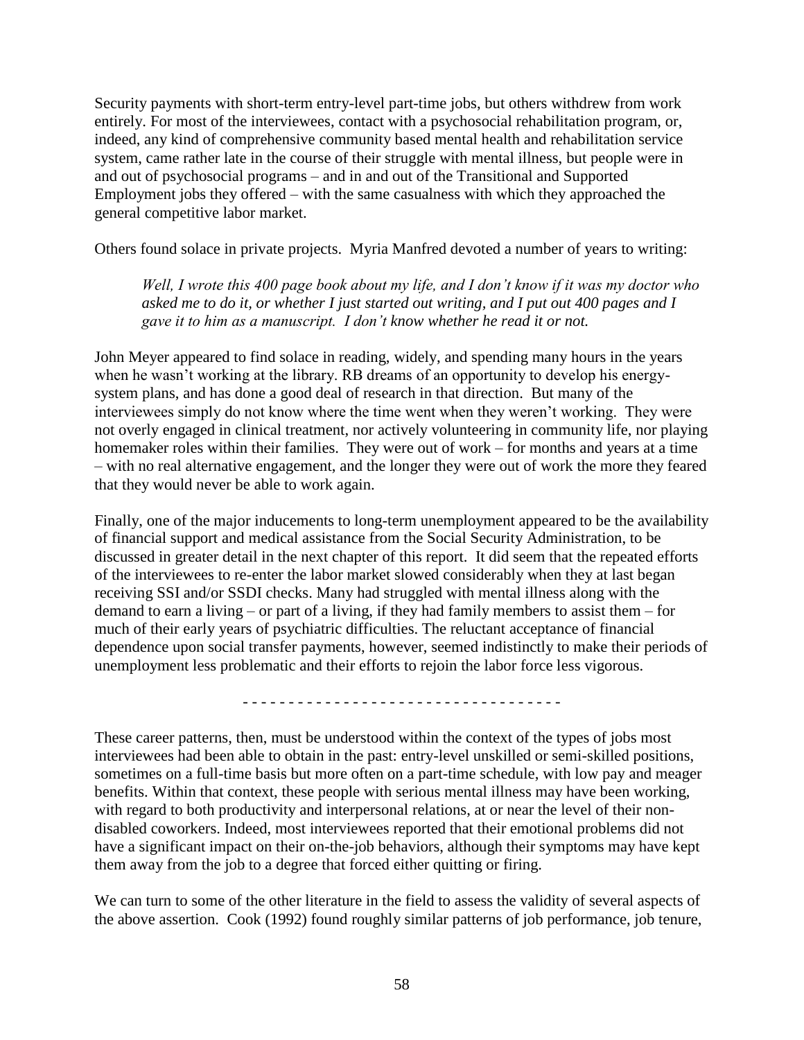Security payments with short-term entry-level part-time jobs, but others withdrew from work entirely. For most of the interviewees, contact with a psychosocial rehabilitation program, or, indeed, any kind of comprehensive community based mental health and rehabilitation service system, came rather late in the course of their struggle with mental illness, but people were in and out of psychosocial programs – and in and out of the Transitional and Supported Employment jobs they offered – with the same casualness with which they approached the general competitive labor market.

Others found solace in private projects. Myria Manfred devoted a number of years to writing:

> *Well, I wrote this 400 page book about my life, and I don't know if it was my doctor who asked me to do it, or whether I just started out writing, and I put out 400 pages and I gave it to him as a manuscript. I don't know whether he read it or not.*

John Meyer appeared to find solace in reading, widely, and spending many hours in the years when he wasn't working at the library. RB dreams of an opportunity to develop his energy-system plans, and has done a good deal of research in that direction. But many of the interviewees simply do not know where the time went when they weren't working. They were not overly engaged in clinical treatment, nor actively volunteering in community life, nor playing homemaker roles within their families. They were out of work – for months and years at a time – with no real alternative engagement, and the longer they were out of work the more they feared that they would never be able to work again.

Finally, one of the major inducements to long-term unemployment appeared to be the availability of financial support and medical assistance from the Social Security Administration, to be discussed in greater detail in the next chapter of this report. It did seem that the repeated efforts of the interviewees to re-enter the labor market slowed considerably when they at last began receiving SSI and/or SSDI checks. Many had struggled with mental illness along with the demand to earn a living – or part of a living, if they had family members to assist them – for much of their early years of psychiatric difficulties. The reluctant acceptance of financial dependence upon social transfer payments, however, seemed indistinctly to make their periods of unemployment less problematic and their efforts to rejoin the labor force less vigorous.

- - - - - - - - - - - - - - - - - - - - - - - - - - - - - - - - - -

These career patterns, then, must be understood within the context of the types of jobs most interviewees had been able to obtain in the past: entry-level unskilled or semi-skilled positions, sometimes on a full-time basis but more often on a part-time schedule, with low pay and meager benefits. Within that context, these people with serious mental illness may have been working, with regard to both productivity and interpersonal relations, at or near the level of their non-disabled coworkers. Indeed, most interviewees reported that their emotional problems did not have a significant impact on their on-the-job behaviors, although their symptoms may have kept them away from the job to a degree that forced either quitting or firing.

We can turn to some of the other literature in the field to assess the validity of several aspects of the above assertion. Cook (1992) found roughly similar patterns of job performance, job tenure,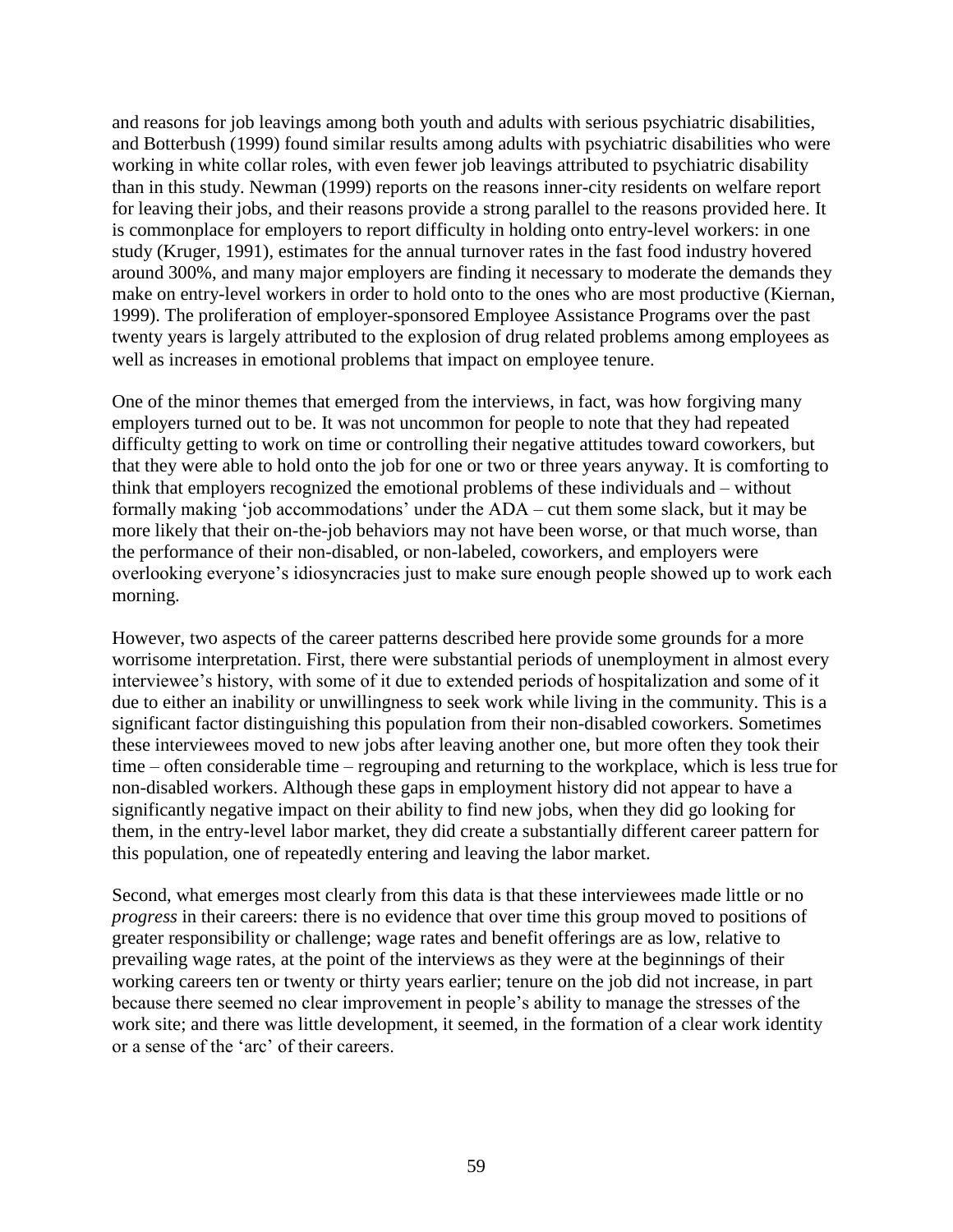and reasons for job leavings among both youth and adults with serious psychiatric disabilities, and Botterbush (1999) found similar results among adults with psychiatric disabilities who were working in white collar roles, with even fewer job leavings attributed to psychiatric disability than in this study. Newman (1999) reports on the reasons inner-city residents on welfare report for leaving their jobs, and their reasons provide a strong parallel to the reasons provided here. It is commonplace for employers to report difficulty in holding onto entry-level workers: in one study (Kruger, 1991), estimates for the annual turnover rates in the fast food industry hovered around 300%, and many major employers are finding it necessary to moderate the demands they make on entry-level workers in order to hold onto to the ones who are most productive (Kiernan, 1999). The proliferation of employer-sponsored Employee Assistance Programs over the past twenty years is largely attributed to the explosion of drug related problems among employees as well as increases in emotional problems that impact on employee tenure.

One of the minor themes that emerged from the interviews, in fact, was how forgiving many employers turned out to be. It was not uncommon for people to note that they had repeated difficulty getting to work on time or controlling their negative attitudes toward coworkers, but that they were able to hold onto the job for one or two or three years anyway. It is comforting to think that employers recognized the emotional problems of these individuals and – without formally making 'job accommodations' under the ADA – cut them some slack, but it may be more likely that their on-the-job behaviors may not have been worse, or that much worse, than the performance of their non-disabled, or non-labeled, coworkers, and employers were overlooking everyone's idiosyncracies just to make sure enough people showed up to work each morning.

However, two aspects of the career patterns described here provide some grounds for a more worrisome interpretation. First, there were substantial periods of unemployment in almost every interviewee's history, with some of it due to extended periods of hospitalization and some of it due to either an inability or unwillingness to seek work while living in the community. This is a significant factor distinguishing this population from their non-disabled coworkers. Sometimes these interviewees moved to new jobs after leaving another one, but more often they took their time – often considerable time – regrouping and returning to the workplace, which is less true for non-disabled workers. Although these gaps in employment history did not appear to have a significantly negative impact on their ability to find new jobs, when they did go looking for them, in the entry-level labor market, they did create a substantially different career pattern for this population, one of repeatedly entering and leaving the labor market.

Second, what emerges most clearly from this data is that these interviewees made little or no *progress* in their careers: there is no evidence that over time this group moved to positions of greater responsibility or challenge; wage rates and benefit offerings are as low, relative to prevailing wage rates, at the point of the interviews as they were at the beginnings of their working careers ten or twenty or thirty years earlier; tenure on the job did not increase, in part because there seemed no clear improvement in people's ability to manage the stresses of the work site; and there was little development, it seemed, in the formation of a clear work identity or a sense of the 'arc' of their careers.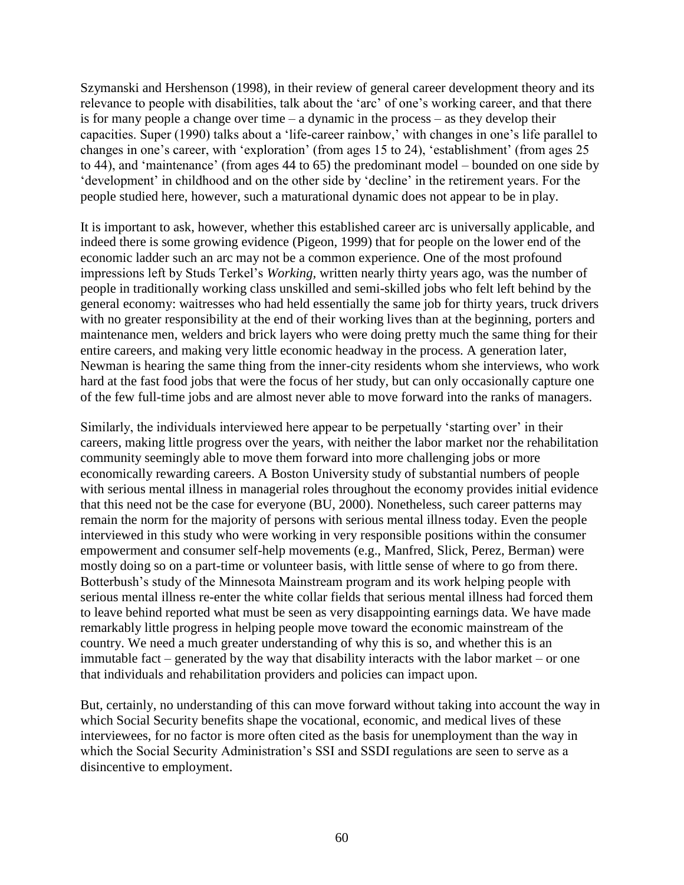Szymanski and Hershenson (1998), in their review of general career development theory and its relevance to people with disabilities, talk about the 'arc' of one's working career, and that there is for many people a change over time – a dynamic in the process – as they develop their capacities. Super (1990) talks about a 'life-career rainbow,' with changes in one's life parallel to changes in one's career, with 'exploration' (from ages 15 to 24), 'establishment' (from ages 25 to 44), and 'maintenance' (from ages 44 to 65) the predominant model – bounded on one side by 'development' in childhood and on the other side by 'decline' in the retirement years. For the people studied here, however, such a maturational dynamic does not appear to be in play.

It is important to ask, however, whether this established career arc is universally applicable, and indeed there is some growing evidence (Pigeon, 1999) that for people on the lower end of the economic ladder such an arc may not be a common experience. One of the most profound impressions left by Studs Terkel's *Working*, written nearly thirty years ago, was the number of people in traditionally working class unskilled and semi-skilled jobs who felt left behind by the general economy: waitresses who had held essentially the same job for thirty years, truck drivers with no greater responsibility at the end of their working lives than at the beginning, porters and maintenance men, welders and brick layers who were doing pretty much the same thing for their entire careers, and making very little economic headway in the process. A generation later, Newman is hearing the same thing from the inner-city residents whom she interviews, who work hard at the fast food jobs that were the focus of her study, but can only occasionally capture one of the few full-time jobs and are almost never able to move forward into the ranks of managers.

Similarly, the individuals interviewed here appear to be perpetually 'starting over' in their careers, making little progress over the years, with neither the labor market nor the rehabilitation community seemingly able to move them forward into more challenging jobs or more economically rewarding careers. A Boston University study of substantial numbers of people with serious mental illness in managerial roles throughout the economy provides initial evidence that this need not be the case for everyone (BU, 2000). Nonetheless, such career patterns may remain the norm for the majority of persons with serious mental illness today. Even the people interviewed in this study who were working in very responsible positions within the consumer empowerment and consumer self-help movements (e.g., Manfred, Slick, Perez, Berman) were mostly doing so on a part-time or volunteer basis, with little sense of where to go from there. Botterbush's study of the Minnesota Mainstream program and its work helping people with serious mental illness re-enter the white collar fields that serious mental illness had forced them to leave behind reported what must be seen as very disappointing earnings data. We have made remarkably little progress in helping people move toward the economic mainstream of the country. We need a much greater understanding of why this is so, and whether this is an immutable fact – generated by the way that disability interacts with the labor market – or one that individuals and rehabilitation providers and policies can impact upon.

But, certainly, no understanding of this can move forward without taking into account the way in which Social Security benefits shape the vocational, economic, and medical lives of these interviewees, for no factor is more often cited as the basis for unemployment than the way in which the Social Security Administration's SSI and SSDI regulations are seen to serve as a disincentive to employment.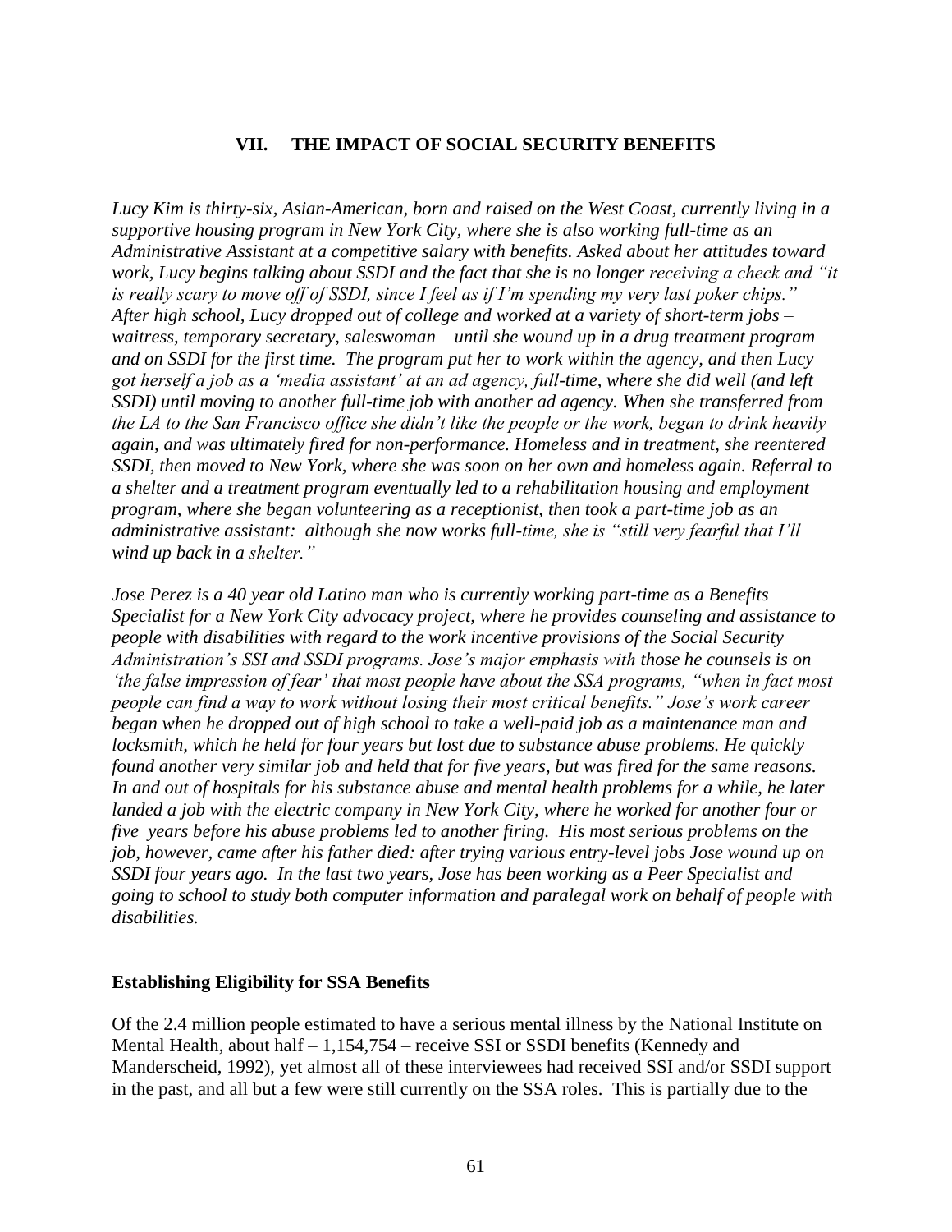## VII. THE IMPACT OF SOCIAL SECURITY BENEFITS

*Lucy Kim is thirty-six, Asian-American, born and raised on the West Coast, currently living in a supportive housing program in New York City, where she is also working full-time as an Administrative Assistant at a competitive salary with benefits. Asked about her attitudes toward work, Lucy begins talking about SSDI and the fact that she is no longer receiving a check and "it is really scary to move off of SSDI, since I feel as if I'm spending my very last poker chips." After high school, Lucy dropped out of college and worked at a variety of short-term jobs – waitress, temporary secretary, saleswoman – until she wound up in a drug treatment program and on SSDI for the first time. The program put her to work within the agency, and then Lucy got herself a job as a 'media assistant' at an ad agency, full-time, where she did well (and left SSDI) until moving to another full-time job with another ad agency. When she transferred from the LA to the San Francisco office she didn't like the people or the work, began to drink heavily again, and was ultimately fired for non-performance. Homeless and in treatment, she reentered SSDI, then moved to New York, where she was soon on her own and homeless again. Referral to a shelter and a treatment program eventually led to a rehabilitation housing and employment program, where she began volunteering as a receptionist, then took a part-time job as an administrative assistant: although she now works full-time, she is "still very fearful that I'll wind up back in a shelter."*

*Jose Perez is a 40 year old Latino man who is currently working part-time as a Benefits Specialist for a New York City advocacy project, where he provides counseling and assistance to people with disabilities with regard to the work incentive provisions of the Social Security Administration's SSI and SSDI programs. Jose's major emphasis with those he counsels is on 'the false impression of fear' that most people have about the SSA programs, "when in fact most people can find a way to work without losing their most critical benefits." Jose's work career began when he dropped out of high school to take a well-paid job as a maintenance man and locksmith, which he held for four years but lost due to substance abuse problems. He quickly found another very similar job and held that for five years, but was fired for the same reasons. In and out of hospitals for his substance abuse and mental health problems for a while, he later landed a job with the electric company in New York City, where he worked for another four or five years before his abuse problems led to another firing. His most serious problems on the job, however, came after his father died: after trying various entry-level jobs Jose wound up on SSDI four years ago. In the last two years, Jose has been working as a Peer Specialist and going to school to study both computer information and paralegal work on behalf of people with disabilities.*

### Establishing Eligibility for SSA Benefits

Of the 2.4 million people estimated to have a serious mental illness by the National Institute on Mental Health, about half – 1,154,754 – receive SSI or SSDI benefits (Kennedy and Manderscheid, 1992), yet almost all of these interviewees had received SSI and/or SSDI support in the past, and all but a few were still currently on the SSA roles. This is partially due to the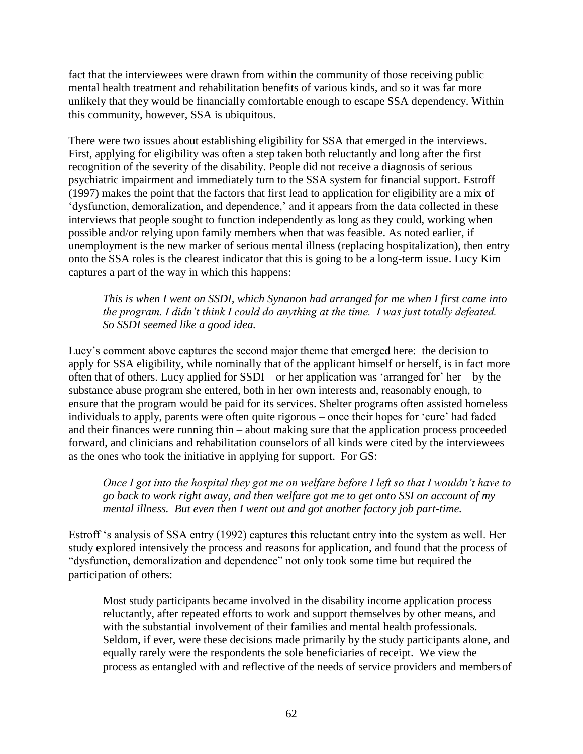fact that the interviewees were drawn from within the community of those receiving public mental health treatment and rehabilitation benefits of various kinds, and so it was far more unlikely that they would be financially comfortable enough to escape SSA dependency. Within this community, however, SSA is ubiquitous.

There were two issues about establishing eligibility for SSA that emerged in the interviews. First, applying for eligibility was often a step taken both reluctantly and long after the first recognition of the severity of the disability. People did not receive a diagnosis of serious psychiatric impairment and immediately turn to the SSA system for financial support. Estroff (1997) makes the point that the factors that first lead to application for eligibility are a mix of 'dysfunction, demoralization, and dependence,' and it appears from the data collected in these interviews that people sought to function independently as long as they could, working when possible and/or relying upon family members when that was feasible. As noted earlier, if unemployment is the new marker of serious mental illness (replacing hospitalization), then entry onto the SSA roles is the clearest indicator that this is going to be a long-term issue. Lucy Kim captures a part of the way in which this happens:

> *This is when I went on SSDI, which Synanon had arranged for me when I first came into the program. I didn't think I could do anything at the time. I was just totally defeated. So SSDI seemed like a good idea.*

Lucy's comment above captures the second major theme that emerged here: the decision to apply for SSA eligibility, while nominally that of the applicant himself or herself, is in fact more often that of others. Lucy applied for SSDI – or her application was 'arranged for' her – by the substance abuse program she entered, both in her own interests and, reasonably enough, to ensure that the program would be paid for its services. Shelter programs often assisted homeless individuals to apply, parents were often quite rigorous – once their hopes for 'cure' had faded and their finances were running thin – about making sure that the application process proceeded forward, and clinicians and rehabilitation counselors of all kinds were cited by the interviewees as the ones who took the initiative in applying for support. For GS:

> *Once I got into the hospital they got me on welfare before I left so that I wouldn't have to go back to work right away, and then welfare got me to get onto SSI on account of my mental illness. But even then I went out and got another factory job part-time.*

Estroff 's analysis of SSA entry (1992) captures this reluctant entry into the system as well. Her study explored intensively the process and reasons for application, and found that the process of "dysfunction, demoralization and dependence" not only took some time but required the participation of others:

> Most study participants became involved in the disability income application process reluctantly, after repeated efforts to work and support themselves by other means, and with the substantial involvement of their families and mental health professionals. Seldom, if ever, were these decisions made primarily by the study participants alone, and equally rarely were the respondents the sole beneficiaries of receipt. We view the process as entangled with and reflective of the needs of service providers and members of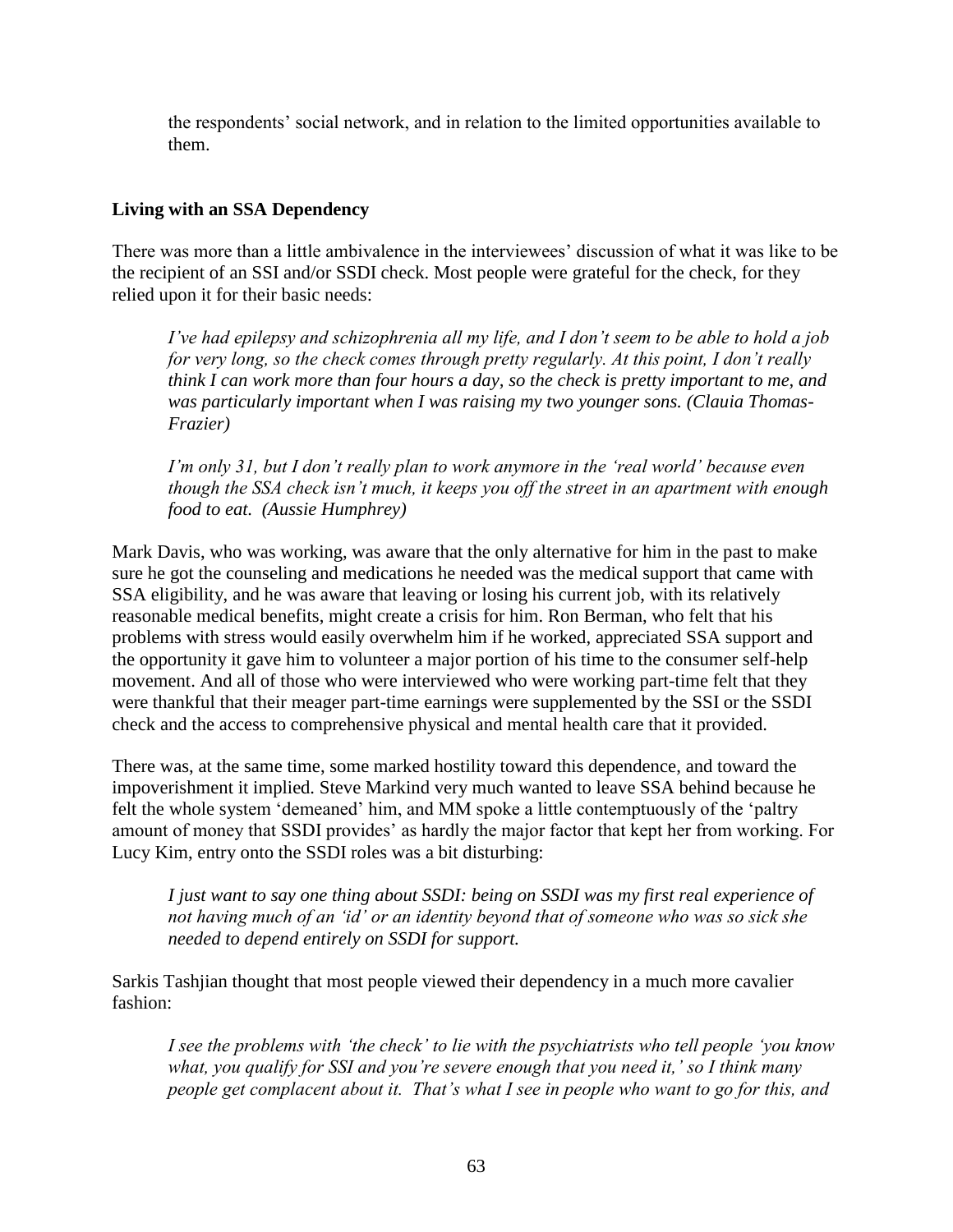the respondents' social network, and in relation to the limited opportunities available to them.

**Living with an SSA Dependency**

There was more than a little ambivalence in the interviewees' discussion of what it was like to be the recipient of an SSI and/or SSDI check. Most people were grateful for the check, for they relied upon it for their basic needs:

> *I've had epilepsy and schizophrenia all my life, and I don't seem to be able to hold a job for very long, so the check comes through pretty regularly. At this point, I don't really think I can work more than four hours a day, so the check is pretty important to me, and was particularly important when I was raising my two younger sons. (Clauia Thomas-Frazier)*

> *I'm only 31, but I don't really plan to work anymore in the 'real world' because even though the SSA check isn't much, it keeps you off the street in an apartment with enough food to eat. (Aussie Humphrey)*

Mark Davis, who was working, was aware that the only alternative for him in the past to make sure he got the counseling and medications he needed was the medical support that came with SSA eligibility, and he was aware that leaving or losing his current job, with its relatively reasonable medical benefits, might create a crisis for him. Ron Berman, who felt that his problems with stress would easily overwhelm him if he worked, appreciated SSA support and the opportunity it gave him to volunteer a major portion of his time to the consumer self-help movement. And all of those who were interviewed who were working part-time felt that they were thankful that their meager part-time earnings were supplemented by the SSI or the SSDI check and the access to comprehensive physical and mental health care that it provided.

There was, at the same time, some marked hostility toward this dependence, and toward the impoverishment it implied. Steve Markind very much wanted to leave SSA behind because he felt the whole system 'demeaned' him, and MM spoke a little contemptuously of the 'paltry amount of money that SSDI provides' as hardly the major factor that kept her from working. For Lucy Kim, entry onto the SSDI roles was a bit disturbing:

> *I just want to say one thing about SSDI: being on SSDI was my first real experience of not having much of an 'id' or an identity beyond that of someone who was so sick she needed to depend entirely on SSDI for support.*

Sarkis Tashjian thought that most people viewed their dependency in a much more cavalier fashion:

> *I see the problems with 'the check' to lie with the psychiatrists who tell people 'you know what, you qualify for SSI and you're severe enough that you need it,' so I think many people get complacent about it. That's what I see in people who want to go for this, and*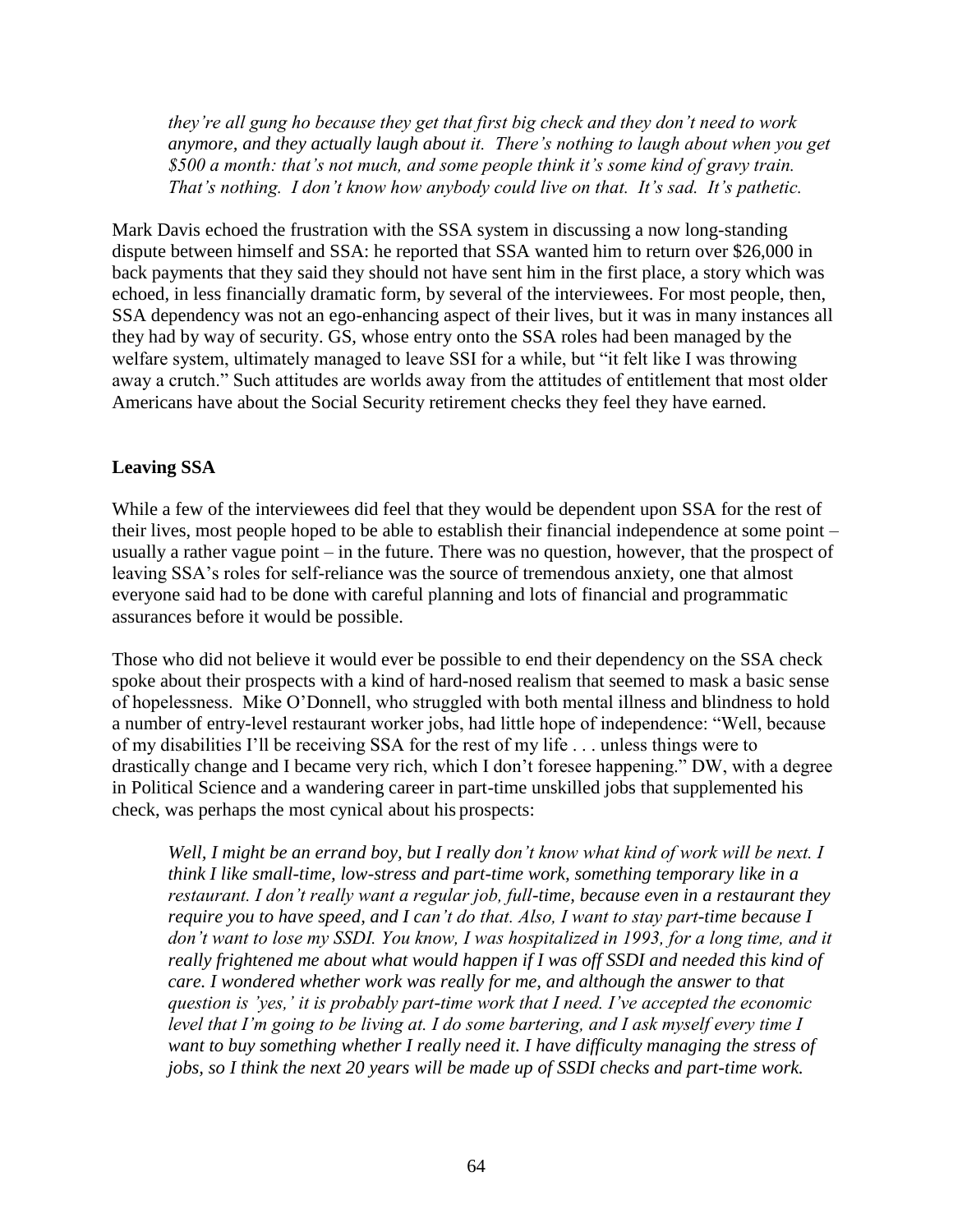*they're all gung ho because they get that first big check and they don't need to work anymore, and they actually laugh about it. There's nothing to laugh about when you get $500 a month: that's not much, and some people think it's some kind of gravy train. That's nothing. I don't know how anybody could live on that. It's sad. It's pathetic.*

Mark Davis echoed the frustration with the SSA system in discussing a now long-standing dispute between himself and SSA: he reported that SSA wanted him to return over $26,000 in back payments that they said they should not have sent him in the first place, a story which was echoed, in less financially dramatic form, by several of the interviewees. For most people, then, SSA dependency was not an ego-enhancing aspect of their lives, but it was in many instances all they had by way of security. GS, whose entry onto the SSA roles had been managed by the welfare system, ultimately managed to leave SSI for a while, but "it felt like I was throwing away a crutch." Such attitudes are worlds away from the attitudes of entitlement that most older Americans have about the Social Security retirement checks they feel they have earned.

**Leaving SSA**

While a few of the interviewees did feel that they would be dependent upon SSA for the rest of their lives, most people hoped to be able to establish their financial independence at some point – usually a rather vague point – in the future. There was no question, however, that the prospect of leaving SSA's roles for self-reliance was the source of tremendous anxiety, one that almost everyone said had to be done with careful planning and lots of financial and programmatic assurances before it would be possible.

Those who did not believe it would ever be possible to end their dependency on the SSA check spoke about their prospects with a kind of hard-nosed realism that seemed to mask a basic sense of hopelessness. Mike O'Donnell, who struggled with both mental illness and blindness to hold a number of entry-level restaurant worker jobs, had little hope of independence: "Well, because of my disabilities I'll be receiving SSA for the rest of my life . . . unless things were to drastically change and I became very rich, which I don't foresee happening." DW, with a degree in Political Science and a wandering career in part-time unskilled jobs that supplemented his check, was perhaps the most cynical about his prospects:

*Well, I might be an errand boy, but I really don't know what kind of work will be next. I think I like small-time, low-stress and part-time work, something temporary like in a restaurant. I don't really want a regular job, full-time, because even in a restaurant they require you to have speed, and I can't do that. Also, I want to stay part-time because I don't want to lose my SSDI. You know, I was hospitalized in 1993, for a long time, and it really frightened me about what would happen if I was off SSDI and needed this kind of care. I wondered whether work was really for me, and although the answer to that question is 'yes,' it is probably part-time work that I need. I've accepted the economic level that I'm going to be living at. I do some bartering, and I ask myself every time I want to buy something whether I really need it. I have difficulty managing the stress of jobs, so I think the next 20 years will be made up of SSDI checks and part-time work.*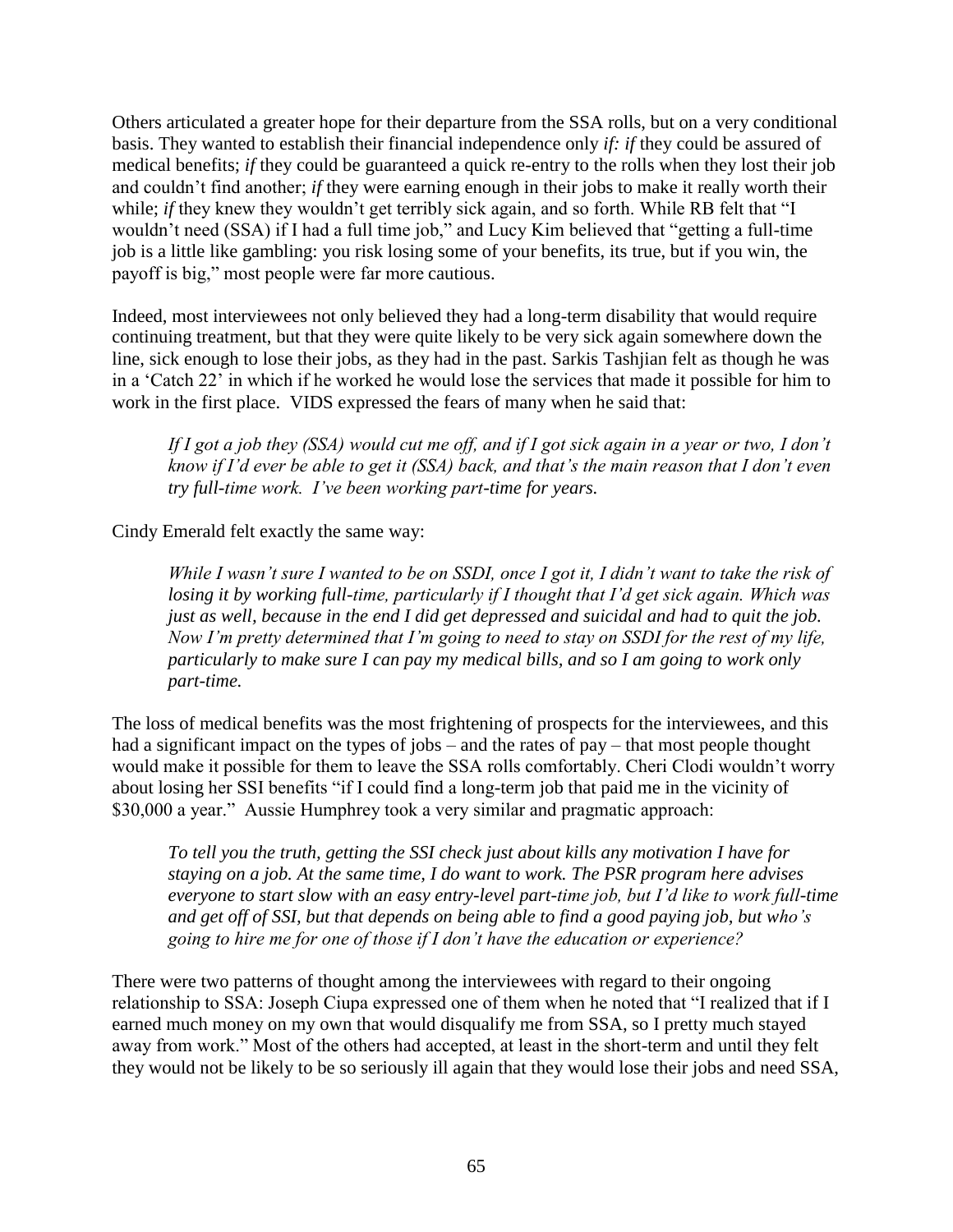Others articulated a greater hope for their departure from the SSA rolls, but on a very conditional basis. They wanted to establish their financial independence only *if: if* they could be assured of medical benefits; *if* they could be guaranteed a quick re-entry to the rolls when they lost their job and couldn't find another; *if* they were earning enough in their jobs to make it really worth their while; *if* they knew they wouldn't get terribly sick again, and so forth. While RB felt that "I wouldn't need (SSA) if I had a full time job," and Lucy Kim believed that "getting a full-time job is a little like gambling: you risk losing some of your benefits, its true, but if you win, the payoff is big," most people were far more cautious.

Indeed, most interviewees not only believed they had a long-term disability that would require continuing treatment, but that they were quite likely to be very sick again somewhere down the line, sick enough to lose their jobs, as they had in the past. Sarkis Tashjian felt as though he was in a 'Catch 22' in which if he worked he would lose the services that made it possible for him to work in the first place. VIDS expressed the fears of many when he said that:

> *If I got a job they (SSA) would cut me off, and if I got sick again in a year or two, I don't know if I'd ever be able to get it (SSA) back, and that's the main reason that I don't even try full-time work. I've been working part-time for years.*

Cindy Emerald felt exactly the same way:

> *While I wasn't sure I wanted to be on SSDI, once I got it, I didn't want to take the risk of losing it by working full-time, particularly if I thought that I'd get sick again. Which was just as well, because in the end I did get depressed and suicidal and had to quit the job. Now I'm pretty determined that I'm going to need to stay on SSDI for the rest of my life, particularly to make sure I can pay my medical bills, and so I am going to work only part-time.*

The loss of medical benefits was the most frightening of prospects for the interviewees, and this had a significant impact on the types of jobs – and the rates of pay – that most people thought would make it possible for them to leave the SSA rolls comfortably. Cheri Clodi wouldn't worry about losing her SSI benefits "if I could find a long-term job that paid me in the vicinity of $30,000 a year." Aussie Humphrey took a very similar and pragmatic approach:

> *To tell you the truth, getting the SSI check just about kills any motivation I have for staying on a job. At the same time, I do want to work. The PSR program here advises everyone to start slow with an easy entry-level part-time job, but I'd like to work full-time and get off of SSI, but that depends on being able to find a good paying job, but who's going to hire me for one of those if I don't have the education or experience?*

There were two patterns of thought among the interviewees with regard to their ongoing relationship to SSA: Joseph Ciupa expressed one of them when he noted that "I realized that if I earned much money on my own that would disqualify me from SSA, so I pretty much stayed away from work." Most of the others had accepted, at least in the short-term and until they felt they would not be likely to be so seriously ill again that they would lose their jobs and need SSA,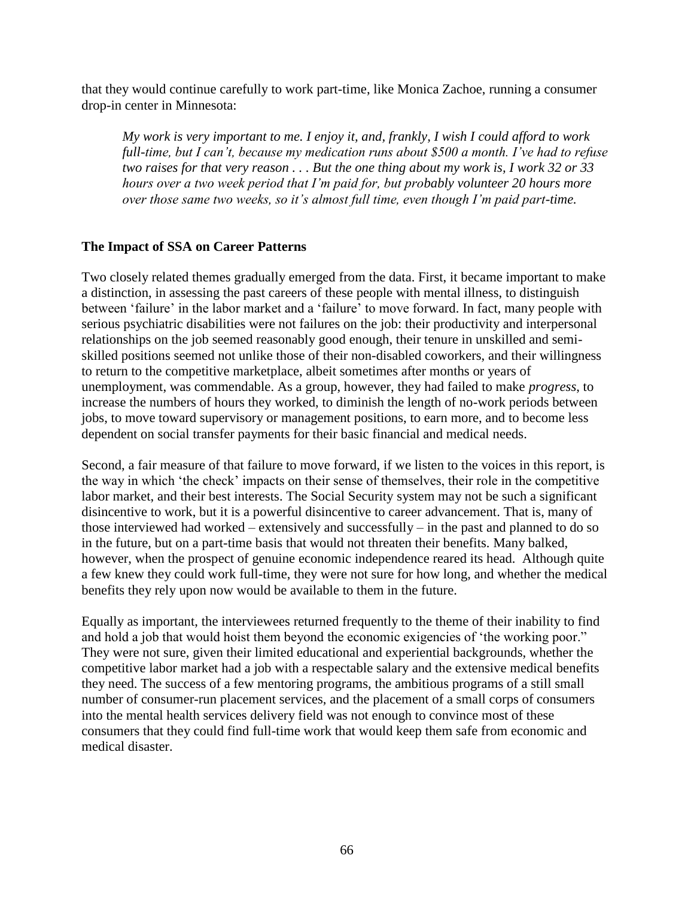that they would continue carefully to work part-time, like Monica Zachoe, running a consumer drop-in center in Minnesota:

> *My work is very important to me. I enjoy it, and, frankly, I wish I could afford to work full-time, but I can't, because my medication runs about $500 a month. I've had to refuse two raises for that very reason . . . But the one thing about my work is, I work 32 or 33 hours over a two week period that I'm paid for, but probably volunteer 20 hours more over those same two weeks, so it's almost full time, even though I'm paid part-time.*

**The Impact of SSA on Career Patterns**

Two closely related themes gradually emerged from the data. First, it became important to make a distinction, in assessing the past careers of these people with mental illness, to distinguish between 'failure' in the labor market and a 'failure' to move forward. In fact, many people with serious psychiatric disabilities were not failures on the job: their productivity and interpersonal relationships on the job seemed reasonably good enough, their tenure in unskilled and semi-skilled positions seemed not unlike those of their non-disabled coworkers, and their willingness to return to the competitive marketplace, albeit sometimes after months or years of unemployment, was commendable. As a group, however, they had failed to make *progress*, to increase the numbers of hours they worked, to diminish the length of no-work periods between jobs, to move toward supervisory or management positions, to earn more, and to become less dependent on social transfer payments for their basic financial and medical needs.

Second, a fair measure of that failure to move forward, if we listen to the voices in this report, is the way in which 'the check' impacts on their sense of themselves, their role in the competitive labor market, and their best interests. The Social Security system may not be such a significant disincentive to work, but it is a powerful disincentive to career advancement. That is, many of those interviewed had worked – extensively and successfully – in the past and planned to do so in the future, but on a part-time basis that would not threaten their benefits. Many balked, however, when the prospect of genuine economic independence reared its head. Although quite a few knew they could work full-time, they were not sure for how long, and whether the medical benefits they rely upon now would be available to them in the future.

Equally as important, the interviewees returned frequently to the theme of their inability to find and hold a job that would hoist them beyond the economic exigencies of 'the working poor." They were not sure, given their limited educational and experiential backgrounds, whether the competitive labor market had a job with a respectable salary and the extensive medical benefits they need. The success of a few mentoring programs, the ambitious programs of a still small number of consumer-run placement services, and the placement of a small corps of consumers into the mental health services delivery field was not enough to convince most of these consumers that they could find full-time work that would keep them safe from economic and medical disaster.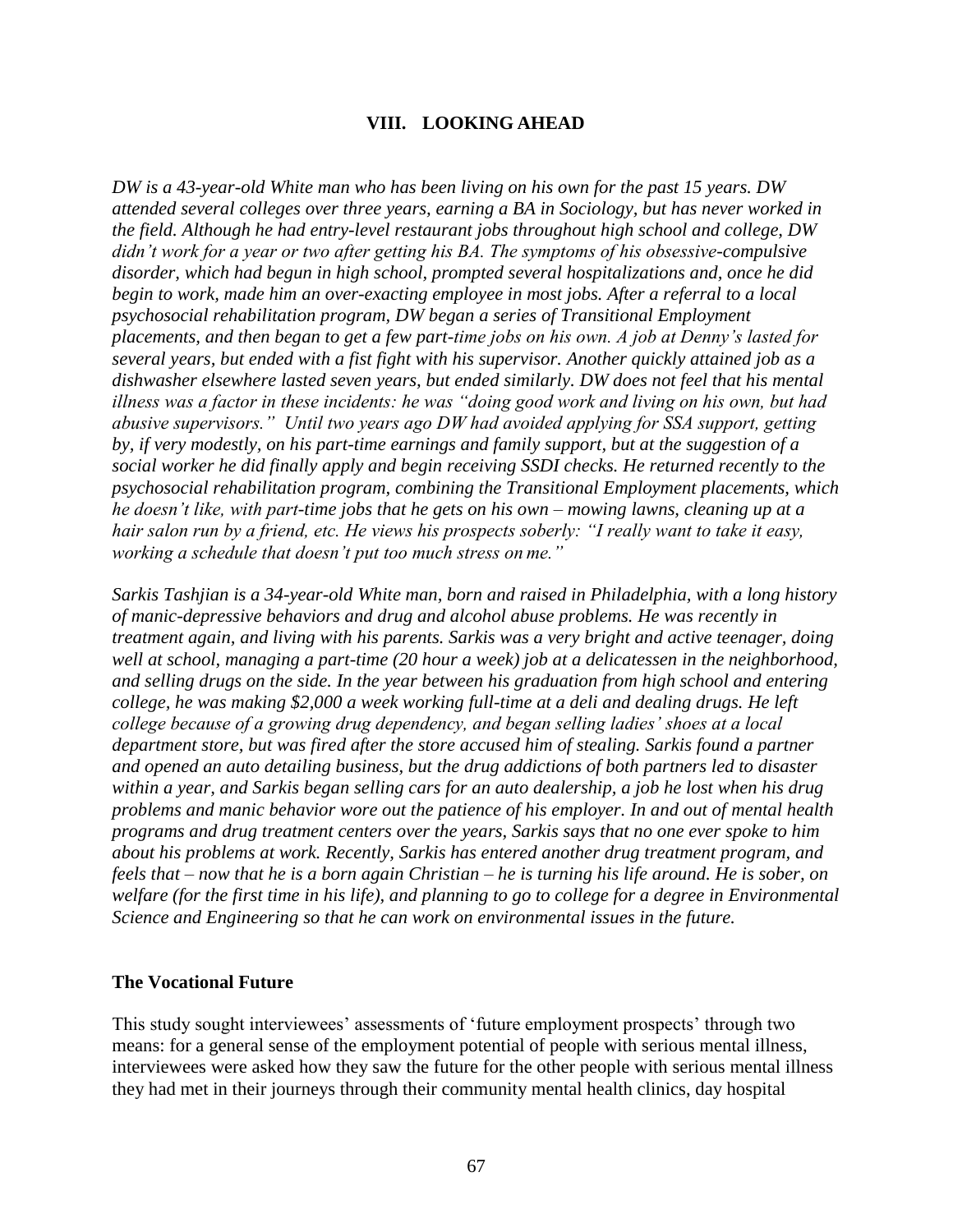## VIII. LOOKING AHEAD

*DW is a 43-year-old White man who has been living on his own for the past 15 years. DW attended several colleges over three years, earning a BA in Sociology, but has never worked in the field. Although he had entry-level restaurant jobs throughout high school and college, DW didn't work for a year or two after getting his BA. The symptoms of his obsessive-compulsive disorder, which had begun in high school, prompted several hospitalizations and, once he did begin to work, made him an over-exacting employee in most jobs. After a referral to a local psychosocial rehabilitation program, DW began a series of Transitional Employment placements, and then began to get a few part-time jobs on his own. A job at Denny's lasted for several years, but ended with a fist fight with his supervisor. Another quickly attained job as a dishwasher elsewhere lasted seven years, but ended similarly. DW does not feel that his mental illness was a factor in these incidents: he was "doing good work and living on his own, but had abusive supervisors." Until two years ago DW had avoided applying for SSA support, getting by, if very modestly, on his part-time earnings and family support, but at the suggestion of a social worker he did finally apply and begin receiving SSDI checks. He returned recently to the psychosocial rehabilitation program, combining the Transitional Employment placements, which he doesn't like, with part-time jobs that he gets on his own – mowing lawns, cleaning up at a hair salon run by a friend, etc. He views his prospects soberly: "I really want to take it easy, working a schedule that doesn't put too much stress on me."*

*Sarkis Tashjian is a 34-year-old White man, born and raised in Philadelphia, with a long history of manic-depressive behaviors and drug and alcohol abuse problems. He was recently in treatment again, and living with his parents. Sarkis was a very bright and active teenager, doing well at school, managing a part-time (20 hour a week) job at a delicatessen in the neighborhood, and selling drugs on the side. In the year between his graduation from high school and entering college, he was making $2,000 a week working full-time at a deli and dealing drugs. He left college because of a growing drug dependency, and began selling ladies' shoes at a local department store, but was fired after the store accused him of stealing. Sarkis found a partner and opened an auto detailing business, but the drug addictions of both partners led to disaster within a year, and Sarkis began selling cars for an auto dealership, a job he lost when his drug problems and manic behavior wore out the patience of his employer. In and out of mental health programs and drug treatment centers over the years, Sarkis says that no one ever spoke to him about his problems at work. Recently, Sarkis has entered another drug treatment program, and feels that – now that he is a born again Christian – he is turning his life around. He is sober, on welfare (for the first time in his life), and planning to go to college for a degree in Environmental Science and Engineering so that he can work on environmental issues in the future.*

### The Vocational Future

This study sought interviewees' assessments of 'future employment prospects' through two means: for a general sense of the employment potential of people with serious mental illness, interviewees were asked how they saw the future for the other people with serious mental illness they had met in their journeys through their community mental health clinics, day hospital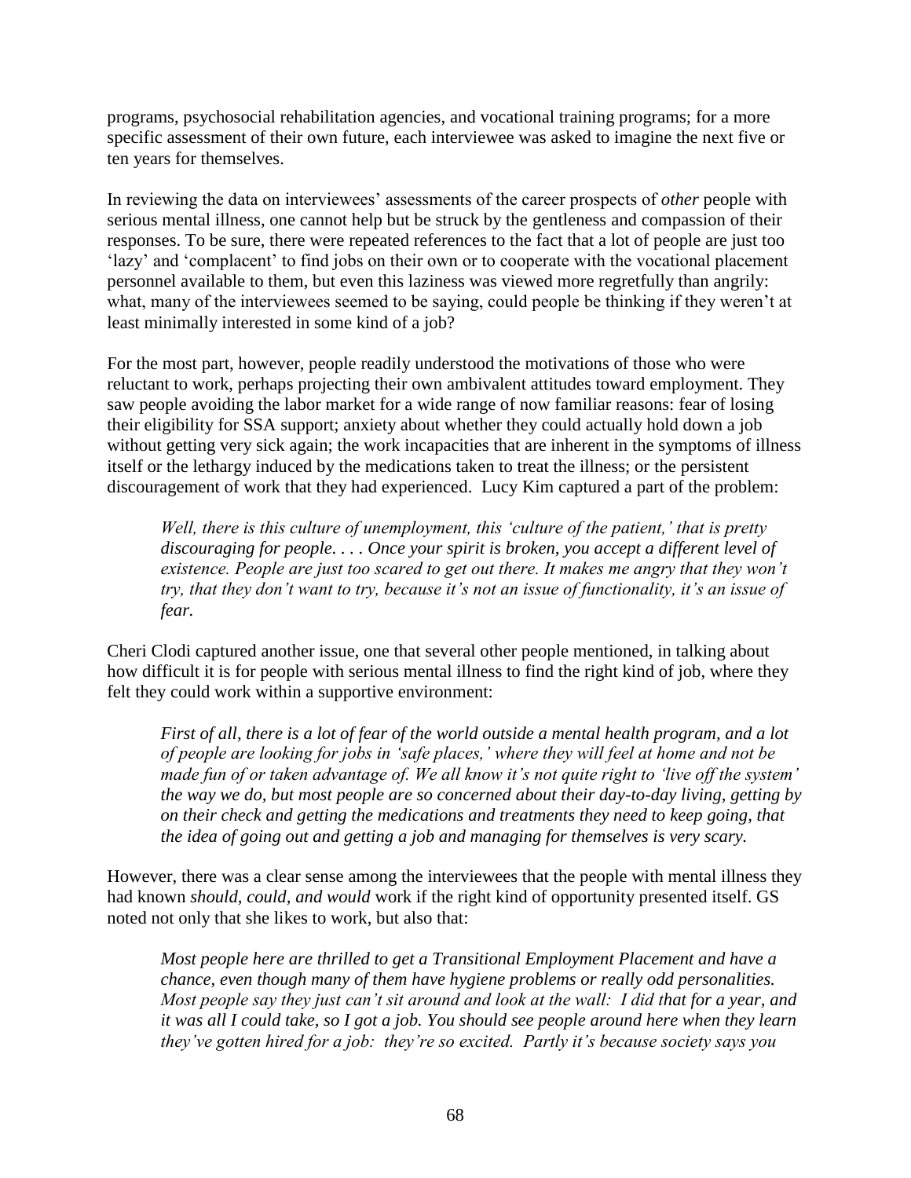programs, psychosocial rehabilitation agencies, and vocational training programs; for a more specific assessment of their own future, each interviewee was asked to imagine the next five or ten years for themselves.

In reviewing the data on interviewees' assessments of the career prospects of *other* people with serious mental illness, one cannot help but be struck by the gentleness and compassion of their responses. To be sure, there were repeated references to the fact that a lot of people are just too 'lazy' and 'complacent' to find jobs on their own or to cooperate with the vocational placement personnel available to them, but even this laziness was viewed more regretfully than angrily: what, many of the interviewees seemed to be saying, could people be thinking if they weren't at least minimally interested in some kind of a job?

For the most part, however, people readily understood the motivations of those who were reluctant to work, perhaps projecting their own ambivalent attitudes toward employment. They saw people avoiding the labor market for a wide range of now familiar reasons: fear of losing their eligibility for SSA support; anxiety about whether they could actually hold down a job without getting very sick again; the work incapacities that are inherent in the symptoms of illness itself or the lethargy induced by the medications taken to treat the illness; or the persistent discouragement of work that they had experienced. Lucy Kim captured a part of the problem:

> *Well, there is this culture of unemployment, this 'culture of the patient,' that is pretty discouraging for people. . . . Once your spirit is broken, you accept a different level of existence. People are just too scared to get out there. It makes me angry that they won't try, that they don't want to try, because it's not an issue of functionality, it's an issue of fear.*

Cheri Clodi captured another issue, one that several other people mentioned, in talking about how difficult it is for people with serious mental illness to find the right kind of job, where they felt they could work within a supportive environment:

> *First of all, there is a lot of fear of the world outside a mental health program, and a lot of people are looking for jobs in 'safe places,' where they will feel at home and not be made fun of or taken advantage of. We all know it's not quite right to 'live off the system' the way we do, but most people are so concerned about their day-to-day living, getting by on their check and getting the medications and treatments they need to keep going, that the idea of going out and getting a job and managing for themselves is very scary.*

However, there was a clear sense among the interviewees that the people with mental illness they had known *should, could, and would* work if the right kind of opportunity presented itself. GS noted not only that she likes to work, but also that:

> *Most people here are thrilled to get a Transitional Employment Placement and have a chance, even though many of them have hygiene problems or really odd personalities. Most people say they just can't sit around and look at the wall: I did that for a year, and it was all I could take, so I got a job. You should see people around here when they learn they've gotten hired for a job: they're so excited. Partly it's because society says you*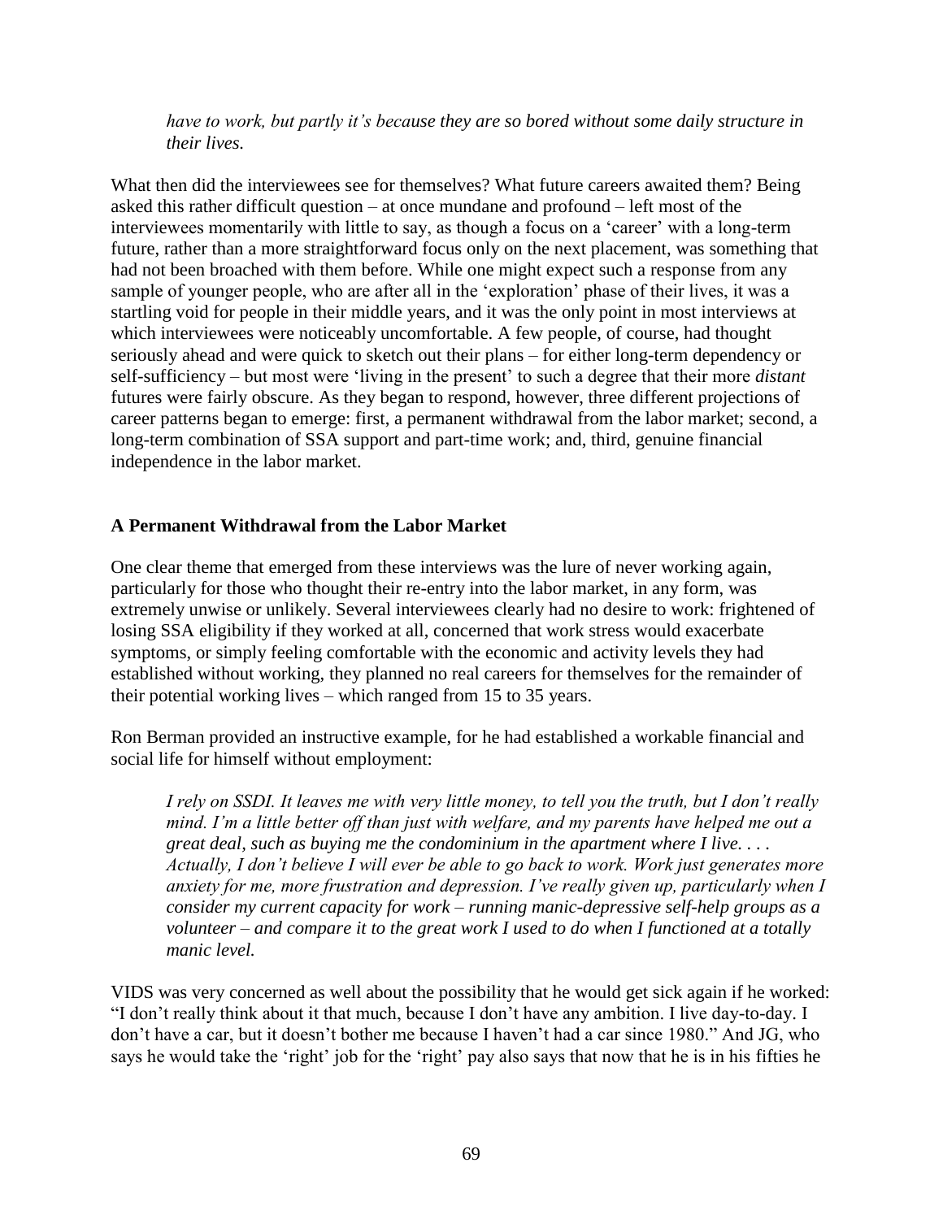*have to work, but partly it's because they are so bored without some daily structure in their lives.*

What then did the interviewees see for themselves? What future careers awaited them? Being asked this rather difficult question – at once mundane and profound – left most of the interviewees momentarily with little to say, as though a focus on a 'career' with a long-term future, rather than a more straightforward focus only on the next placement, was something that had not been broached with them before. While one might expect such a response from any sample of younger people, who are after all in the 'exploration' phase of their lives, it was a startling void for people in their middle years, and it was the only point in most interviews at which interviewees were noticeably uncomfortable. A few people, of course, had thought seriously ahead and were quick to sketch out their plans – for either long-term dependency or self-sufficiency – but most were 'living in the present' to such a degree that their more *distant* futures were fairly obscure. As they began to respond, however, three different projections of career patterns began to emerge: first, a permanent withdrawal from the labor market; second, a long-term combination of SSA support and part-time work; and, third, genuine financial independence in the labor market.

**A Permanent Withdrawal from the Labor Market**

One clear theme that emerged from these interviews was the lure of never working again, particularly for those who thought their re-entry into the labor market, in any form, was extremely unwise or unlikely. Several interviewees clearly had no desire to work: frightened of losing SSA eligibility if they worked at all, concerned that work stress would exacerbate symptoms, or simply feeling comfortable with the economic and activity levels they had established without working, they planned no real careers for themselves for the remainder of their potential working lives – which ranged from 15 to 35 years.

Ron Berman provided an instructive example, for he had established a workable financial and social life for himself without employment:

> *I rely on SSDI. It leaves me with very little money, to tell you the truth, but I don't really mind. I'm a little better off than just with welfare, and my parents have helped me out a great deal, such as buying me the condominium in the apartment where I live. . . . Actually, I don't believe I will ever be able to go back to work. Work just generates more anxiety for me, more frustration and depression. I've really given up, particularly when I consider my current capacity for work – running manic-depressive self-help groups as a volunteer – and compare it to the great work I used to do when I functioned at a totally manic level.*

VIDS was very concerned as well about the possibility that he would get sick again if he worked: "I don't really think about it that much, because I don't have any ambition. I live day-to-day. I don't have a car, but it doesn't bother me because I haven't had a car since 1980." And JG, who says he would take the 'right' job for the 'right' pay also says that now that he is in his fifties he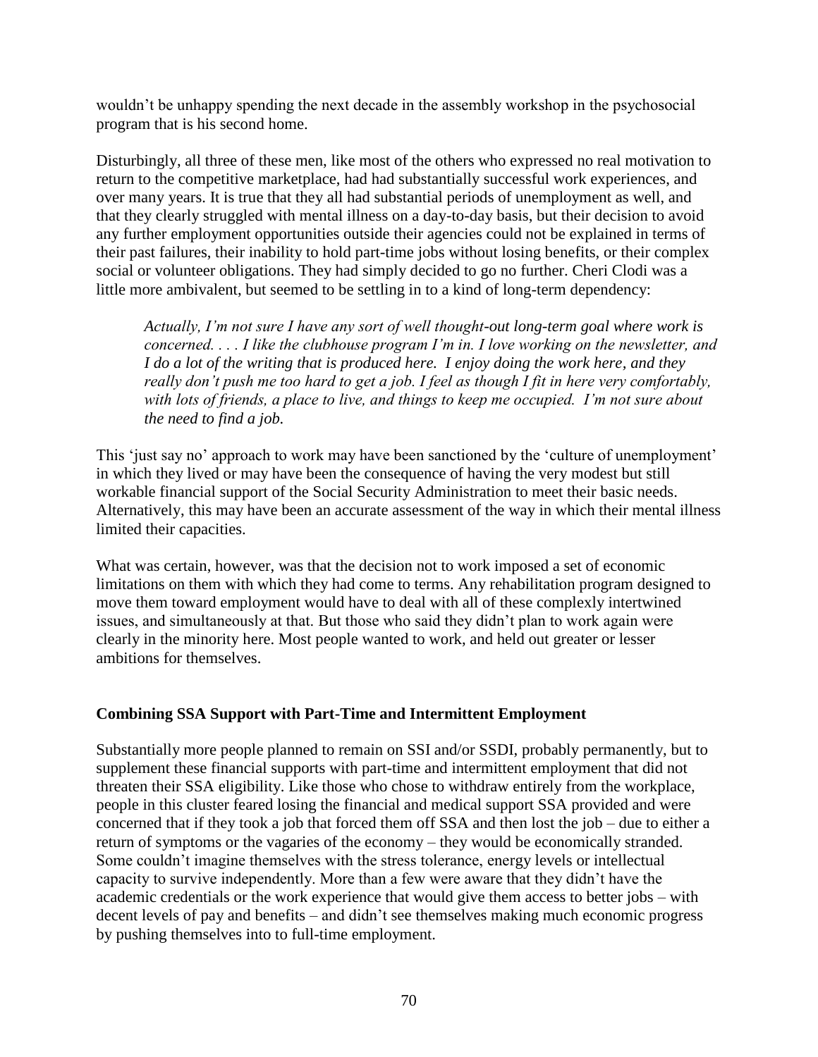wouldn't be unhappy spending the next decade in the assembly workshop in the psychosocial program that is his second home.

Disturbingly, all three of these men, like most of the others who expressed no real motivation to return to the competitive marketplace, had had substantially successful work experiences, and over many years. It is true that they all had substantial periods of unemployment as well, and that they clearly struggled with mental illness on a day-to-day basis, but their decision to avoid any further employment opportunities outside their agencies could not be explained in terms of their past failures, their inability to hold part-time jobs without losing benefits, or their complex social or volunteer obligations. They had simply decided to go no further. Cheri Clodi was a little more ambivalent, but seemed to be settling in to a kind of long-term dependency:

> *Actually, I'm not sure I have any sort of well thought-out long-term goal where work is concerned. . . . I like the clubhouse program I'm in. I love working on the newsletter, and I do a lot of the writing that is produced here. I enjoy doing the work here, and they really don't push me too hard to get a job. I feel as though I fit in here very comfortably, with lots of friends, a place to live, and things to keep me occupied. I'm not sure about the need to find a job.*

This 'just say no' approach to work may have been sanctioned by the 'culture of unemployment' in which they lived or may have been the consequence of having the very modest but still workable financial support of the Social Security Administration to meet their basic needs. Alternatively, this may have been an accurate assessment of the way in which their mental illness limited their capacities.

What was certain, however, was that the decision not to work imposed a set of economic limitations on them with which they had come to terms. Any rehabilitation program designed to move them toward employment would have to deal with all of these complexly intertwined issues, and simultaneously at that. But those who said they didn't plan to work again were clearly in the minority here. Most people wanted to work, and held out greater or lesser ambitions for themselves.

### Combining SSA Support with Part-Time and Intermittent Employment

Substantially more people planned to remain on SSI and/or SSDI, probably permanently, but to supplement these financial supports with part-time and intermittent employment that did not threaten their SSA eligibility. Like those who chose to withdraw entirely from the workplace, people in this cluster feared losing the financial and medical support SSA provided and were concerned that if they took a job that forced them off SSA and then lost the job – due to either a return of symptoms or the vagaries of the economy – they would be economically stranded. Some couldn't imagine themselves with the stress tolerance, energy levels or intellectual capacity to survive independently. More than a few were aware that they didn't have the academic credentials or the work experience that would give them access to better jobs – with decent levels of pay and benefits – and didn't see themselves making much economic progress by pushing themselves into to full-time employment.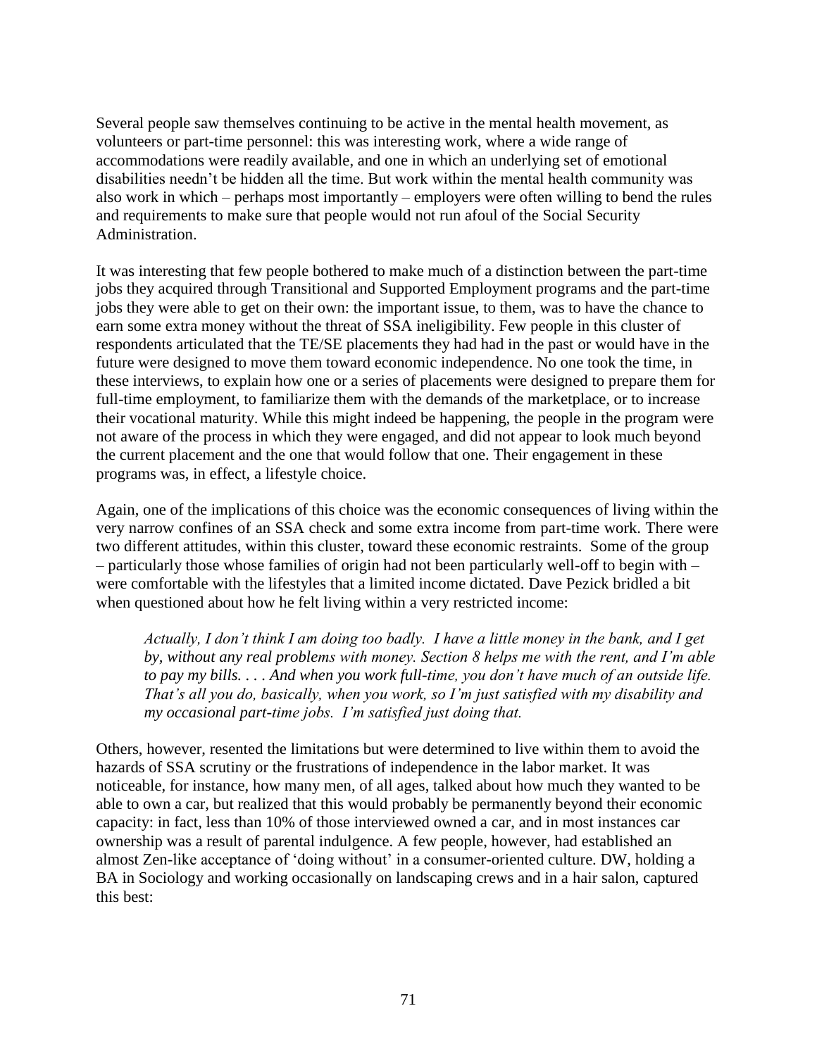Several people saw themselves continuing to be active in the mental health movement, as volunteers or part-time personnel: this was interesting work, where a wide range of accommodations were readily available, and one in which an underlying set of emotional disabilities needn't be hidden all the time. But work within the mental health community was also work in which – perhaps most importantly – employers were often willing to bend the rules and requirements to make sure that people would not run afoul of the Social Security Administration.

It was interesting that few people bothered to make much of a distinction between the part-time jobs they acquired through Transitional and Supported Employment programs and the part-time jobs they were able to get on their own: the important issue, to them, was to have the chance to earn some extra money without the threat of SSA ineligibility. Few people in this cluster of respondents articulated that the TE/SE placements they had had in the past or would have in the future were designed to move them toward economic independence. No one took the time, in these interviews, to explain how one or a series of placements were designed to prepare them for full-time employment, to familiarize them with the demands of the marketplace, or to increase their vocational maturity. While this might indeed be happening, the people in the program were not aware of the process in which they were engaged, and did not appear to look much beyond the current placement and the one that would follow that one. Their engagement in these programs was, in effect, a lifestyle choice.

Again, one of the implications of this choice was the economic consequences of living within the very narrow confines of an SSA check and some extra income from part-time work. There were two different attitudes, within this cluster, toward these economic restraints. Some of the group – particularly those whose families of origin had not been particularly well-off to begin with – were comfortable with the lifestyles that a limited income dictated. Dave Pezick bridled a bit when questioned about how he felt living within a very restricted income:

> *Actually, I don't think I am doing too badly. I have a little money in the bank, and I get by, without any real problems with money. Section 8 helps me with the rent, and I'm able to pay my bills. . . . And when you work full-time, you don't have much of an outside life. That's all you do, basically, when you work, so I'm just satisfied with my disability and my occasional part-time jobs. I'm satisfied just doing that.*

Others, however, resented the limitations but were determined to live within them to avoid the hazards of SSA scrutiny or the frustrations of independence in the labor market. It was noticeable, for instance, how many men, of all ages, talked about how much they wanted to be able to own a car, but realized that this would probably be permanently beyond their economic capacity: in fact, less than 10% of those interviewed owned a car, and in most instances car ownership was a result of parental indulgence. A few people, however, had established an almost Zen-like acceptance of 'doing without' in a consumer-oriented culture. DW, holding a BA in Sociology and working occasionally on landscaping crews and in a hair salon, captured this best: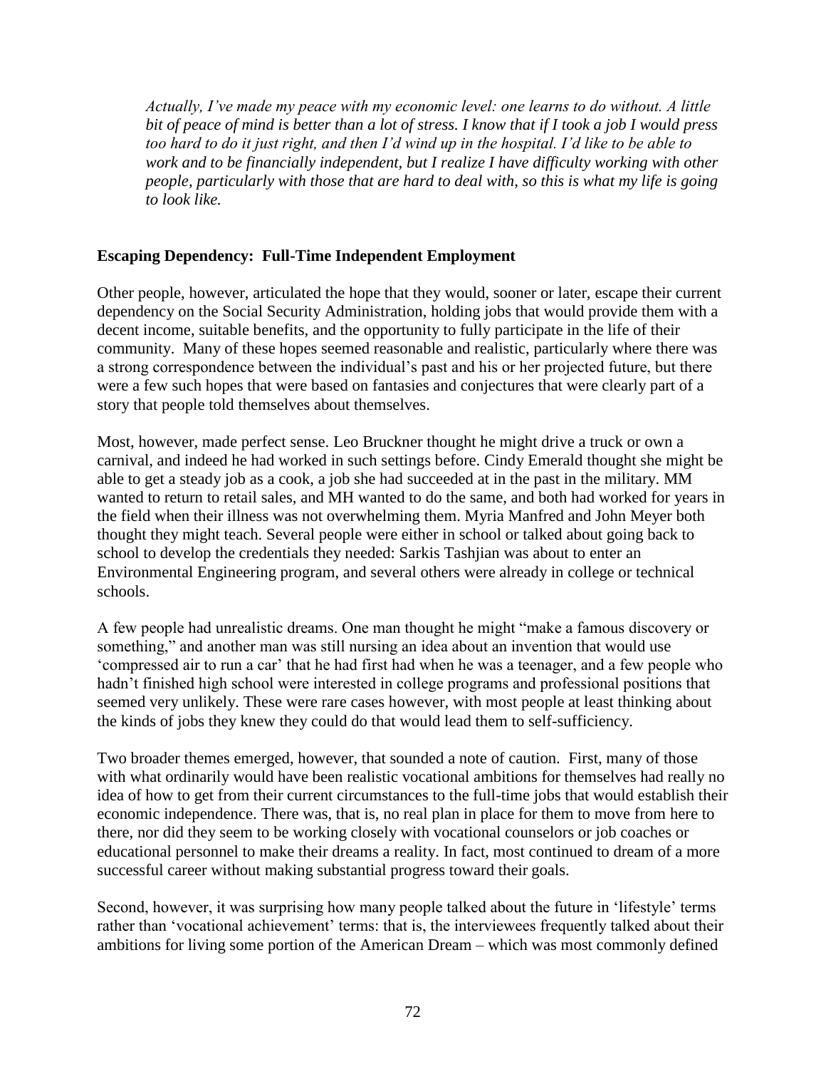*Actually, I've made my peace with my economic level: one learns to do without. A little bit of peace of mind is better than a lot of stress. I know that if I took a job I would press too hard to do it just right, and then I'd wind up in the hospital. I'd like to be able to work and to be financially independent, but I realize I have difficulty working with other people, particularly with those that are hard to deal with, so this is what my life is going to look like.*

**Escaping Dependency: Full-Time Independent Employment**

Other people, however, articulated the hope that they would, sooner or later, escape their current dependency on the Social Security Administration, holding jobs that would provide them with a decent income, suitable benefits, and the opportunity to fully participate in the life of their community. Many of these hopes seemed reasonable and realistic, particularly where there was a strong correspondence between the individual's past and his or her projected future, but there were a few such hopes that were based on fantasies and conjectures that were clearly part of a story that people told themselves about themselves.

Most, however, made perfect sense. Leo Bruckner thought he might drive a truck or own a carnival, and indeed he had worked in such settings before. Cindy Emerald thought she might be able to get a steady job as a cook, a job she had succeeded at in the past in the military. MM wanted to return to retail sales, and MH wanted to do the same, and both had worked for years in the field when their illness was not overwhelming them. Myria Manfred and John Meyer both thought they might teach. Several people were either in school or talked about going back to school to develop the credentials they needed: Sarkis Tashjian was about to enter an Environmental Engineering program, and several others were already in college or technical schools.

A few people had unrealistic dreams. One man thought he might "make a famous discovery or something," and another man was still nursing an idea about an invention that would use 'compressed air to run a car' that he had first had when he was a teenager, and a few people who hadn't finished high school were interested in college programs and professional positions that seemed very unlikely. These were rare cases however, with most people at least thinking about the kinds of jobs they knew they could do that would lead them to self-sufficiency.

Two broader themes emerged, however, that sounded a note of caution. First, many of those with what ordinarily would have been realistic vocational ambitions for themselves had really no idea of how to get from their current circumstances to the full-time jobs that would establish their economic independence. There was, that is, no real plan in place for them to move from here to there, nor did they seem to be working closely with vocational counselors or job coaches or educational personnel to make their dreams a reality. In fact, most continued to dream of a more successful career without making substantial progress toward their goals.

Second, however, it was surprising how many people talked about the future in 'lifestyle' terms rather than 'vocational achievement' terms: that is, the interviewees frequently talked about their ambitions for living some portion of the American Dream – which was most commonly defined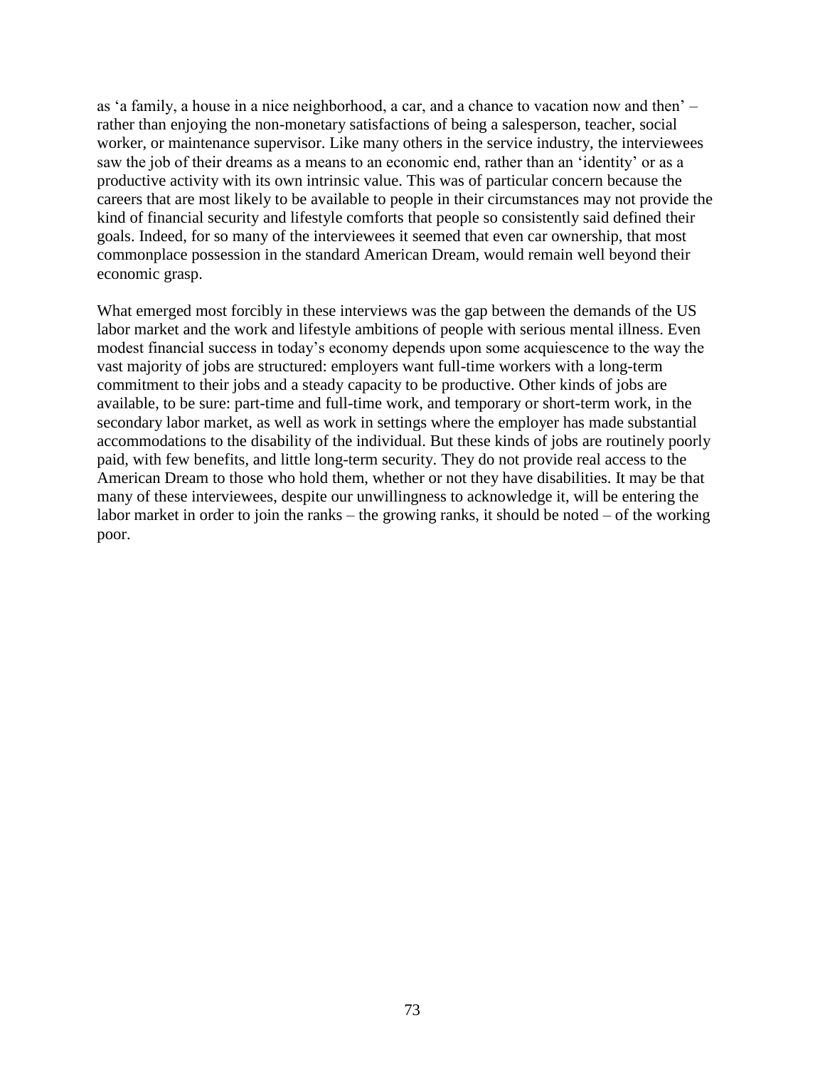as 'a family, a house in a nice neighborhood, a car, and a chance to vacation now and then' – rather than enjoying the non-monetary satisfactions of being a salesperson, teacher, social worker, or maintenance supervisor. Like many others in the service industry, the interviewees saw the job of their dreams as a means to an economic end, rather than an 'identity' or as a productive activity with its own intrinsic value. This was of particular concern because the careers that are most likely to be available to people in their circumstances may not provide the kind of financial security and lifestyle comforts that people so consistently said defined their goals. Indeed, for so many of the interviewees it seemed that even car ownership, that most commonplace possession in the standard American Dream, would remain well beyond their economic grasp.

What emerged most forcibly in these interviews was the gap between the demands of the US labor market and the work and lifestyle ambitions of people with serious mental illness. Even modest financial success in today's economy depends upon some acquiescence to the way the vast majority of jobs are structured: employers want full-time workers with a long-term commitment to their jobs and a steady capacity to be productive. Other kinds of jobs are available, to be sure: part-time and full-time work, and temporary or short-term work, in the secondary labor market, as well as work in settings where the employer has made substantial accommodations to the disability of the individual. But these kinds of jobs are routinely poorly paid, with few benefits, and little long-term security. They do not provide real access to the American Dream to those who hold them, whether or not they have disabilities. It may be that many of these interviewees, despite our unwillingness to acknowledge it, will be entering the labor market in order to join the ranks – the growing ranks, it should be noted – of the working poor.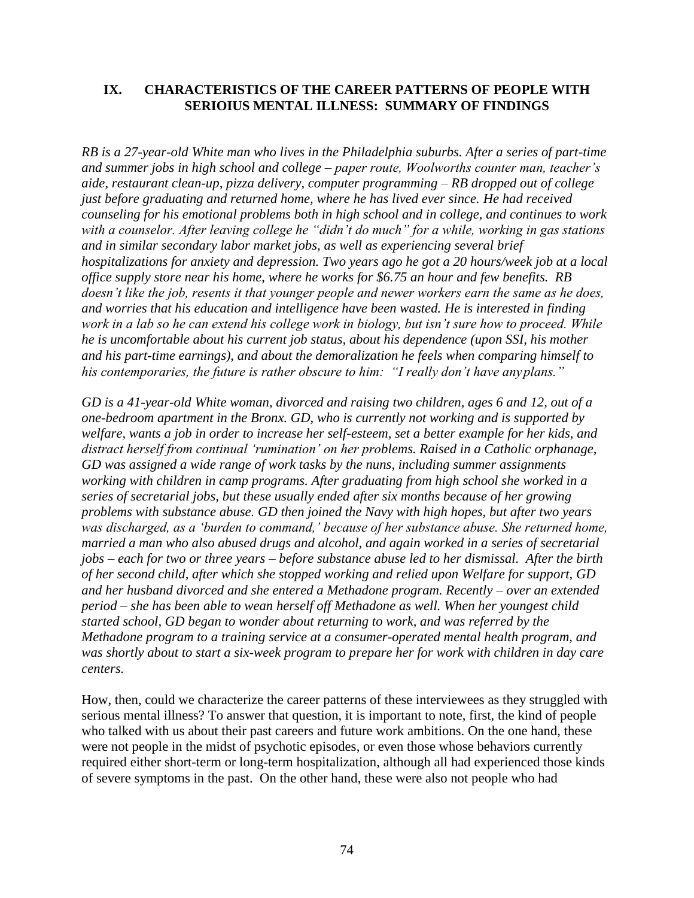## IX. CHARACTERISTICS OF THE CAREER PATTERNS OF PEOPLE WITH SERIOIUS MENTAL ILLNESS: SUMMARY OF FINDINGS

*RB is a 27-year-old White man who lives in the Philadelphia suburbs. After a series of part-time and summer jobs in high school and college – paper route, Woolworths counter man, teacher's aide, restaurant clean-up, pizza delivery, computer programming – RB dropped out of college just before graduating and returned home, where he has lived ever since. He had received counseling for his emotional problems both in high school and in college, and continues to work with a counselor. After leaving college he "didn't do much" for a while, working in gas stations and in similar secondary labor market jobs, as well as experiencing several brief hospitalizations for anxiety and depression. Two years ago he got a 20 hours/week job at a local office supply store near his home, where he works for $6.75 an hour and few benefits. RB doesn't like the job, resents it that younger people and newer workers earn the same as he does, and worries that his education and intelligence have been wasted. He is interested in finding work in a lab so he can extend his college work in biology, but isn't sure how to proceed. While he is uncomfortable about his current job status, about his dependence (upon SSI, his mother and his part-time earnings), and about the demoralization he feels when comparing himself to his contemporaries, the future is rather obscure to him: "I really don't have any plans."*

*GD is a 41-year-old White woman, divorced and raising two children, ages 6 and 12, out of a one-bedroom apartment in the Bronx. GD, who is currently not working and is supported by welfare, wants a job in order to increase her self-esteem, set a better example for her kids, and distract herself from continual 'rumination' on her problems. Raised in a Catholic orphanage, GD was assigned a wide range of work tasks by the nuns, including summer assignments working with children in camp programs. After graduating from high school she worked in a series of secretarial jobs, but these usually ended after six months because of her growing problems with substance abuse. GD then joined the Navy with high hopes, but after two years was discharged, as a 'burden to command,' because of her substance abuse. She returned home, married a man who also abused drugs and alcohol, and again worked in a series of secretarial jobs – each for two or three years – before substance abuse led to her dismissal. After the birth of her second child, after which she stopped working and relied upon Welfare for support, GD and her husband divorced and she entered a Methadone program. Recently – over an extended period – she has been able to wean herself off Methadone as well. When her youngest child started school, GD began to wonder about returning to work, and was referred by the Methadone program to a training service at a consumer-operated mental health program, and was shortly about to start a six-week program to prepare her for work with children in day care centers.*

How, then, could we characterize the career patterns of these interviewees as they struggled with serious mental illness? To answer that question, it is important to note, first, the kind of people who talked with us about their past careers and future work ambitions. On the one hand, these were not people in the midst of psychotic episodes, or even those whose behaviors currently required either short-term or long-term hospitalization, although all had experienced those kinds of severe symptoms in the past. On the other hand, these were also not people who had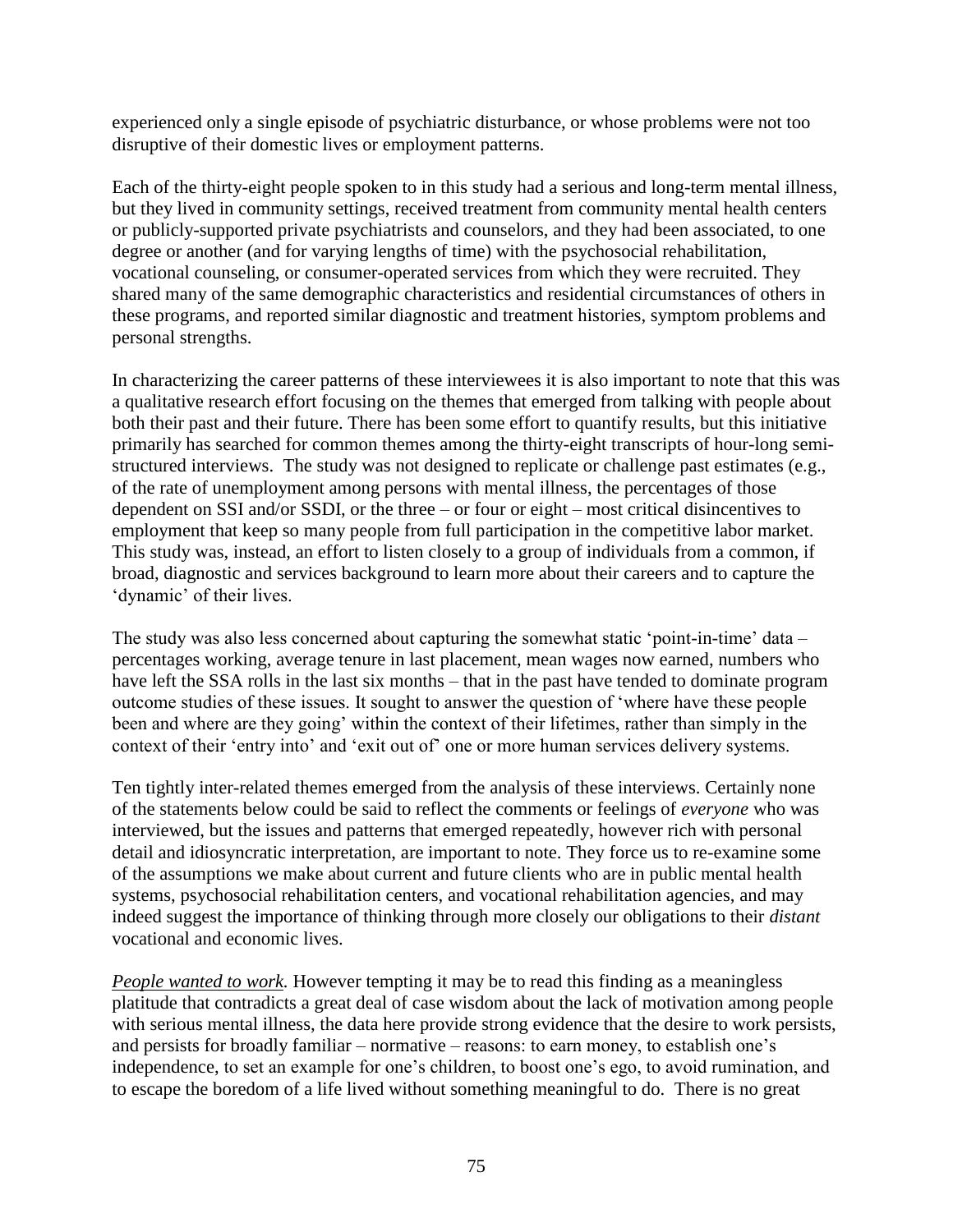experienced only a single episode of psychiatric disturbance, or whose problems were not too disruptive of their domestic lives or employment patterns.

Each of the thirty-eight people spoken to in this study had a serious and long-term mental illness, but they lived in community settings, received treatment from community mental health centers or publicly-supported private psychiatrists and counselors, and they had been associated, to one degree or another (and for varying lengths of time) with the psychosocial rehabilitation, vocational counseling, or consumer-operated services from which they were recruited. They shared many of the same demographic characteristics and residential circumstances of others in these programs, and reported similar diagnostic and treatment histories, symptom problems and personal strengths.

In characterizing the career patterns of these interviewees it is also important to note that this was a qualitative research effort focusing on the themes that emerged from talking with people about both their past and their future. There has been some effort to quantify results, but this initiative primarily has searched for common themes among the thirty-eight transcripts of hour-long semi-structured interviews. The study was not designed to replicate or challenge past estimates (e.g., of the rate of unemployment among persons with mental illness, the percentages of those dependent on SSI and/or SSDI, or the three – or four or eight – most critical disincentives to employment that keep so many people from full participation in the competitive labor market. This study was, instead, an effort to listen closely to a group of individuals from a common, if broad, diagnostic and services background to learn more about their careers and to capture the 'dynamic' of their lives.

The study was also less concerned about capturing the somewhat static 'point-in-time' data – percentages working, average tenure in last placement, mean wages now earned, numbers who have left the SSA rolls in the last six months – that in the past have tended to dominate program outcome studies of these issues. It sought to answer the question of 'where have these people been and where are they going' within the context of their lifetimes, rather than simply in the context of their 'entry into' and 'exit out of' one or more human services delivery systems.

Ten tightly inter-related themes emerged from the analysis of these interviews. Certainly none of the statements below could be said to reflect the comments or feelings of *everyone* who was interviewed, but the issues and patterns that emerged repeatedly, however rich with personal detail and idiosyncratic interpretation, are important to note. They force us to re-examine some of the assumptions we make about current and future clients who are in public mental health systems, psychosocial rehabilitation centers, and vocational rehabilitation agencies, and may indeed suggest the importance of thinking through more closely our obligations to their *distant* vocational and economic lives.

*People wanted to work.* However tempting it may be to read this finding as a meaningless platitude that contradicts a great deal of case wisdom about the lack of motivation among people with serious mental illness, the data here provide strong evidence that the desire to work persists, and persists for broadly familiar – normative – reasons: to earn money, to establish one's independence, to set an example for one's children, to boost one's ego, to avoid rumination, and to escape the boredom of a life lived without something meaningful to do. There is no great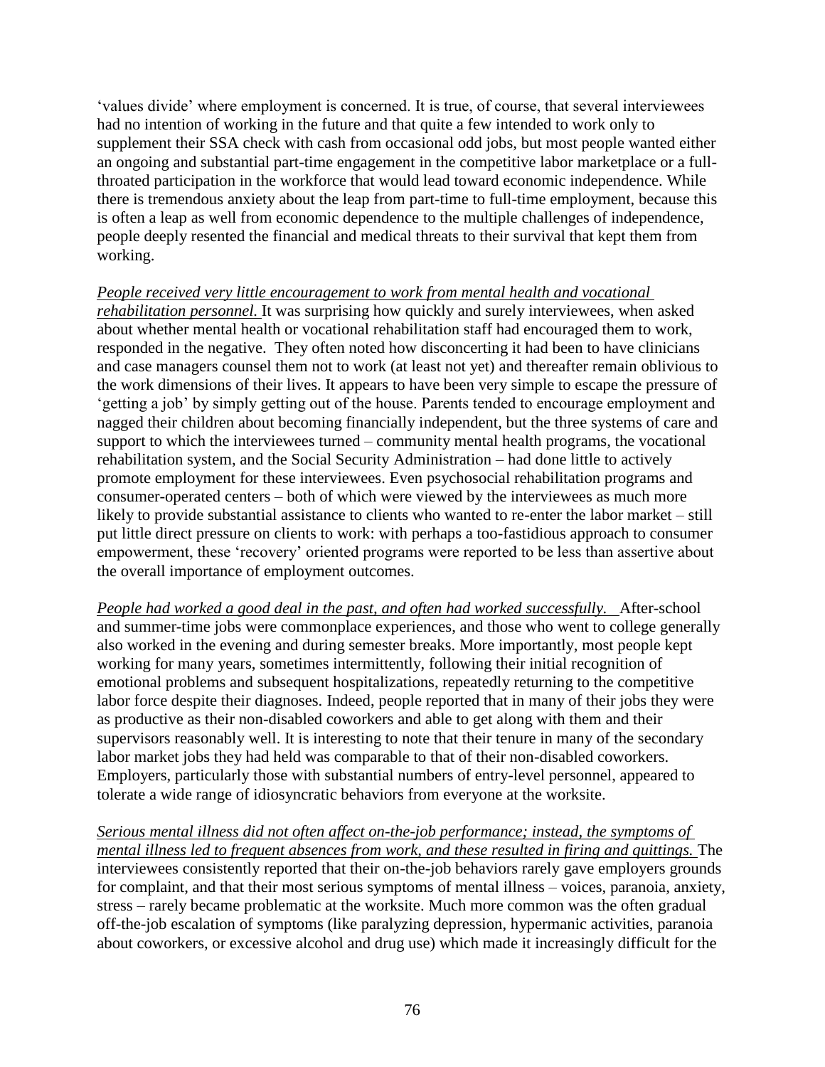'values divide' where employment is concerned. It is true, of course, that several interviewees had no intention of working in the future and that quite a few intended to work only to supplement their SSA check with cash from occasional odd jobs, but most people wanted either an ongoing and substantial part-time engagement in the competitive labor marketplace or a full-throated participation in the workforce that would lead toward economic independence. While there is tremendous anxiety about the leap from part-time to full-time employment, because this is often a leap as well from economic dependence to the multiple challenges of independence, people deeply resented the financial and medical threats to their survival that kept them from working.

*People received very little encouragement to work from mental health and vocational rehabilitation personnel.* It was surprising how quickly and surely interviewees, when asked about whether mental health or vocational rehabilitation staff had encouraged them to work, responded in the negative. They often noted how disconcerting it had been to have clinicians and case managers counsel them not to work (at least not yet) and thereafter remain oblivious to the work dimensions of their lives. It appears to have been very simple to escape the pressure of 'getting a job' by simply getting out of the house. Parents tended to encourage employment and nagged their children about becoming financially independent, but the three systems of care and support to which the interviewees turned – community mental health programs, the vocational rehabilitation system, and the Social Security Administration – had done little to actively promote employment for these interviewees. Even psychosocial rehabilitation programs and consumer-operated centers – both of which were viewed by the interviewees as much more likely to provide substantial assistance to clients who wanted to re-enter the labor market – still put little direct pressure on clients to work: with perhaps a too-fastidious approach to consumer empowerment, these 'recovery' oriented programs were reported to be less than assertive about the overall importance of employment outcomes.

*People had worked a good deal in the past, and often had worked successfully.* After-school and summer-time jobs were commonplace experiences, and those who went to college generally also worked in the evening and during semester breaks. More importantly, most people kept working for many years, sometimes intermittently, following their initial recognition of emotional problems and subsequent hospitalizations, repeatedly returning to the competitive labor force despite their diagnoses. Indeed, people reported that in many of their jobs they were as productive as their non-disabled coworkers and able to get along with them and their supervisors reasonably well. It is interesting to note that their tenure in many of the secondary labor market jobs they had held was comparable to that of their non-disabled coworkers. Employers, particularly those with substantial numbers of entry-level personnel, appeared to tolerate a wide range of idiosyncratic behaviors from everyone at the worksite.

*Serious mental illness did not often affect on-the-job performance; instead, the symptoms of mental illness led to frequent absences from work, and these resulted in firing and quittings.* The interviewees consistently reported that their on-the-job behaviors rarely gave employers grounds for complaint, and that their most serious symptoms of mental illness – voices, paranoia, anxiety, stress – rarely became problematic at the worksite. Much more common was the often gradual off-the-job escalation of symptoms (like paralyzing depression, hypermanic activities, paranoia about coworkers, or excessive alcohol and drug use) which made it increasingly difficult for the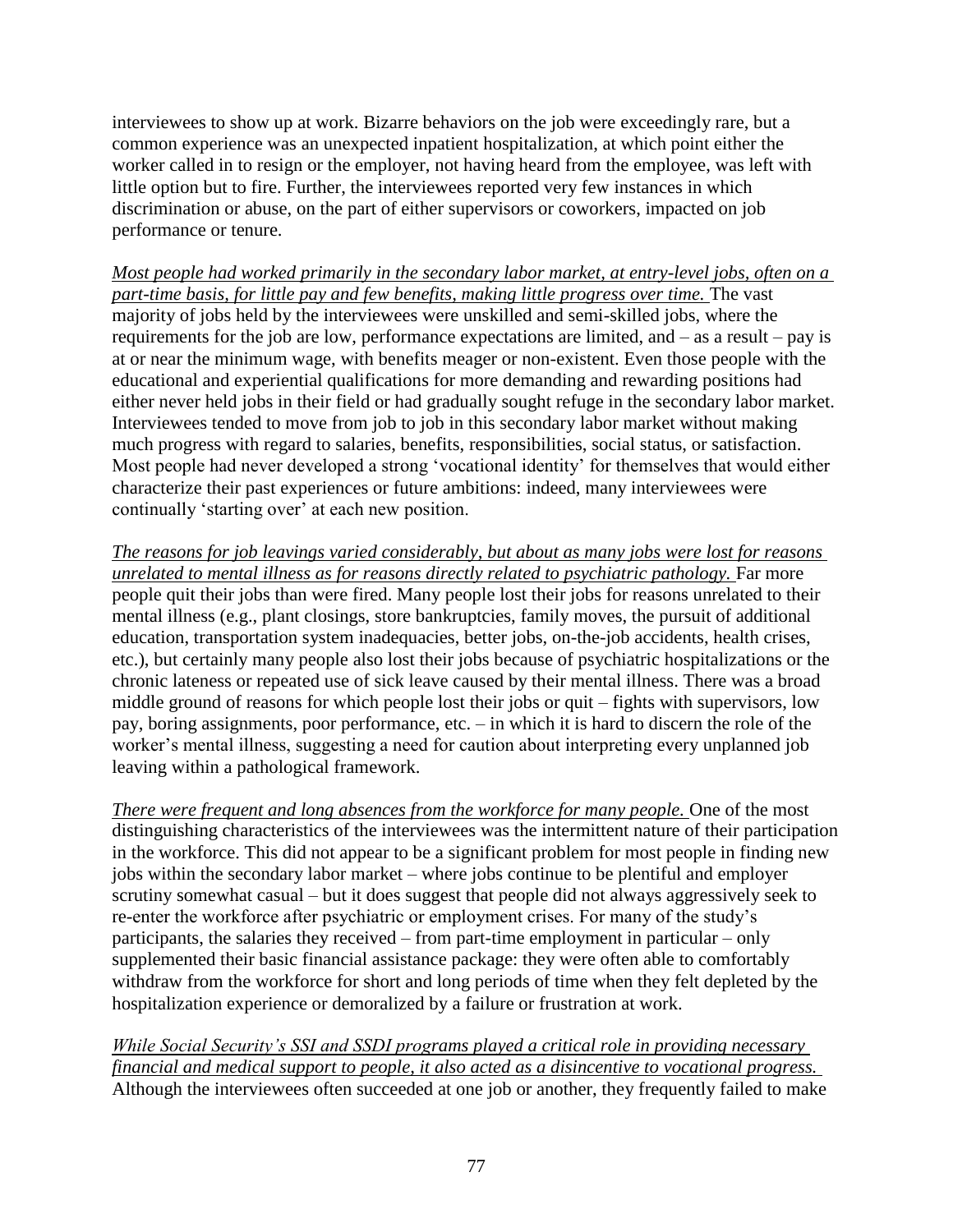interviewees to show up at work. Bizarre behaviors on the job were exceedingly rare, but a common experience was an unexpected inpatient hospitalization, at which point either the worker called in to resign or the employer, not having heard from the employee, was left with little option but to fire. Further, the interviewees reported very few instances in which discrimination or abuse, on the part of either supervisors or coworkers, impacted on job performance or tenure.

<u>*Most people had worked primarily in the secondary labor market, at entry-level jobs, often on a part-time basis, for little pay and few benefits, making little progress over time.*</u> The vast majority of jobs held by the interviewees were unskilled and semi-skilled jobs, where the requirements for the job are low, performance expectations are limited, and – as a result – pay is at or near the minimum wage, with benefits meager or non-existent. Even those people with the educational and experiential qualifications for more demanding and rewarding positions had either never held jobs in their field or had gradually sought refuge in the secondary labor market. Interviewees tended to move from job to job in this secondary labor market without making much progress with regard to salaries, benefits, responsibilities, social status, or satisfaction. Most people had never developed a strong 'vocational identity' for themselves that would either characterize their past experiences or future ambitions: indeed, many interviewees were continually 'starting over' at each new position.

<u>*The reasons for job leavings varied considerably, but about as many jobs were lost for reasons unrelated to mental illness as for reasons directly related to psychiatric pathology.*</u> Far more people quit their jobs than were fired. Many people lost their jobs for reasons unrelated to their mental illness (e.g., plant closings, store bankruptcies, family moves, the pursuit of additional education, transportation system inadequacies, better jobs, on-the-job accidents, health crises, etc.), but certainly many people also lost their jobs because of psychiatric hospitalizations or the chronic lateness or repeated use of sick leave caused by their mental illness. There was a broad middle ground of reasons for which people lost their jobs or quit – fights with supervisors, low pay, boring assignments, poor performance, etc. – in which it is hard to discern the role of the worker's mental illness, suggesting a need for caution about interpreting every unplanned job leaving within a pathological framework.

<u>*There were frequent and long absences from the workforce for many people.*</u> One of the most distinguishing characteristics of the interviewees was the intermittent nature of their participation in the workforce. This did not appear to be a significant problem for most people in finding new jobs within the secondary labor market – where jobs continue to be plentiful and employer scrutiny somewhat casual – but it does suggest that people did not always aggressively seek to re-enter the workforce after psychiatric or employment crises. For many of the study's participants, the salaries they received – from part-time employment in particular – only supplemented their basic financial assistance package: they were often able to comfortably withdraw from the workforce for short and long periods of time when they felt depleted by the hospitalization experience or demoralized by a failure or frustration at work.

<u>*While Social Security's SSI and SSDI programs played a critical role in providing necessary financial and medical support to people, it also acted as a disincentive to vocational progress.*</u> Although the interviewees often succeeded at one job or another, they frequently failed to make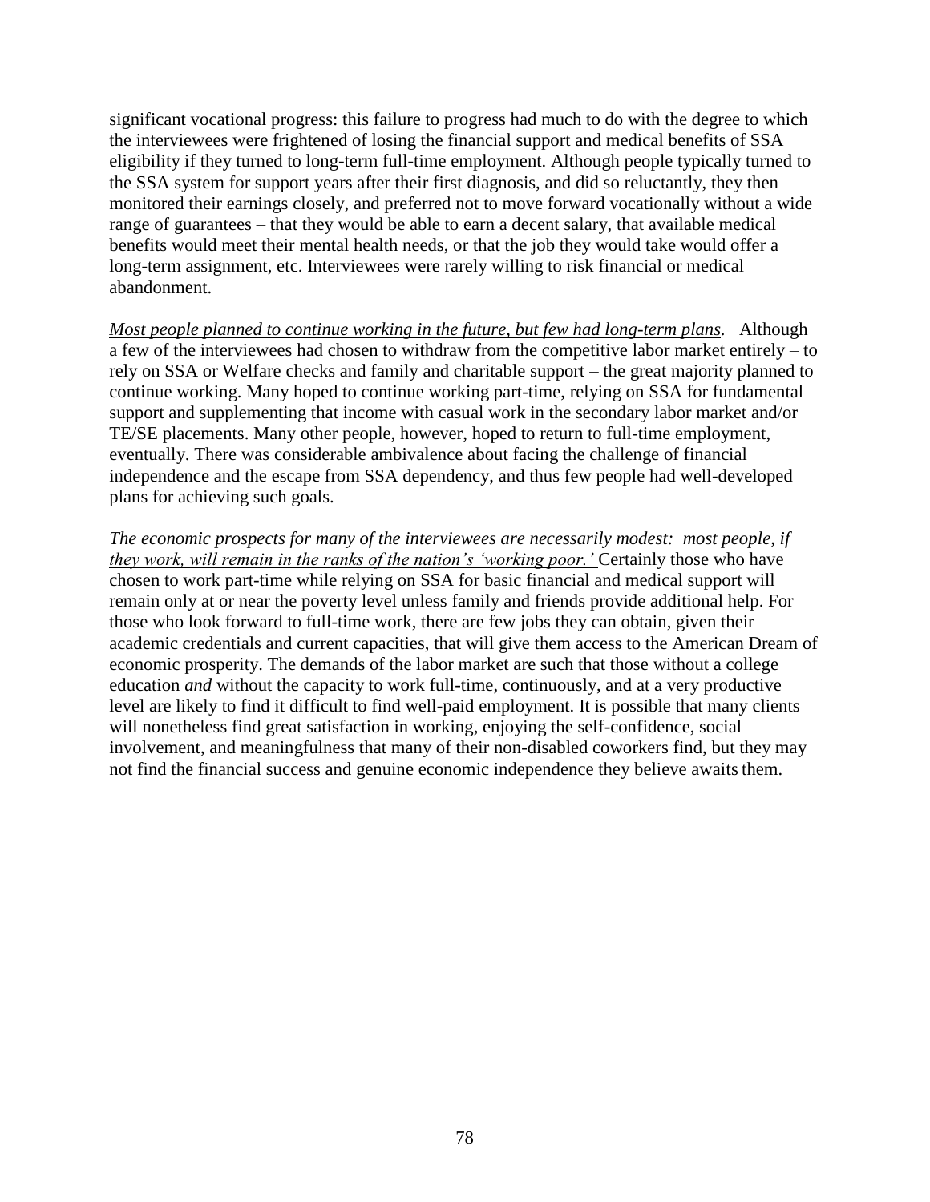significant vocational progress: this failure to progress had much to do with the degree to which the interviewees were frightened of losing the financial support and medical benefits of SSA eligibility if they turned to long-term full-time employment. Although people typically turned to the SSA system for support years after their first diagnosis, and did so reluctantly, they then monitored their earnings closely, and preferred not to move forward vocationally without a wide range of guarantees – that they would be able to earn a decent salary, that available medical benefits would meet their mental health needs, or that the job they would take would offer a long-term assignment, etc. Interviewees were rarely willing to risk financial or medical abandonment.

*Most people planned to continue working in the future, but few had long-term plans.* Although a few of the interviewees had chosen to withdraw from the competitive labor market entirely – to rely on SSA or Welfare checks and family and charitable support – the great majority planned to continue working. Many hoped to continue working part-time, relying on SSA for fundamental support and supplementing that income with casual work in the secondary labor market and/or TE/SE placements. Many other people, however, hoped to return to full-time employment, eventually. There was considerable ambivalence about facing the challenge of financial independence and the escape from SSA dependency, and thus few people had well-developed plans for achieving such goals.

*The economic prospects for many of the interviewees are necessarily modest: most people, if they work, will remain in the ranks of the nation's 'working poor.'* Certainly those who have chosen to work part-time while relying on SSA for basic financial and medical support will remain only at or near the poverty level unless family and friends provide additional help. For those who look forward to full-time work, there are few jobs they can obtain, given their academic credentials and current capacities, that will give them access to the American Dream of economic prosperity. The demands of the labor market are such that those without a college education *and* without the capacity to work full-time, continuously, and at a very productive level are likely to find it difficult to find well-paid employment. It is possible that many clients will nonetheless find great satisfaction in working, enjoying the self-confidence, social involvement, and meaningfulness that many of their non-disabled coworkers find, but they may not find the financial success and genuine economic independence they believe awaits them.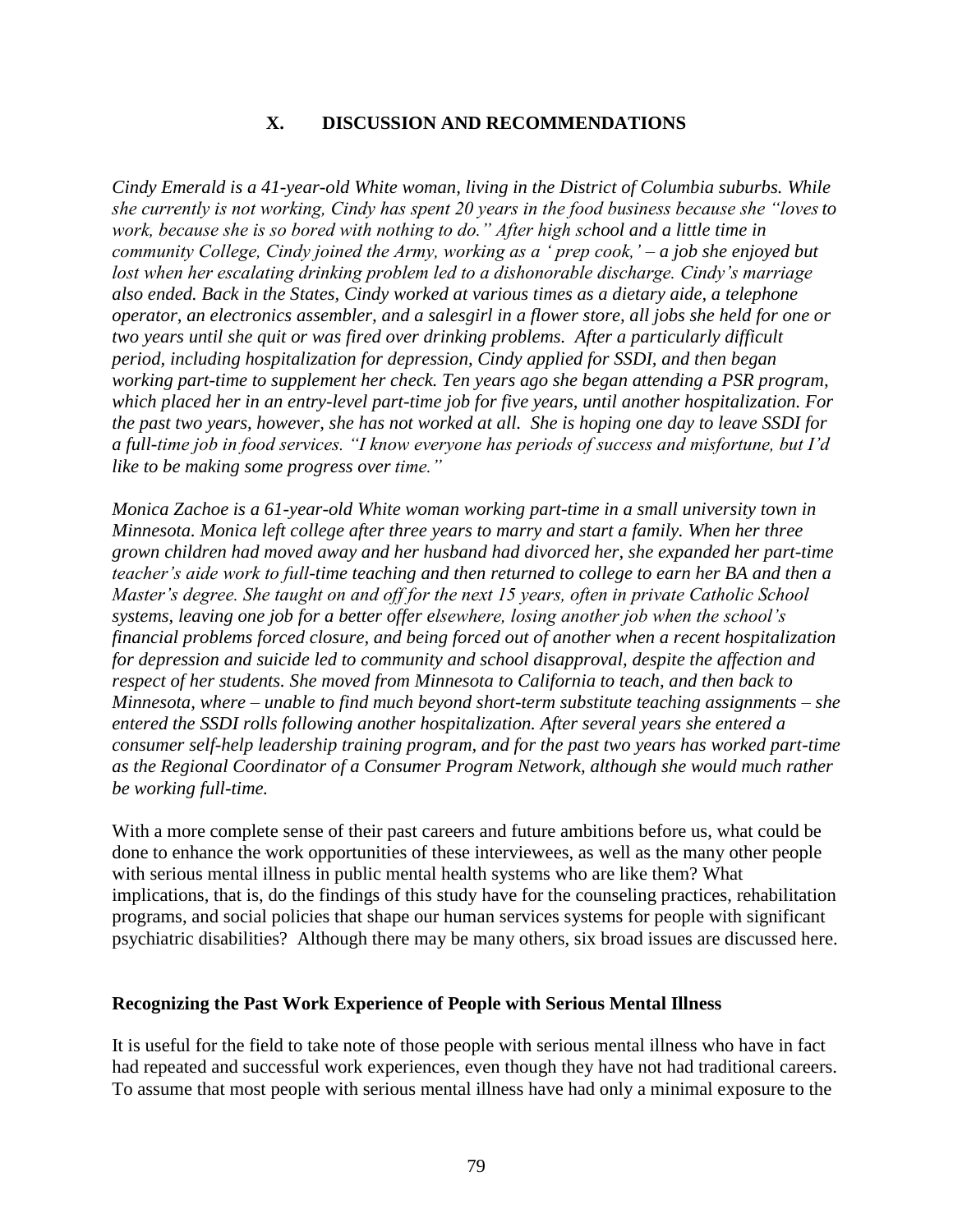## X. DISCUSSION AND RECOMMENDATIONS

*Cindy Emerald is a 41-year-old White woman, living in the District of Columbia suburbs. While she currently is not working, Cindy has spent 20 years in the food business because she "loves to work, because she is so bored with nothing to do." After high school and a little time in community College, Cindy joined the Army, working as a ' prep cook,' – a job she enjoyed but lost when her escalating drinking problem led to a dishonorable discharge. Cindy's marriage also ended. Back in the States, Cindy worked at various times as a dietary aide, a telephone operator, an electronics assembler, and a salesgirl in a flower store, all jobs she held for one or two years until she quit or was fired over drinking problems. After a particularly difficult period, including hospitalization for depression, Cindy applied for SSDI, and then began working part-time to supplement her check. Ten years ago she began attending a PSR program, which placed her in an entry-level part-time job for five years, until another hospitalization. For the past two years, however, she has not worked at all. She is hoping one day to leave SSDI for a full-time job in food services. "I know everyone has periods of success and misfortune, but I'd like to be making some progress over time."*

*Monica Zachoe is a 61-year-old White woman working part-time in a small university town in Minnesota. Monica left college after three years to marry and start a family. When her three grown children had moved away and her husband had divorced her, she expanded her part-time teacher's aide work to full-time teaching and then returned to college to earn her BA and then a Master's degree. She taught on and off for the next 15 years, often in private Catholic School systems, leaving one job for a better offer elsewhere, losing another job when the school's financial problems forced closure, and being forced out of another when a recent hospitalization for depression and suicide led to community and school disapproval, despite the affection and respect of her students. She moved from Minnesota to California to teach, and then back to Minnesota, where – unable to find much beyond short-term substitute teaching assignments – she entered the SSDI rolls following another hospitalization. After several years she entered a consumer self-help leadership training program, and for the past two years has worked part-time as the Regional Coordinator of a Consumer Program Network, although she would much rather be working full-time.*

With a more complete sense of their past careers and future ambitions before us, what could be done to enhance the work opportunities of these interviewees, as well as the many other people with serious mental illness in public mental health systems who are like them? What implications, that is, do the findings of this study have for the counseling practices, rehabilitation programs, and social policies that shape our human services systems for people with significant psychiatric disabilities? Although there may be many others, six broad issues are discussed here.

### Recognizing the Past Work Experience of People with Serious Mental Illness

It is useful for the field to take note of those people with serious mental illness who have in fact had repeated and successful work experiences, even though they have not had traditional careers. To assume that most people with serious mental illness have had only a minimal exposure to the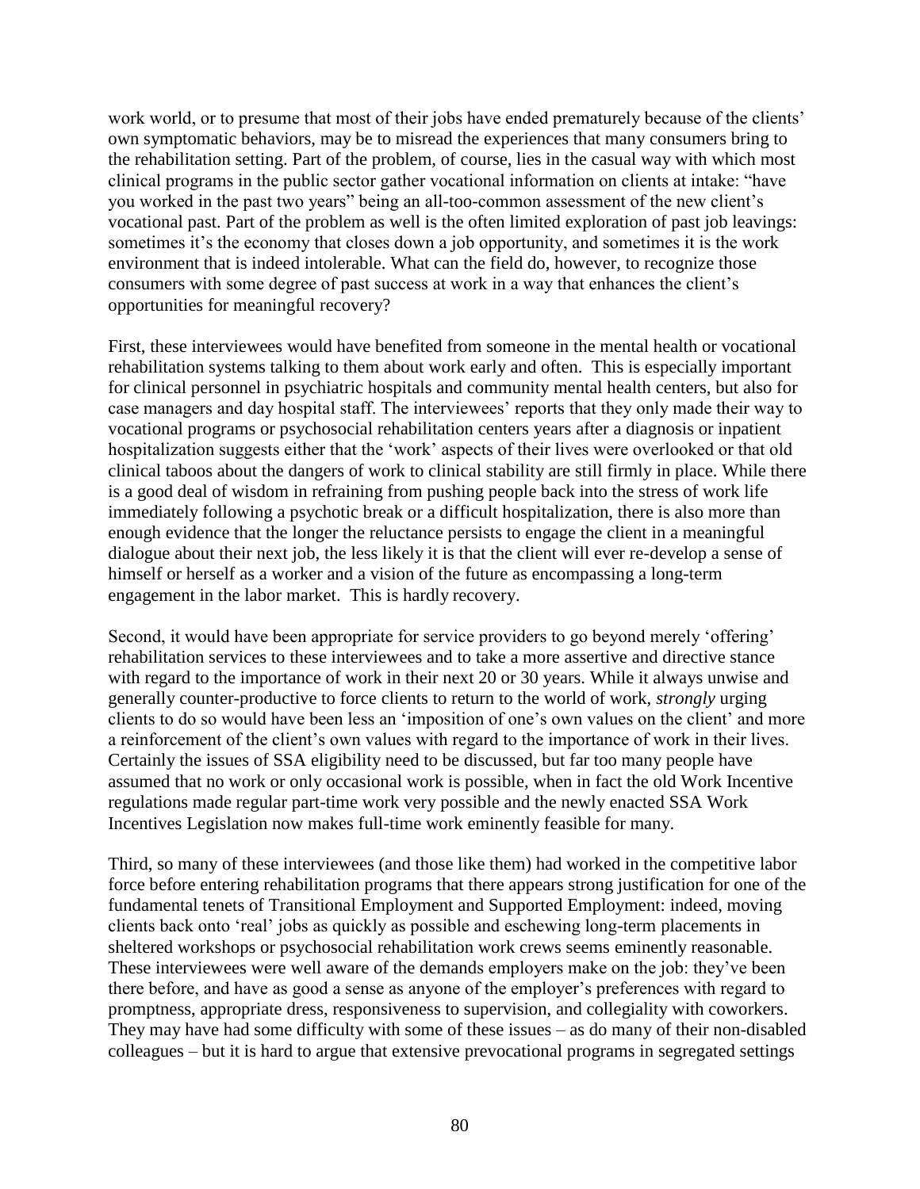work world, or to presume that most of their jobs have ended prematurely because of the clients' own symptomatic behaviors, may be to misread the experiences that many consumers bring to the rehabilitation setting. Part of the problem, of course, lies in the casual way with which most clinical programs in the public sector gather vocational information on clients at intake: "have you worked in the past two years" being an all-too-common assessment of the new client's vocational past. Part of the problem as well is the often limited exploration of past job leavings: sometimes it's the economy that closes down a job opportunity, and sometimes it is the work environment that is indeed intolerable. What can the field do, however, to recognize those consumers with some degree of past success at work in a way that enhances the client's opportunities for meaningful recovery?

First, these interviewees would have benefited from someone in the mental health or vocational rehabilitation systems talking to them about work early and often. This is especially important for clinical personnel in psychiatric hospitals and community mental health centers, but also for case managers and day hospital staff. The interviewees' reports that they only made their way to vocational programs or psychosocial rehabilitation centers years after a diagnosis or inpatient hospitalization suggests either that the 'work' aspects of their lives were overlooked or that old clinical taboos about the dangers of work to clinical stability are still firmly in place. While there is a good deal of wisdom in refraining from pushing people back into the stress of work life immediately following a psychotic break or a difficult hospitalization, there is also more than enough evidence that the longer the reluctance persists to engage the client in a meaningful dialogue about their next job, the less likely it is that the client will ever re-develop a sense of himself or herself as a worker and a vision of the future as encompassing a long-term engagement in the labor market. This is hardly recovery.

Second, it would have been appropriate for service providers to go beyond merely 'offering' rehabilitation services to these interviewees and to take a more assertive and directive stance with regard to the importance of work in their next 20 or 30 years. While it always unwise and generally counter-productive to force clients to return to the world of work, *strongly* urging clients to do so would have been less an 'imposition of one's own values on the client' and more a reinforcement of the client's own values with regard to the importance of work in their lives. Certainly the issues of SSA eligibility need to be discussed, but far too many people have assumed that no work or only occasional work is possible, when in fact the old Work Incentive regulations made regular part-time work very possible and the newly enacted SSA Work Incentives Legislation now makes full-time work eminently feasible for many.

Third, so many of these interviewees (and those like them) had worked in the competitive labor force before entering rehabilitation programs that there appears strong justification for one of the fundamental tenets of Transitional Employment and Supported Employment: indeed, moving clients back onto 'real' jobs as quickly as possible and eschewing long-term placements in sheltered workshops or psychosocial rehabilitation work crews seems eminently reasonable. These interviewees were well aware of the demands employers make on the job: they've been there before, and have as good a sense as anyone of the employer's preferences with regard to promptness, appropriate dress, responsiveness to supervision, and collegiality with coworkers. They may have had some difficulty with some of these issues – as do many of their non-disabled colleagues – but it is hard to argue that extensive prevocational programs in segregated settings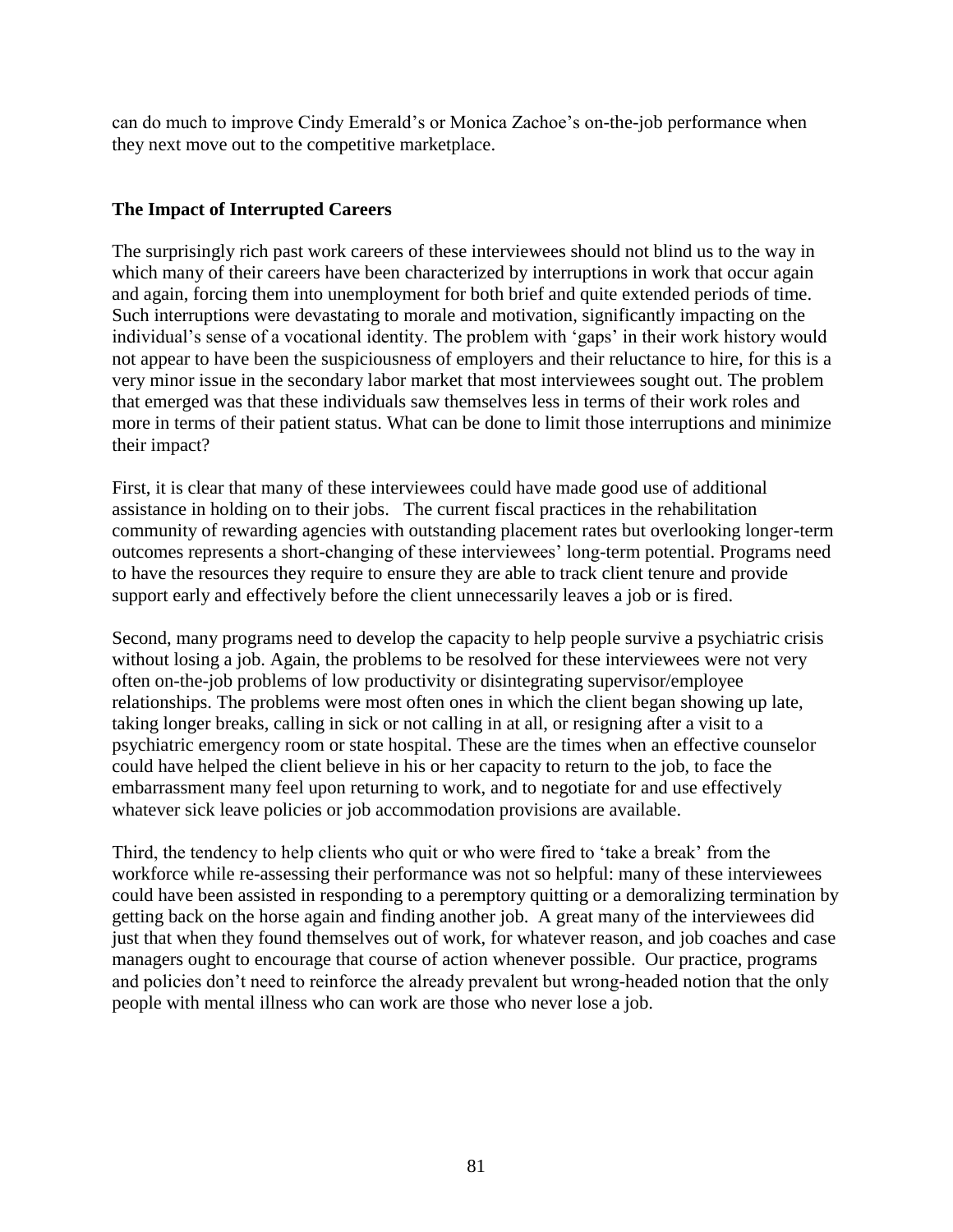can do much to improve Cindy Emerald's or Monica Zachoe's on-the-job performance when they next move out to the competitive marketplace.

**The Impact of Interrupted Careers**

The surprisingly rich past work careers of these interviewees should not blind us to the way in which many of their careers have been characterized by interruptions in work that occur again and again, forcing them into unemployment for both brief and quite extended periods of time. Such interruptions were devastating to morale and motivation, significantly impacting on the individual's sense of a vocational identity. The problem with 'gaps' in their work history would not appear to have been the suspiciousness of employers and their reluctance to hire, for this is a very minor issue in the secondary labor market that most interviewees sought out. The problem that emerged was that these individuals saw themselves less in terms of their work roles and more in terms of their patient status. What can be done to limit those interruptions and minimize their impact?

First, it is clear that many of these interviewees could have made good use of additional assistance in holding on to their jobs. The current fiscal practices in the rehabilitation community of rewarding agencies with outstanding placement rates but overlooking longer-term outcomes represents a short-changing of these interviewees' long-term potential. Programs need to have the resources they require to ensure they are able to track client tenure and provide support early and effectively before the client unnecessarily leaves a job or is fired.

Second, many programs need to develop the capacity to help people survive a psychiatric crisis without losing a job. Again, the problems to be resolved for these interviewees were not very often on-the-job problems of low productivity or disintegrating supervisor/employee relationships. The problems were most often ones in which the client began showing up late, taking longer breaks, calling in sick or not calling in at all, or resigning after a visit to a psychiatric emergency room or state hospital. These are the times when an effective counselor could have helped the client believe in his or her capacity to return to the job, to face the embarrassment many feel upon returning to work, and to negotiate for and use effectively whatever sick leave policies or job accommodation provisions are available.

Third, the tendency to help clients who quit or who were fired to 'take a break' from the workforce while re-assessing their performance was not so helpful: many of these interviewees could have been assisted in responding to a peremptory quitting or a demoralizing termination by getting back on the horse again and finding another job. A great many of the interviewees did just that when they found themselves out of work, for whatever reason, and job coaches and case managers ought to encourage that course of action whenever possible. Our practice, programs and policies don't need to reinforce the already prevalent but wrong-headed notion that the only people with mental illness who can work are those who never lose a job.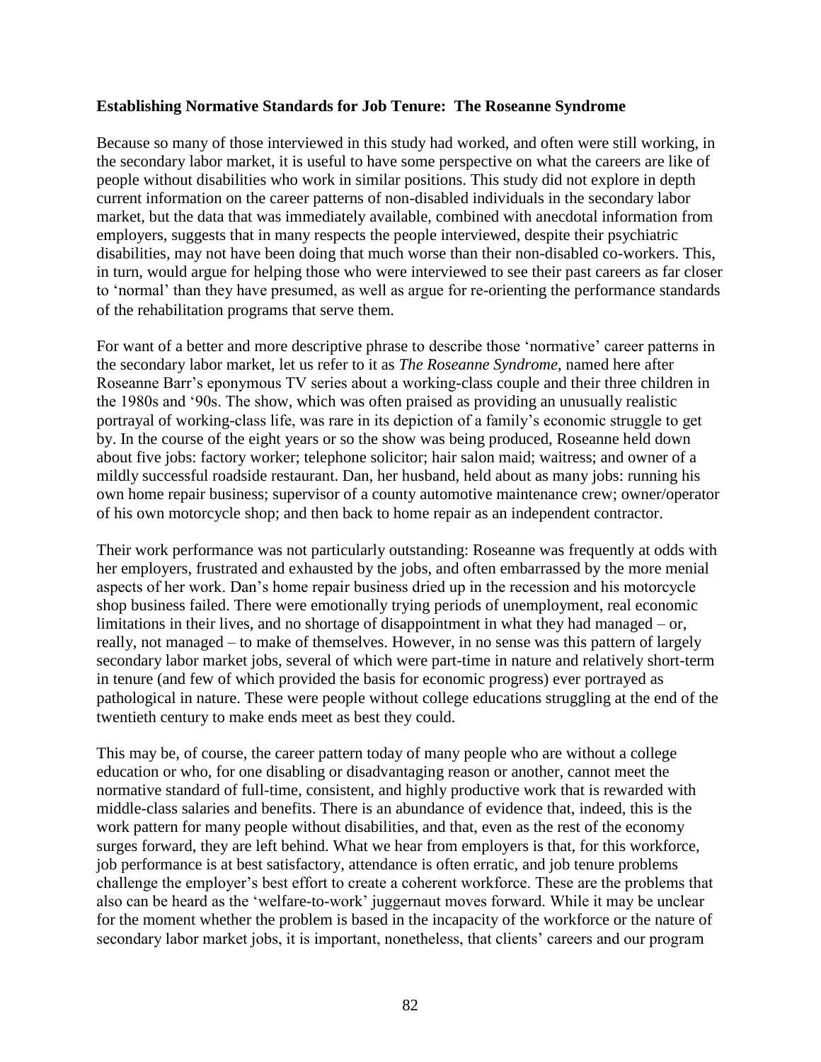**Establishing Normative Standards for Job Tenure: The Roseanne Syndrome**

Because so many of those interviewed in this study had worked, and often were still working, in the secondary labor market, it is useful to have some perspective on what the careers are like of people without disabilities who work in similar positions. This study did not explore in depth current information on the career patterns of non-disabled individuals in the secondary labor market, but the data that was immediately available, combined with anecdotal information from employers, suggests that in many respects the people interviewed, despite their psychiatric disabilities, may not have been doing that much worse than their non-disabled co-workers. This, in turn, would argue for helping those who were interviewed to see their past careers as far closer to 'normal' than they have presumed, as well as argue for re-orienting the performance standards of the rehabilitation programs that serve them.

For want of a better and more descriptive phrase to describe those 'normative' career patterns in the secondary labor market, let us refer to it as *The Roseanne Syndrome,* named here after Roseanne Barr's eponymous TV series about a working-class couple and their three children in the 1980s and '90s. The show, which was often praised as providing an unusually realistic portrayal of working-class life, was rare in its depiction of a family's economic struggle to get by. In the course of the eight years or so the show was being produced, Roseanne held down about five jobs: factory worker; telephone solicitor; hair salon maid; waitress; and owner of a mildly successful roadside restaurant. Dan, her husband, held about as many jobs: running his own home repair business; supervisor of a county automotive maintenance crew; owner/operator of his own motorcycle shop; and then back to home repair as an independent contractor.

Their work performance was not particularly outstanding: Roseanne was frequently at odds with her employers, frustrated and exhausted by the jobs, and often embarrassed by the more menial aspects of her work. Dan's home repair business dried up in the recession and his motorcycle shop business failed. There were emotionally trying periods of unemployment, real economic limitations in their lives, and no shortage of disappointment in what they had managed – or, really, not managed – to make of themselves. However, in no sense was this pattern of largely secondary labor market jobs, several of which were part-time in nature and relatively short-term in tenure (and few of which provided the basis for economic progress) ever portrayed as pathological in nature. These were people without college educations struggling at the end of the twentieth century to make ends meet as best they could.

This may be, of course, the career pattern today of many people who are without a college education or who, for one disabling or disadvantaging reason or another, cannot meet the normative standard of full-time, consistent, and highly productive work that is rewarded with middle-class salaries and benefits. There is an abundance of evidence that, indeed, this is the work pattern for many people without disabilities, and that, even as the rest of the economy surges forward, they are left behind. What we hear from employers is that, for this workforce, job performance is at best satisfactory, attendance is often erratic, and job tenure problems challenge the employer's best effort to create a coherent workforce. These are the problems that also can be heard as the 'welfare-to-work' juggernaut moves forward. While it may be unclear for the moment whether the problem is based in the incapacity of the workforce or the nature of secondary labor market jobs, it is important, nonetheless, that clients' careers and our program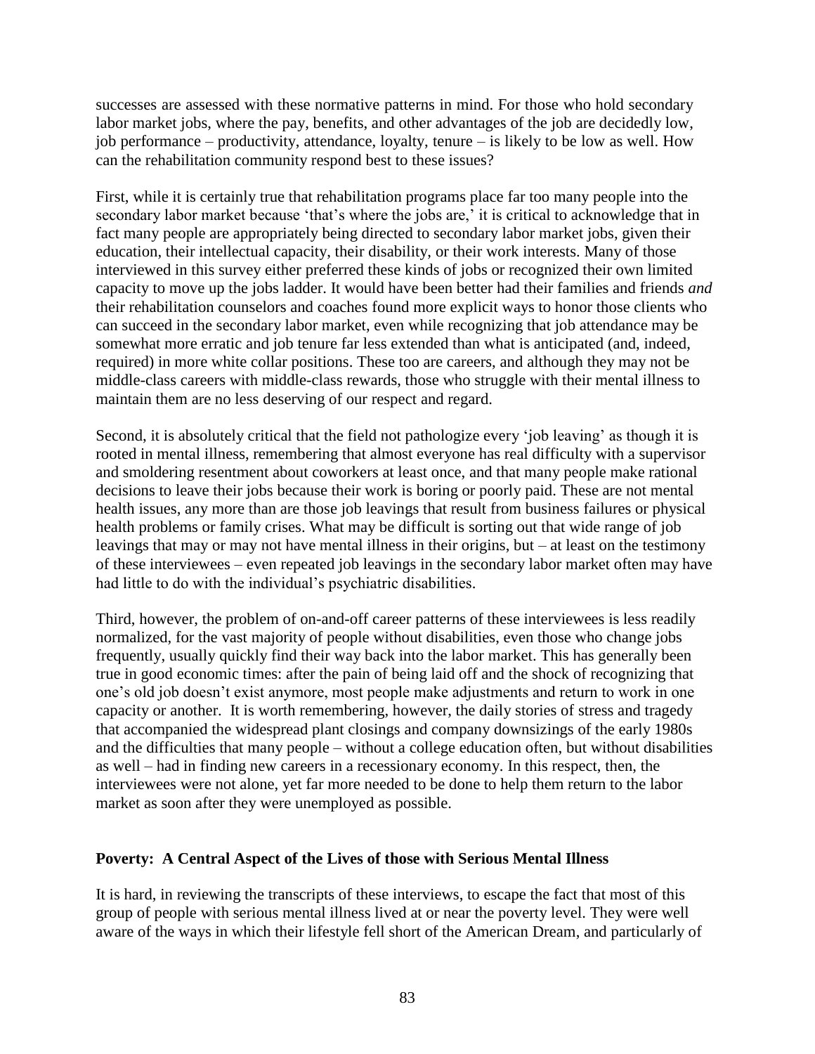successes are assessed with these normative patterns in mind. For those who hold secondary labor market jobs, where the pay, benefits, and other advantages of the job are decidedly low, job performance – productivity, attendance, loyalty, tenure – is likely to be low as well. How can the rehabilitation community respond best to these issues?

First, while it is certainly true that rehabilitation programs place far too many people into the secondary labor market because 'that's where the jobs are,' it is critical to acknowledge that in fact many people are appropriately being directed to secondary labor market jobs, given their education, their intellectual capacity, their disability, or their work interests. Many of those interviewed in this survey either preferred these kinds of jobs or recognized their own limited capacity to move up the jobs ladder. It would have been better had their families and friends *and* their rehabilitation counselors and coaches found more explicit ways to honor those clients who can succeed in the secondary labor market, even while recognizing that job attendance may be somewhat more erratic and job tenure far less extended than what is anticipated (and, indeed, required) in more white collar positions. These too are careers, and although they may not be middle-class careers with middle-class rewards, those who struggle with their mental illness to maintain them are no less deserving of our respect and regard.

Second, it is absolutely critical that the field not pathologize every 'job leaving' as though it is rooted in mental illness, remembering that almost everyone has real difficulty with a supervisor and smoldering resentment about coworkers at least once, and that many people make rational decisions to leave their jobs because their work is boring or poorly paid. These are not mental health issues, any more than are those job leavings that result from business failures or physical health problems or family crises. What may be difficult is sorting out that wide range of job leavings that may or may not have mental illness in their origins, but – at least on the testimony of these interviewees – even repeated job leavings in the secondary labor market often may have had little to do with the individual's psychiatric disabilities.

Third, however, the problem of on-and-off career patterns of these interviewees is less readily normalized, for the vast majority of people without disabilities, even those who change jobs frequently, usually quickly find their way back into the labor market. This has generally been true in good economic times: after the pain of being laid off and the shock of recognizing that one's old job doesn't exist anymore, most people make adjustments and return to work in one capacity or another. It is worth remembering, however, the daily stories of stress and tragedy that accompanied the widespread plant closings and company downsizings of the early 1980s and the difficulties that many people – without a college education often, but without disabilities as well – had in finding new careers in a recessionary economy. In this respect, then, the interviewees were not alone, yet far more needed to be done to help them return to the labor market as soon after they were unemployed as possible.

## Poverty: A Central Aspect of the Lives of those with Serious Mental Illness

It is hard, in reviewing the transcripts of these interviews, to escape the fact that most of this group of people with serious mental illness lived at or near the poverty level. They were well aware of the ways in which their lifestyle fell short of the American Dream, and particularly of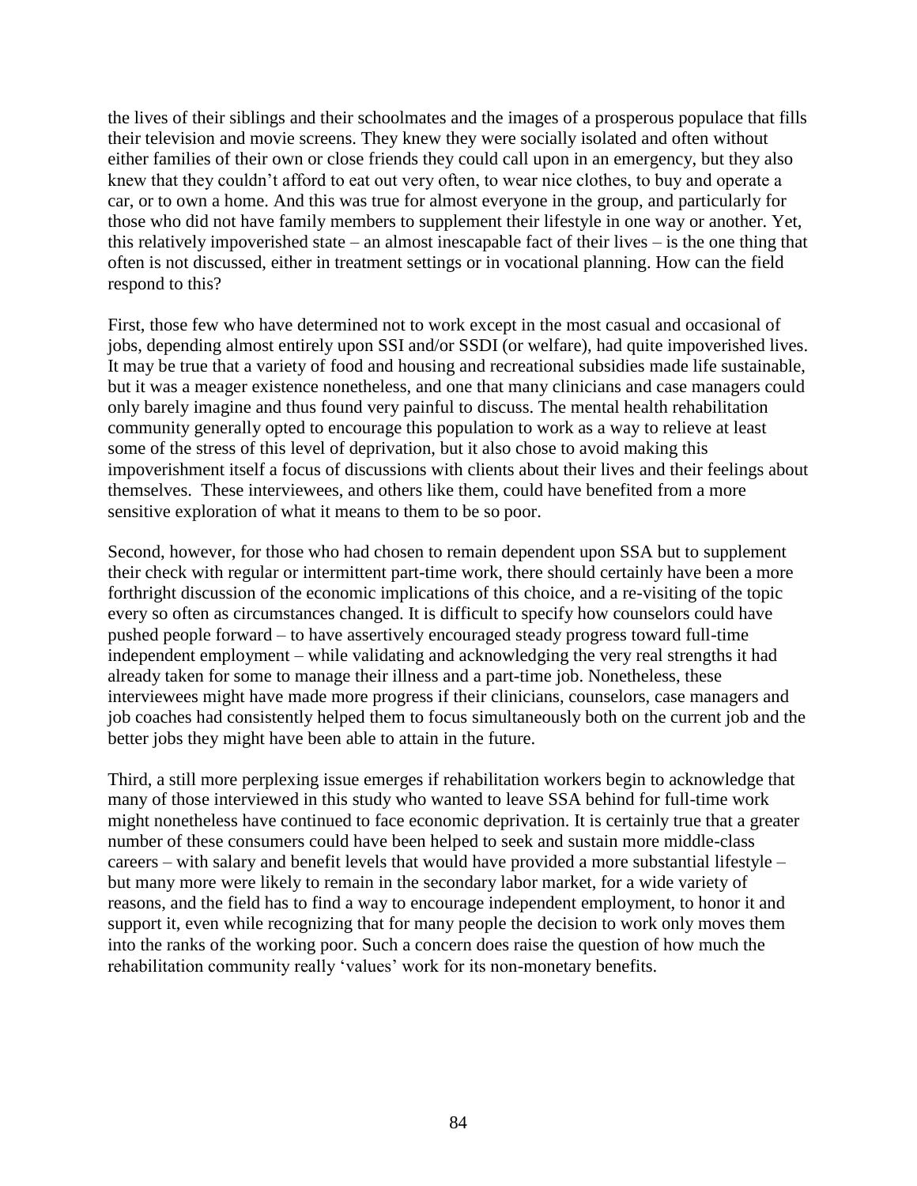the lives of their siblings and their schoolmates and the images of a prosperous populace that fills their television and movie screens. They knew they were socially isolated and often without either families of their own or close friends they could call upon in an emergency, but they also knew that they couldn't afford to eat out very often, to wear nice clothes, to buy and operate a car, or to own a home. And this was true for almost everyone in the group, and particularly for those who did not have family members to supplement their lifestyle in one way or another. Yet, this relatively impoverished state – an almost inescapable fact of their lives – is the one thing that often is not discussed, either in treatment settings or in vocational planning. How can the field respond to this?

First, those few who have determined not to work except in the most casual and occasional of jobs, depending almost entirely upon SSI and/or SSDI (or welfare), had quite impoverished lives. It may be true that a variety of food and housing and recreational subsidies made life sustainable, but it was a meager existence nonetheless, and one that many clinicians and case managers could only barely imagine and thus found very painful to discuss. The mental health rehabilitation community generally opted to encourage this population to work as a way to relieve at least some of the stress of this level of deprivation, but it also chose to avoid making this impoverishment itself a focus of discussions with clients about their lives and their feelings about themselves. These interviewees, and others like them, could have benefited from a more sensitive exploration of what it means to them to be so poor.

Second, however, for those who had chosen to remain dependent upon SSA but to supplement their check with regular or intermittent part-time work, there should certainly have been a more forthright discussion of the economic implications of this choice, and a re-visiting of the topic every so often as circumstances changed. It is difficult to specify how counselors could have pushed people forward – to have assertively encouraged steady progress toward full-time independent employment – while validating and acknowledging the very real strengths it had already taken for some to manage their illness and a part-time job. Nonetheless, these interviewees might have made more progress if their clinicians, counselors, case managers and job coaches had consistently helped them to focus simultaneously both on the current job and the better jobs they might have been able to attain in the future.

Third, a still more perplexing issue emerges if rehabilitation workers begin to acknowledge that many of those interviewed in this study who wanted to leave SSA behind for full-time work might nonetheless have continued to face economic deprivation. It is certainly true that a greater number of these consumers could have been helped to seek and sustain more middle-class careers – with salary and benefit levels that would have provided a more substantial lifestyle – but many more were likely to remain in the secondary labor market, for a wide variety of reasons, and the field has to find a way to encourage independent employment, to honor it and support it, even while recognizing that for many people the decision to work only moves them into the ranks of the working poor. Such a concern does raise the question of how much the rehabilitation community really 'values' work for its non-monetary benefits.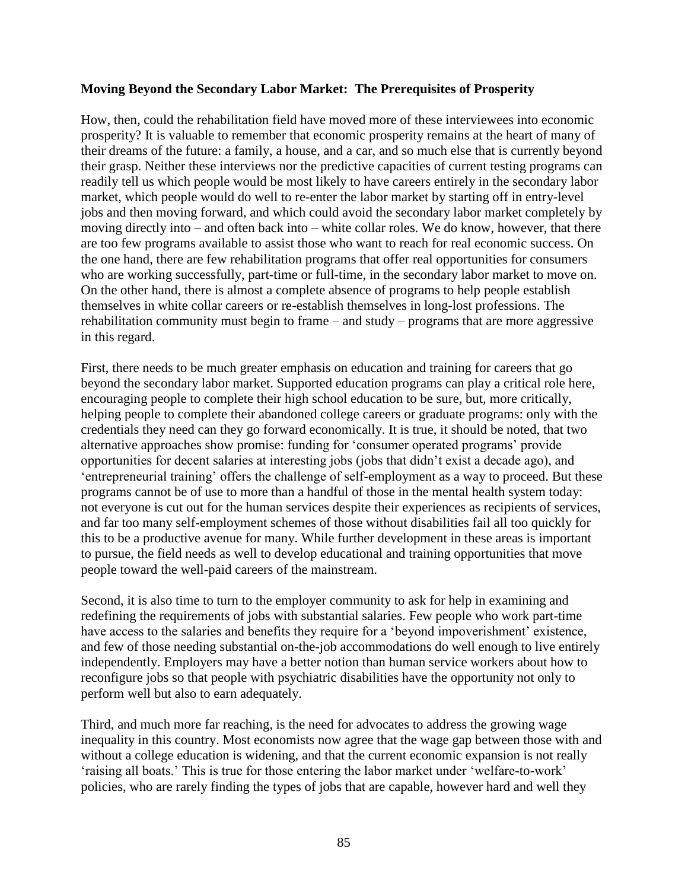**Moving Beyond the Secondary Labor Market: The Prerequisites of Prosperity**

How, then, could the rehabilitation field have moved more of these interviewees into economic prosperity? It is valuable to remember that economic prosperity remains at the heart of many of their dreams of the future: a family, a house, and a car, and so much else that is currently beyond their grasp. Neither these interviews nor the predictive capacities of current testing programs can readily tell us which people would be most likely to have careers entirely in the secondary labor market, which people would do well to re-enter the labor market by starting off in entry-level jobs and then moving forward, and which could avoid the secondary labor market completely by moving directly into – and often back into – white collar roles. We do know, however, that there are too few programs available to assist those who want to reach for real economic success. On the one hand, there are few rehabilitation programs that offer real opportunities for consumers who are working successfully, part-time or full-time, in the secondary labor market to move on. On the other hand, there is almost a complete absence of programs to help people establish themselves in white collar careers or re-establish themselves in long-lost professions. The rehabilitation community must begin to frame – and study – programs that are more aggressive in this regard.

First, there needs to be much greater emphasis on education and training for careers that go beyond the secondary labor market. Supported education programs can play a critical role here, encouraging people to complete their high school education to be sure, but, more critically, helping people to complete their abandoned college careers or graduate programs: only with the credentials they need can they go forward economically. It is true, it should be noted, that two alternative approaches show promise: funding for 'consumer operated programs' provide opportunities for decent salaries at interesting jobs (jobs that didn't exist a decade ago), and 'entrepreneurial training' offers the challenge of self-employment as a way to proceed. But these programs cannot be of use to more than a handful of those in the mental health system today: not everyone is cut out for the human services despite their experiences as recipients of services, and far too many self-employment schemes of those without disabilities fail all too quickly for this to be a productive avenue for many. While further development in these areas is important to pursue, the field needs as well to develop educational and training opportunities that move people toward the well-paid careers of the mainstream.

Second, it is also time to turn to the employer community to ask for help in examining and redefining the requirements of jobs with substantial salaries. Few people who work part-time have access to the salaries and benefits they require for a 'beyond impoverishment' existence, and few of those needing substantial on-the-job accommodations do well enough to live entirely independently. Employers may have a better notion than human service workers about how to reconfigure jobs so that people with psychiatric disabilities have the opportunity not only to perform well but also to earn adequately.

Third, and much more far reaching, is the need for advocates to address the growing wage inequality in this country. Most economists now agree that the wage gap between those with and without a college education is widening, and that the current economic expansion is not really 'raising all boats.' This is true for those entering the labor market under 'welfare-to-work' policies, who are rarely finding the types of jobs that are capable, however hard and well they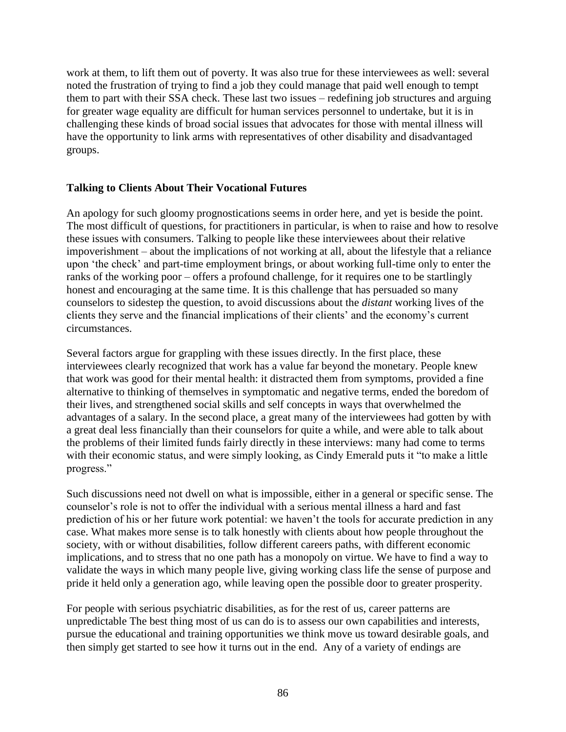work at them, to lift them out of poverty. It was also true for these interviewees as well: several noted the frustration of trying to find a job they could manage that paid well enough to tempt them to part with their SSA check. These last two issues – redefining job structures and arguing for greater wage equality are difficult for human services personnel to undertake, but it is in challenging these kinds of broad social issues that advocates for those with mental illness will have the opportunity to link arms with representatives of other disability and disadvantaged groups.

### Talking to Clients About Their Vocational Futures

An apology for such gloomy prognostications seems in order here, and yet is beside the point. The most difficult of questions, for practitioners in particular, is when to raise and how to resolve these issues with consumers. Talking to people like these interviewees about their relative impoverishment – about the implications of not working at all, about the lifestyle that a reliance upon 'the check' and part-time employment brings, or about working full-time only to enter the ranks of the working poor – offers a profound challenge, for it requires one to be startlingly honest and encouraging at the same time. It is this challenge that has persuaded so many counselors to sidestep the question, to avoid discussions about the *distant* working lives of the clients they serve and the financial implications of their clients' and the economy's current circumstances.

Several factors argue for grappling with these issues directly. In the first place, these interviewees clearly recognized that work has a value far beyond the monetary. People knew that work was good for their mental health: it distracted them from symptoms, provided a fine alternative to thinking of themselves in symptomatic and negative terms, ended the boredom of their lives, and strengthened social skills and self concepts in ways that overwhelmed the advantages of a salary. In the second place, a great many of the interviewees had gotten by with a great deal less financially than their counselors for quite a while, and were able to talk about the problems of their limited funds fairly directly in these interviews: many had come to terms with their economic status, and were simply looking, as Cindy Emerald puts it "to make a little progress."

Such discussions need not dwell on what is impossible, either in a general or specific sense. The counselor's role is not to offer the individual with a serious mental illness a hard and fast prediction of his or her future work potential: we haven't the tools for accurate prediction in any case. What makes more sense is to talk honestly with clients about how people throughout the society, with or without disabilities, follow different careers paths, with different economic implications, and to stress that no one path has a monopoly on virtue. We have to find a way to validate the ways in which many people live, giving working class life the sense of purpose and pride it held only a generation ago, while leaving open the possible door to greater prosperity.

For people with serious psychiatric disabilities, as for the rest of us, career patterns are unpredictable The best thing most of us can do is to assess our own capabilities and interests, pursue the educational and training opportunities we think move us toward desirable goals, and then simply get started to see how it turns out in the end. Any of a variety of endings are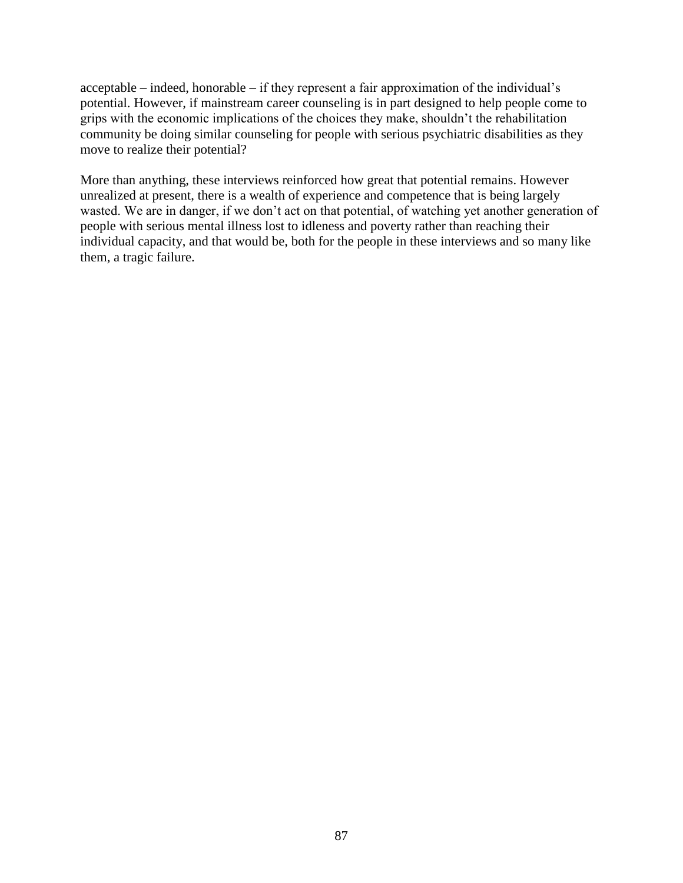acceptable – indeed, honorable – if they represent a fair approximation of the individual's potential. However, if mainstream career counseling is in part designed to help people come to grips with the economic implications of the choices they make, shouldn't the rehabilitation community be doing similar counseling for people with serious psychiatric disabilities as they move to realize their potential?

More than anything, these interviews reinforced how great that potential remains. However unrealized at present, there is a wealth of experience and competence that is being largely wasted. We are in danger, if we don't act on that potential, of watching yet another generation of people with serious mental illness lost to idleness and poverty rather than reaching their individual capacity, and that would be, both for the people in these interviews and so many like them, a tragic failure.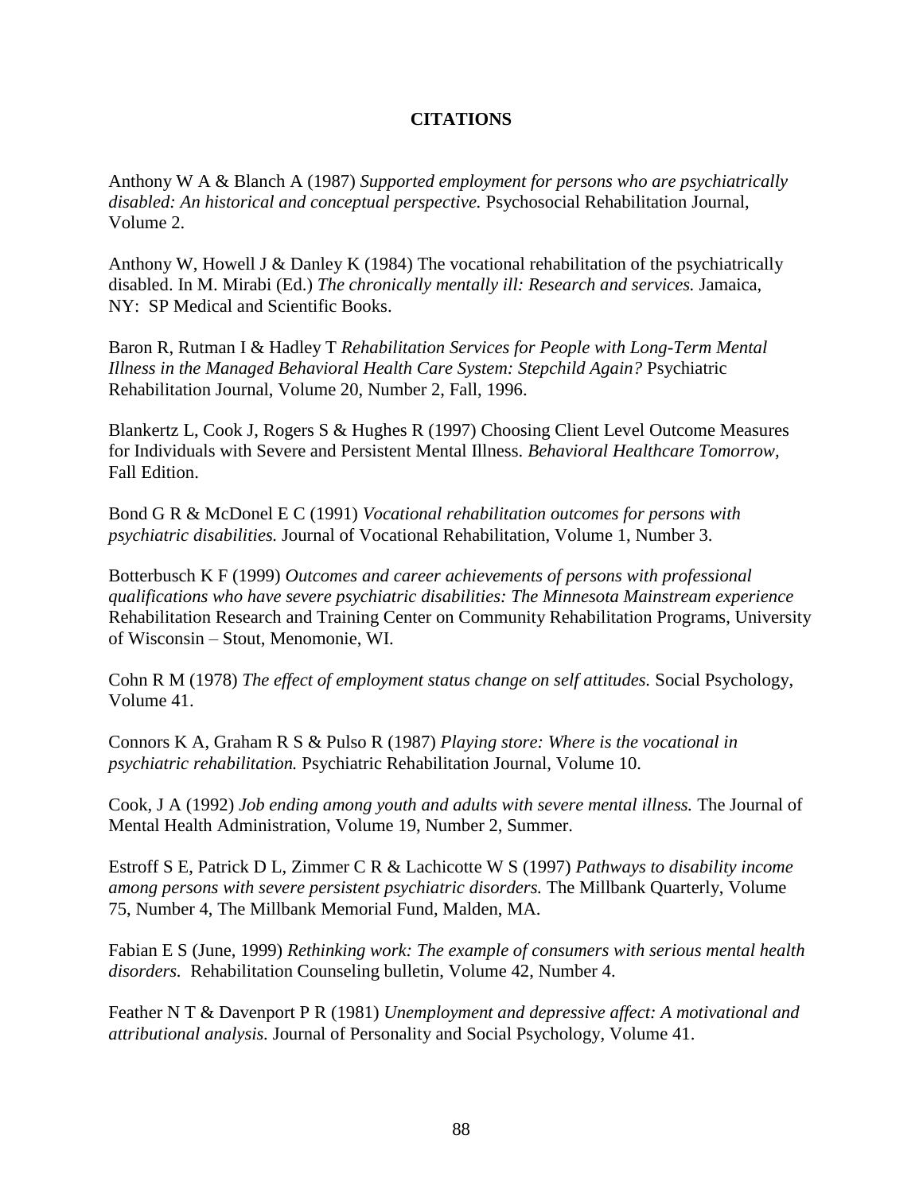## CITATIONS

Anthony W A & Blanch A (1987) *Supported employment for persons who are psychiatrically disabled: An historical and conceptual perspective.* Psychosocial Rehabilitation Journal, Volume 2.

Anthony W, Howell J & Danley K (1984) The vocational rehabilitation of the psychiatrically disabled. In M. Mirabi (Ed.) *The chronically mentally ill: Research and services.* Jamaica, NY: SP Medical and Scientific Books.

Baron R, Rutman I & Hadley T *Rehabilitation Services for People with Long-Term Mental Illness in the Managed Behavioral Health Care System: Stepchild Again?* Psychiatric Rehabilitation Journal, Volume 20, Number 2, Fall, 1996.

Blankertz L, Cook J, Rogers S & Hughes R (1997) Choosing Client Level Outcome Measures for Individuals with Severe and Persistent Mental Illness. *Behavioral Healthcare Tomorrow,* Fall Edition.

Bond G R & McDonel E C (1991) *Vocational rehabilitation outcomes for persons with psychiatric disabilities.* Journal of Vocational Rehabilitation, Volume 1, Number 3.

Botterbusch K F (1999) *Outcomes and career achievements of persons with professional qualifications who have severe psychiatric disabilities: The Minnesota Mainstream experience* Rehabilitation Research and Training Center on Community Rehabilitation Programs, University of Wisconsin – Stout, Menomonie, WI.

Cohn R M (1978) *The effect of employment status change on self attitudes.* Social Psychology, Volume 41.

Connors K A, Graham R S & Pulso R (1987) *Playing store: Where is the vocational in psychiatric rehabilitation.* Psychiatric Rehabilitation Journal, Volume 10.

Cook, J A (1992) *Job ending among youth and adults with severe mental illness.* The Journal of Mental Health Administration, Volume 19, Number 2, Summer.

Estroff S E, Patrick D L, Zimmer C R & Lachicotte W S (1997) *Pathways to disability income among persons with severe persistent psychiatric disorders.* The Millbank Quarterly, Volume 75, Number 4, The Millbank Memorial Fund, Malden, MA.

Fabian E S (June, 1999) *Rethinking work: The example of consumers with serious mental health disorders.* Rehabilitation Counseling bulletin, Volume 42, Number 4.

Feather N T & Davenport P R (1981) *Unemployment and depressive affect: A motivational and attributional analysis.* Journal of Personality and Social Psychology, Volume 41.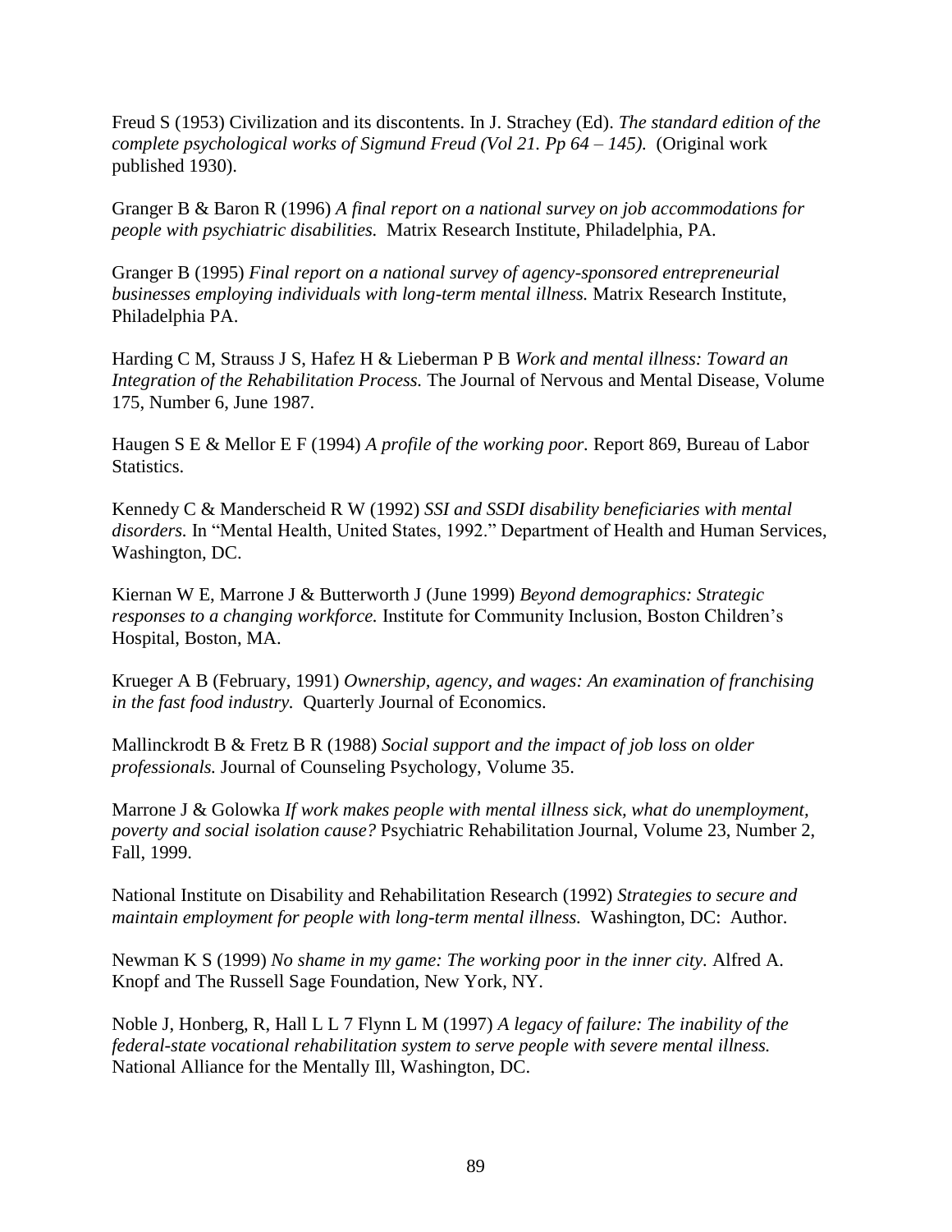Freud S (1953) Civilization and its discontents. In J. Strachey (Ed). *The standard edition of the complete psychological works of Sigmund Freud (Vol 21. Pp 64 – 145).* (Original work published 1930).

Granger B & Baron R (1996) *A final report on a national survey on job accommodations for people with psychiatric disabilities.* Matrix Research Institute, Philadelphia, PA.

Granger B (1995) *Final report on a national survey of agency-sponsored entrepreneurial businesses employing individuals with long-term mental illness.* Matrix Research Institute, Philadelphia PA.

Harding C M, Strauss J S, Hafez H & Lieberman P B *Work and mental illness: Toward an Integration of the Rehabilitation Process.* The Journal of Nervous and Mental Disease, Volume 175, Number 6, June 1987.

Haugen S E & Mellor E F (1994) *A profile of the working poor.* Report 869, Bureau of Labor Statistics.

Kennedy C & Manderscheid R W (1992) *SSI and SSDI disability beneficiaries with mental disorders.* In "Mental Health, United States, 1992." Department of Health and Human Services, Washington, DC.

Kiernan W E, Marrone J & Butterworth J (June 1999) *Beyond demographics: Strategic responses to a changing workforce.* Institute for Community Inclusion, Boston Children's Hospital, Boston, MA.

Krueger A B (February, 1991) *Ownership, agency, and wages: An examination of franchising in the fast food industry.* Quarterly Journal of Economics.

Mallinckrodt B & Fretz B R (1988) *Social support and the impact of job loss on older professionals.* Journal of Counseling Psychology, Volume 35.

Marrone J & Golowka *If work makes people with mental illness sick, what do unemployment, poverty and social isolation cause?* Psychiatric Rehabilitation Journal, Volume 23, Number 2, Fall, 1999.

National Institute on Disability and Rehabilitation Research (1992) *Strategies to secure and maintain employment for people with long-term mental illness.* Washington, DC: Author.

Newman K S (1999) *No shame in my game: The working poor in the inner city.* Alfred A. Knopf and The Russell Sage Foundation, New York, NY.

Noble J, Honberg, R, Hall L L 7 Flynn L M (1997) *A legacy of failure: The inability of the federal-state vocational rehabilitation system to serve people with severe mental illness.* National Alliance for the Mentally Ill, Washington, DC.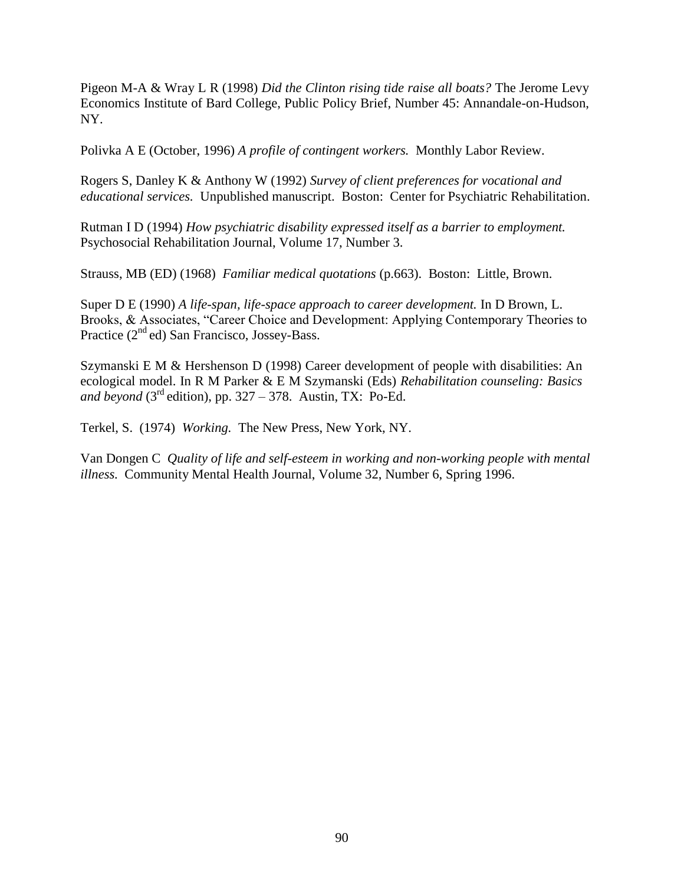Pigeon M-A & Wray L R (1998) *Did the Clinton rising tide raise all boats?* The Jerome Levy Economics Institute of Bard College, Public Policy Brief, Number 45: Annandale-on-Hudson, NY.

Polivka A E (October, 1996) *A profile of contingent workers.* Monthly Labor Review.

Rogers S, Danley K & Anthony W (1992) *Survey of client preferences for vocational and educational services.* Unpublished manuscript. Boston: Center for Psychiatric Rehabilitation.

Rutman I D (1994) *How psychiatric disability expressed itself as a barrier to employment.* Psychosocial Rehabilitation Journal, Volume 17, Number 3.

Strauss, MB (ED) (1968) *Familiar medical quotations* (p.663). Boston: Little, Brown.

Super D E (1990) *A life-span, life-space approach to career development.* In D Brown, L. Brooks, & Associates, "Career Choice and Development: Applying Contemporary Theories to Practice (2nd ed) San Francisco, Jossey-Bass.

Szymanski E M & Hershenson D (1998) Career development of people with disabilities: An ecological model. In R M Parker & E M Szymanski (Eds) *Rehabilitation counseling: Basics and beyond* (3rd edition), pp. 327 – 378. Austin, TX: Po-Ed.

Terkel, S. (1974) *Working.* The New Press, New York, NY.

Van Dongen C *Quality of life and self-esteem in working and non-working people with mental illness.* Community Mental Health Journal, Volume 32, Number 6, Spring 1996.